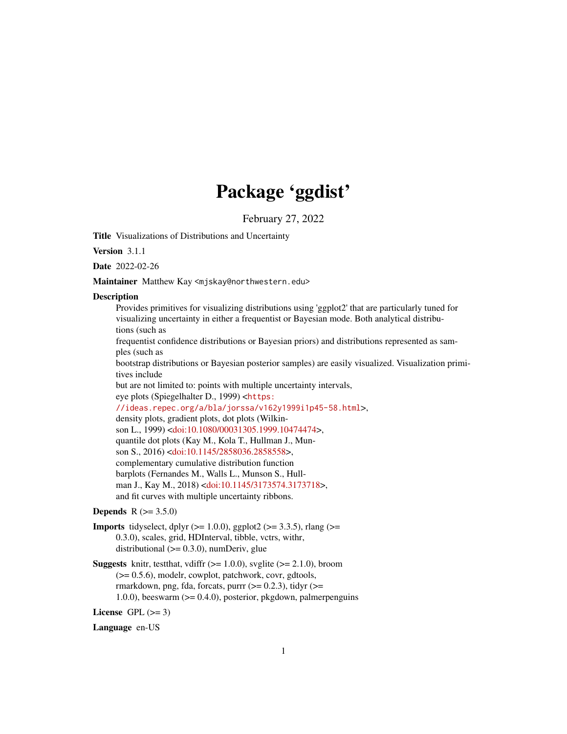# Package 'ggdist'

February 27, 2022

**Title** Visualizations of Distributions and Uncertainty

**Version** 3.1.1

**Date** 2022-02-26

**Maintainer** Matthew Kay <mjskay@northwestern.edu>

**Description**

Provides primitives for visualizing distributions using 'ggplot2' that are particularly tuned for visualizing uncertainty in either a frequentist or Bayesian mode. Both analytical distributions (such as frequentist confidence distributions or Bayesian priors) and distributions represented as samples (such as bootstrap distributions or Bayesian posterior samples) are easily visualized. Visualization primitives include but are not limited to: points with multiple uncertainty intervals, eye plots (Spiegelhalter D., 1999) <https://ideas.repec.org/a/bla/jorssa/v162y1999i1p45-58.html>, density plots, gradient plots, dot plots (Wilkinson L., 1999) <doi:10.1080/00031305.1999.10474474>, quantile dot plots (Kay M., Kola T., Hullman J., Munson S., 2016) <doi:10.1145/2858036.2858558>, complementary cumulative distribution function barplots (Fernandes M., Walls L., Munson S., Hullman J., Kay M., 2018) <doi:10.1145/3173574.3173718>, and fit curves with multiple uncertainty ribbons.

**Depends** R (>= 3.5.0)

**Imports** tidyselect, dplyr (>= 1.0.0), ggplot2 (>= 3.3.5), rlang (>= 0.3.0), scales, grid, HDInterval, tibble, vctrs, withr, distributional (>= 0.3.0), numDeriv, glue

**Suggests** knitr, testthat, vdiffr (>= 1.0.0), svglite (>= 2.1.0), broom (>= 0.5.6), modelr, cowplot, patchwork, covr, gdtools, rmarkdown, png, fda, forcats, purrr (>= 0.2.3), tidyr (>= 1.0.0), beeswarm (>= 0.4.0), posterior, pkgdown, palmerpenguins

**License** GPL (>= 3)

**Language** en-US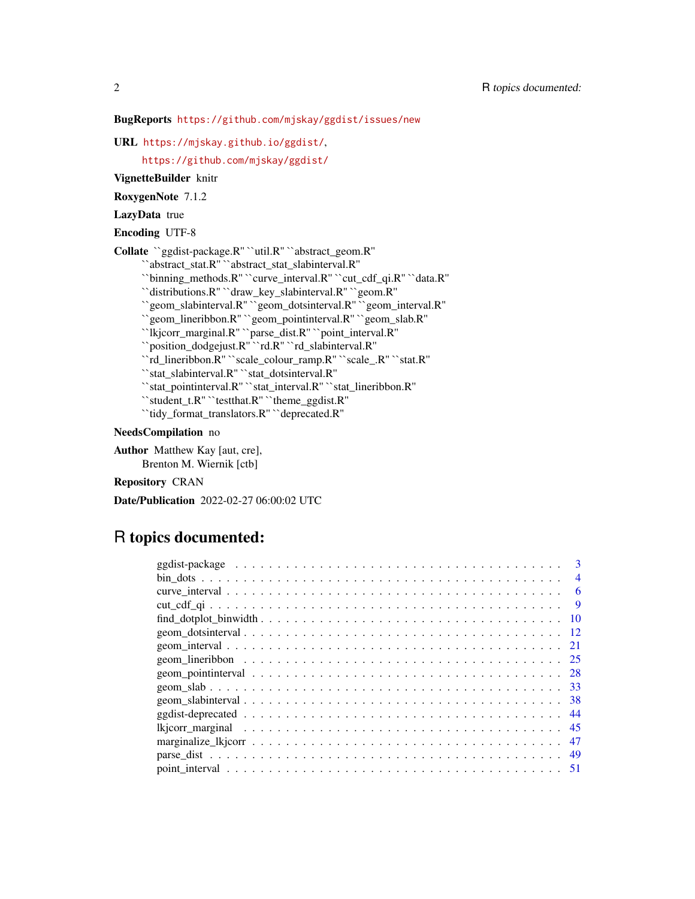**BugReports** https://github.com/mjskay/ggdist/issues/new

**URL** https://mjskay.github.io/ggdist/, https://github.com/mjskay/ggdist/

**VignetteBuilder** knitr

**RoxygenNote** 7.1.2

**LazyData** true

**Encoding** UTF-8

**Collate** ``ggdist-package.R'' ``util.R'' ``abstract_geom.R'' ``abstract_stat.R'' ``abstract_stat_slabinterval.R'' ``binning_methods.R'' ``curve_interval.R'' ``cut_cdf_qi.R'' ``data.R'' ``distributions.R'' ``draw_key_slabinterval.R'' ``geom.R'' ``geom_slabinterval.R'' ``geom_dotsinterval.R'' ``geom_interval.R'' ``geom_lineribbon.R'' ``geom_pointinterval.R'' ``geom_slab.R'' ``lkjcorr_marginal.R'' ``parse_dist.R'' ``point_interval.R'' ``position_dodgejust.R'' ``rd.R'' ``rd_slabinterval.R'' ``rd_lineribbon.R'' ``scale_colour_ramp.R'' ``scale_.R'' ``stat.R'' ``stat_slabinterval.R'' ``stat_dotsinterval.R'' ``stat_pointinterval.R'' ``stat_interval.R'' ``stat_lineribbon.R'' ``student_t.R'' ``testthat.R'' ``theme_ggdist.R'' ``tidy_format_translators.R'' ``deprecated.R''

**NeedsCompilation** no

**Author** Matthew Kay [aut, cre], Brenton M. Wiernik [ctb]

**Repository** CRAN

**Date/Publication** 2022-02-27 06:00:02 UTC

# R topics documented:

- ggdist-package . . . . . 3
- bin_dots . . . . . 4
- curve_interval . . . . . 6
- cut_cdf_qi . . . . . 9
- find_dotplot_binwidth . . . . . 10
- geom_dotsinterval . . . . . 12
- geom_interval . . . . . 21
- geom_lineribbon . . . . . 25
- geom_pointinterval . . . . . 28
- geom_slab . . . . . 33
- geom_slabinterval . . . . . 38
- ggdist-deprecated . . . . . 44
- lkjcorr_marginal . . . . . 45
- marginalize_lkjcorr . . . . . 47
- parse_dist . . . . . 49
- point_interval . . . . . 51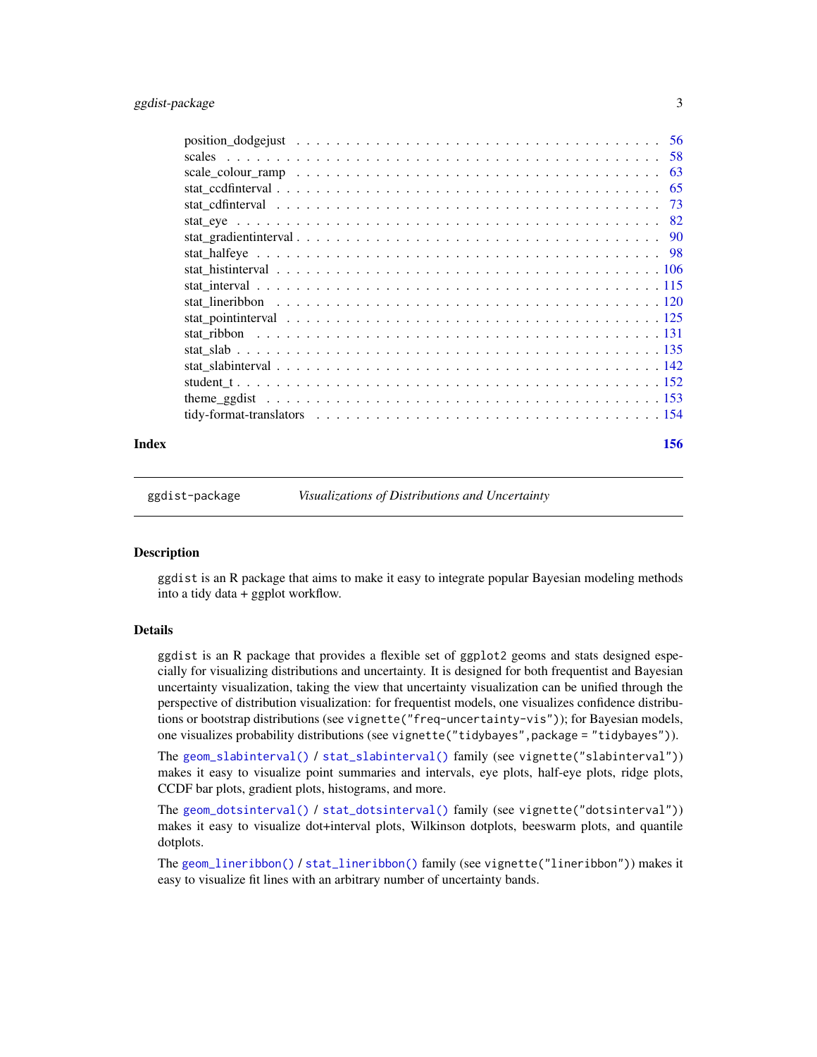position_dodgejust . . . . . . . . . . . . . . . . . . . . . . . . . . . . . . . . . . 56
scales . . . . . . . . . . . . . . . . . . . . . . . . . . . . . . . . . . . . . . . . 58
scale_colour_ramp . . . . . . . . . . . . . . . . . . . . . . . . . . . . . . . . . . 63
stat_ccdfinterval . . . . . . . . . . . . . . . . . . . . . . . . . . . . . . . . . . 65
stat_cdfinterval . . . . . . . . . . . . . . . . . . . . . . . . . . . . . . . . . . . 73
stat_eye . . . . . . . . . . . . . . . . . . . . . . . . . . . . . . . . . . . . . . . 82
stat_gradientinterval . . . . . . . . . . . . . . . . . . . . . . . . . . . . . . . . 90
stat_halfeye . . . . . . . . . . . . . . . . . . . . . . . . . . . . . . . . . . . . . 98
stat_histinterval . . . . . . . . . . . . . . . . . . . . . . . . . . . . . . . . . . 106
stat_interval . . . . . . . . . . . . . . . . . . . . . . . . . . . . . . . . . . . . 115
stat_lineribbon . . . . . . . . . . . . . . . . . . . . . . . . . . . . . . . . . . . 120
stat_pointinterval . . . . . . . . . . . . . . . . . . . . . . . . . . . . . . . . . 125
stat_ribbon . . . . . . . . . . . . . . . . . . . . . . . . . . . . . . . . . . . . . 131
stat_slab . . . . . . . . . . . . . . . . . . . . . . . . . . . . . . . . . . . . . . 135
stat_slabinterval . . . . . . . . . . . . . . . . . . . . . . . . . . . . . . . . . . 142
student_t . . . . . . . . . . . . . . . . . . . . . . . . . . . . . . . . . . . . . . 152
theme_ggdist . . . . . . . . . . . . . . . . . . . . . . . . . . . . . . . . . . . . 153
tidy-format-translators . . . . . . . . . . . . . . . . . . . . . . . . . . . . . . . 154

**Index** **156**

---

`ggdist-package` *Visualizations of Distributions and Uncertainty*

---

## Description

`ggdist` is an R package that aims to make it easy to integrate popular Bayesian modeling methods into a tidy data + ggplot workflow.

## Details

`ggdist` is an R package that provides a flexible set of `ggplot2` geoms and stats designed especially for visualizing distributions and uncertainty. It is designed for both frequentist and Bayesian uncertainty visualization, taking the view that uncertainty visualization can be unified through the perspective of distribution visualization: for frequentist models, one visualizes confidence distributions or bootstrap distributions (see `vignette("freq-uncertainty-vis")`); for Bayesian models, one visualizes probability distributions (see `vignette("tidybayes",package = "tidybayes")`).

The `geom_slabinterval()` / `stat_slabinterval()` family (see `vignette("slabinterval")`) makes it easy to visualize point summaries and intervals, eye plots, half-eye plots, ridge plots, CCDF bar plots, gradient plots, histograms, and more.

The `geom_dotsinterval()` / `stat_dotsinterval()` family (see `vignette("dotsinterval")`) makes it easy to visualize dot+interval plots, Wilkinson dotplots, beeswarm plots, and quantile dotplots.

The `geom_lineribbon()` / `stat_lineribbon()` family (see `vignette("lineribbon")`) makes it easy to visualize fit lines with an arbitrary number of uncertainty bands.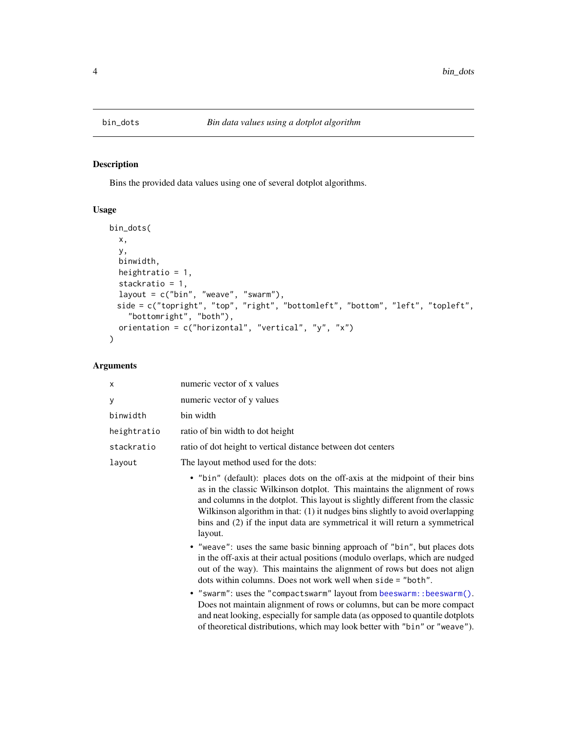## bin_dots *Bin data values using a dotplot algorithm*

### Description

Bins the provided data values using one of several dotplot algorithms.

### Usage

```
bin_dots(
  x,
  y,
  binwidth,
  heightratio = 1,
  stackratio = 1,
  layout = c("bin", "weave", "swarm"),
  side = c("topright", "top", "right", "bottomleft", "bottom", "left", "topleft",
    "bottomright", "both"),
  orientation = c("horizontal", "vertical", "y", "x")
)
```

### Arguments

| | |
|---|---|
| `x` | numeric vector of x values |
| `y` | numeric vector of y values |
| `binwidth` | bin width |
| `heightratio` | ratio of bin width to dot height |
| `stackratio` | ratio of dot height to vertical distance between dot centers |
| `layout` | The layout method used for the dots: |

- `"bin"` (default): places dots on the off-axis at the midpoint of their bins as in the classic Wilkinson dotplot. This maintains the alignment of rows and columns in the dotplot. This layout is slightly different from the classic Wilkinson algorithm in that: (1) it nudges bins slightly to avoid overlapping bins and (2) if the input data are symmetrical it will return a symmetrical layout.
- `"weave"`: uses the same basic binning approach of `"bin"`, but places dots in the off-axis at their actual positions (modulo overlaps, which are nudged out of the way). This maintains the alignment of rows but does not align dots within columns. Does not work well when `side = "both"`.
- `"swarm"`: uses the `"compactswarm"` layout from `beeswarm::beeswarm()`. Does not maintain alignment of rows or columns, but can be more compact and neat looking, especially for sample data (as opposed to quantile dotplots of theoretical distributions, which may look better with `"bin"` or `"weave"`).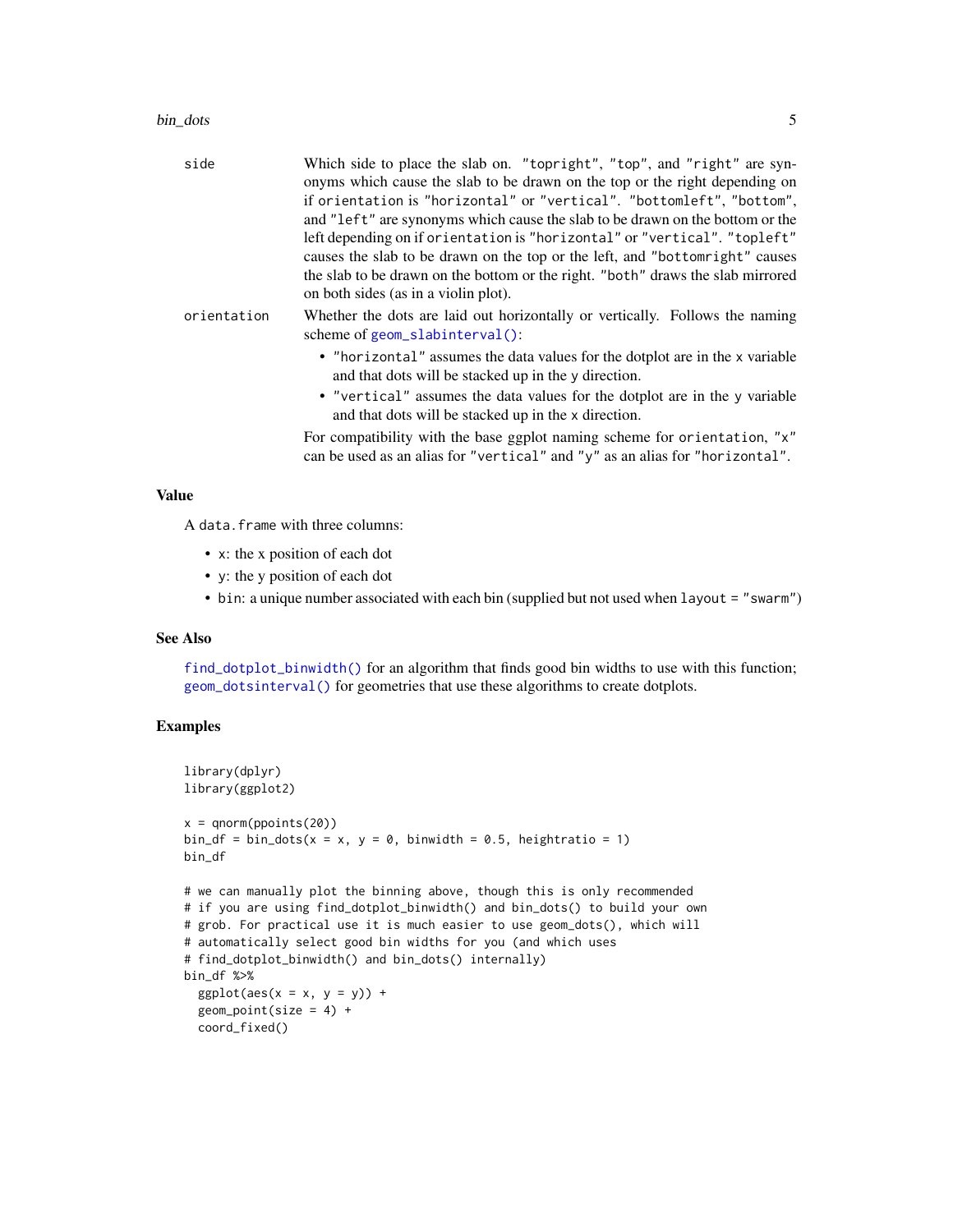| | |
|---|---|
| side | Which side to place the slab on. "topright", "top", and "right" are synonyms which cause the slab to be drawn on the top or the right depending on if orientation is "horizontal" or "vertical". "bottomleft", "bottom", and "left" are synonyms which cause the slab to be drawn on the bottom or the left depending on if orientation is "horizontal" or "vertical". "topleft" causes the slab to be drawn on the top or the left, and "bottomright" causes the slab to be drawn on the bottom or the right. "both" draws the slab mirrored on both sides (as in a violin plot). |
| orientation | Whether the dots are laid out horizontally or vertically. Follows the naming scheme of geom_slabinterval(): <br>• "horizontal" assumes the data values for the dotplot are in the x variable and that dots will be stacked up in the y direction. <br>• "vertical" assumes the data values for the dotplot are in the y variable and that dots will be stacked up in the x direction. <br>For compatibility with the base ggplot naming scheme for orientation, "x" can be used as an alias for "vertical" and "y" as an alias for "horizontal". |

## Value

A data.frame with three columns:

- x: the x position of each dot
- y: the y position of each dot
- bin: a unique number associated with each bin (supplied but not used when layout = "swarm")

## See Also

find_dotplot_binwidth() for an algorithm that finds good bin widths to use with this function; geom_dotsinterval() for geometries that use these algorithms to create dotplots.

## Examples

```
library(dplyr)
library(ggplot2)

x = qnorm(ppoints(20))
bin_df = bin_dots(x = x, y = 0, binwidth = 0.5, heightratio = 1)
bin_df

# we can manually plot the binning above, though this is only recommended
# if you are using find_dotplot_binwidth() and bin_dots() to build your own
# grob. For practical use it is much easier to use geom_dots(), which will
# automatically select good bin widths for you (and which uses
# find_dotplot_binwidth() and bin_dots() internally)
bin_df %>%
  ggplot(aes(x = x, y = y)) +
  geom_point(size = 4) +
  coord_fixed()
```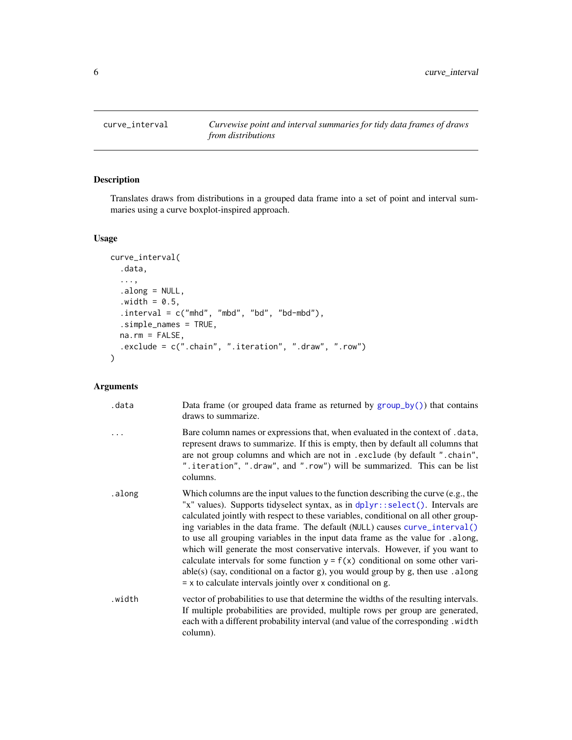## curve_interval — *Curvewise point and interval summaries for tidy data frames of draws from distributions*

### Description

Translates draws from distributions in a grouped data frame into a set of point and interval summaries using a curve boxplot-inspired approach.

### Usage

```
curve_interval(
  .data,
  ...,
  .along = NULL,
  .width = 0.5,
  .interval = c("mhd", "mbd", "bd", "bd-mbd"),
  .simple_names = TRUE,
  na.rm = FALSE,
  .exclude = c(".chain", ".iteration", ".draw", ".row")
)
```

### Arguments

| Argument | Description |
|---|---|
| `.data` | Data frame (or grouped data frame as returned by `group_by()`) that contains draws to summarize. |
| `...` | Bare column names or expressions that, when evaluated in the context of `.data`, represent draws to summarize. If this is empty, then by default all columns that are not group columns and which are not in `.exclude` (by default `".chain"`, `".iteration"`, `".draw"`, and `".row"`) will be summarized. This can be list columns. |
| `.along` | Which columns are the input values to the function describing the curve (e.g., the "x" values). Supports tidyselect syntax, as in `dplyr::select()`. Intervals are calculated jointly with respect to these variables, conditional on all other grouping variables in the data frame. The default (`NULL`) causes `curve_interval()` to use all grouping variables in the input data frame as the value for `.along`, which will generate the most conservative intervals. However, if you want to calculate intervals for some function `y = f(x)` conditional on some other variable(s) (say, conditional on a factor `g`), you would group by `g`, then use `.along = x` to calculate intervals jointly over `x` conditional on `g`. |
| `.width` | vector of probabilities to use that determine the widths of the resulting intervals. If multiple probabilities are provided, multiple rows per group are generated, each with a different probability interval (and value of the corresponding `.width` column). |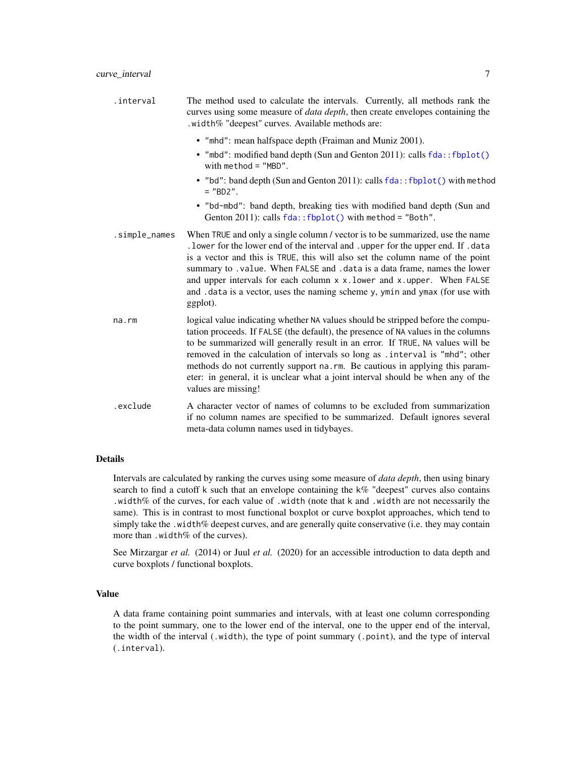`.interval` The method used to calculate the intervals. Currently, all methods rank the curves using some measure of *data depth*, then create envelopes containing the `.width`% "deepest" curves. Available methods are:

- `"mhd"`: mean halfspace depth (Fraiman and Muniz 2001).
- `"mbd"`: modified band depth (Sun and Genton 2011): calls `fda::fbplot()` with `method = "MBD"`.
- `"bd"`: band depth (Sun and Genton 2011): calls `fda::fbplot()` with `method = "BD2"`.
- `"bd-mbd"`: band depth, breaking ties with modified band depth (Sun and Genton 2011): calls `fda::fbplot()` with `method = "Both"`.

`.simple_names` When `TRUE` and only a single column / vector is to be summarized, use the name `.lower` for the lower end of the interval and `.upper` for the upper end. If `.data` is a vector and this is `TRUE`, this will also set the column name of the point summary to `.value`. When `FALSE` and `.data` is a data frame, names the lower and upper intervals for each column `x` `x.lower` and `x.upper`. When `FALSE` and `.data` is a vector, uses the naming scheme `y`, `ymin` and `ymax` (for use with ggplot).

`na.rm` logical value indicating whether `NA` values should be stripped before the computation proceeds. If `FALSE` (the default), the presence of `NA` values in the columns to be summarized will generally result in an error. If `TRUE`, `NA` values will be removed in the calculation of intervals so long as `.interval` is `"mhd"`; other methods do not currently support `na.rm`. Be cautious in applying this parameter: in general, it is unclear what a joint interval should be when any of the values are missing!

`.exclude` A character vector of names of columns to be excluded from summarization if no column names are specified to be summarized. Default ignores several meta-data column names used in tidybayes.

## Details

Intervals are calculated by ranking the curves using some measure of *data depth*, then using binary search to find a cutoff `k` such that an envelope containing the `k`% "deepest" curves also contains `.width`% of the curves, for each value of `.width` (note that `k` and `.width` are not necessarily the same). This is in contrast to most functional boxplot or curve boxplot approaches, which tend to simply take the `.width`% deepest curves, and are generally quite conservative (i.e. they may contain more than `.width`% of the curves).

See Mirzargar *et al.* (2014) or Juul *et al.* (2020) for an accessible introduction to data depth and curve boxplots / functional boxplots.

## Value

A data frame containing point summaries and intervals, with at least one column corresponding to the point summary, one to the lower end of the interval, one to the upper end of the interval, the width of the interval (`.width`), the type of point summary (`.point`), and the type of interval (`.interval`).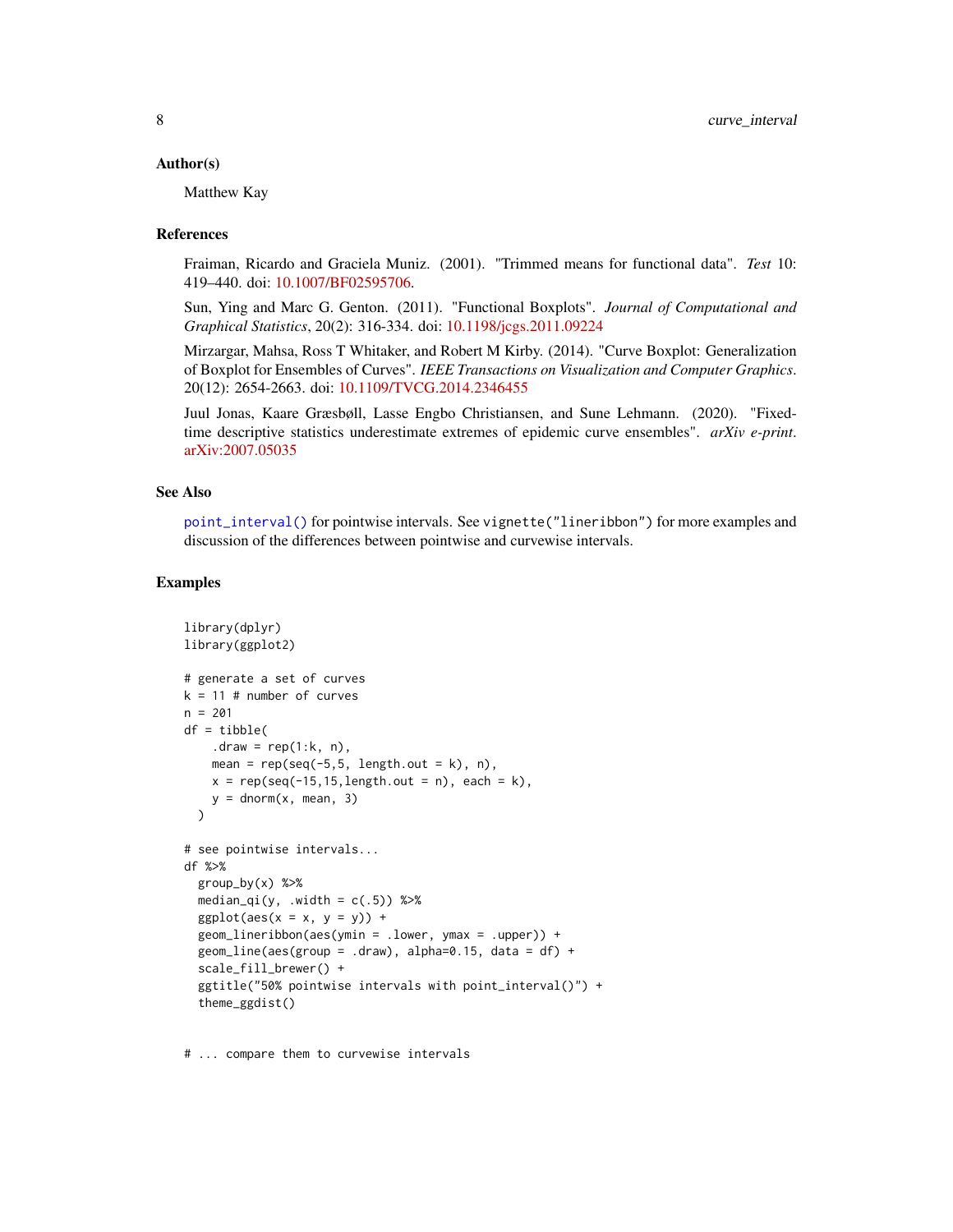### Author(s)

Matthew Kay

### References

Fraiman, Ricardo and Graciela Muniz. (2001). "Trimmed means for functional data". *Test* 10: 419–440. doi: 10.1007/BF02595706.

Sun, Ying and Marc G. Genton. (2011). "Functional Boxplots". *Journal of Computational and Graphical Statistics*, 20(2): 316-334. doi: 10.1198/jcgs.2011.09224

Mirzargar, Mahsa, Ross T Whitaker, and Robert M Kirby. (2014). "Curve Boxplot: Generalization of Boxplot for Ensembles of Curves". *IEEE Transactions on Visualization and Computer Graphics*. 20(12): 2654-2663. doi: 10.1109/TVCG.2014.2346455

Juul Jonas, Kaare Græsbøll, Lasse Engbo Christiansen, and Sune Lehmann. (2020). "Fixed-time descriptive statistics underestimate extremes of epidemic curve ensembles". *arXiv e-print*. arXiv:2007.05035

### See Also

`point_interval()` for pointwise intervals. See `vignette("lineribbon")` for more examples and discussion of the differences between pointwise and curvewise intervals.

### Examples

```
library(dplyr)
library(ggplot2)

# generate a set of curves
k = 11 # number of curves
n = 201
df = tibble(
    .draw = rep(1:k, n),
    mean = rep(seq(-5,5, length.out = k), n),
    x = rep(seq(-15,15,length.out = n), each = k),
    y = dnorm(x, mean, 3)
  )

# see pointwise intervals...
df %>%
  group_by(x) %>%
  median_qi(y, .width = c(.5)) %>%
  ggplot(aes(x = x, y = y)) +
  geom_lineribbon(aes(ymin = .lower, ymax = .upper)) +
  geom_line(aes(group = .draw), alpha=0.15, data = df) +
  scale_fill_brewer() +
  ggtitle("50% pointwise intervals with point_interval()") +
  theme_ggdist()


# ... compare them to curvewise intervals
```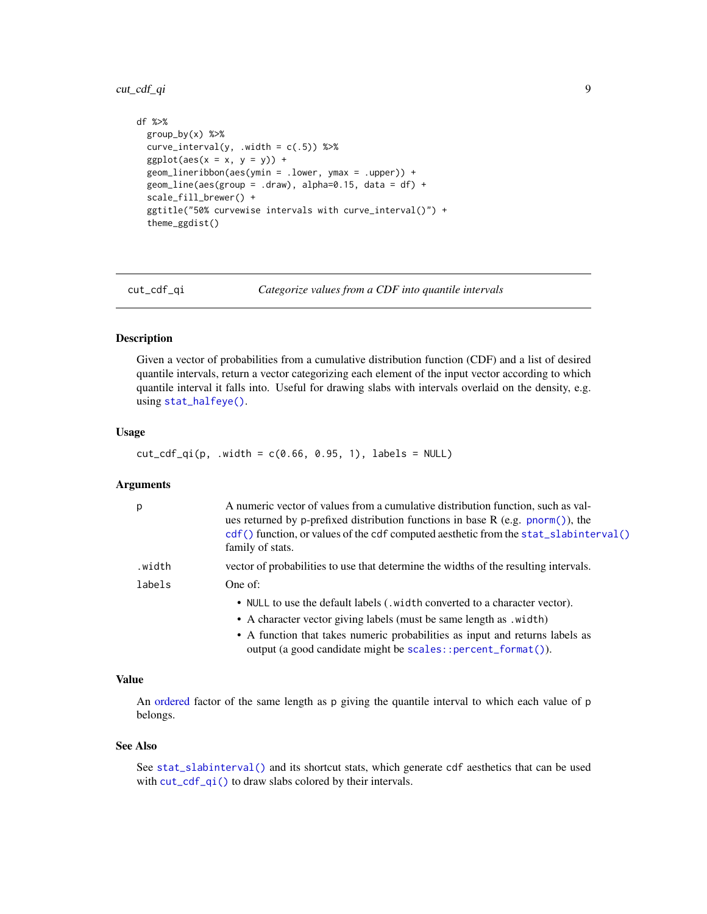```
df %>%
  group_by(x) %>%
  curve_interval(y, .width = c(.5)) %>%
  ggplot(aes(x = x, y = y)) +
  geom_lineribbon(aes(ymin = .lower, ymax = .upper)) +
  geom_line(aes(group = .draw), alpha=0.15, data = df) +
  scale_fill_brewer() +
  ggtitle("50% curvewise intervals with curve_interval()") +
  theme_ggdist()
```

---

## cut_cdf_qi — *Categorize values from a CDF into quantile intervals*

### Description

Given a vector of probabilities from a cumulative distribution function (CDF) and a list of desired quantile intervals, return a vector categorizing each element of the input vector according to which quantile interval it falls into. Useful for drawing slabs with intervals overlaid on the density, e.g. using `stat_halfeye()`.

### Usage

```
cut_cdf_qi(p, .width = c(0.66, 0.95, 1), labels = NULL)
```

### Arguments

| | |
|---|---|
| `p` | A numeric vector of values from a cumulative distribution function, such as values returned by p-prefixed distribution functions in base R (e.g. `pnorm()`), the `cdf()` function, or values of the `cdf` computed aesthetic from the `stat_slabinterval()` family of stats. |
| `.width` | vector of probabilities to use that determine the widths of the resulting intervals. |
| `labels` | One of:<br>• `NULL` to use the default labels (`.width` converted to a character vector).<br>• A character vector giving labels (must be same length as `.width`)<br>• A function that takes numeric probabilities as input and returns labels as output (a good candidate might be `scales::percent_format()`). |

### Value

An ordered factor of the same length as `p` giving the quantile interval to which each value of `p` belongs.

### See Also

See `stat_slabinterval()` and its shortcut stats, which generate `cdf` aesthetics that can be used with `cut_cdf_qi()` to draw slabs colored by their intervals.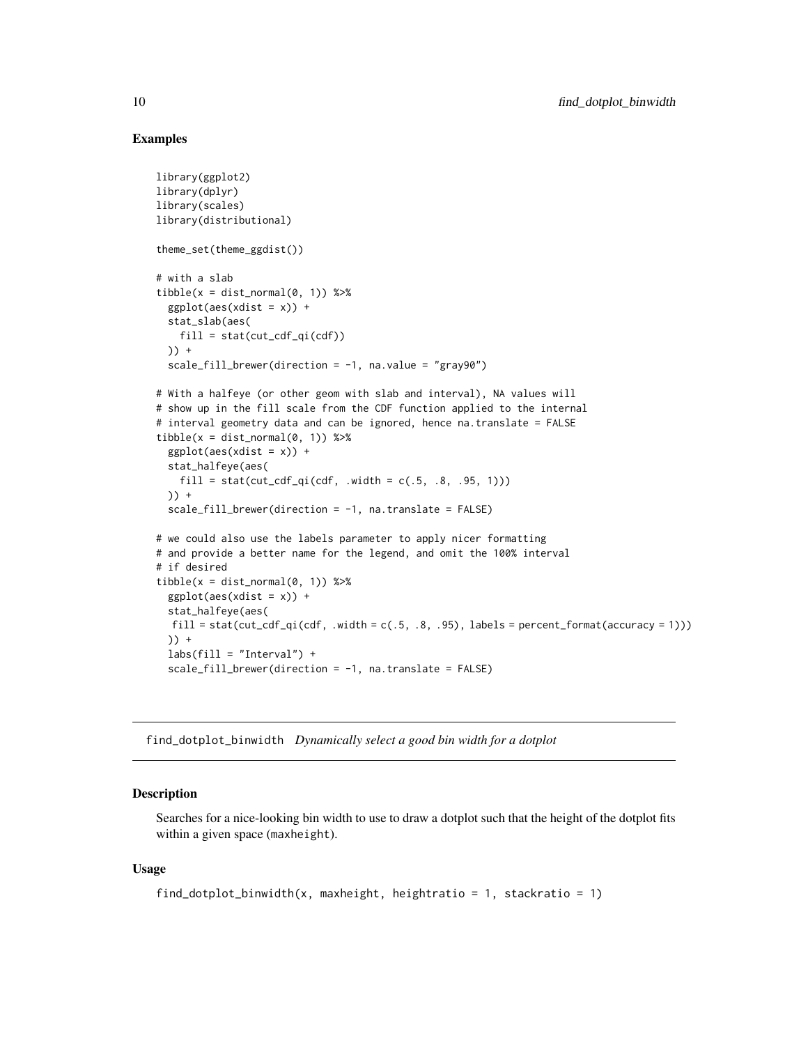### Examples

```
library(ggplot2)
library(dplyr)
library(scales)
library(distributional)

theme_set(theme_ggdist())

# with a slab
tibble(x = dist_normal(0, 1)) %>%
  ggplot(aes(xdist = x)) +
  stat_slab(aes(
    fill = stat(cut_cdf_qi(cdf))
  )) +
  scale_fill_brewer(direction = -1, na.value = "gray90")

# With a halfeye (or other geom with slab and interval), NA values will
# show up in the fill scale from the CDF function applied to the internal
# interval geometry data and can be ignored, hence na.translate = FALSE
tibble(x = dist_normal(0, 1)) %>%
  ggplot(aes(xdist = x)) +
  stat_halfeye(aes(
    fill = stat(cut_cdf_qi(cdf, .width = c(.5, .8, .95, 1)))
  )) +
  scale_fill_brewer(direction = -1, na.translate = FALSE)

# we could also use the labels parameter to apply nicer formatting
# and provide a better name for the legend, and omit the 100% interval
# if desired
tibble(x = dist_normal(0, 1)) %>%
  ggplot(aes(xdist = x)) +
  stat_halfeye(aes(
   fill = stat(cut_cdf_qi(cdf, .width = c(.5, .8, .95), labels = percent_format(accuracy = 1)))
  )) +
  labs(fill = "Interval") +
  scale_fill_brewer(direction = -1, na.translate = FALSE)
```

---

## find_dotplot_binwidth *Dynamically select a good bin width for a dotplot*

---

### Description

Searches for a nice-looking bin width to use to draw a dotplot such that the height of the dotplot fits within a given space (maxheight).

### Usage

```
find_dotplot_binwidth(x, maxheight, heightratio = 1, stackratio = 1)
```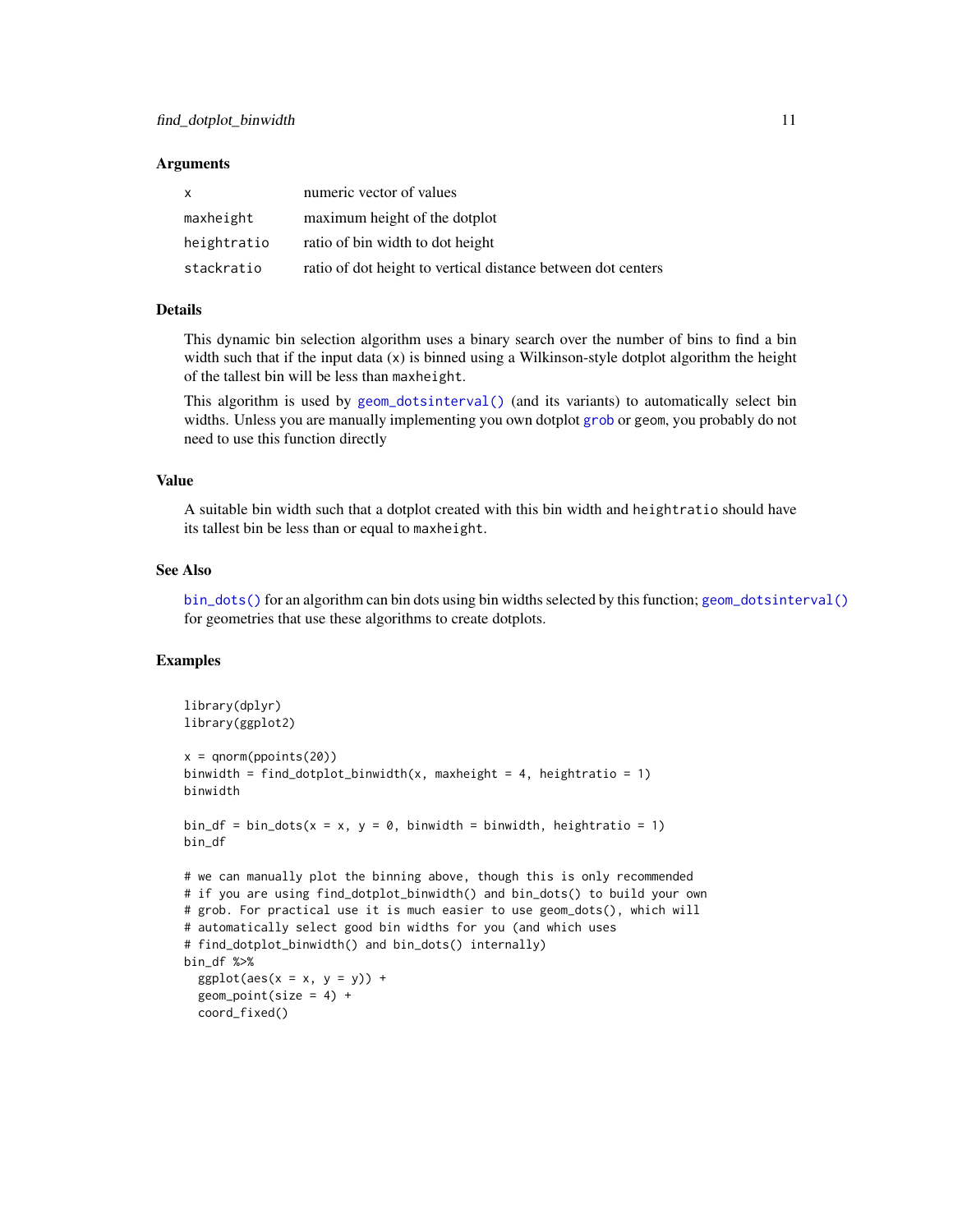### Arguments

| | |
|---|---|
| `x` | numeric vector of values |
| `maxheight` | maximum height of the dotplot |
| `heightratio` | ratio of bin width to dot height |
| `stackratio` | ratio of dot height to vertical distance between dot centers |

### Details

This dynamic bin selection algorithm uses a binary search over the number of bins to find a bin width such that if the input data (`x`) is binned using a Wilkinson-style dotplot algorithm the height of the tallest bin will be less than `maxheight`.

This algorithm is used by `geom_dotsinterval()` (and its variants) to automatically select bin widths. Unless you are manually implementing you own dotplot `grob` or `geom`, you probably do not need to use this function directly

### Value

A suitable bin width such that a dotplot created with this bin width and `heightratio` should have its tallest bin be less than or equal to `maxheight`.

### See Also

`bin_dots()` for an algorithm can bin dots using bin widths selected by this function; `geom_dotsinterval()` for geometries that use these algorithms to create dotplots.

### Examples

```
library(dplyr)
library(ggplot2)

x = qnorm(ppoints(20))
binwidth = find_dotplot_binwidth(x, maxheight = 4, heightratio = 1)
binwidth

bin_df = bin_dots(x = x, y = 0, binwidth = binwidth, heightratio = 1)
bin_df

# we can manually plot the binning above, though this is only recommended
# if you are using find_dotplot_binwidth() and bin_dots() to build your own
# grob. For practical use it is much easier to use geom_dots(), which will
# automatically select good bin widths for you (and which uses
# find_dotplot_binwidth() and bin_dots() internally)
bin_df %>%
  ggplot(aes(x = x, y = y)) +
  geom_point(size = 4) +
  coord_fixed()
```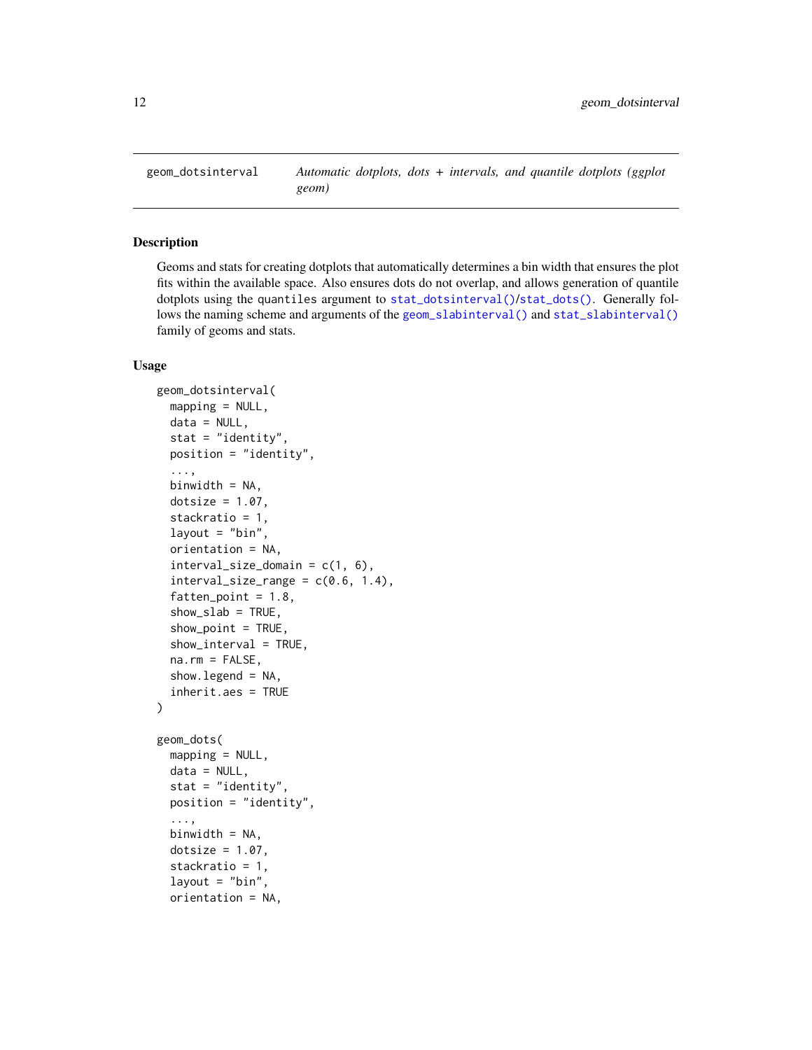## geom_dotsinterval

*Automatic dotplots, dots + intervals, and quantile dotplots (ggplot geom)*

### Description

Geoms and stats for creating dotplots that automatically determines a bin width that ensures the plot fits within the available space. Also ensures dots do not overlap, and allows generation of quantile dotplots using the quantiles argument to `stat_dotsinterval()`/`stat_dots()`. Generally follows the naming scheme and arguments of the `geom_slabinterval()` and `stat_slabinterval()` family of geoms and stats.

### Usage

```
geom_dotsinterval(
  mapping = NULL,
  data = NULL,
  stat = "identity",
  position = "identity",
  ...,
  binwidth = NA,
  dotsize = 1.07,
  stackratio = 1,
  layout = "bin",
  orientation = NA,
  interval_size_domain = c(1, 6),
  interval_size_range = c(0.6, 1.4),
  fatten_point = 1.8,
  show_slab = TRUE,
  show_point = TRUE,
  show_interval = TRUE,
  na.rm = FALSE,
  show.legend = NA,
  inherit.aes = TRUE
)

geom_dots(
  mapping = NULL,
  data = NULL,
  stat = "identity",
  position = "identity",
  ...,
  binwidth = NA,
  dotsize = 1.07,
  stackratio = 1,
  layout = "bin",
  orientation = NA,
```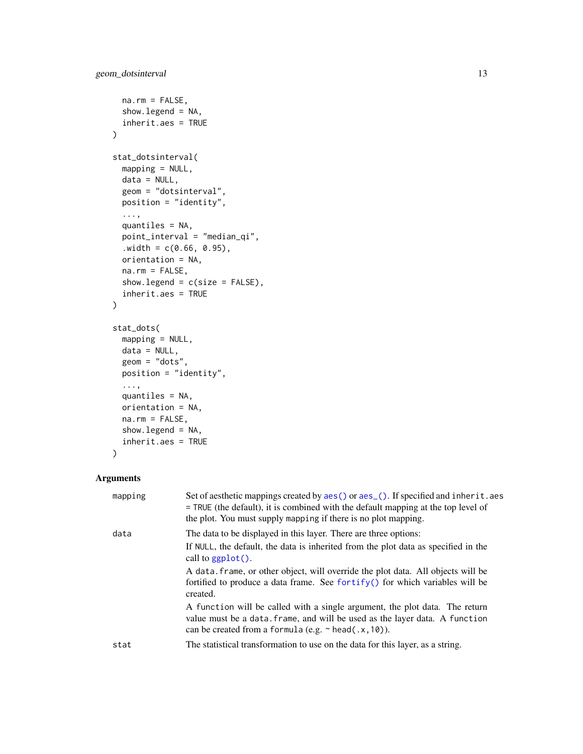```
  na.rm = FALSE,
  show.legend = NA,
  inherit.aes = TRUE
)

stat_dotsinterval(
  mapping = NULL,
  data = NULL,
  geom = "dotsinterval",
  position = "identity",
  ...,
  quantiles = NA,
  point_interval = "median_qi",
  .width = c(0.66, 0.95),
  orientation = NA,
  na.rm = FALSE,
  show.legend = c(size = FALSE),
  inherit.aes = TRUE
)

stat_dots(
  mapping = NULL,
  data = NULL,
  geom = "dots",
  position = "identity",
  ...,
  quantiles = NA,
  orientation = NA,
  na.rm = FALSE,
  show.legend = NA,
  inherit.aes = TRUE
)
```

## Arguments

| | |
|---|---|
| mapping | Set of aesthetic mappings created by `aes()` or `aes_()`. If specified and `inherit.aes = TRUE` (the default), it is combined with the default mapping at the top level of the plot. You must supply `mapping` if there is no plot mapping. |
| data | The data to be displayed in this layer. There are three options:<br>If `NULL`, the default, the data is inherited from the plot data as specified in the call to `ggplot()`.<br>A `data.frame`, or other object, will override the plot data. All objects will be fortified to produce a data frame. See `fortify()` for which variables will be created.<br>A `function` will be called with a single argument, the plot data. The return value must be a `data.frame`, and will be used as the layer data. A `function` can be created from a `formula` (e.g. `~ head(.x,10)`). |
| stat | The statistical transformation to use on the data for this layer, as a string. |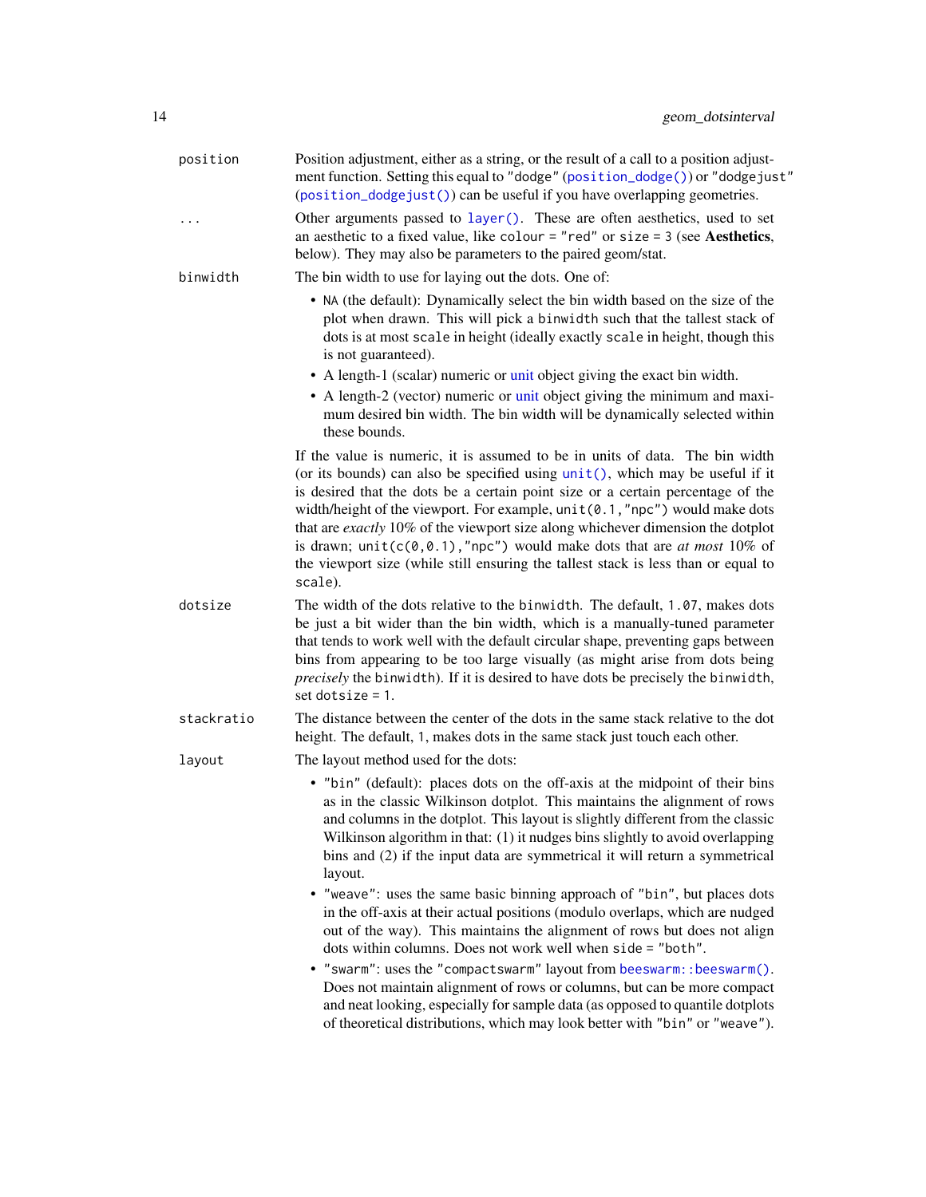`position`
: Position adjustment, either as a string, or the result of a call to a position adjustment function. Setting this equal to `"dodge"` (`position_dodge()`) or `"dodgejust"` (`position_dodgejust()`) can be useful if you have overlapping geometries.

`...`
: Other arguments passed to `layer()`. These are often aesthetics, used to set an aesthetic to a fixed value, like `colour = "red"` or `size = 3` (see **Aesthetics**, below). They may also be parameters to the paired geom/stat.

`binwidth`
: The bin width to use for laying out the dots. One of:

- `NA` (the default): Dynamically select the bin width based on the size of the plot when drawn. This will pick a `binwidth` such that the tallest stack of dots is at most `scale` in height (ideally exactly `scale` in height, though this is not guaranteed).
- A length-1 (scalar) numeric or unit object giving the exact bin width.
- A length-2 (vector) numeric or unit object giving the minimum and maximum desired bin width. The bin width will be dynamically selected within these bounds.

If the value is numeric, it is assumed to be in units of data. The bin width (or its bounds) can also be specified using `unit()`, which may be useful if it is desired that the dots be a certain point size or a certain percentage of the width/height of the viewport. For example, `unit(0.1,"npc")` would make dots that are *exactly* 10% of the viewport size along whichever dimension the dotplot is drawn; `unit(c(0,0.1),"npc")` would make dots that are *at most* 10% of the viewport size (while still ensuring the tallest stack is less than or equal to `scale`).

`dotsize`
: The width of the dots relative to the `binwidth`. The default, `1.07`, makes dots be just a bit wider than the bin width, which is a manually-tuned parameter that tends to work well with the default circular shape, preventing gaps between bins from appearing to be too large visually (as might arise from dots being *precisely* the `binwidth`). If it is desired to have dots be precisely the `binwidth`, set `dotsize = 1`.

`stackratio`
: The distance between the center of the dots in the same stack relative to the dot height. The default, `1`, makes dots in the same stack just touch each other.

`layout`
: The layout method used for the dots:

- `"bin"` (default): places dots on the off-axis at the midpoint of their bins as in the classic Wilkinson dotplot. This maintains the alignment of rows and columns in the dotplot. This layout is slightly different from the classic Wilkinson algorithm in that: (1) it nudges bins slightly to avoid overlapping bins and (2) if the input data are symmetrical it will return a symmetrical layout.
- `"weave"`: uses the same basic binning approach of `"bin"`, but places dots in the off-axis at their actual positions (modulo overlaps, which are nudged out of the way). This maintains the alignment of rows but does not align dots within columns. Does not work well when `side = "both"`.
- `"swarm"`: uses the `"compactswarm"` layout from `beeswarm::beeswarm()`. Does not maintain alignment of rows or columns, but can be more compact and neat looking, especially for sample data (as opposed to quantile dotplots of theoretical distributions, which may look better with `"bin"` or `"weave"`).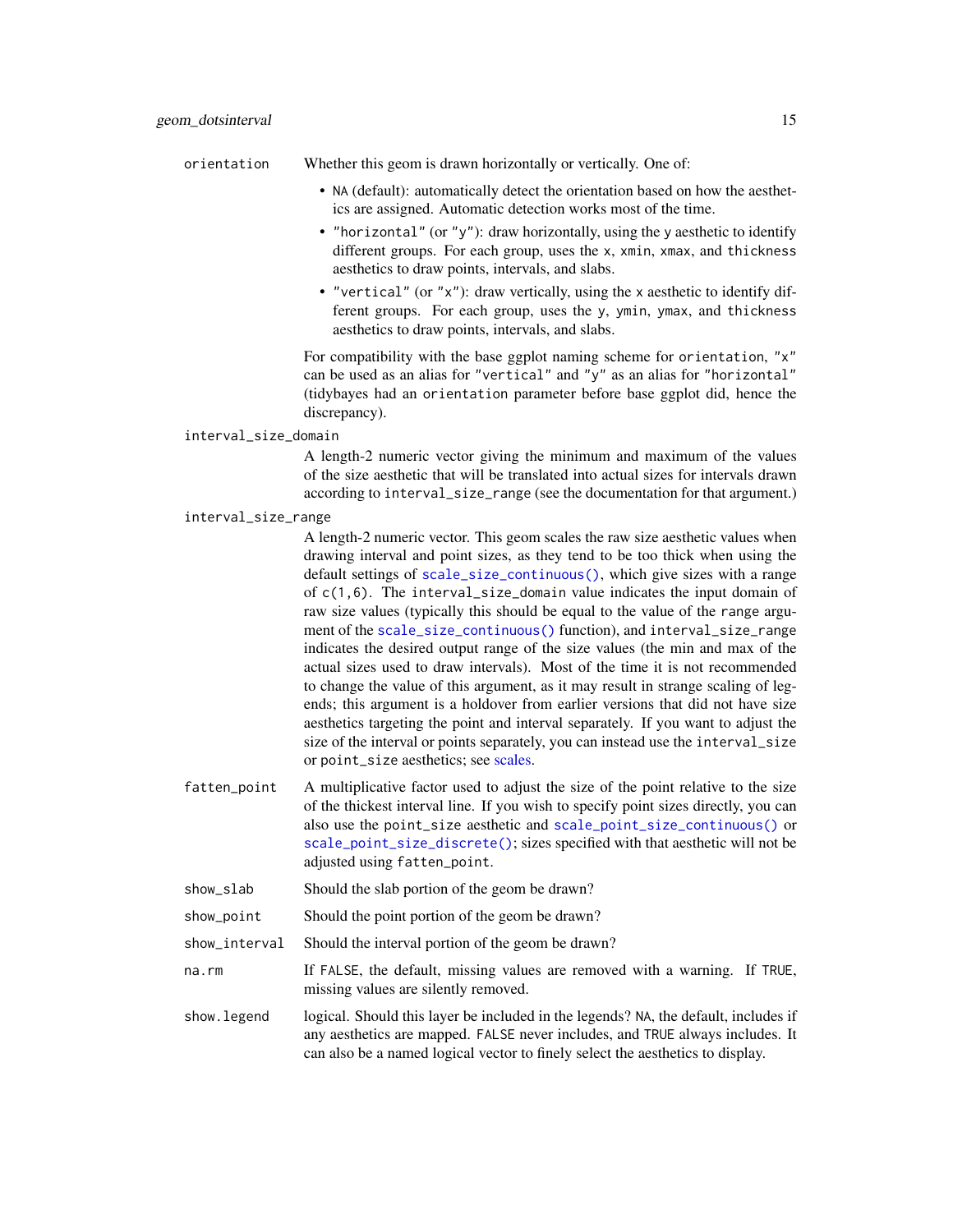`orientation`
: Whether this geom is drawn horizontally or vertically. One of:

- `NA` (default): automatically detect the orientation based on how the aesthetics are assigned. Automatic detection works most of the time.
- `"horizontal"` (or `"y"`): draw horizontally, using the `y` aesthetic to identify different groups. For each group, uses the `x`, `xmin`, `xmax`, and `thickness` aesthetics to draw points, intervals, and slabs.
- `"vertical"` (or `"x"`): draw vertically, using the `x` aesthetic to identify different groups. For each group, uses the `y`, `ymin`, `ymax`, and `thickness` aesthetics to draw points, intervals, and slabs.

For compatibility with the base ggplot naming scheme for `orientation`, `"x"` can be used as an alias for `"vertical"` and `"y"` as an alias for `"horizontal"` (tidybayes had an `orientation` parameter before base ggplot did, hence the discrepancy).

`interval_size_domain`
: A length-2 numeric vector giving the minimum and maximum of the values of the size aesthetic that will be translated into actual sizes for intervals drawn according to `interval_size_range` (see the documentation for that argument.)

`interval_size_range`
: A length-2 numeric vector. This geom scales the raw size aesthetic values when drawing interval and point sizes, as they tend to be too thick when using the default settings of `scale_size_continuous()`, which give sizes with a range of `c(1,6)`. The `interval_size_domain` value indicates the input domain of raw size values (typically this should be equal to the value of the `range` argument of the `scale_size_continuous()` function), and `interval_size_range` indicates the desired output range of the size values (the min and max of the actual sizes used to draw intervals). Most of the time it is not recommended to change the value of this argument, as it may result in strange scaling of legends; this argument is a holdover from earlier versions that did not have size aesthetics targeting the point and interval separately. If you want to adjust the size of the interval or points separately, you can instead use the `interval_size` or `point_size` aesthetics; see scales.

`fatten_point`
: A multiplicative factor used to adjust the size of the point relative to the size of the thickest interval line. If you wish to specify point sizes directly, you can also use the `point_size` aesthetic and `scale_point_size_continuous()` or `scale_point_size_discrete()`; sizes specified with that aesthetic will not be adjusted using `fatten_point`.

`show_slab`
: Should the slab portion of the geom be drawn?

`show_point`
: Should the point portion of the geom be drawn?

`show_interval`
: Should the interval portion of the geom be drawn?

`na.rm`
: If `FALSE`, the default, missing values are removed with a warning. If `TRUE`, missing values are silently removed.

`show.legend`
: logical. Should this layer be included in the legends? `NA`, the default, includes if any aesthetics are mapped. `FALSE` never includes, and `TRUE` always includes. It can also be a named logical vector to finely select the aesthetics to display.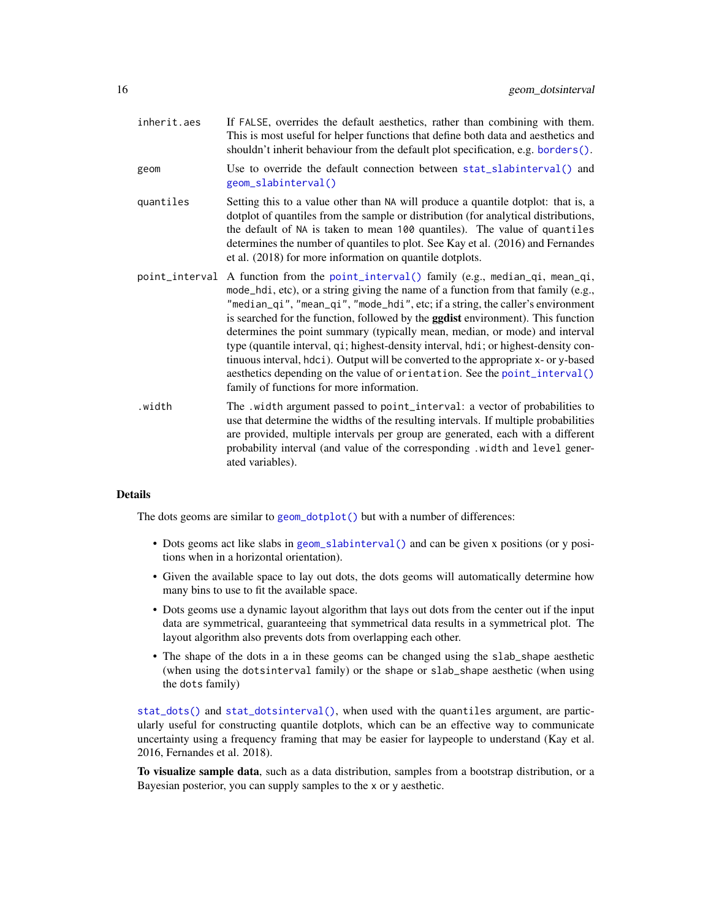inherit.aes
: If `FALSE`, overrides the default aesthetics, rather than combining with them. This is most useful for helper functions that define both data and aesthetics and shouldn't inherit behaviour from the default plot specification, e.g. `borders()`.

geom
: Use to override the default connection between `stat_slabinterval()` and `geom_slabinterval()`

quantiles
: Setting this to a value other than `NA` will produce a quantile dotplot: that is, a dotplot of quantiles from the sample or distribution (for analytical distributions, the default of `NA` is taken to mean `100` quantiles). The value of `quantiles` determines the number of quantiles to plot. See Kay et al. (2016) and Fernandes et al. (2018) for more information on quantile dotplots.

point_interval
: A function from the `point_interval()` family (e.g., `median_qi`, `mean_qi`, `mode_hdi`, etc), or a string giving the name of a function from that family (e.g., `"median_qi"`, `"mean_qi"`, `"mode_hdi"`, etc; if a string, the caller's environment is searched for the function, followed by the **ggdist** environment). This function determines the point summary (typically mean, median, or mode) and interval type (quantile interval, `qi`; highest-density interval, `hdi`; or highest-density continuous interval, `hdci`). Output will be converted to the appropriate `x`- or `y`-based aesthetics depending on the value of `orientation`. See the `point_interval()` family of functions for more information.

.width
: The `.width` argument passed to `point_interval`: a vector of probabilities to use that determine the widths of the resulting intervals. If multiple probabilities are provided, multiple intervals per group are generated, each with a different probability interval (and value of the corresponding `.width` and `level` generated variables).

## Details

The dots geoms are similar to `geom_dotplot()` but with a number of differences:

- Dots geoms act like slabs in `geom_slabinterval()` and can be given x positions (or y positions when in a horizontal orientation).
- Given the available space to lay out dots, the dots geoms will automatically determine how many bins to use to fit the available space.
- Dots geoms use a dynamic layout algorithm that lays out dots from the center out if the input data are symmetrical, guaranteeing that symmetrical data results in a symmetrical plot. The layout algorithm also prevents dots from overlapping each other.
- The shape of the dots in a in these geoms can be changed using the `slab_shape` aesthetic (when using the `dotsinterval` family) or the `shape` or `slab_shape` aesthetic (when using the `dots` family)

`stat_dots()` and `stat_dotsinterval()`, when used with the `quantiles` argument, are particularly useful for constructing quantile dotplots, which can be an effective way to communicate uncertainty using a frequency framing that may be easier for laypeople to understand (Kay et al. 2016, Fernandes et al. 2018).

**To visualize sample data**, such as a data distribution, samples from a bootstrap distribution, or a Bayesian posterior, you can supply samples to the `x` or `y` aesthetic.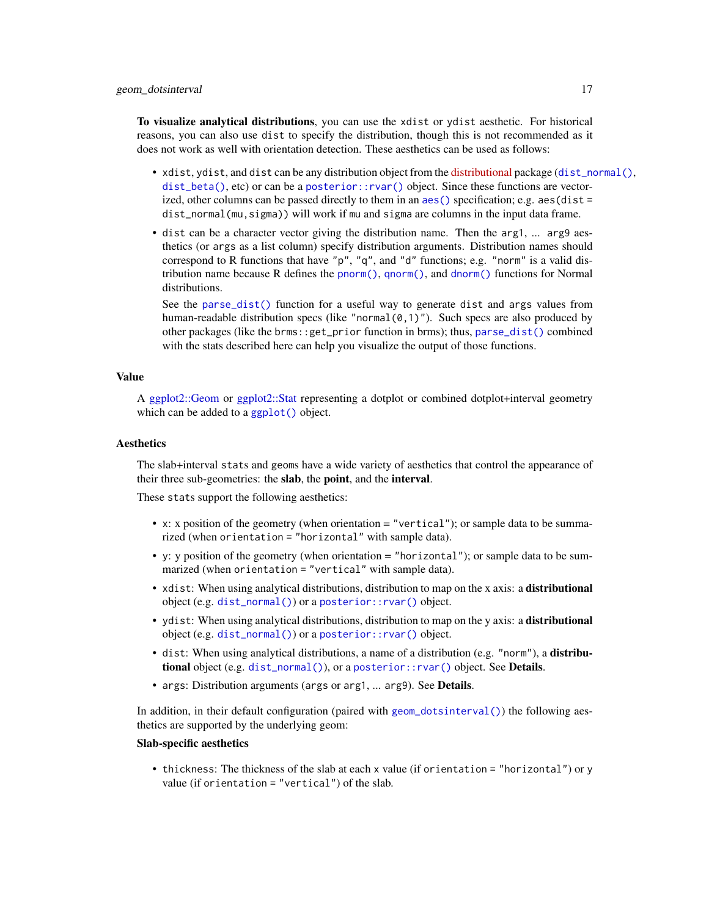**To visualize analytical distributions**, you can use the `xdist` or `ydist` aesthetic. For historical reasons, you can also use `dist` to specify the distribution, though this is not recommended as it does not work as well with orientation detection. These aesthetics can be used as follows:

- `xdist`, `ydist`, and `dist` can be any distribution object from the distributional package (`dist_normal()`, `dist_beta()`, etc) or can be a `posterior::rvar()` object. Since these functions are vectorized, other columns can be passed directly to them in an `aes()` specification; e.g. `aes(dist = dist_normal(mu,sigma))` will work if `mu` and `sigma` are columns in the input data frame.
- `dist` can be a character vector giving the distribution name. Then the `arg1`, ... `arg9` aesthetics (or `args` as a list column) specify distribution arguments. Distribution names should correspond to R functions that have `"p"`, `"q"`, and `"d"` functions; e.g. `"norm"` is a valid distribution name because R defines the `pnorm()`, `qnorm()`, and `dnorm()` functions for Normal distributions.

  See the `parse_dist()` function for a useful way to generate `dist` and `args` values from human-readable distribution specs (like `"normal(0,1)"`). Such specs are also produced by other packages (like the `brms::get_prior` function in brms); thus, `parse_dist()` combined with the stats described here can help you visualize the output of those functions.

## Value

A ggplot2::Geom or ggplot2::Stat representing a dotplot or combined dotplot+interval geometry which can be added to a `ggplot()` object.

## Aesthetics

The slab+interval `stat`s and `geom`s have a wide variety of aesthetics that control the appearance of their three sub-geometries: the **slab**, the **point**, and the **interval**.

These `stat`s support the following aesthetics:

- `x`: x position of the geometry (when orientation = `"vertical"`); or sample data to be summarized (when `orientation = "horizontal"` with sample data).
- `y`: y position of the geometry (when orientation = `"horizontal"`); or sample data to be summarized (when `orientation = "vertical"` with sample data).
- `xdist`: When using analytical distributions, distribution to map on the x axis: a **distributional** object (e.g. `dist_normal()`) or a `posterior::rvar()` object.
- `ydist`: When using analytical distributions, distribution to map on the y axis: a **distributional** object (e.g. `dist_normal()`) or a `posterior::rvar()` object.
- `dist`: When using analytical distributions, a name of a distribution (e.g. `"norm"`), a **distributional** object (e.g. `dist_normal()`), or a `posterior::rvar()` object. See **Details**.
- `args`: Distribution arguments (`args` or `arg1`, ... `arg9`). See **Details**.

In addition, in their default configuration (paired with `geom_dotsinterval()`) the following aesthetics are supported by the underlying geom:

**Slab-specific aesthetics**

- `thickness`: The thickness of the slab at each `x` value (if `orientation = "horizontal"`) or `y` value (if `orientation = "vertical"`) of the slab.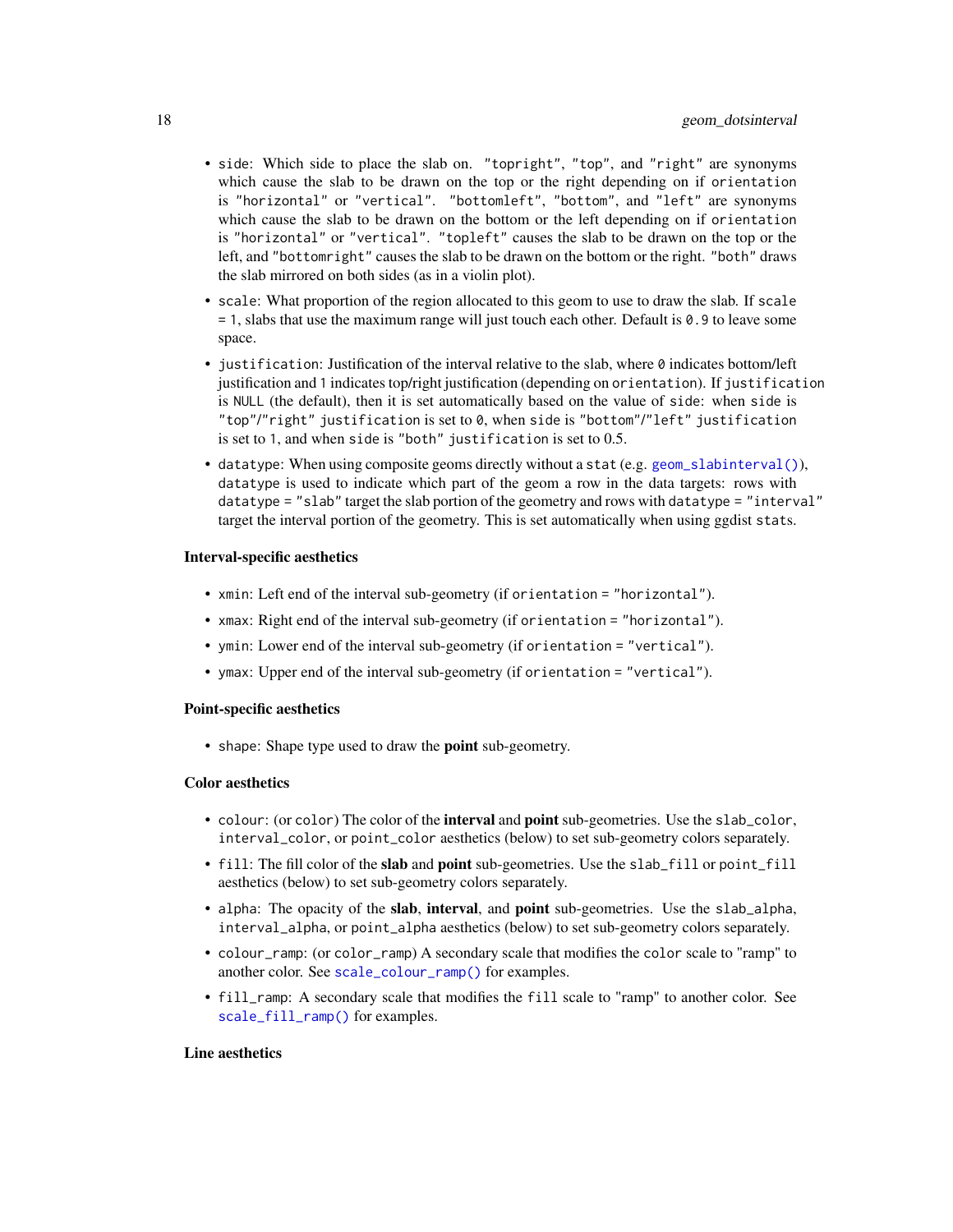- `side`: Which side to place the slab on. `"topright"`, `"top"`, and `"right"` are synonyms which cause the slab to be drawn on the top or the right depending on if `orientation` is `"horizontal"` or `"vertical"`. `"bottomleft"`, `"bottom"`, and `"left"` are synonyms which cause the slab to be drawn on the bottom or the left depending on if `orientation` is `"horizontal"` or `"vertical"`. `"topleft"` causes the slab to be drawn on the top or the left, and `"bottomright"` causes the slab to be drawn on the bottom or the right. `"both"` draws the slab mirrored on both sides (as in a violin plot).
- `scale`: What proportion of the region allocated to this geom to use to draw the slab. If `scale = 1`, slabs that use the maximum range will just touch each other. Default is `0.9` to leave some space.
- `justification`: Justification of the interval relative to the slab, where `0` indicates bottom/left justification and `1` indicates top/right justification (depending on `orientation`). If `justification` is `NULL` (the default), then it is set automatically based on the value of `side`: when `side` is `"top"`/`"right"` `justification` is set to `0`, when `side` is `"bottom"`/`"left"` `justification` is set to `1`, and when `side` is `"both"` `justification` is set to 0.5.
- `datatype`: When using composite geoms directly without a `stat` (e.g. `geom_slabinterval()`), `datatype` is used to indicate which part of the geom a row in the data targets: rows with `datatype = "slab"` target the slab portion of the geometry and rows with `datatype = "interval"` target the interval portion of the geometry. This is set automatically when using ggdist `stat`s.

**Interval-specific aesthetics**

- `xmin`: Left end of the interval sub-geometry (if `orientation = "horizontal"`).
- `xmax`: Right end of the interval sub-geometry (if `orientation = "horizontal"`).
- `ymin`: Lower end of the interval sub-geometry (if `orientation = "vertical"`).
- `ymax`: Upper end of the interval sub-geometry (if `orientation = "vertical"`).

**Point-specific aesthetics**

- `shape`: Shape type used to draw the **point** sub-geometry.

**Color aesthetics**

- `colour`: (or `color`) The color of the **interval** and **point** sub-geometries. Use the `slab_color`, `interval_color`, or `point_color` aesthetics (below) to set sub-geometry colors separately.
- `fill`: The fill color of the **slab** and **point** sub-geometries. Use the `slab_fill` or `point_fill` aesthetics (below) to set sub-geometry colors separately.
- `alpha`: The opacity of the **slab**, **interval**, and **point** sub-geometries. Use the `slab_alpha`, `interval_alpha`, or `point_alpha` aesthetics (below) to set sub-geometry colors separately.
- `colour_ramp`: (or `color_ramp`) A secondary scale that modifies the `color` scale to "ramp" to another color. See `scale_colour_ramp()` for examples.
- `fill_ramp`: A secondary scale that modifies the `fill` scale to "ramp" to another color. See `scale_fill_ramp()` for examples.

**Line aesthetics**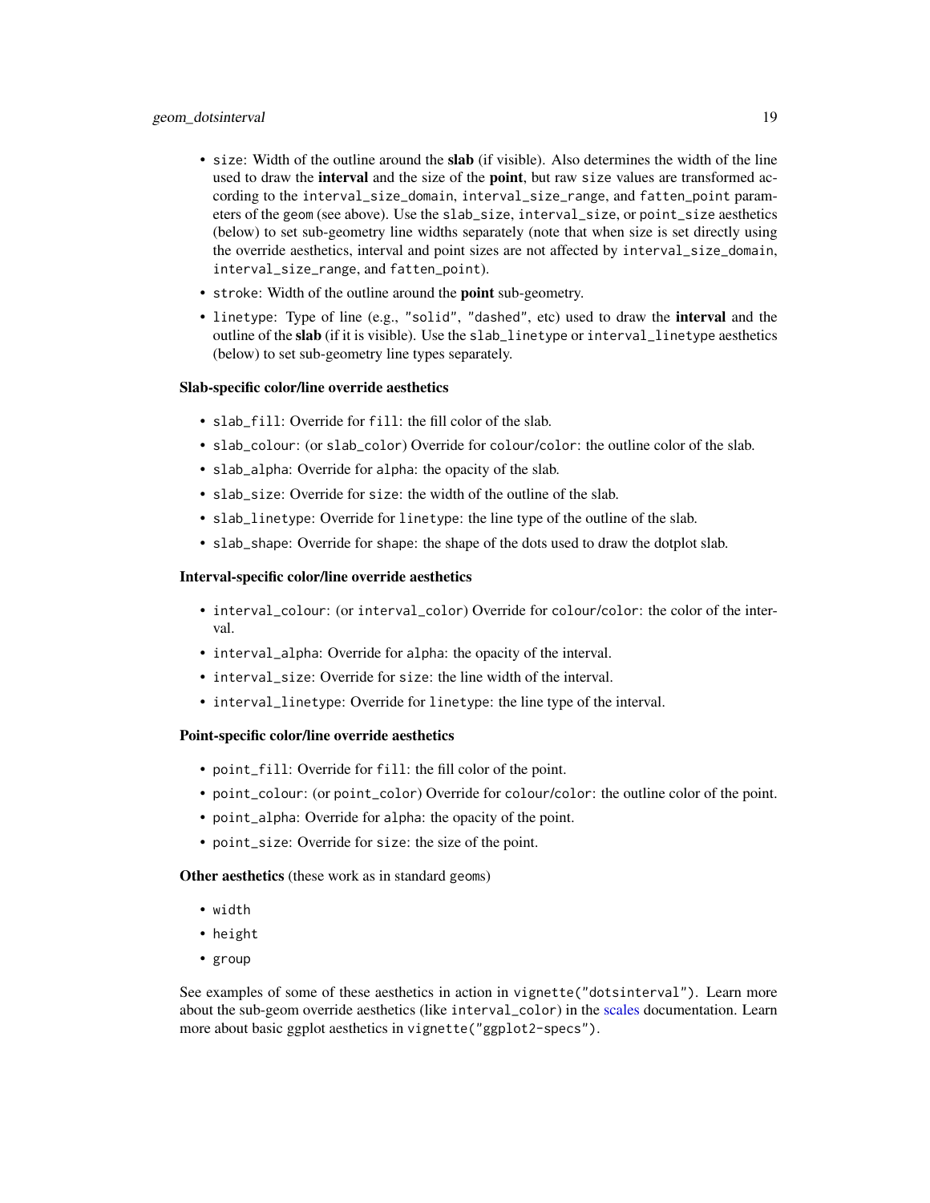- `size`: Width of the outline around the **slab** (if visible). Also determines the width of the line used to draw the **interval** and the size of the **point**, but raw `size` values are transformed according to the `interval_size_domain`, `interval_size_range`, and `fatten_point` parameters of the `geom` (see above). Use the `slab_size`, `interval_size`, or `point_size` aesthetics (below) to set sub-geometry line widths separately (note that when size is set directly using the override aesthetics, interval and point sizes are not affected by `interval_size_domain`, `interval_size_range`, and `fatten_point`).
- `stroke`: Width of the outline around the **point** sub-geometry.
- `linetype`: Type of line (e.g., `"solid"`, `"dashed"`, etc) used to draw the **interval** and the outline of the **slab** (if it is visible). Use the `slab_linetype` or `interval_linetype` aesthetics (below) to set sub-geometry line types separately.

**Slab-specific color/line override aesthetics**

- `slab_fill`: Override for `fill`: the fill color of the slab.
- `slab_colour`: (or `slab_color`) Override for `colour`/`color`: the outline color of the slab.
- `slab_alpha`: Override for `alpha`: the opacity of the slab.
- `slab_size`: Override for `size`: the width of the outline of the slab.
- `slab_linetype`: Override for `linetype`: the line type of the outline of the slab.
- `slab_shape`: Override for `shape`: the shape of the dots used to draw the dotplot slab.

**Interval-specific color/line override aesthetics**

- `interval_colour`: (or `interval_color`) Override for `colour`/`color`: the color of the interval.
- `interval_alpha`: Override for `alpha`: the opacity of the interval.
- `interval_size`: Override for `size`: the line width of the interval.
- `interval_linetype`: Override for `linetype`: the line type of the interval.

**Point-specific color/line override aesthetics**

- `point_fill`: Override for `fill`: the fill color of the point.
- `point_colour`: (or `point_color`) Override for `colour`/`color`: the outline color of the point.
- `point_alpha`: Override for `alpha`: the opacity of the point.
- `point_size`: Override for `size`: the size of the point.

**Other aesthetics** (these work as in standard `geom`s)

- `width`
- `height`
- `group`

See examples of some of these aesthetics in action in `vignette("dotsinterval")`. Learn more about the sub-geom override aesthetics (like `interval_color`) in the scales documentation. Learn more about basic ggplot aesthetics in `vignette("ggplot2-specs")`.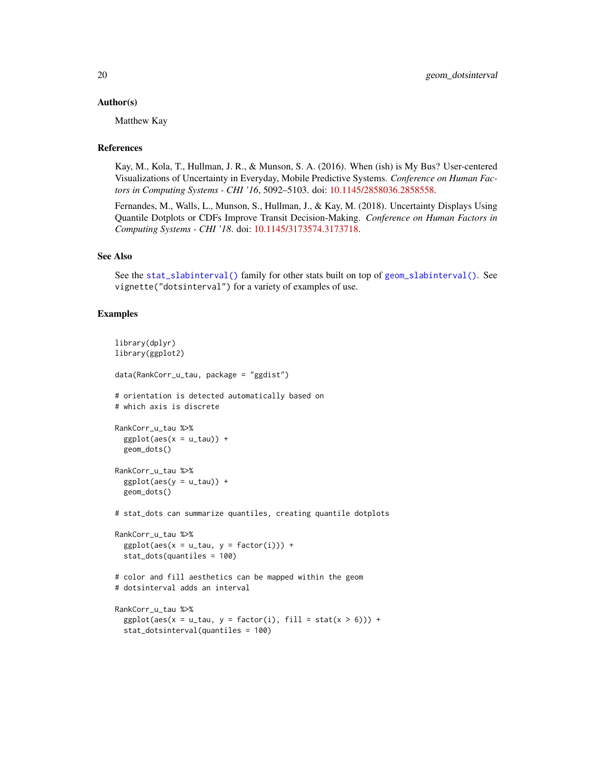### Author(s)

Matthew Kay

### References

Kay, M., Kola, T., Hullman, J. R., & Munson, S. A. (2016). When (ish) is My Bus? User-centered Visualizations of Uncertainty in Everyday, Mobile Predictive Systems. *Conference on Human Factors in Computing Systems - CHI '16*, 5092–5103. doi: 10.1145/2858036.2858558.

Fernandes, M., Walls, L., Munson, S., Hullman, J., & Kay, M. (2018). Uncertainty Displays Using Quantile Dotplots or CDFs Improve Transit Decision-Making. *Conference on Human Factors in Computing Systems - CHI '18*. doi: 10.1145/3173574.3173718.

### See Also

See the `stat_slabinterval()` family for other stats built on top of `geom_slabinterval()`. See `vignette("dotsinterval")` for a variety of examples of use.

### Examples

```
library(dplyr)
library(ggplot2)

data(RankCorr_u_tau, package = "ggdist")

# orientation is detected automatically based on
# which axis is discrete

RankCorr_u_tau %>%
  ggplot(aes(x = u_tau)) +
  geom_dots()

RankCorr_u_tau %>%
  ggplot(aes(y = u_tau)) +
  geom_dots()

# stat_dots can summarize quantiles, creating quantile dotplots

RankCorr_u_tau %>%
  ggplot(aes(x = u_tau, y = factor(i))) +
  stat_dots(quantiles = 100)

# color and fill aesthetics can be mapped within the geom
# dotsinterval adds an interval

RankCorr_u_tau %>%
  ggplot(aes(x = u_tau, y = factor(i), fill = stat(x > 6))) +
  stat_dotsinterval(quantiles = 100)
```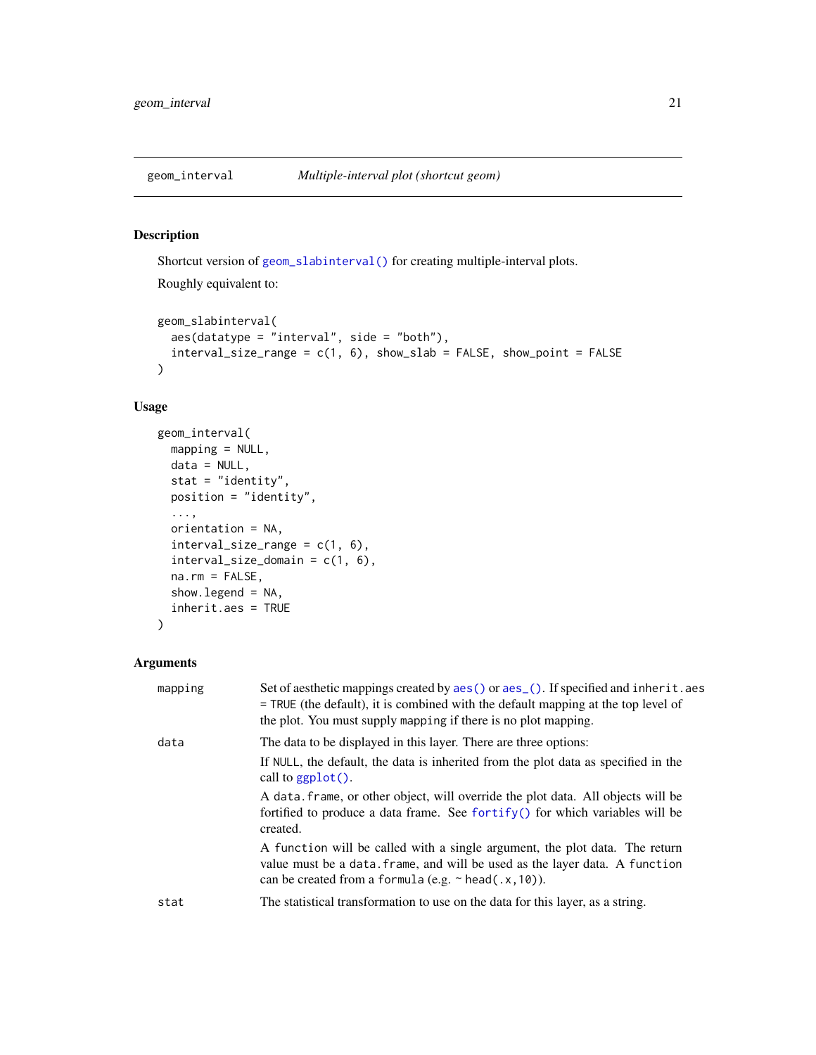geom_interval &nbsp;&nbsp;&nbsp;&nbsp;&nbsp;&nbsp;&nbsp;&nbsp; *Multiple-interval plot (shortcut geom)*

## Description

Shortcut version of `geom_slabinterval()` for creating multiple-interval plots.

Roughly equivalent to:

```
geom_slabinterval(
  aes(datatype = "interval", side = "both"),
  interval_size_range = c(1, 6), show_slab = FALSE, show_point = FALSE
)
```

## Usage

```
geom_interval(
  mapping = NULL,
  data = NULL,
  stat = "identity",
  position = "identity",
  ...,
  orientation = NA,
  interval_size_range = c(1, 6),
  interval_size_domain = c(1, 6),
  na.rm = FALSE,
  show.legend = NA,
  inherit.aes = TRUE
)
```

## Arguments

| | |
|---|---|
| mapping | Set of aesthetic mappings created by `aes()` or `aes_()`. If specified and `inherit.aes = TRUE` (the default), it is combined with the default mapping at the top level of the plot. You must supply `mapping` if there is no plot mapping. |
| data | The data to be displayed in this layer. There are three options:<br>If `NULL`, the default, the data is inherited from the plot data as specified in the call to `ggplot()`.<br>A `data.frame`, or other object, will override the plot data. All objects will be fortified to produce a data frame. See `fortify()` for which variables will be created.<br>A `function` will be called with a single argument, the plot data. The return value must be a `data.frame`, and will be used as the layer data. A `function` can be created from a `formula` (e.g. `~ head(.x,10)`). |
| stat | The statistical transformation to use on the data for this layer, as a string. |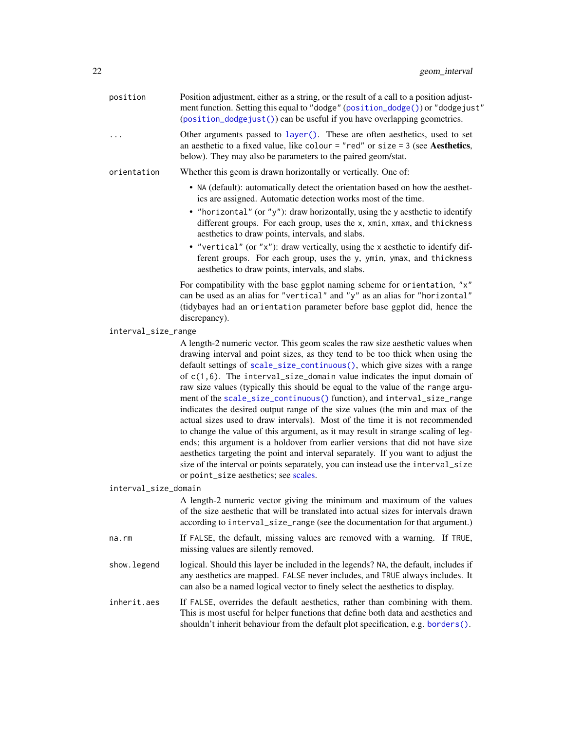`position`
: Position adjustment, either as a string, or the result of a call to a position adjustment function. Setting this equal to `"dodge"` (`position_dodge()`) or `"dodgejust"` (`position_dodgejust()`) can be useful if you have overlapping geometries.

`...`
: Other arguments passed to `layer()`. These are often aesthetics, used to set an aesthetic to a fixed value, like `colour = "red"` or `size = 3` (see **Aesthetics**, below). They may also be parameters to the paired geom/stat.

`orientation`
: Whether this geom is drawn horizontally or vertically. One of:

  - `NA` (default): automatically detect the orientation based on how the aesthetics are assigned. Automatic detection works most of the time.
  - `"horizontal"` (or `"y"`): draw horizontally, using the `y` aesthetic to identify different groups. For each group, uses the `x`, `xmin`, `xmax`, and `thickness` aesthetics to draw points, intervals, and slabs.
  - `"vertical"` (or `"x"`): draw vertically, using the `x` aesthetic to identify different groups. For each group, uses the `y`, `ymin`, `ymax`, and `thickness` aesthetics to draw points, intervals, and slabs.

  For compatibility with the base ggplot naming scheme for `orientation`, `"x"` can be used as an alias for `"vertical"` and `"y"` as an alias for `"horizontal"` (tidybayes had an `orientation` parameter before base ggplot did, hence the discrepancy).

`interval_size_range`
: A length-2 numeric vector. This geom scales the raw size aesthetic values when drawing interval and point sizes, as they tend to be too thick when using the default settings of `scale_size_continuous()`, which give sizes with a range of `c(1,6)`. The `interval_size_domain` value indicates the input domain of raw size values (typically this should be equal to the value of the `range` argument of the `scale_size_continuous()` function), and `interval_size_range` indicates the desired output range of the size values (the min and max of the actual sizes used to draw intervals). Most of the time it is not recommended to change the value of this argument, as it may result in strange scaling of legends; this argument is a holdover from earlier versions that did not have size aesthetics targeting the point and interval separately. If you want to adjust the size of the interval or points separately, you can instead use the `interval_size` or `point_size` aesthetics; see scales.

`interval_size_domain`
: A length-2 numeric vector giving the minimum and maximum of the values of the size aesthetic that will be translated into actual sizes for intervals drawn according to `interval_size_range` (see the documentation for that argument.)

`na.rm`
: If `FALSE`, the default, missing values are removed with a warning. If `TRUE`, missing values are silently removed.

`show.legend`
: logical. Should this layer be included in the legends? `NA`, the default, includes if any aesthetics are mapped. `FALSE` never includes, and `TRUE` always includes. It can also be a named logical vector to finely select the aesthetics to display.

`inherit.aes`
: If `FALSE`, overrides the default aesthetics, rather than combining with them. This is most useful for helper functions that define both data and aesthetics and shouldn't inherit behaviour from the default plot specification, e.g. `borders()`.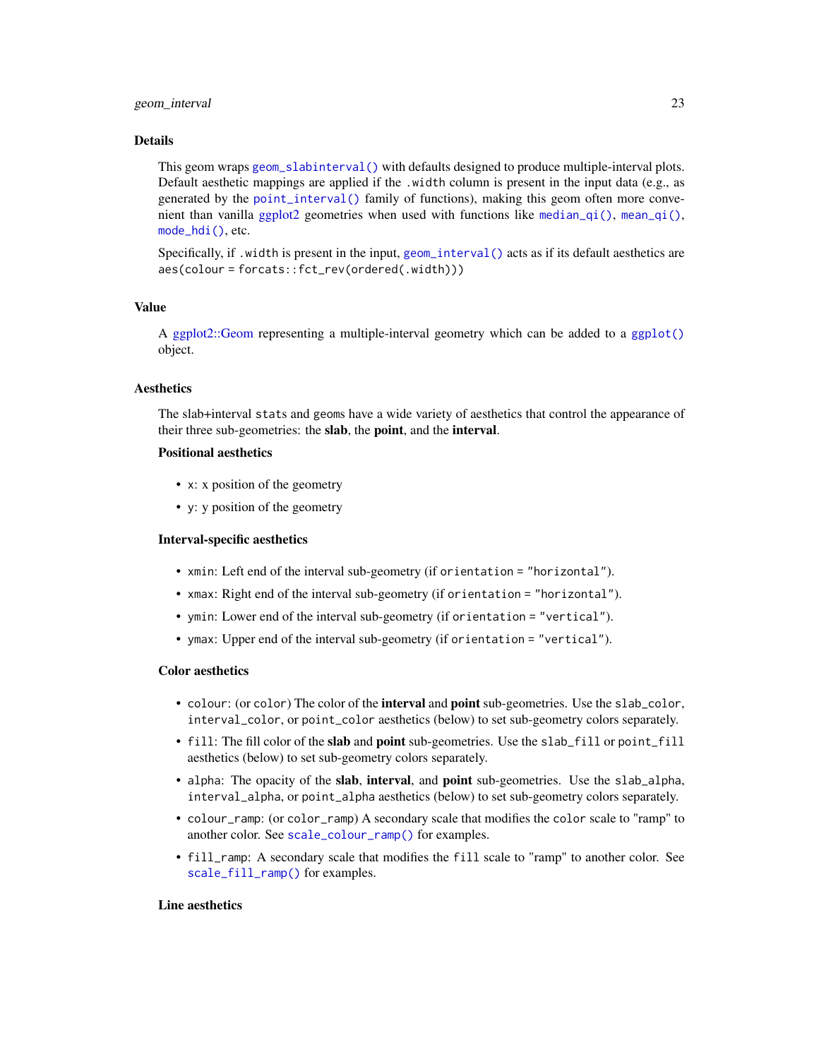## Details

This geom wraps `geom_slabinterval()` with defaults designed to produce multiple-interval plots. Default aesthetic mappings are applied if the `.width` column is present in the input data (e.g., as generated by the `point_interval()` family of functions), making this geom often more convenient than vanilla ggplot2 geometries when used with functions like `median_qi()`, `mean_qi()`, `mode_hdi()`, etc.

Specifically, if `.width` is present in the input, `geom_interval()` acts as if its default aesthetics are `aes(colour = forcats::fct_rev(ordered(.width)))`

## Value

A ggplot2::Geom representing a multiple-interval geometry which can be added to a `ggplot()` object.

## Aesthetics

The slab+interval `stat`s and `geom`s have a wide variety of aesthetics that control the appearance of their three sub-geometries: the **slab**, the **point**, and the **interval**.

### Positional aesthetics

- `x`: x position of the geometry
- `y`: y position of the geometry

### Interval-specific aesthetics

- `xmin`: Left end of the interval sub-geometry (if `orientation = "horizontal"`).
- `xmax`: Right end of the interval sub-geometry (if `orientation = "horizontal"`).
- `ymin`: Lower end of the interval sub-geometry (if `orientation = "vertical"`).
- `ymax`: Upper end of the interval sub-geometry (if `orientation = "vertical"`).

### Color aesthetics

- `colour`: (or `color`) The color of the **interval** and **point** sub-geometries. Use the `slab_color`, `interval_color`, or `point_color` aesthetics (below) to set sub-geometry colors separately.
- `fill`: The fill color of the **slab** and **point** sub-geometries. Use the `slab_fill` or `point_fill` aesthetics (below) to set sub-geometry colors separately.
- `alpha`: The opacity of the **slab**, **interval**, and **point** sub-geometries. Use the `slab_alpha`, `interval_alpha`, or `point_alpha` aesthetics (below) to set sub-geometry colors separately.
- `colour_ramp`: (or `color_ramp`) A secondary scale that modifies the `color` scale to "ramp" to another color. See `scale_colour_ramp()` for examples.
- `fill_ramp`: A secondary scale that modifies the `fill` scale to "ramp" to another color. See `scale_fill_ramp()` for examples.

### Line aesthetics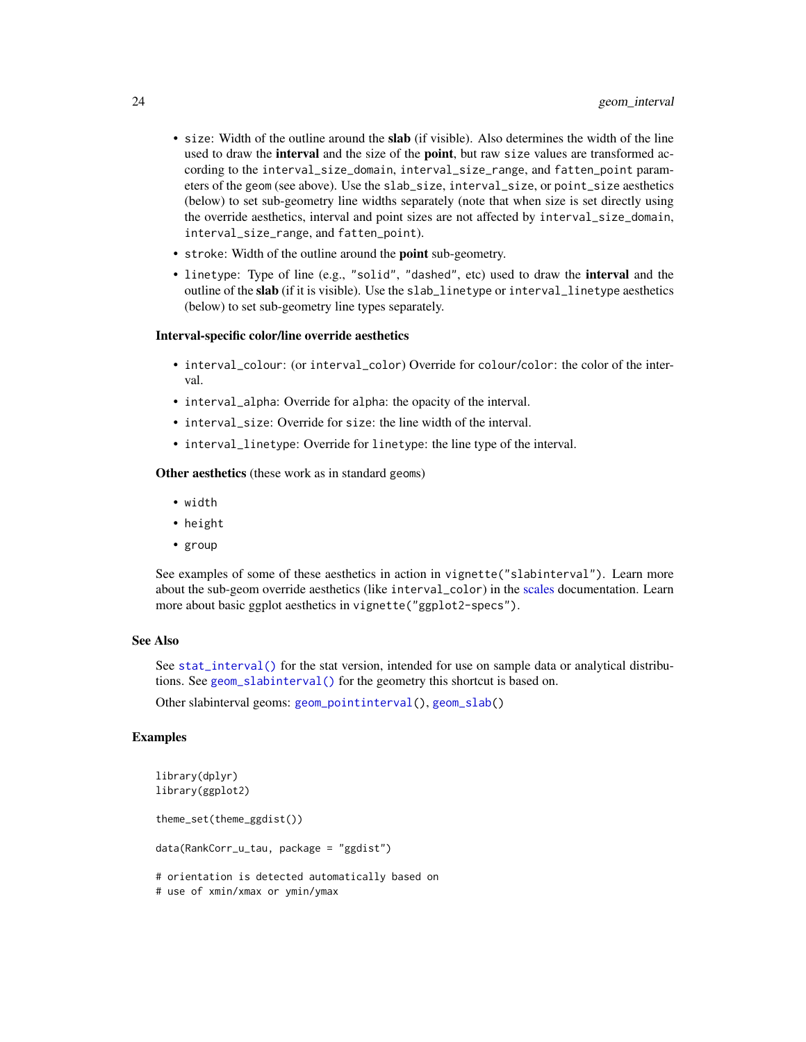- `size`: Width of the outline around the **slab** (if visible). Also determines the width of the line used to draw the **interval** and the size of the **point**, but raw `size` values are transformed according to the `interval_size_domain`, `interval_size_range`, and `fatten_point` parameters of the `geom` (see above). Use the `slab_size`, `interval_size`, or `point_size` aesthetics (below) to set sub-geometry line widths separately (note that when size is set directly using the override aesthetics, interval and point sizes are not affected by `interval_size_domain`, `interval_size_range`, and `fatten_point`).
- `stroke`: Width of the outline around the **point** sub-geometry.
- `linetype`: Type of line (e.g., `"solid"`, `"dashed"`, etc) used to draw the **interval** and the outline of the **slab** (if it is visible). Use the `slab_linetype` or `interval_linetype` aesthetics (below) to set sub-geometry line types separately.

**Interval-specific color/line override aesthetics**

- `interval_colour`: (or `interval_color`) Override for `colour`/`color`: the color of the interval.
- `interval_alpha`: Override for `alpha`: the opacity of the interval.
- `interval_size`: Override for `size`: the line width of the interval.
- `interval_linetype`: Override for `linetype`: the line type of the interval.

**Other aesthetics** (these work as in standard `geom`s)

- `width`
- `height`
- `group`

See examples of some of these aesthetics in action in `vignette("slabinterval")`. Learn more about the sub-geom override aesthetics (like `interval_color`) in the scales documentation. Learn more about basic ggplot aesthetics in `vignette("ggplot2-specs")`.

### See Also

See `stat_interval()` for the stat version, intended for use on sample data or analytical distributions. See `geom_slabinterval()` for the geometry this shortcut is based on.

Other slabinterval geoms: `geom_pointinterval()`, `geom_slab()`

### Examples

```
library(dplyr)
library(ggplot2)

theme_set(theme_ggdist())

data(RankCorr_u_tau, package = "ggdist")

# orientation is detected automatically based on
# use of xmin/xmax or ymin/ymax
```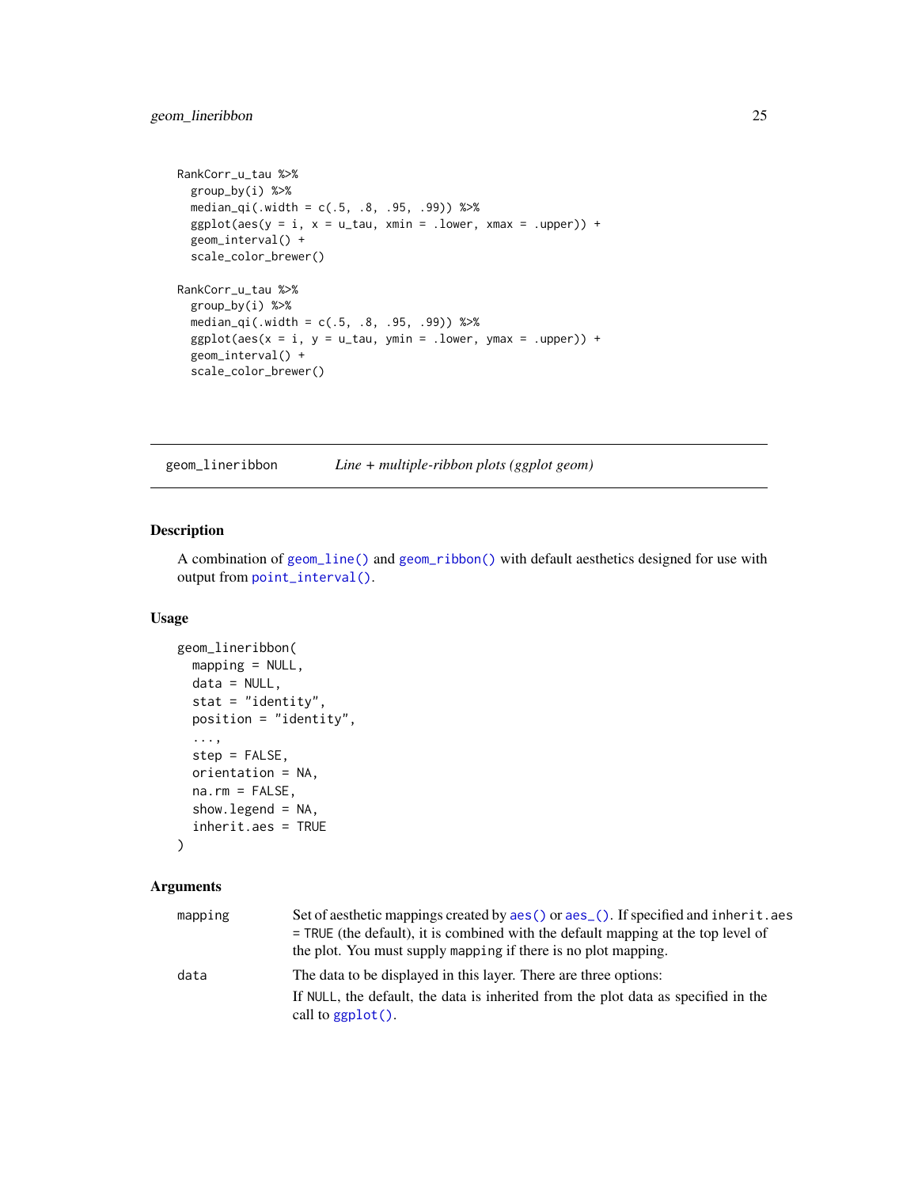```
RankCorr_u_tau %>%
  group_by(i) %>%
  median_qi(.width = c(.5, .8, .95, .99)) %>%
  ggplot(aes(y = i, x = u_tau, xmin = .lower, xmax = .upper)) +
  geom_interval() +
  scale_color_brewer()

RankCorr_u_tau %>%
  group_by(i) %>%
  median_qi(.width = c(.5, .8, .95, .99)) %>%
  ggplot(aes(x = i, y = u_tau, ymin = .lower, ymax = .upper)) +
  geom_interval() +
  scale_color_brewer()
```

---

## geom_lineribbon — *Line + multiple-ribbon plots (ggplot geom)*

---

### Description

A combination of `geom_line()` and `geom_ribbon()` with default aesthetics designed for use with output from `point_interval()`.

### Usage

```
geom_lineribbon(
  mapping = NULL,
  data = NULL,
  stat = "identity",
  position = "identity",
  ...,
  step = FALSE,
  orientation = NA,
  na.rm = FALSE,
  show.legend = NA,
  inherit.aes = TRUE
)
```

### Arguments

| | |
|---|---|
| `mapping` | Set of aesthetic mappings created by `aes()` or `aes_()`. If specified and `inherit.aes = TRUE` (the default), it is combined with the default mapping at the top level of the plot. You must supply `mapping` if there is no plot mapping. |
| `data` | The data to be displayed in this layer. There are three options: <br> If `NULL`, the default, the data is inherited from the plot data as specified in the call to `ggplot()`. |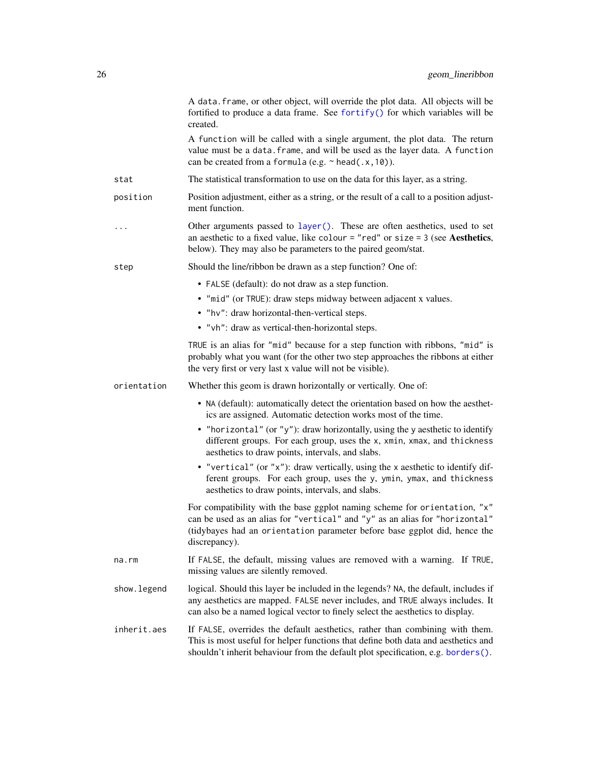A `data.frame`, or other object, will override the plot data. All objects will be fortified to produce a data frame. See `fortify()` for which variables will be created.

A `function` will be called with a single argument, the plot data. The return value must be a `data.frame`, and will be used as the layer data. A `function` can be created from a `formula` (e.g. `~ head(.x,10)`).

`stat`
: The statistical transformation to use on the data for this layer, as a string.

`position`
: Position adjustment, either as a string, or the result of a call to a position adjustment function.

`...`
: Other arguments passed to `layer()`. These are often aesthetics, used to set an aesthetic to a fixed value, like `colour = "red"` or `size = 3` (see **Aesthetics**, below). They may also be parameters to the paired geom/stat.

`step`
: Should the line/ribbon be drawn as a step function? One of:

- `FALSE` (default): do not draw as a step function.
- `"mid"` (or `TRUE`): draw steps midway between adjacent x values.
- `"hv"`: draw horizontal-then-vertical steps.
- `"vh"`: draw as vertical-then-horizontal steps.

`TRUE` is an alias for `"mid"` because for a step function with ribbons, `"mid"` is probably what you want (for the other two step approaches the ribbons at either the very first or very last x value will not be visible).

`orientation`
: Whether this geom is drawn horizontally or vertically. One of:

- `NA` (default): automatically detect the orientation based on how the aesthetics are assigned. Automatic detection works most of the time.
- `"horizontal"` (or `"y"`): draw horizontally, using the `y` aesthetic to identify different groups. For each group, uses the `x`, `xmin`, `xmax`, and `thickness` aesthetics to draw points, intervals, and slabs.
- `"vertical"` (or `"x"`): draw vertically, using the `x` aesthetic to identify different groups. For each group, uses the `y`, `ymin`, `ymax`, and `thickness` aesthetics to draw points, intervals, and slabs.

For compatibility with the base ggplot naming scheme for `orientation`, `"x"` can be used as an alias for `"vertical"` and `"y"` as an alias for `"horizontal"` (tidybayes had an `orientation` parameter before base ggplot did, hence the discrepancy).

`na.rm`
: If `FALSE`, the default, missing values are removed with a warning. If `TRUE`, missing values are silently removed.

`show.legend`
: logical. Should this layer be included in the legends? `NA`, the default, includes if any aesthetics are mapped. `FALSE` never includes, and `TRUE` always includes. It can also be a named logical vector to finely select the aesthetics to display.

`inherit.aes`
: If `FALSE`, overrides the default aesthetics, rather than combining with them. This is most useful for helper functions that define both data and aesthetics and shouldn't inherit behaviour from the default plot specification, e.g. `borders()`.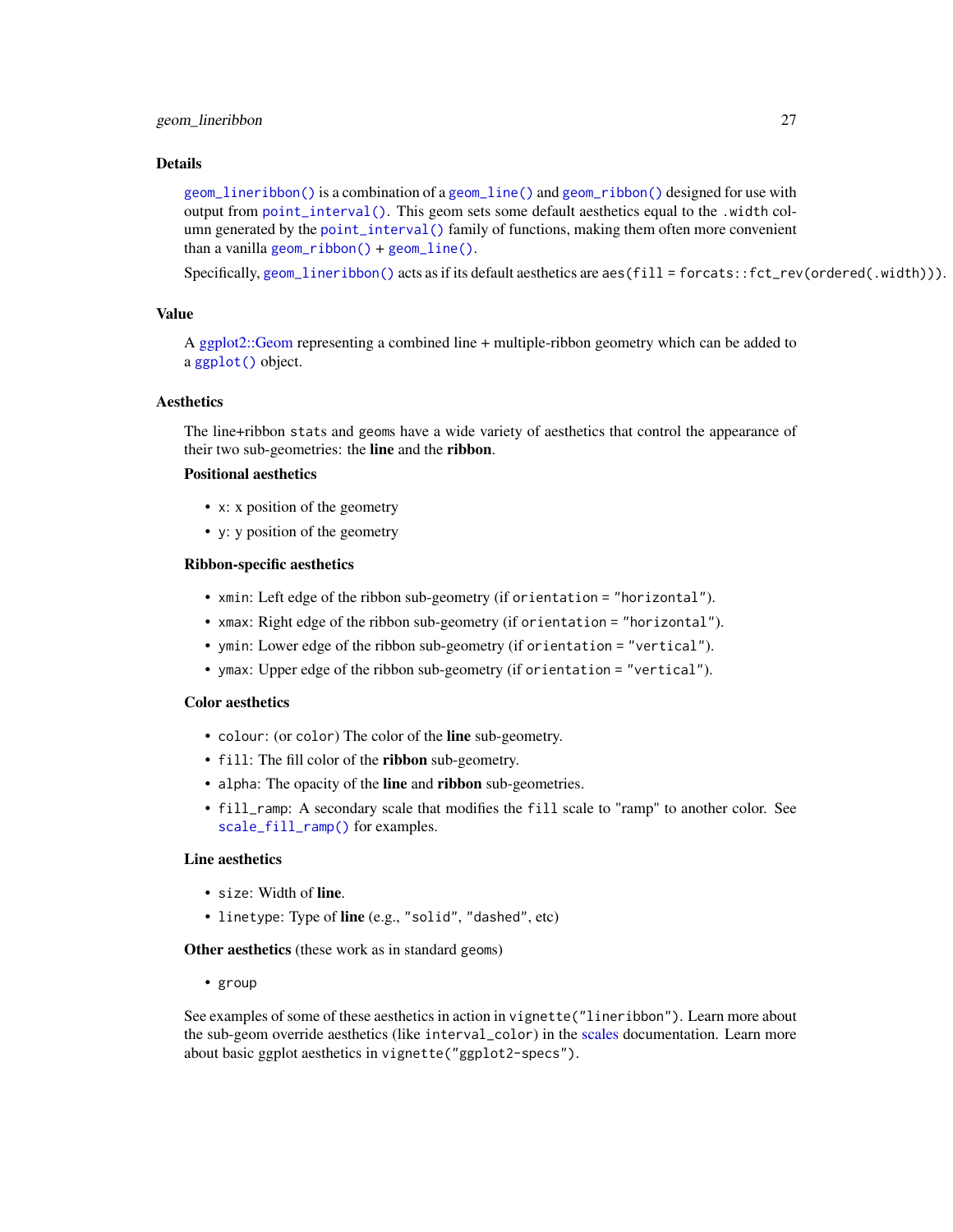## Details

`geom_lineribbon()` is a combination of a `geom_line()` and `geom_ribbon()` designed for use with output from `point_interval()`. This geom sets some default aesthetics equal to the `.width` column generated by the `point_interval()` family of functions, making them often more convenient than a vanilla `geom_ribbon()` + `geom_line()`.

Specifically, `geom_lineribbon()` acts as if its default aesthetics are `aes(fill = forcats::fct_rev(ordered(.width)))`.

## Value

A ggplot2::Geom representing a combined line + multiple-ribbon geometry which can be added to a `ggplot()` object.

## Aesthetics

The line+ribbon `stats` and `geoms` have a wide variety of aesthetics that control the appearance of their two sub-geometries: the **line** and the **ribbon**.

**Positional aesthetics**

- `x`: x position of the geometry
- `y`: y position of the geometry

**Ribbon-specific aesthetics**

- `xmin`: Left edge of the ribbon sub-geometry (if `orientation = "horizontal"`).
- `xmax`: Right edge of the ribbon sub-geometry (if `orientation = "horizontal"`).
- `ymin`: Lower edge of the ribbon sub-geometry (if `orientation = "vertical"`).
- `ymax`: Upper edge of the ribbon sub-geometry (if `orientation = "vertical"`).

**Color aesthetics**

- `colour`: (or `color`) The color of the **line** sub-geometry.
- `fill`: The fill color of the **ribbon** sub-geometry.
- `alpha`: The opacity of the **line** and **ribbon** sub-geometries.
- `fill_ramp`: A secondary scale that modifies the `fill` scale to "ramp" to another color. See `scale_fill_ramp()` for examples.

**Line aesthetics**

- `size`: Width of **line**.
- `linetype`: Type of **line** (e.g., `"solid"`, `"dashed"`, etc)

**Other aesthetics** (these work as in standard `geom`s)

- `group`

See examples of some of these aesthetics in action in `vignette("lineribbon")`. Learn more about the sub-geom override aesthetics (like `interval_color`) in the scales documentation. Learn more about basic ggplot aesthetics in `vignette("ggplot2-specs")`.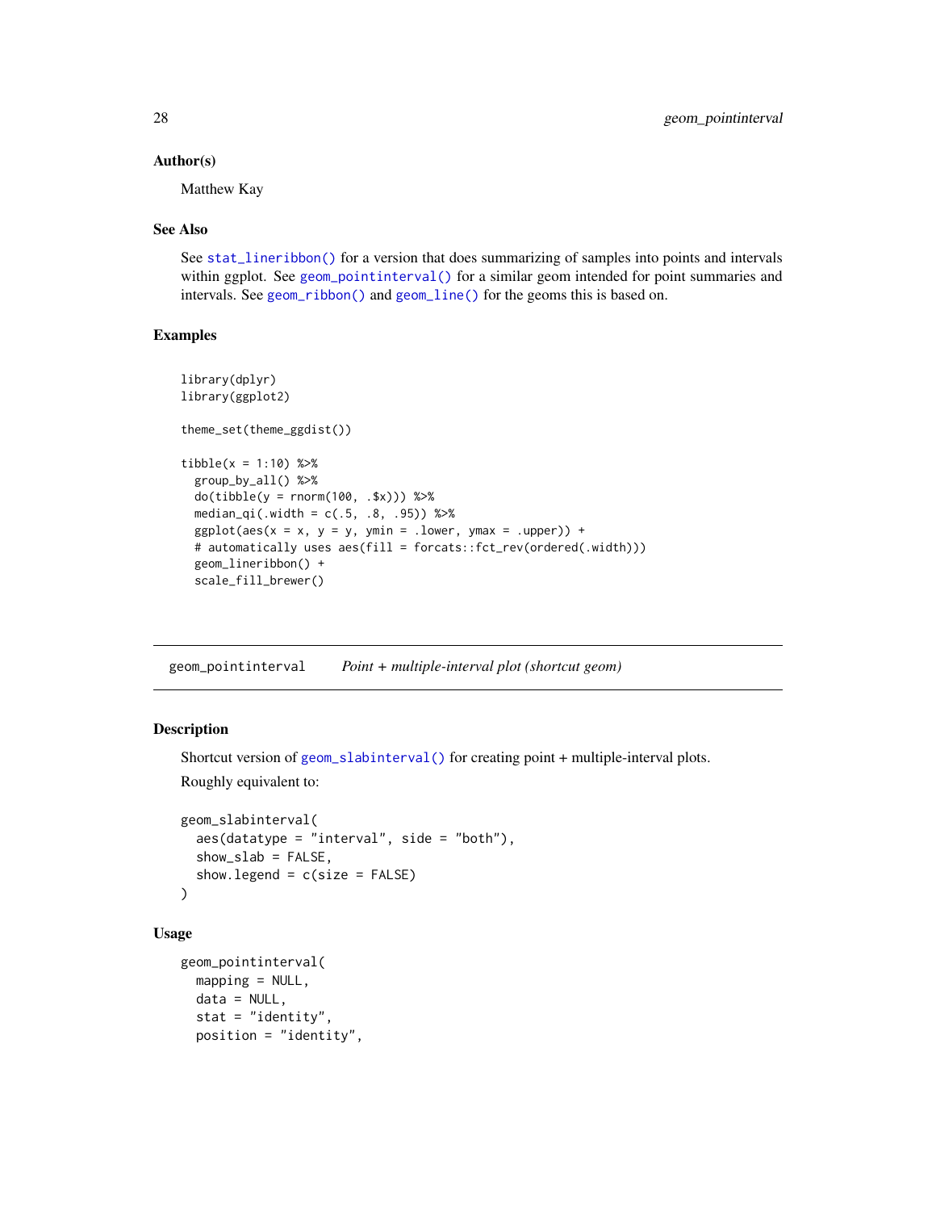### Author(s)

Matthew Kay

### See Also

See `stat_lineribbon()` for a version that does summarizing of samples into points and intervals within ggplot. See `geom_pointinterval()` for a similar geom intended for point summaries and intervals. See `geom_ribbon()` and `geom_line()` for the geoms this is based on.

### Examples

```
library(dplyr)
library(ggplot2)

theme_set(theme_ggdist())

tibble(x = 1:10) %>%
  group_by_all() %>%
  do(tibble(y = rnorm(100, .$x))) %>%
  median_qi(.width = c(.5, .8, .95)) %>%
  ggplot(aes(x = x, y = y, ymin = .lower, ymax = .upper)) +
  # automatically uses aes(fill = forcats::fct_rev(ordered(.width)))
  geom_lineribbon() +
  scale_fill_brewer()
```

---

## geom_pointinterval — *Point + multiple-interval plot (shortcut geom)*

### Description

Shortcut version of `geom_slabinterval()` for creating point + multiple-interval plots.

Roughly equivalent to:

```
geom_slabinterval(
  aes(datatype = "interval", side = "both"),
  show_slab = FALSE,
  show.legend = c(size = FALSE)
)
```

### Usage

```
geom_pointinterval(
  mapping = NULL,
  data = NULL,
  stat = "identity",
  position = "identity",
```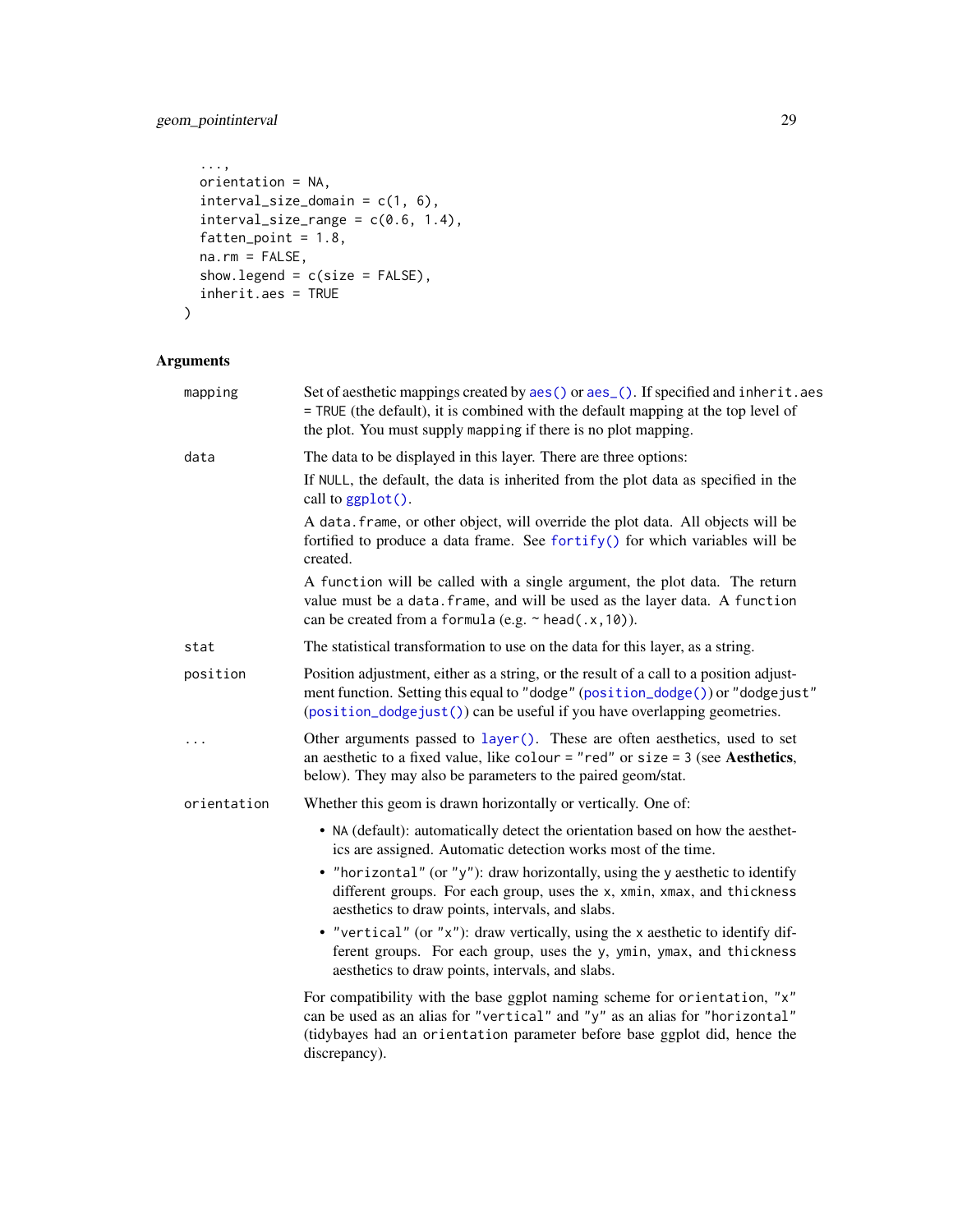```
  ...,
  orientation = NA,
  interval_size_domain = c(1, 6),
  interval_size_range = c(0.6, 1.4),
  fatten_point = 1.8,
  na.rm = FALSE,
  show.legend = c(size = FALSE),
  inherit.aes = TRUE
)
```

## Arguments

**mapping**
Set of aesthetic mappings created by `aes()` or `aes_()`. If specified and `inherit.aes = TRUE` (the default), it is combined with the default mapping at the top level of the plot. You must supply `mapping` if there is no plot mapping.

**data**
The data to be displayed in this layer. There are three options:

If `NULL`, the default, the data is inherited from the plot data as specified in the call to `ggplot()`.

A `data.frame`, or other object, will override the plot data. All objects will be fortified to produce a data frame. See `fortify()` for which variables will be created.

A `function` will be called with a single argument, the plot data. The return value must be a `data.frame`, and will be used as the layer data. A `function` can be created from a `formula` (e.g. `~ head(.x, 10)`).

**stat**
The statistical transformation to use on the data for this layer, as a string.

**position**
Position adjustment, either as a string, or the result of a call to a position adjustment function. Setting this equal to `"dodge"` (`position_dodge()`) or `"dodgejust"` (`position_dodgejust()`) can be useful if you have overlapping geometries.

**...**
Other arguments passed to `layer()`. These are often aesthetics, used to set an aesthetic to a fixed value, like `colour = "red"` or `size = 3` (see **Aesthetics**, below). They may also be parameters to the paired geom/stat.

**orientation**
Whether this geom is drawn horizontally or vertically. One of:

- `NA` (default): automatically detect the orientation based on how the aesthetics are assigned. Automatic detection works most of the time.
- `"horizontal"` (or `"y"`): draw horizontally, using the `y` aesthetic to identify different groups. For each group, uses the `x`, `xmin`, `xmax`, and `thickness` aesthetics to draw points, intervals, and slabs.
- `"vertical"` (or `"x"`): draw vertically, using the `x` aesthetic to identify different groups. For each group, uses the `y`, `ymin`, `ymax`, and `thickness` aesthetics to draw points, intervals, and slabs.

For compatibility with the base ggplot naming scheme for `orientation`, `"x"` can be used as an alias for `"vertical"` and `"y"` as an alias for `"horizontal"` (tidybayes had an `orientation` parameter before base ggplot did, hence the discrepancy).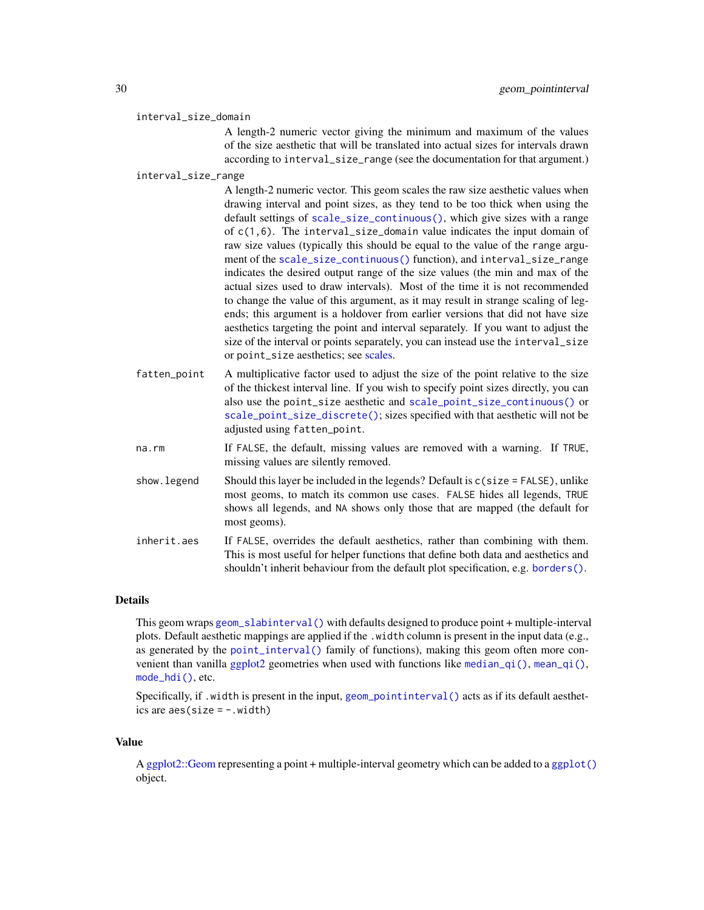`interval_size_domain`
: A length-2 numeric vector giving the minimum and maximum of the values of the size aesthetic that will be translated into actual sizes for intervals drawn according to `interval_size_range` (see the documentation for that argument.)

`interval_size_range`
: A length-2 numeric vector. This geom scales the raw size aesthetic values when drawing interval and point sizes, as they tend to be too thick when using the default settings of `scale_size_continuous()`, which give sizes with a range of `c(1,6)`. The `interval_size_domain` value indicates the input domain of raw size values (typically this should be equal to the value of the `range` argument of the `scale_size_continuous()` function), and `interval_size_range` indicates the desired output range of the size values (the min and max of the actual sizes used to draw intervals). Most of the time it is not recommended to change the value of this argument, as it may result in strange scaling of legends; this argument is a holdover from earlier versions that did not have size aesthetics targeting the point and interval separately. If you want to adjust the size of the interval or points separately, you can instead use the `interval_size` or `point_size` aesthetics; see scales.

`fatten_point`
: A multiplicative factor used to adjust the size of the point relative to the size of the thickest interval line. If you wish to specify point sizes directly, you can also use the `point_size` aesthetic and `scale_point_size_continuous()` or `scale_point_size_discrete()`; sizes specified with that aesthetic will not be adjusted using `fatten_point`.

`na.rm`
: If `FALSE`, the default, missing values are removed with a warning. If `TRUE`, missing values are silently removed.

`show.legend`
: Should this layer be included in the legends? Default is `c(size = FALSE)`, unlike most geoms, to match its common use cases. `FALSE` hides all legends, `TRUE` shows all legends, and `NA` shows only those that are mapped (the default for most geoms).

`inherit.aes`
: If `FALSE`, overrides the default aesthetics, rather than combining with them. This is most useful for helper functions that define both data and aesthetics and shouldn't inherit behaviour from the default plot specification, e.g. `borders()`.

## Details

This geom wraps `geom_slabinterval()` with defaults designed to produce point + multiple-interval plots. Default aesthetic mappings are applied if the `.width` column is present in the input data (e.g., as generated by the `point_interval()` family of functions), making this geom often more convenient than vanilla ggplot2 geometries when used with functions like `median_qi()`, `mean_qi()`, `mode_hdi()`, etc.

Specifically, if `.width` is present in the input, `geom_pointinterval()` acts as if its default aesthetics are `aes(size = -.width)`

## Value

A ggplot2::Geom representing a point + multiple-interval geometry which can be added to a `ggplot()` object.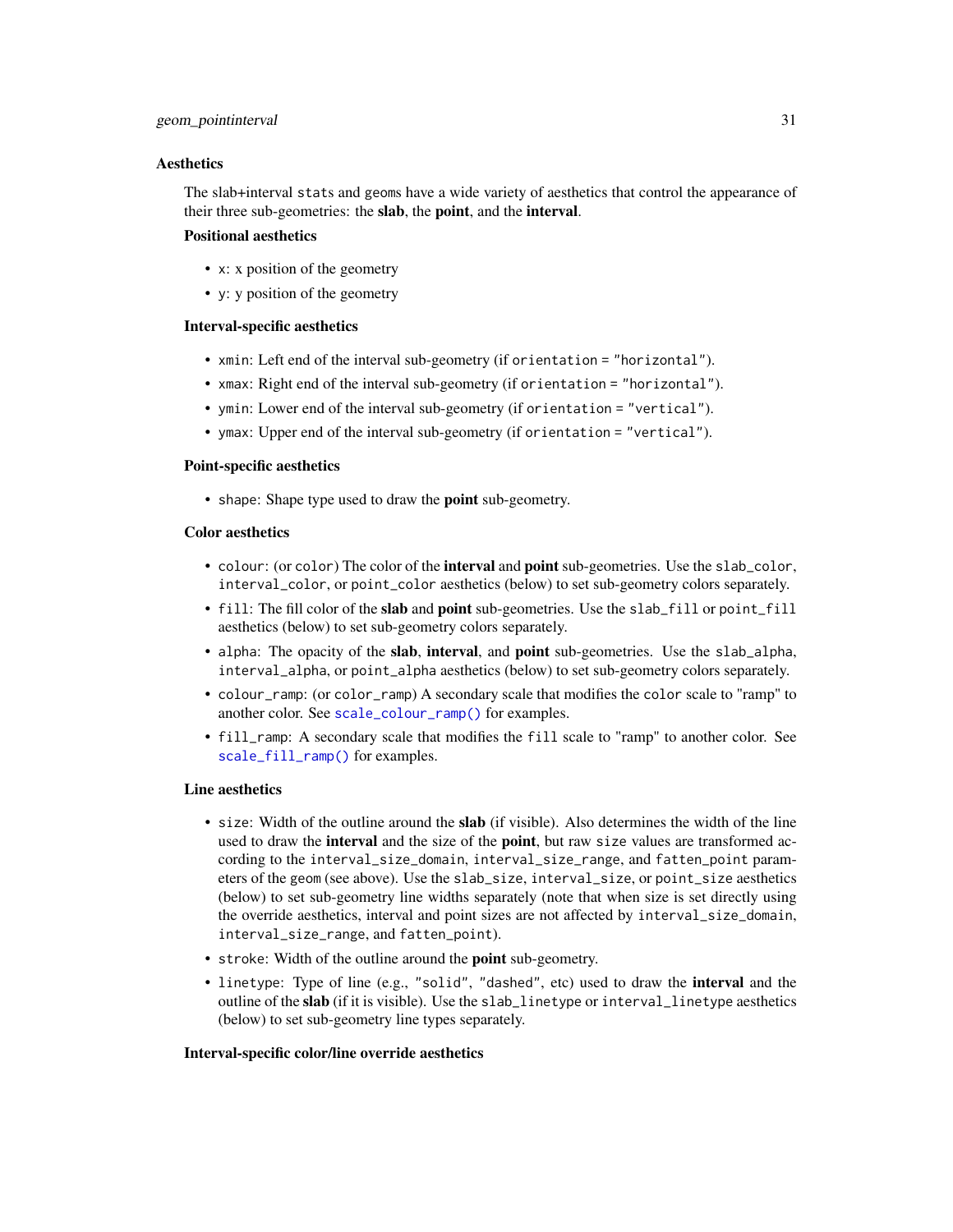## Aesthetics

The slab+interval `stats` and `geoms` have a wide variety of aesthetics that control the appearance of their three sub-geometries: the **slab**, the **point**, and the **interval**.

### Positional aesthetics

- `x`: x position of the geometry
- `y`: y position of the geometry

### Interval-specific aesthetics

- `xmin`: Left end of the interval sub-geometry (if `orientation = "horizontal"`).
- `xmax`: Right end of the interval sub-geometry (if `orientation = "horizontal"`).
- `ymin`: Lower end of the interval sub-geometry (if `orientation = "vertical"`).
- `ymax`: Upper end of the interval sub-geometry (if `orientation = "vertical"`).

### Point-specific aesthetics

- `shape`: Shape type used to draw the **point** sub-geometry.

### Color aesthetics

- `colour`: (or `color`) The color of the **interval** and **point** sub-geometries. Use the `slab_color`, `interval_color`, or `point_color` aesthetics (below) to set sub-geometry colors separately.
- `fill`: The fill color of the **slab** and **point** sub-geometries. Use the `slab_fill` or `point_fill` aesthetics (below) to set sub-geometry colors separately.
- `alpha`: The opacity of the **slab**, **interval**, and **point** sub-geometries. Use the `slab_alpha`, `interval_alpha`, or `point_alpha` aesthetics (below) to set sub-geometry colors separately.
- `colour_ramp`: (or `color_ramp`) A secondary scale that modifies the `color` scale to "ramp" to another color. See `scale_colour_ramp()` for examples.
- `fill_ramp`: A secondary scale that modifies the `fill` scale to "ramp" to another color. See `scale_fill_ramp()` for examples.

### Line aesthetics

- `size`: Width of the outline around the **slab** (if visible). Also determines the width of the line used to draw the **interval** and the size of the **point**, but raw `size` values are transformed according to the `interval_size_domain`, `interval_size_range`, and `fatten_point` parameters of the `geom` (see above). Use the `slab_size`, `interval_size`, or `point_size` aesthetics (below) to set sub-geometry line widths separately (note that when size is set directly using the override aesthetics, interval and point sizes are not affected by `interval_size_domain`, `interval_size_range`, and `fatten_point`).
- `stroke`: Width of the outline around the **point** sub-geometry.
- `linetype`: Type of line (e.g., `"solid"`, `"dashed"`, etc) used to draw the **interval** and the outline of the **slab** (if it is visible). Use the `slab_linetype` or `interval_linetype` aesthetics (below) to set sub-geometry line types separately.

### Interval-specific color/line override aesthetics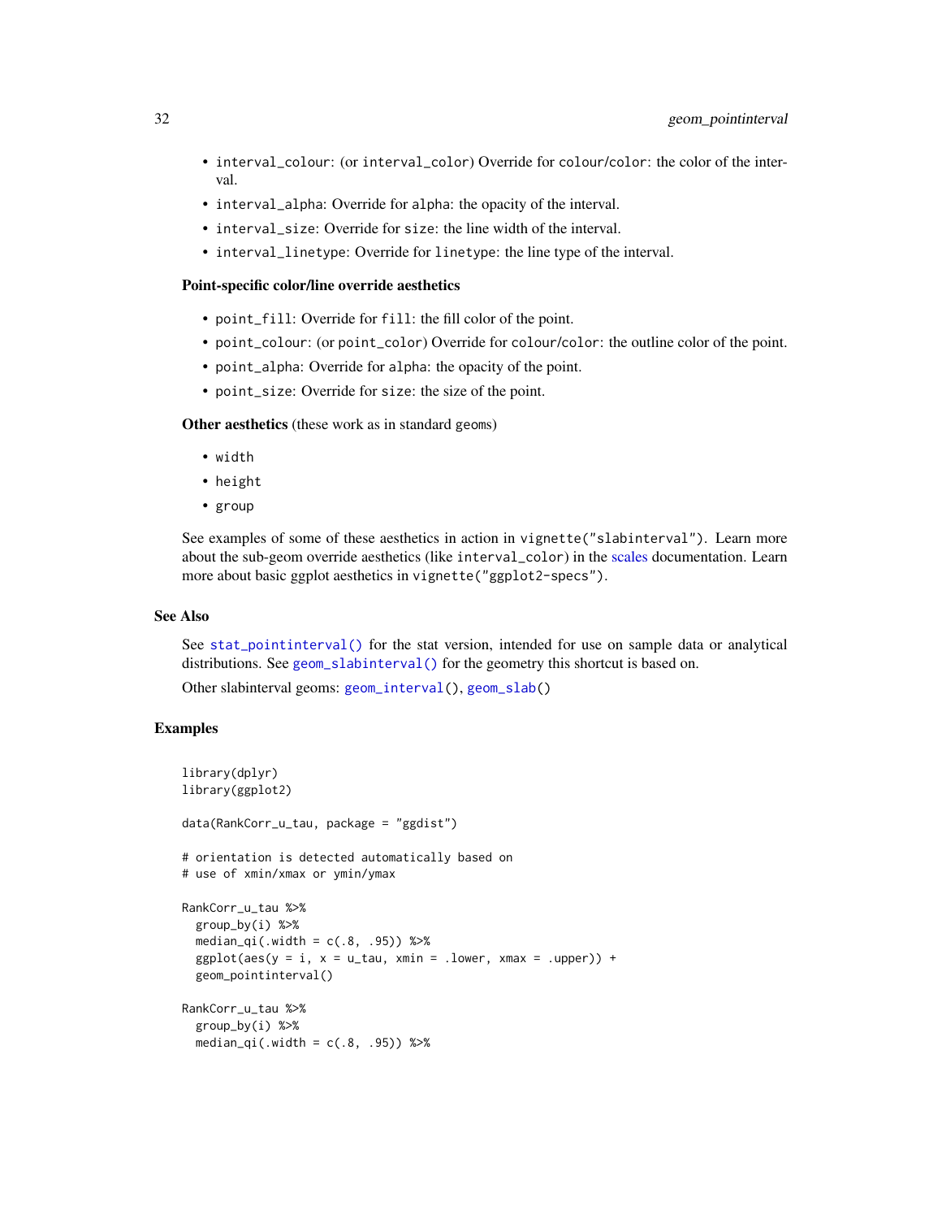- `interval_colour`: (or `interval_color`) Override for `colour`/`color`: the color of the interval.
- `interval_alpha`: Override for `alpha`: the opacity of the interval.
- `interval_size`: Override for `size`: the line width of the interval.
- `interval_linetype`: Override for `linetype`: the line type of the interval.

**Point-specific color/line override aesthetics**

- `point_fill`: Override for `fill`: the fill color of the point.
- `point_colour`: (or `point_color`) Override for `colour`/`color`: the outline color of the point.
- `point_alpha`: Override for `alpha`: the opacity of the point.
- `point_size`: Override for `size`: the size of the point.

**Other aesthetics** (these work as in standard geoms)

- `width`
- `height`
- `group`

See examples of some of these aesthetics in action in `vignette("slabinterval")`. Learn more about the sub-geom override aesthetics (like `interval_color`) in the scales documentation. Learn more about basic ggplot aesthetics in `vignette("ggplot2-specs")`.

## See Also

See `stat_pointinterval()` for the stat version, intended for use on sample data or analytical distributions. See `geom_slabinterval()` for the geometry this shortcut is based on.

Other slabinterval geoms: `geom_interval()`, `geom_slab()`

## Examples

```
library(dplyr)
library(ggplot2)

data(RankCorr_u_tau, package = "ggdist")

# orientation is detected automatically based on
# use of xmin/xmax or ymin/ymax

RankCorr_u_tau %>%
  group_by(i) %>%
  median_qi(.width = c(.8, .95)) %>%
  ggplot(aes(y = i, x = u_tau, xmin = .lower, xmax = .upper)) +
  geom_pointinterval()

RankCorr_u_tau %>%
  group_by(i) %>%
  median_qi(.width = c(.8, .95)) %>%
```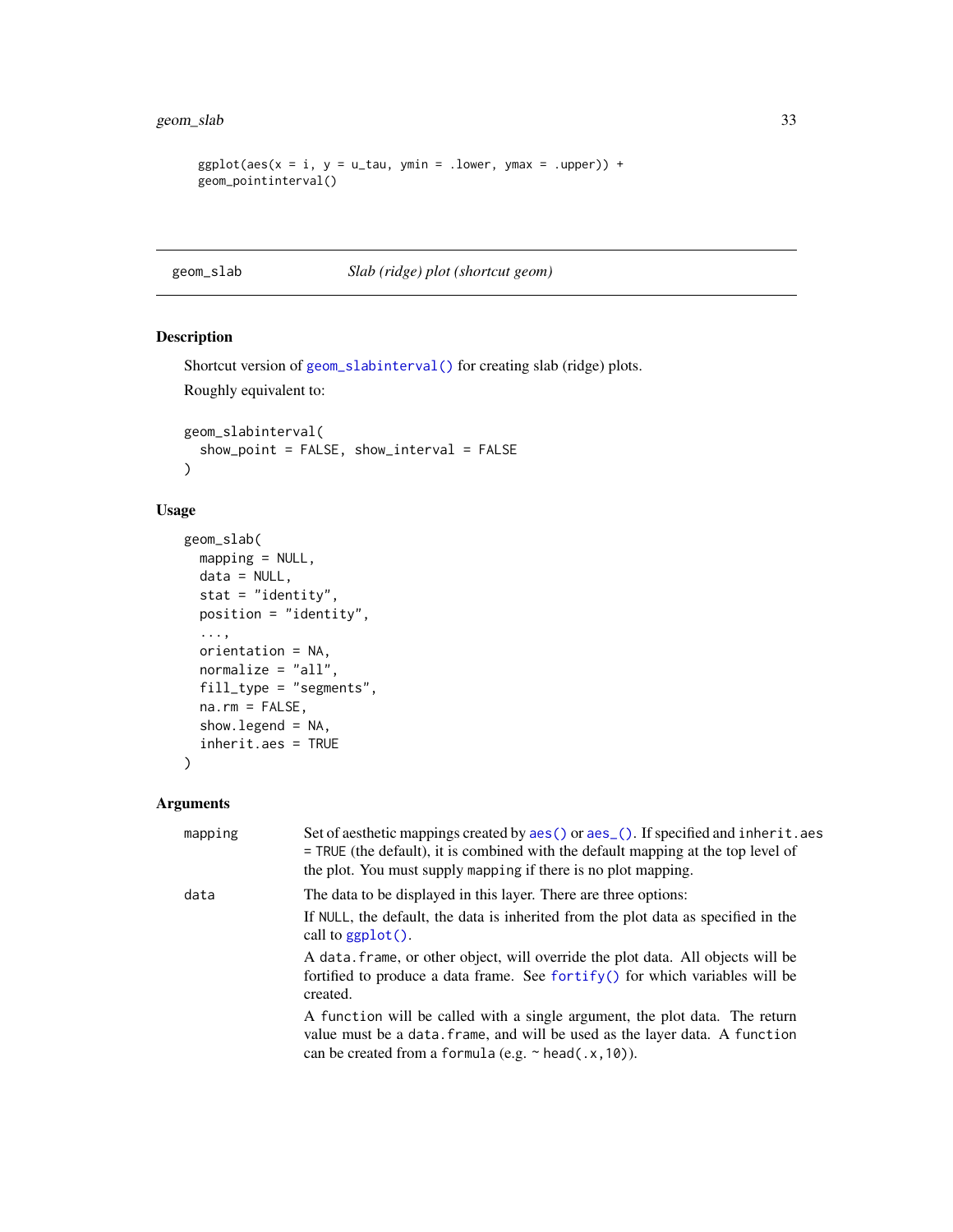```
ggplot(aes(x = i, y = u_tau, ymin = .lower, ymax = .upper)) +
geom_pointinterval()
```

## geom_slab — *Slab (ridge) plot (shortcut geom)*

### Description

Shortcut version of `geom_slabinterval()` for creating slab (ridge) plots.

Roughly equivalent to:

```
geom_slabinterval(
  show_point = FALSE, show_interval = FALSE
)
```

### Usage

```
geom_slab(
  mapping = NULL,
  data = NULL,
  stat = "identity",
  position = "identity",
  ...,
  orientation = NA,
  normalize = "all",
  fill_type = "segments",
  na.rm = FALSE,
  show.legend = NA,
  inherit.aes = TRUE
)
```

### Arguments

| | |
|---|---|
| `mapping` | Set of aesthetic mappings created by `aes()` or `aes_()`. If specified and `inherit.aes = TRUE` (the default), it is combined with the default mapping at the top level of the plot. You must supply `mapping` if there is no plot mapping. |
| `data` | The data to be displayed in this layer. There are three options:<br>If `NULL`, the default, the data is inherited from the plot data as specified in the call to `ggplot()`.<br>A `data.frame`, or other object, will override the plot data. All objects will be fortified to produce a data frame. See `fortify()` for which variables will be created.<br>A `function` will be called with a single argument, the plot data. The return value must be a `data.frame`, and will be used as the layer data. A `function` can be created from a `formula` (e.g. `~ head(.x,10)`). |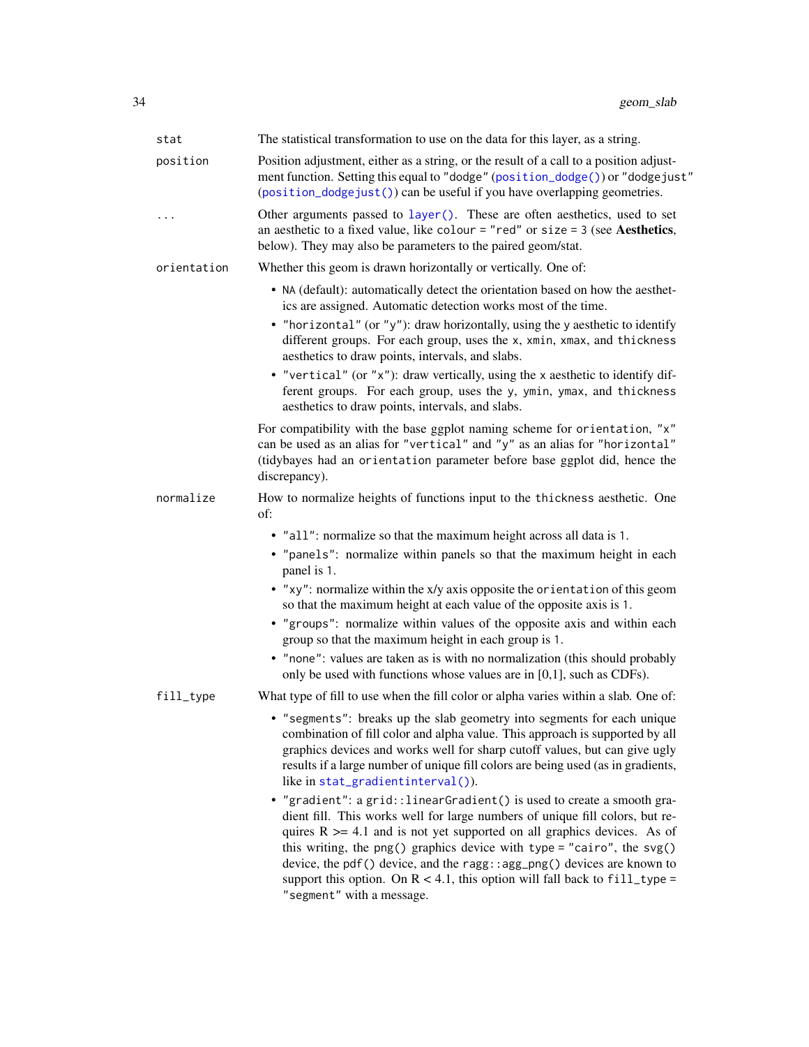**stat** — The statistical transformation to use on the data for this layer, as a string.

**position** — Position adjustment, either as a string, or the result of a call to a position adjustment function. Setting this equal to `"dodge"` (`position_dodge()`) or `"dodgejust"` (`position_dodgejust()`) can be useful if you have overlapping geometries.

**...** — Other arguments passed to `layer()`. These are often aesthetics, used to set an aesthetic to a fixed value, like `colour = "red"` or `size = 3` (see **Aesthetics**, below). They may also be parameters to the paired geom/stat.

**orientation** — Whether this geom is drawn horizontally or vertically. One of:

- `NA` (default): automatically detect the orientation based on how the aesthetics are assigned. Automatic detection works most of the time.
- `"horizontal"` (or `"y"`): draw horizontally, using the `y` aesthetic to identify different groups. For each group, uses the `x`, `xmin`, `xmax`, and `thickness` aesthetics to draw points, intervals, and slabs.
- `"vertical"` (or `"x"`): draw vertically, using the `x` aesthetic to identify different groups. For each group, uses the `y`, `ymin`, `ymax`, and `thickness` aesthetics to draw points, intervals, and slabs.

For compatibility with the base ggplot naming scheme for `orientation`, `"x"` can be used as an alias for `"vertical"` and `"y"` as an alias for `"horizontal"` (tidybayes had an `orientation` parameter before base ggplot did, hence the discrepancy).

**normalize** — How to normalize heights of functions input to the `thickness` aesthetic. One of:

- `"all"`: normalize so that the maximum height across all data is `1`.
- `"panels"`: normalize within panels so that the maximum height in each panel is `1`.
- `"xy"`: normalize within the x/y axis opposite the `orientation` of this geom so that the maximum height at each value of the opposite axis is `1`.
- `"groups"`: normalize within values of the opposite axis and within each group so that the maximum height in each group is `1`.
- `"none"`: values are taken as is with no normalization (this should probably only be used with functions whose values are in [0,1], such as CDFs).

**fill_type** — What type of fill to use when the fill color or alpha varies within a slab. One of:

- `"segments"`: breaks up the slab geometry into segments for each unique combination of fill color and alpha value. This approach is supported by all graphics devices and works well for sharp cutoff values, but can give ugly results if a large number of unique fill colors are being used (as in gradients, like in `stat_gradientinterval()`).
- `"gradient"`: a `grid::linearGradient()` is used to create a smooth gradient fill. This works well for large numbers of unique fill colors, but requires R >= 4.1 and is not yet supported on all graphics devices. As of this writing, the `png()` graphics device with `type = "cairo"`, the `svg()` device, the `pdf()` device, and the `ragg::agg_png()` devices are known to support this option. On R < 4.1, this option will fall back to `fill_type = "segment"` with a message.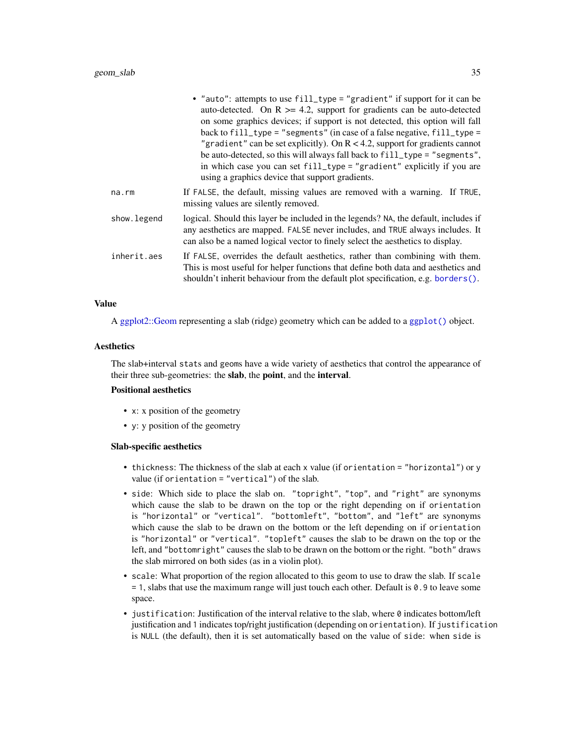- "auto": attempts to use fill_type = "gradient" if support for it can be auto-detected. On R >= 4.2, support for gradients can be auto-detected on some graphics devices; if support is not detected, this option will fall back to fill_type = "segments" (in case of a false negative, fill_type = "gradient" can be set explicitly). On R < 4.2, support for gradients cannot be auto-detected, so this will always fall back to fill_type = "segments", in which case you can set fill_type = "gradient" explicitly if you are using a graphics device that support gradients.

na.rm
: If FALSE, the default, missing values are removed with a warning. If TRUE, missing values are silently removed.

show.legend
: logical. Should this layer be included in the legends? NA, the default, includes if any aesthetics are mapped. FALSE never includes, and TRUE always includes. It can also be a named logical vector to finely select the aesthetics to display.

inherit.aes
: If FALSE, overrides the default aesthetics, rather than combining with them. This is most useful for helper functions that define both data and aesthetics and shouldn't inherit behaviour from the default plot specification, e.g. borders().

## Value

A ggplot2::Geom representing a slab (ridge) geometry which can be added to a ggplot() object.

## Aesthetics

The slab+interval stats and geoms have a wide variety of aesthetics that control the appearance of their three sub-geometries: the **slab**, the **point**, and the **interval**.

### Positional aesthetics

- x: x position of the geometry
- y: y position of the geometry

### Slab-specific aesthetics

- thickness: The thickness of the slab at each x value (if orientation = "horizontal") or y value (if orientation = "vertical") of the slab.
- side: Which side to place the slab on. "topright", "top", and "right" are synonyms which cause the slab to be drawn on the top or the right depending on if orientation is "horizontal" or "vertical". "bottomleft", "bottom", and "left" are synonyms which cause the slab to be drawn on the bottom or the left depending on if orientation is "horizontal" or "vertical". "topleft" causes the slab to be drawn on the top or the left, and "bottomright" causes the slab to be drawn on the bottom or the right. "both" draws the slab mirrored on both sides (as in a violin plot).
- scale: What proportion of the region allocated to this geom to use to draw the slab. If scale = 1, slabs that use the maximum range will just touch each other. Default is 0.9 to leave some space.
- justification: Justification of the interval relative to the slab, where 0 indicates bottom/left justification and 1 indicates top/right justification (depending on orientation). If justification is NULL (the default), then it is set automatically based on the value of side: when side is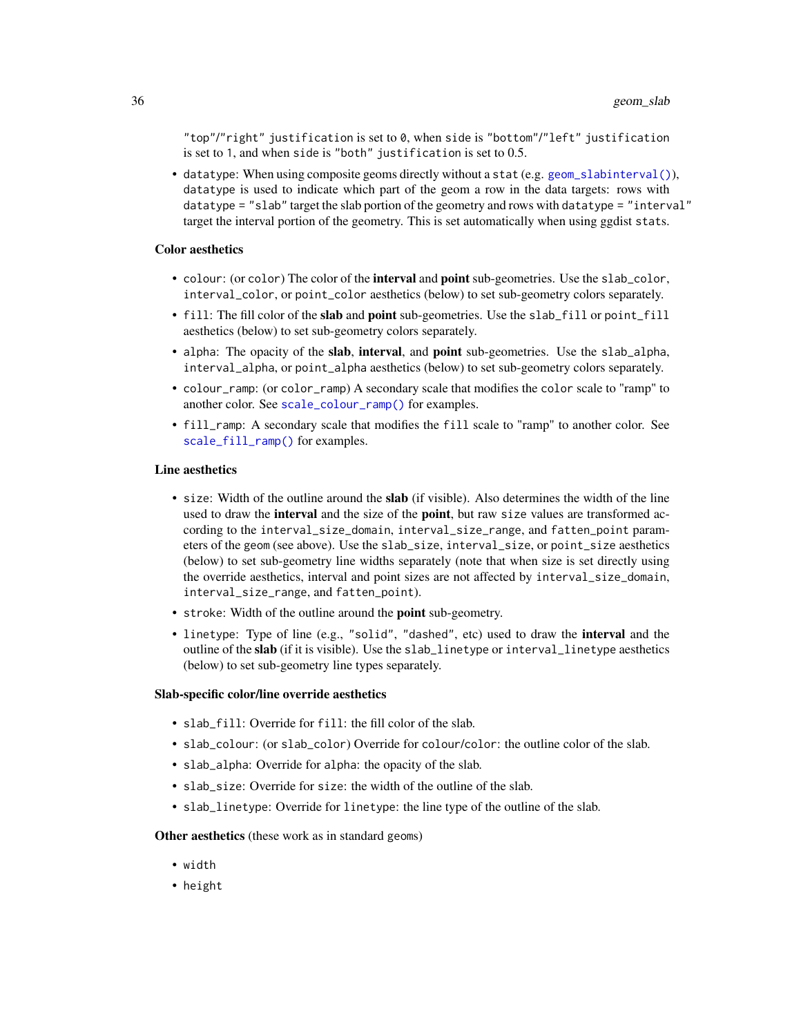"top"/"right" justification is set to 0, when side is "bottom"/"left" justification is set to 1, and when side is "both" justification is set to 0.5.

- `datatype`: When using composite geoms directly without a `stat` (e.g. `geom_slabinterval()`), `datatype` is used to indicate which part of the geom a row in the data targets: rows with `datatype = "slab"` target the slab portion of the geometry and rows with `datatype = "interval"` target the interval portion of the geometry. This is set automatically when using ggdist `stat`s.

**Color aesthetics**

- `colour`: (or `color`) The color of the **interval** and **point** sub-geometries. Use the `slab_color`, `interval_color`, or `point_color` aesthetics (below) to set sub-geometry colors separately.
- `fill`: The fill color of the **slab** and **point** sub-geometries. Use the `slab_fill` or `point_fill` aesthetics (below) to set sub-geometry colors separately.
- `alpha`: The opacity of the **slab**, **interval**, and **point** sub-geometries. Use the `slab_alpha`, `interval_alpha`, or `point_alpha` aesthetics (below) to set sub-geometry colors separately.
- `colour_ramp`: (or `color_ramp`) A secondary scale that modifies the `color` scale to "ramp" to another color. See `scale_colour_ramp()` for examples.
- `fill_ramp`: A secondary scale that modifies the `fill` scale to "ramp" to another color. See `scale_fill_ramp()` for examples.

**Line aesthetics**

- `size`: Width of the outline around the **slab** (if visible). Also determines the width of the line used to draw the **interval** and the size of the **point**, but raw `size` values are transformed according to the `interval_size_domain`, `interval_size_range`, and `fatten_point` parameters of the `geom` (see above). Use the `slab_size`, `interval_size`, or `point_size` aesthetics (below) to set sub-geometry line widths separately (note that when size is set directly using the override aesthetics, interval and point sizes are not affected by `interval_size_domain`, `interval_size_range`, and `fatten_point`).
- `stroke`: Width of the outline around the **point** sub-geometry.
- `linetype`: Type of line (e.g., "solid", "dashed", etc) used to draw the **interval** and the outline of the **slab** (if it is visible). Use the `slab_linetype` or `interval_linetype` aesthetics (below) to set sub-geometry line types separately.

**Slab-specific color/line override aesthetics**

- `slab_fill`: Override for `fill`: the fill color of the slab.
- `slab_colour`: (or `slab_color`) Override for `colour`/`color`: the outline color of the slab.
- `slab_alpha`: Override for `alpha`: the opacity of the slab.
- `slab_size`: Override for `size`: the width of the outline of the slab.
- `slab_linetype`: Override for `linetype`: the line type of the outline of the slab.

**Other aesthetics** (these work as in standard `geom`s)

- `width`
- `height`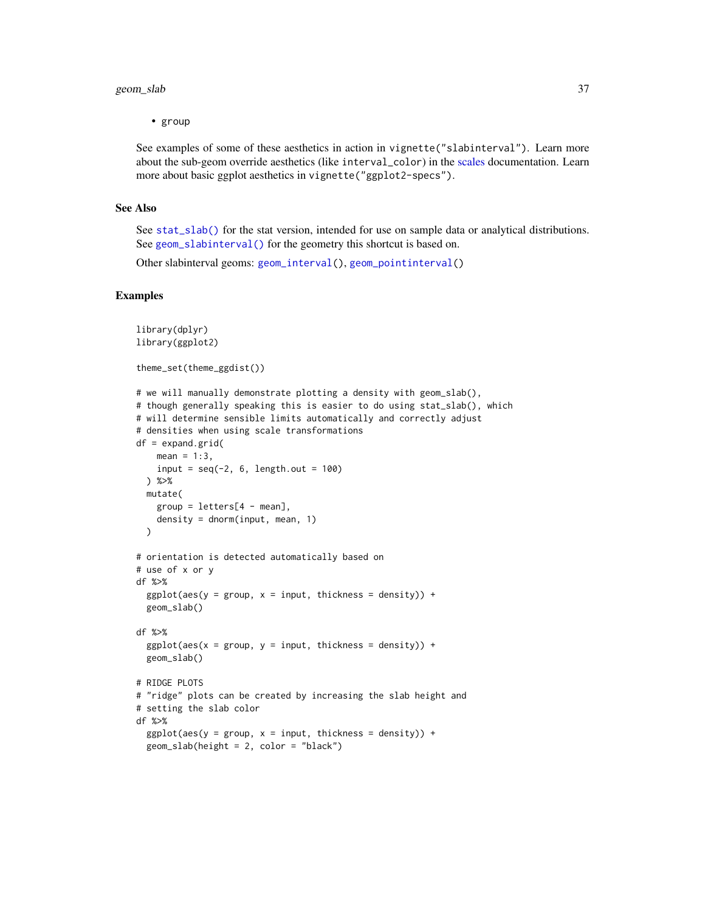- group

See examples of some of these aesthetics in action in vignette("slabinterval"). Learn more about the sub-geom override aesthetics (like interval_color) in the scales documentation. Learn more about basic ggplot aesthetics in vignette("ggplot2-specs").

### See Also

See stat_slab() for the stat version, intended for use on sample data or analytical distributions. See geom_slabinterval() for the geometry this shortcut is based on.

Other slabinterval geoms: geom_interval(), geom_pointinterval()

### Examples

```
library(dplyr)
library(ggplot2)

theme_set(theme_ggdist())

# we will manually demonstrate plotting a density with geom_slab(),
# though generally speaking this is easier to do using stat_slab(), which
# will determine sensible limits automatically and correctly adjust
# densities when using scale transformations
df = expand.grid(
    mean = 1:3,
    input = seq(-2, 6, length.out = 100)
  ) %>%
  mutate(
    group = letters[4 - mean],
    density = dnorm(input, mean, 1)
  )

# orientation is detected automatically based on
# use of x or y
df %>%
  ggplot(aes(y = group, x = input, thickness = density)) +
  geom_slab()

df %>%
  ggplot(aes(x = group, y = input, thickness = density)) +
  geom_slab()

# RIDGE PLOTS
# "ridge" plots can be created by increasing the slab height and
# setting the slab color
df %>%
  ggplot(aes(y = group, x = input, thickness = density)) +
  geom_slab(height = 2, color = "black")
```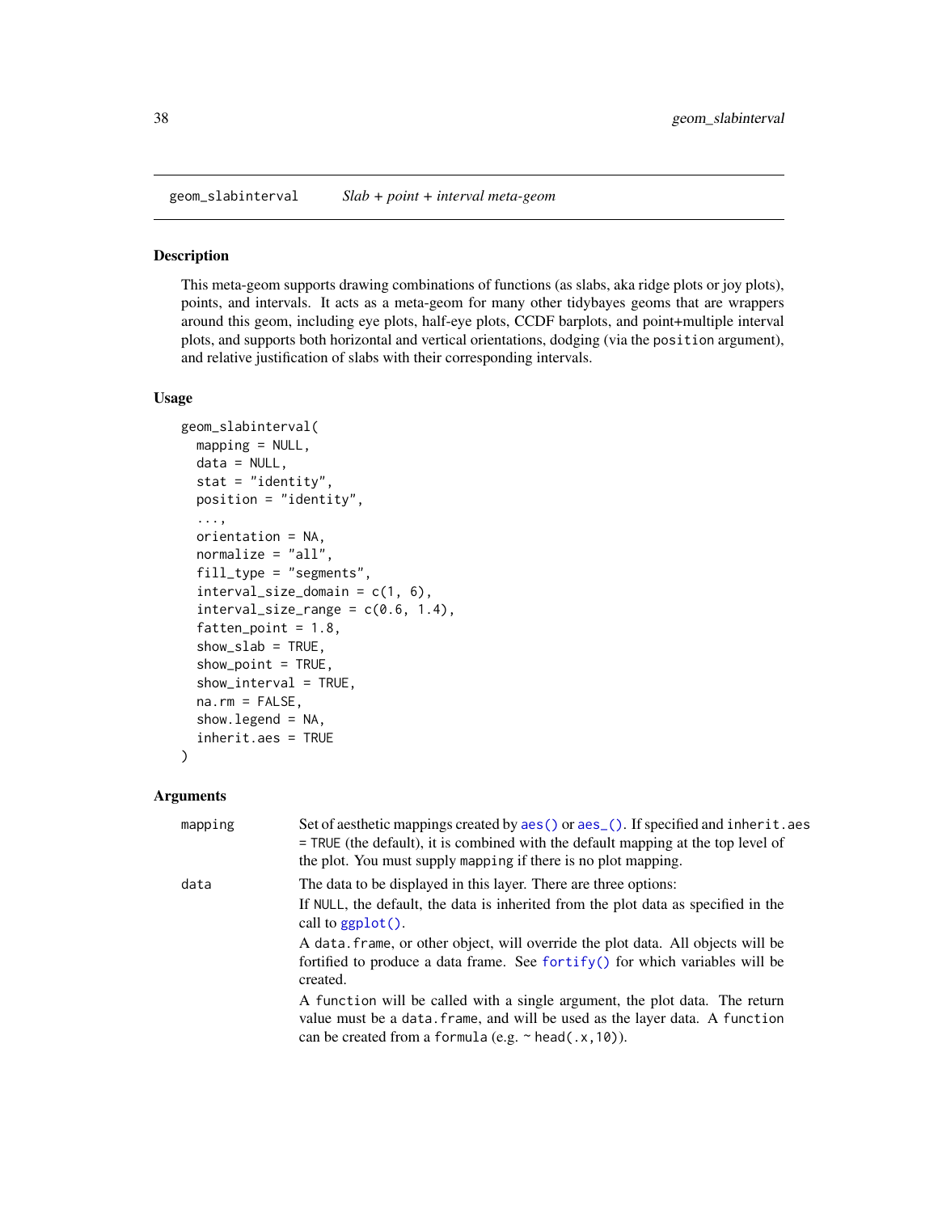geom_slabinterval *Slab + point + interval meta-geom*

## Description

This meta-geom supports drawing combinations of functions (as slabs, aka ridge plots or joy plots), points, and intervals. It acts as a meta-geom for many other tidybayes geoms that are wrappers around this geom, including eye plots, half-eye plots, CCDF barplots, and point+multiple interval plots, and supports both horizontal and vertical orientations, dodging (via the position argument), and relative justification of slabs with their corresponding intervals.

## Usage

```
geom_slabinterval(
  mapping = NULL,
  data = NULL,
  stat = "identity",
  position = "identity",
  ...,
  orientation = NA,
  normalize = "all",
  fill_type = "segments",
  interval_size_domain = c(1, 6),
  interval_size_range = c(0.6, 1.4),
  fatten_point = 1.8,
  show_slab = TRUE,
  show_point = TRUE,
  show_interval = TRUE,
  na.rm = FALSE,
  show.legend = NA,
  inherit.aes = TRUE
)
```

## Arguments

| | |
|---|---|
| mapping | Set of aesthetic mappings created by aes() or aes_(). If specified and inherit.aes = TRUE (the default), it is combined with the default mapping at the top level of the plot. You must supply mapping if there is no plot mapping. |
| data | The data to be displayed in this layer. There are three options: If NULL, the default, the data is inherited from the plot data as specified in the call to ggplot(). A data.frame, or other object, will override the plot data. All objects will be fortified to produce a data frame. See fortify() for which variables will be created. A function will be called with a single argument, the plot data. The return value must be a data.frame, and will be used as the layer data. A function can be created from a formula (e.g. ~ head(.x,10)). |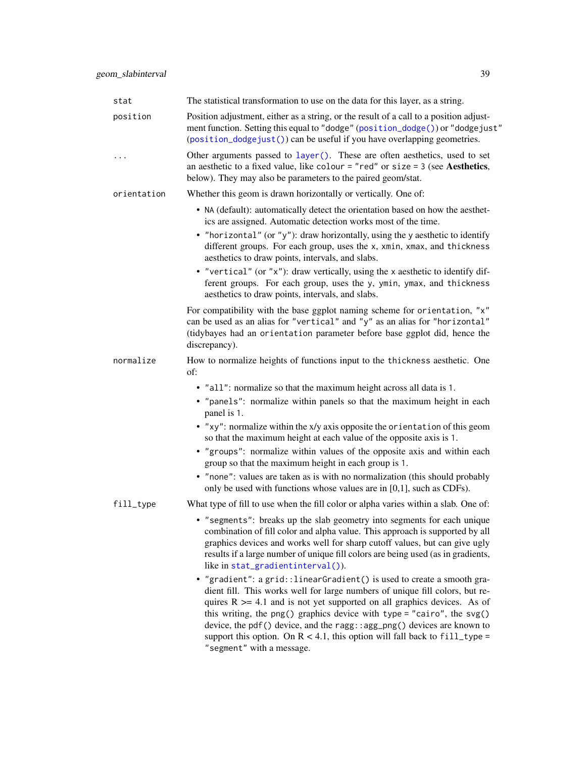| | |
|---|---|
| `stat` | The statistical transformation to use on the data for this layer, as a string. |
| `position` | Position adjustment, either as a string, or the result of a call to a position adjustment function. Setting this equal to `"dodge"` (`position_dodge()`) or `"dodgejust"` (`position_dodgejust()`) can be useful if you have overlapping geometries. |
| `...` | Other arguments passed to `layer()`. These are often aesthetics, used to set an aesthetic to a fixed value, like `colour = "red"` or `size = 3` (see **Aesthetics**, below). They may also be parameters to the paired geom/stat. |
| `orientation` | Whether this geom is drawn horizontally or vertically. One of:<br>• `NA` (default): automatically detect the orientation based on how the aesthetics are assigned. Automatic detection works most of the time.<br>• `"horizontal"` (or `"y"`): draw horizontally, using the `y` aesthetic to identify different groups. For each group, uses the `x`, `xmin`, `xmax`, and `thickness` aesthetics to draw points, intervals, and slabs.<br>• `"vertical"` (or `"x"`): draw vertically, using the `x` aesthetic to identify different groups. For each group, uses the `y`, `ymin`, `ymax`, and `thickness` aesthetics to draw points, intervals, and slabs.<br><br>For compatibility with the base ggplot naming scheme for `orientation`, `"x"` can be used as an alias for `"vertical"` and `"y"` as an alias for `"horizontal"` (tidybayes had an `orientation` parameter before base ggplot did, hence the discrepancy). |
| `normalize` | How to normalize heights of functions input to the `thickness` aesthetic. One of:<br>• `"all"`: normalize so that the maximum height across all data is `1`.<br>• `"panels"`: normalize within panels so that the maximum height in each panel is `1`.<br>• `"xy"`: normalize within the x/y axis opposite the `orientation` of this geom so that the maximum height at each value of the opposite axis is `1`.<br>• `"groups"`: normalize within values of the opposite axis and within each group so that the maximum height in each group is `1`.<br>• `"none"`: values are taken as is with no normalization (this should probably only be used with functions whose values are in [0,1], such as CDFs). |
| `fill_type` | What type of fill to use when the fill color or alpha varies within a slab. One of:<br>• `"segments"`: breaks up the slab geometry into segments for each unique combination of fill color and alpha value. This approach is supported by all graphics devices and works well for sharp cutoff values, but can give ugly results if a large number of unique fill colors are being used (as in gradients, like in `stat_gradientinterval()`).<br>• `"gradient"`: a `grid::linearGradient()` is used to create a smooth gradient fill. This works well for large numbers of unique fill colors, but requires R >= 4.1 and is not yet supported on all graphics devices. As of this writing, the `png()` graphics device with `type = "cairo"`, the `svg()` device, the `pdf()` device, and the `ragg::agg_png()` devices are known to support this option. On R < 4.1, this option will fall back to `fill_type = "segment"` with a message. |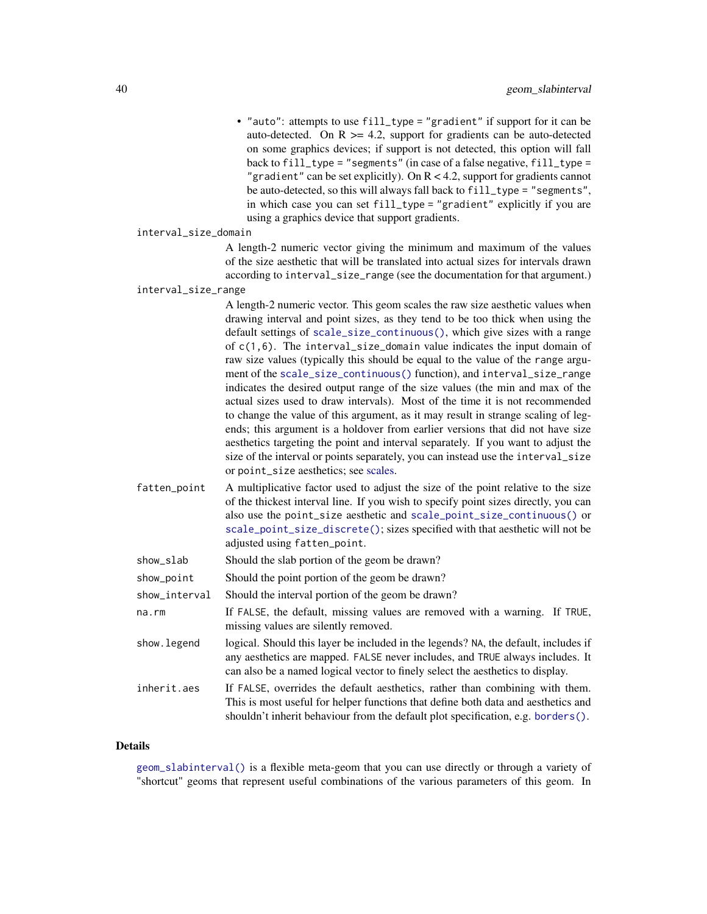- "auto": attempts to use fill_type = "gradient" if support for it can be auto-detected. On R >= 4.2, support for gradients can be auto-detected on some graphics devices; if support is not detected, this option will fall back to fill_type = "segments" (in case of a false negative, fill_type = "gradient" can be set explicitly). On R < 4.2, support for gradients cannot be auto-detected, so this will always fall back to fill_type = "segments", in which case you can set fill_type = "gradient" explicitly if you are using a graphics device that support gradients.

`interval_size_domain`
: A length-2 numeric vector giving the minimum and maximum of the values of the size aesthetic that will be translated into actual sizes for intervals drawn according to interval_size_range (see the documentation for that argument.)

`interval_size_range`
: A length-2 numeric vector. This geom scales the raw size aesthetic values when drawing interval and point sizes, as they tend to be too thick when using the default settings of `scale_size_continuous()`, which give sizes with a range of c(1,6). The interval_size_domain value indicates the input domain of raw size values (typically this should be equal to the value of the range argument of the `scale_size_continuous()` function), and interval_size_range indicates the desired output range of the size values (the min and max of the actual sizes used to draw intervals). Most of the time it is not recommended to change the value of this argument, as it may result in strange scaling of legends; this argument is a holdover from earlier versions that did not have size aesthetics targeting the point and interval separately. If you want to adjust the size of the interval or points separately, you can instead use the interval_size or point_size aesthetics; see scales.

`fatten_point`
: A multiplicative factor used to adjust the size of the point relative to the size of the thickest interval line. If you wish to specify point sizes directly, you can also use the point_size aesthetic and `scale_point_size_continuous()` or `scale_point_size_discrete()`; sizes specified with that aesthetic will not be adjusted using fatten_point.

`show_slab`
: Should the slab portion of the geom be drawn?

`show_point`
: Should the point portion of the geom be drawn?

`show_interval`
: Should the interval portion of the geom be drawn?

`na.rm`
: If FALSE, the default, missing values are removed with a warning. If TRUE, missing values are silently removed.

`show.legend`
: logical. Should this layer be included in the legends? NA, the default, includes if any aesthetics are mapped. FALSE never includes, and TRUE always includes. It can also be a named logical vector to finely select the aesthetics to display.

`inherit.aes`
: If FALSE, overrides the default aesthetics, rather than combining with them. This is most useful for helper functions that define both data and aesthetics and shouldn't inherit behaviour from the default plot specification, e.g. `borders()`.

## Details

`geom_slabinterval()` is a flexible meta-geom that you can use directly or through a variety of "shortcut" geoms that represent useful combinations of the various parameters of this geom. In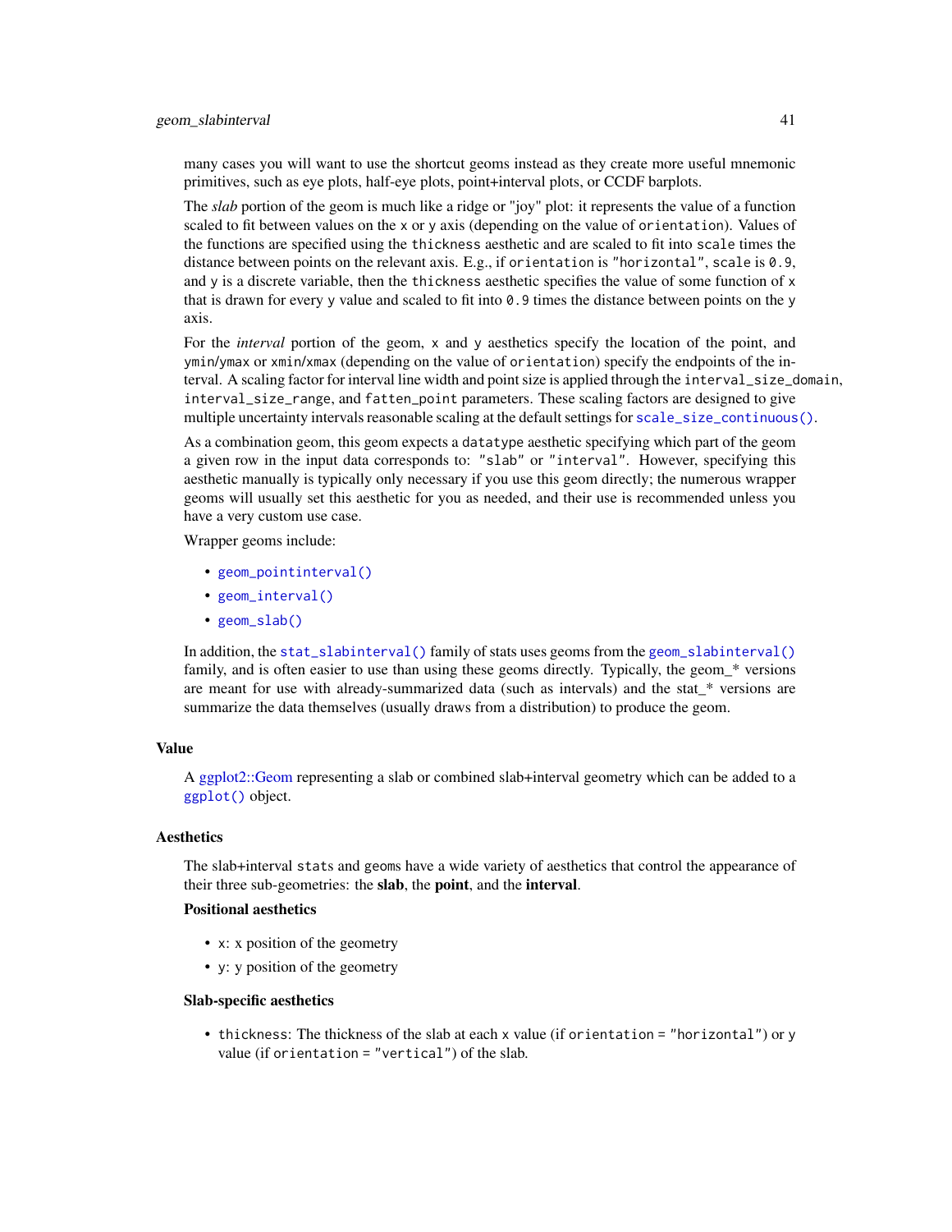many cases you will want to use the shortcut geoms instead as they create more useful mnemonic primitives, such as eye plots, half-eye plots, point+interval plots, or CCDF barplots.

The *slab* portion of the geom is much like a ridge or "joy" plot: it represents the value of a function scaled to fit between values on the `x` or `y` axis (depending on the value of `orientation`). Values of the functions are specified using the `thickness` aesthetic and are scaled to fit into `scale` times the distance between points on the relevant axis. E.g., if `orientation` is `"horizontal"`, `scale` is `0.9`, and `y` is a discrete variable, then the `thickness` aesthetic specifies the value of some function of `x` that is drawn for every `y` value and scaled to fit into `0.9` times the distance between points on the `y` axis.

For the *interval* portion of the geom, `x` and `y` aesthetics specify the location of the point, and `ymin`/`ymax` or `xmin`/`xmax` (depending on the value of `orientation`) specify the endpoints of the interval. A scaling factor for interval line width and point size is applied through the `interval_size_domain`, `interval_size_range`, and `fatten_point` parameters. These scaling factors are designed to give multiple uncertainty intervals reasonable scaling at the default settings for `scale_size_continuous()`.

As a combination geom, this geom expects a `datatype` aesthetic specifying which part of the geom a given row in the input data corresponds to: `"slab"` or `"interval"`. However, specifying this aesthetic manually is typically only necessary if you use this geom directly; the numerous wrapper geoms will usually set this aesthetic for you as needed, and their use is recommended unless you have a very custom use case.

Wrapper geoms include:

- `geom_pointinterval()`
- `geom_interval()`
- `geom_slab()`

In addition, the `stat_slabinterval()` family of stats uses geoms from the `geom_slabinterval()` family, and is often easier to use than using these geoms directly. Typically, the geom_* versions are meant for use with already-summarized data (such as intervals) and the stat_* versions are summarize the data themselves (usually draws from a distribution) to produce the geom.

## Value

A ggplot2::Geom representing a slab or combined slab+interval geometry which can be added to a `ggplot()` object.

## Aesthetics

The slab+interval `stats` and `geoms` have a wide variety of aesthetics that control the appearance of their three sub-geometries: the **slab**, the **point**, and the **interval**.

### Positional aesthetics

- `x`: x position of the geometry
- `y`: y position of the geometry

### Slab-specific aesthetics

- `thickness`: The thickness of the slab at each `x` value (if `orientation = "horizontal"`) or `y` value (if `orientation = "vertical"`) of the slab.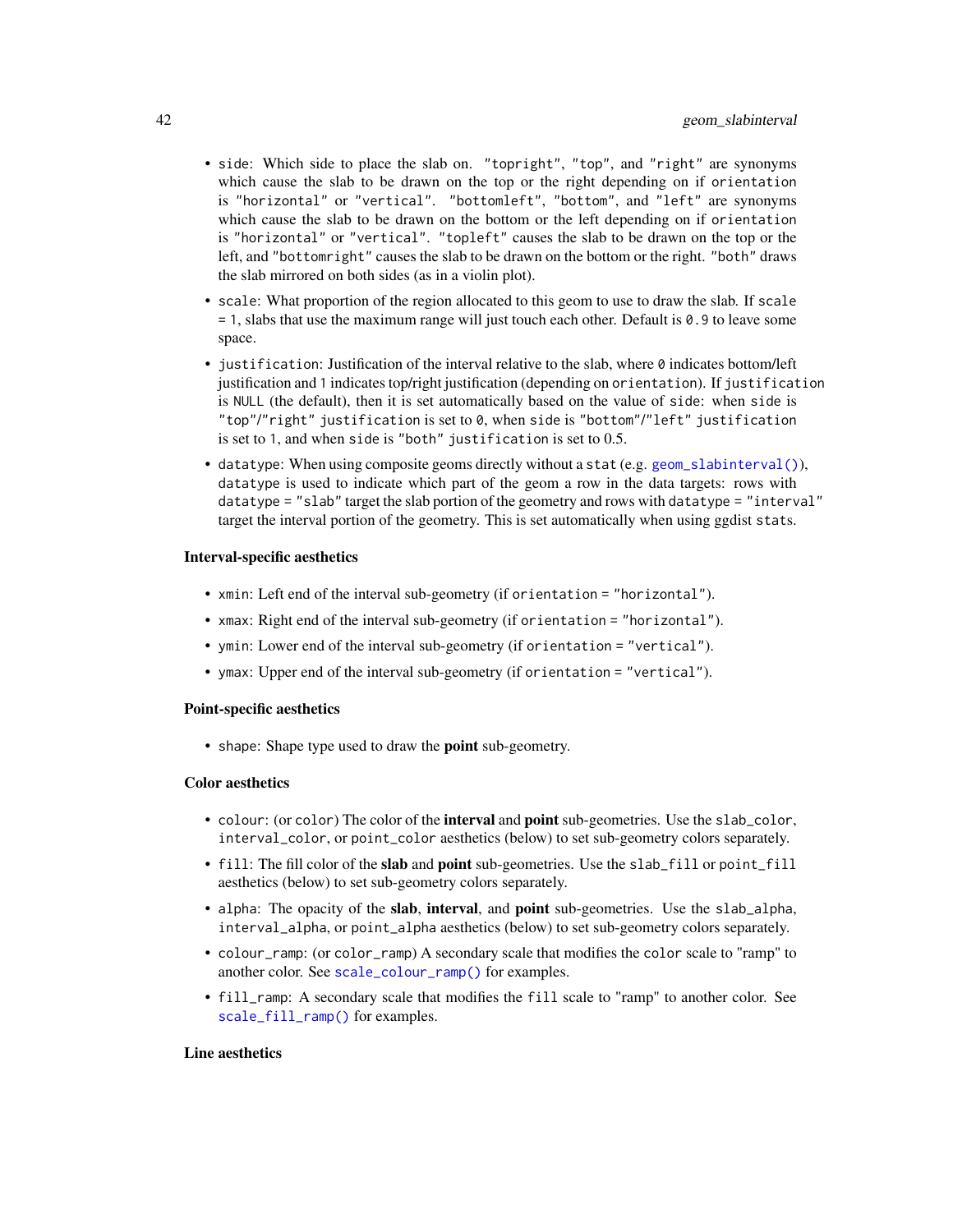- `side`: Which side to place the slab on. `"topright"`, `"top"`, and `"right"` are synonyms which cause the slab to be drawn on the top or the right depending on if `orientation` is `"horizontal"` or `"vertical"`. `"bottomleft"`, `"bottom"`, and `"left"` are synonyms which cause the slab to be drawn on the bottom or the left depending on if `orientation` is `"horizontal"` or `"vertical"`. `"topleft"` causes the slab to be drawn on the top or the left, and `"bottomright"` causes the slab to be drawn on the bottom or the right. `"both"` draws the slab mirrored on both sides (as in a violin plot).
- `scale`: What proportion of the region allocated to this geom to use to draw the slab. If `scale = 1`, slabs that use the maximum range will just touch each other. Default is `0.9` to leave some space.
- `justification`: Justification of the interval relative to the slab, where `0` indicates bottom/left justification and `1` indicates top/right justification (depending on `orientation`). If `justification` is `NULL` (the default), then it is set automatically based on the value of `side`: when `side` is `"top"`/`"right"` `justification` is set to `0`, when `side` is `"bottom"`/`"left"` `justification` is set to `1`, and when `side` is `"both"` `justification` is set to 0.5.
- `datatype`: When using composite geoms directly without a `stat` (e.g. `geom_slabinterval()`), `datatype` is used to indicate which part of the geom a row in the data targets: rows with `datatype = "slab"` target the slab portion of the geometry and rows with `datatype = "interval"` target the interval portion of the geometry. This is set automatically when using ggdist `stat`s.

**Interval-specific aesthetics**

- `xmin`: Left end of the interval sub-geometry (if `orientation = "horizontal"`).
- `xmax`: Right end of the interval sub-geometry (if `orientation = "horizontal"`).
- `ymin`: Lower end of the interval sub-geometry (if `orientation = "vertical"`).
- `ymax`: Upper end of the interval sub-geometry (if `orientation = "vertical"`).

**Point-specific aesthetics**

- `shape`: Shape type used to draw the **point** sub-geometry.

**Color aesthetics**

- `colour`: (or `color`) The color of the **interval** and **point** sub-geometries. Use the `slab_color`, `interval_color`, or `point_color` aesthetics (below) to set sub-geometry colors separately.
- `fill`: The fill color of the **slab** and **point** sub-geometries. Use the `slab_fill` or `point_fill` aesthetics (below) to set sub-geometry colors separately.
- `alpha`: The opacity of the **slab**, **interval**, and **point** sub-geometries. Use the `slab_alpha`, `interval_alpha`, or `point_alpha` aesthetics (below) to set sub-geometry colors separately.
- `colour_ramp`: (or `color_ramp`) A secondary scale that modifies the `color` scale to "ramp" to another color. See `scale_colour_ramp()` for examples.
- `fill_ramp`: A secondary scale that modifies the `fill` scale to "ramp" to another color. See `scale_fill_ramp()` for examples.

**Line aesthetics**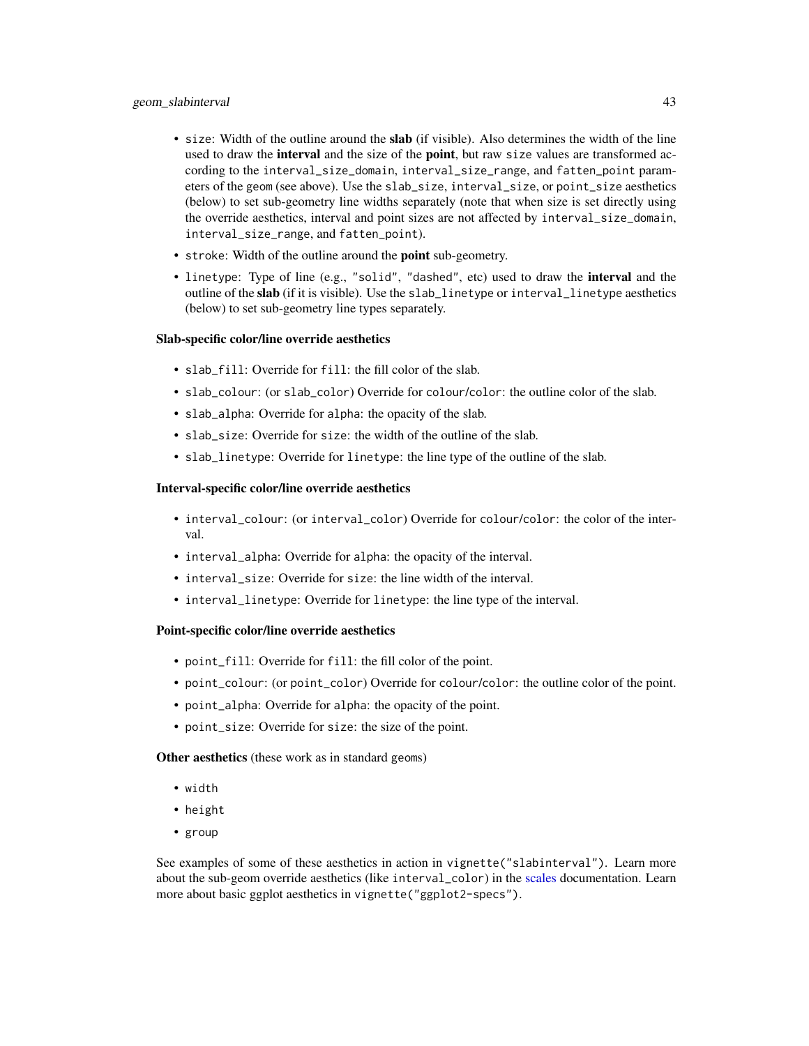- `size`: Width of the outline around the **slab** (if visible). Also determines the width of the line used to draw the **interval** and the size of the **point**, but raw `size` values are transformed according to the `interval_size_domain`, `interval_size_range`, and `fatten_point` parameters of the geom (see above). Use the `slab_size`, `interval_size`, or `point_size` aesthetics (below) to set sub-geometry line widths separately (note that when size is set directly using the override aesthetics, interval and point sizes are not affected by `interval_size_domain`, `interval_size_range`, and `fatten_point`).
- `stroke`: Width of the outline around the **point** sub-geometry.
- `linetype`: Type of line (e.g., `"solid"`, `"dashed"`, etc) used to draw the **interval** and the outline of the **slab** (if it is visible). Use the `slab_linetype` or `interval_linetype` aesthetics (below) to set sub-geometry line types separately.

**Slab-specific color/line override aesthetics**

- `slab_fill`: Override for `fill`: the fill color of the slab.
- `slab_colour`: (or `slab_color`) Override for `colour`/`color`: the outline color of the slab.
- `slab_alpha`: Override for `alpha`: the opacity of the slab.
- `slab_size`: Override for `size`: the width of the outline of the slab.
- `slab_linetype`: Override for `linetype`: the line type of the outline of the slab.

**Interval-specific color/line override aesthetics**

- `interval_colour`: (or `interval_color`) Override for `colour`/`color`: the color of the interval.
- `interval_alpha`: Override for `alpha`: the opacity of the interval.
- `interval_size`: Override for `size`: the line width of the interval.
- `interval_linetype`: Override for `linetype`: the line type of the interval.

**Point-specific color/line override aesthetics**

- `point_fill`: Override for `fill`: the fill color of the point.
- `point_colour`: (or `point_color`) Override for `colour`/`color`: the outline color of the point.
- `point_alpha`: Override for `alpha`: the opacity of the point.
- `point_size`: Override for `size`: the size of the point.

**Other aesthetics** (these work as in standard `geom`s)

- `width`
- `height`
- `group`

See examples of some of these aesthetics in action in `vignette("slabinterval")`. Learn more about the sub-geom override aesthetics (like `interval_color`) in the scales documentation. Learn more about basic ggplot aesthetics in `vignette("ggplot2-specs")`.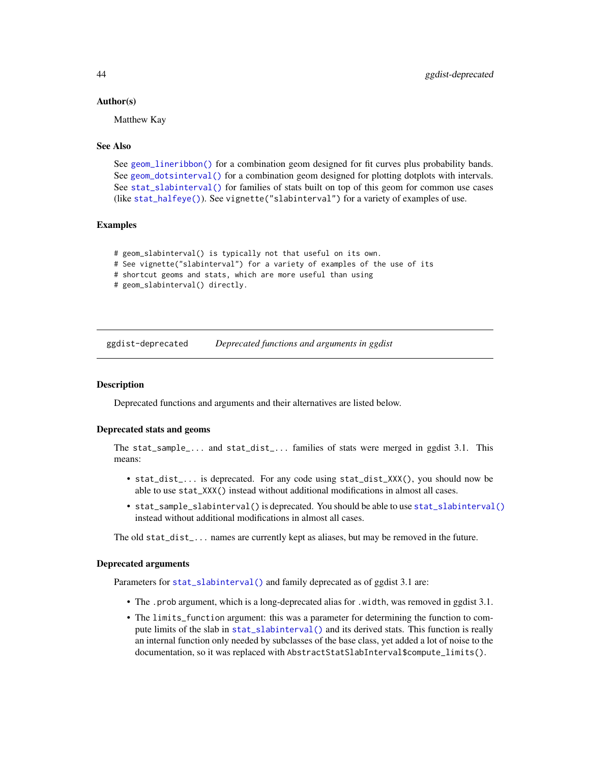### Author(s)

Matthew Kay

### See Also

See `geom_lineribbon()` for a combination geom designed for fit curves plus probability bands. See `geom_dotsinterval()` for a combination geom designed for plotting dotplots with intervals. See `stat_slabinterval()` for families of stats built on top of this geom for common use cases (like `stat_halfeye()`). See `vignette("slabinterval")` for a variety of examples of use.

### Examples

```
# geom_slabinterval() is typically not that useful on its own.
# See vignette("slabinterval") for a variety of examples of the use of its
# shortcut geoms and stats, which are more useful than using
# geom_slabinterval() directly.
```

---

## ggdist-deprecated    *Deprecated functions and arguments in ggdist*

### Description

Deprecated functions and arguments and their alternatives are listed below.

### Deprecated stats and geoms

The `stat_sample_...` and `stat_dist_...` families of stats were merged in ggdist 3.1. This means:

- `stat_dist_...` is deprecated. For any code using `stat_dist_XXX()`, you should now be able to use `stat_XXX()` instead without additional modifications in almost all cases.
- `stat_sample_slabinterval()` is deprecated. You should be able to use `stat_slabinterval()` instead without additional modifications in almost all cases.

The old `stat_dist_...` names are currently kept as aliases, but may be removed in the future.

### Deprecated arguments

Parameters for `stat_slabinterval()` and family deprecated as of ggdist 3.1 are:

- The `.prob` argument, which is a long-deprecated alias for `.width`, was removed in ggdist 3.1.
- The `limits_function` argument: this was a parameter for determining the function to compute limits of the slab in `stat_slabinterval()` and its derived stats. This function is really an internal function only needed by subclasses of the base class, yet added a lot of noise to the documentation, so it was replaced with `AbstractStatSlabInterval$compute_limits()`.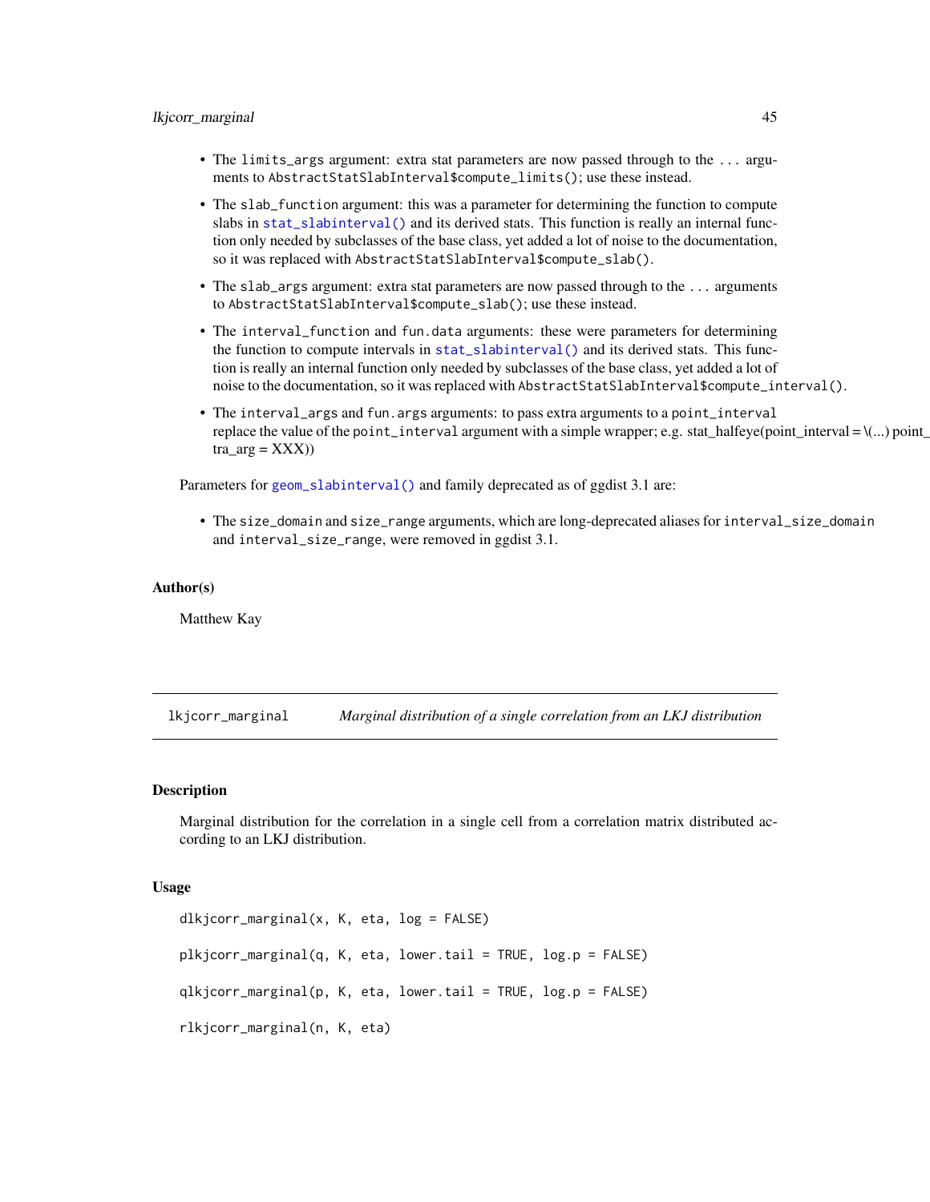- The `limits_args` argument: extra stat parameters are now passed through to the `...` arguments to `AbstractStatSlabInterval$compute_limits()`; use these instead.
- The `slab_function` argument: this was a parameter for determining the function to compute slabs in `stat_slabinterval()` and its derived stats. This function is really an internal function only needed by subclasses of the base class, yet added a lot of noise to the documentation, so it was replaced with `AbstractStatSlabInterval$compute_slab()`.
- The `slab_args` argument: extra stat parameters are now passed through to the `...` arguments to `AbstractStatSlabInterval$compute_slab()`; use these instead.
- The `interval_function` and `fun.data` arguments: these were parameters for determining the function to compute intervals in `stat_slabinterval()` and its derived stats. This function is really an internal function only needed by subclasses of the base class, yet added a lot of noise to the documentation, so it was replaced with `AbstractStatSlabInterval$compute_interval()`.
- The `interval_args` and `fun.args` arguments: to pass extra arguments to a `point_interval` replace the value of the `point_interval` argument with a simple wrapper; e.g. stat_halfeye(point_interval = \(...) point_tra_arg = XXX))

Parameters for `geom_slabinterval()` and family deprecated as of ggdist 3.1 are:

- The `size_domain` and `size_range` arguments, which are long-deprecated aliases for `interval_size_domain` and `interval_size_range`, were removed in ggdist 3.1.

### Author(s)

Matthew Kay

---

## lkjcorr_marginal — *Marginal distribution of a single correlation from an LKJ distribution*

### Description

Marginal distribution for the correlation in a single cell from a correlation matrix distributed according to an LKJ distribution.

### Usage

```
dlkjcorr_marginal(x, K, eta, log = FALSE)

plkjcorr_marginal(q, K, eta, lower.tail = TRUE, log.p = FALSE)

qlkjcorr_marginal(p, K, eta, lower.tail = TRUE, log.p = FALSE)

rlkjcorr_marginal(n, K, eta)
```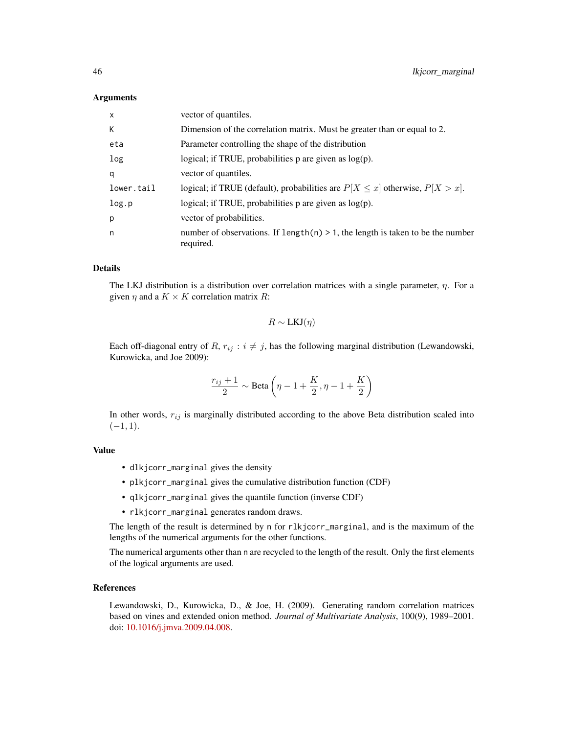## Arguments

| | |
|---|---|
| `x` | vector of quantiles. |
| `K` | Dimension of the correlation matrix. Must be greater than or equal to 2. |
| `eta` | Parameter controlling the shape of the distribution |
| `log` | logical; if TRUE, probabilities p are given as log(p). |
| `q` | vector of quantiles. |
| `lower.tail` | logical; if TRUE (default), probabilities are $P[X \leq x]$ otherwise, $P[X > x]$. |
| `log.p` | logical; if TRUE, probabilities p are given as log(p). |
| `p` | vector of probabilities. |
| `n` | number of observations. If `length(n) > 1`, the length is taken to be the number required. |

## Details

The LKJ distribution is a distribution over correlation matrices with a single parameter, $\eta$. For a given $\eta$ and a $K \times K$ correlation matrix $R$:

$$R \sim \text{LKJ}(\eta)$$

Each off-diagonal entry of $R$, $r_{ij} : i \neq j$, has the following marginal distribution (Lewandowski, Kurowicka, and Joe 2009):

$$\frac{r_{ij} + 1}{2} \sim \text{Beta}\left(\eta - 1 + \frac{K}{2}, \eta - 1 + \frac{K}{2}\right)$$

In other words, $r_{ij}$ is marginally distributed according to the above Beta distribution scaled into $(-1, 1)$.

## Value

- `dlkjcorr_marginal` gives the density
- `plkjcorr_marginal` gives the cumulative distribution function (CDF)
- `qlkjcorr_marginal` gives the quantile function (inverse CDF)
- `rlkjcorr_marginal` generates random draws.

The length of the result is determined by `n` for `rlkjcorr_marginal`, and is the maximum of the lengths of the numerical arguments for the other functions.

The numerical arguments other than `n` are recycled to the length of the result. Only the first elements of the logical arguments are used.

## References

Lewandowski, D., Kurowicka, D., & Joe, H. (2009). Generating random correlation matrices based on vines and extended onion method. *Journal of Multivariate Analysis*, 100(9), 1989–2001. doi: 10.1016/j.jmva.2009.04.008.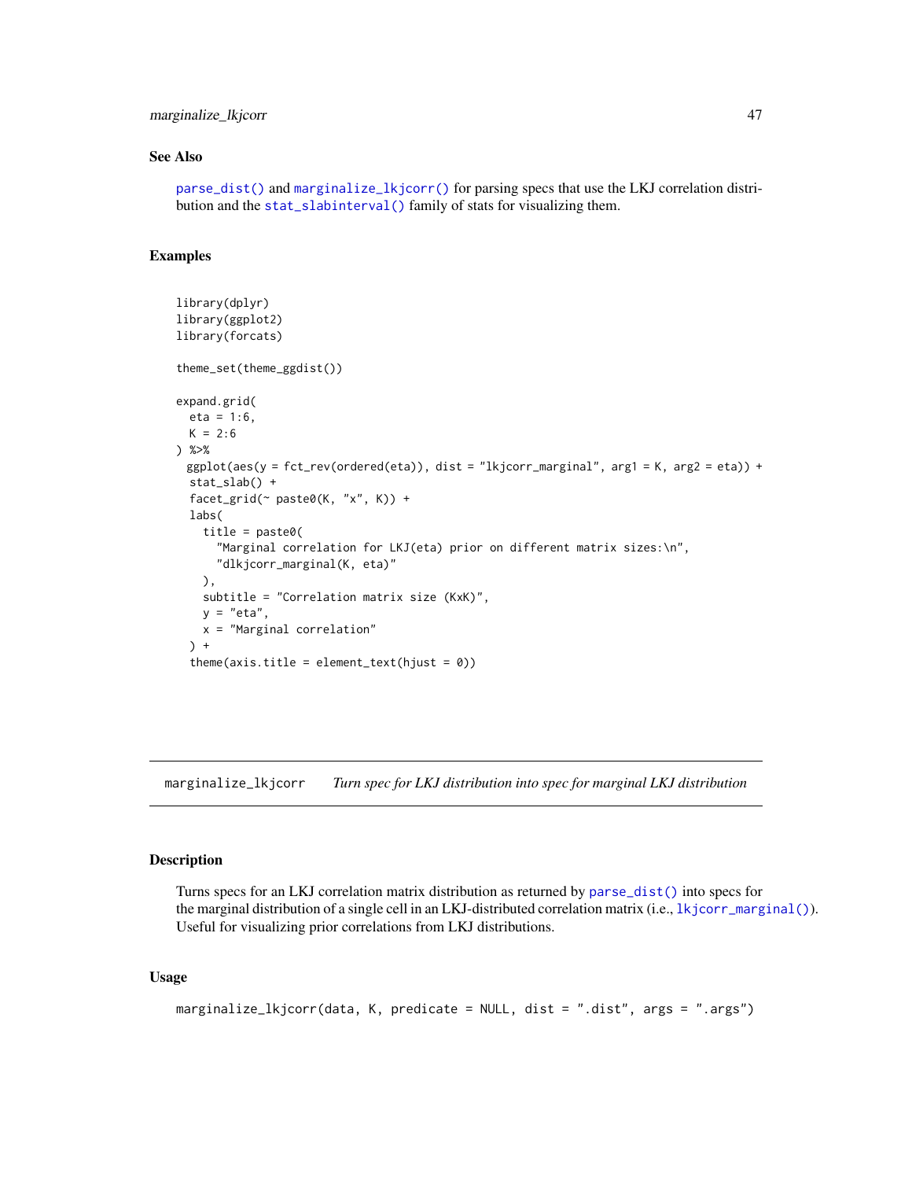### See Also

`parse_dist()` and `marginalize_lkjcorr()` for parsing specs that use the LKJ correlation distribution and the `stat_slabinterval()` family of stats for visualizing them.

### Examples

```
library(dplyr)
library(ggplot2)
library(forcats)

theme_set(theme_ggdist())

expand.grid(
  eta = 1:6,
  K = 2:6
) %>%
  ggplot(aes(y = fct_rev(ordered(eta)), dist = "lkjcorr_marginal", arg1 = K, arg2 = eta)) +
  stat_slab() +
  facet_grid(~ paste0(K, "x", K)) +
  labs(
    title = paste0(
      "Marginal correlation for LKJ(eta) prior on different matrix sizes:\n",
      "dlkjcorr_marginal(K, eta)"
    ),
    subtitle = "Correlation matrix size (KxK)",
    y = "eta",
    x = "Marginal correlation"
  ) +
  theme(axis.title = element_text(hjust = 0))
```

---

## marginalize_lkjcorr — *Turn spec for LKJ distribution into spec for marginal LKJ distribution*

### Description

Turns specs for an LKJ correlation matrix distribution as returned by `parse_dist()` into specs for the marginal distribution of a single cell in an LKJ-distributed correlation matrix (i.e., `lkjcorr_marginal()`). Useful for visualizing prior correlations from LKJ distributions.

### Usage

```
marginalize_lkjcorr(data, K, predicate = NULL, dist = ".dist", args = ".args")
```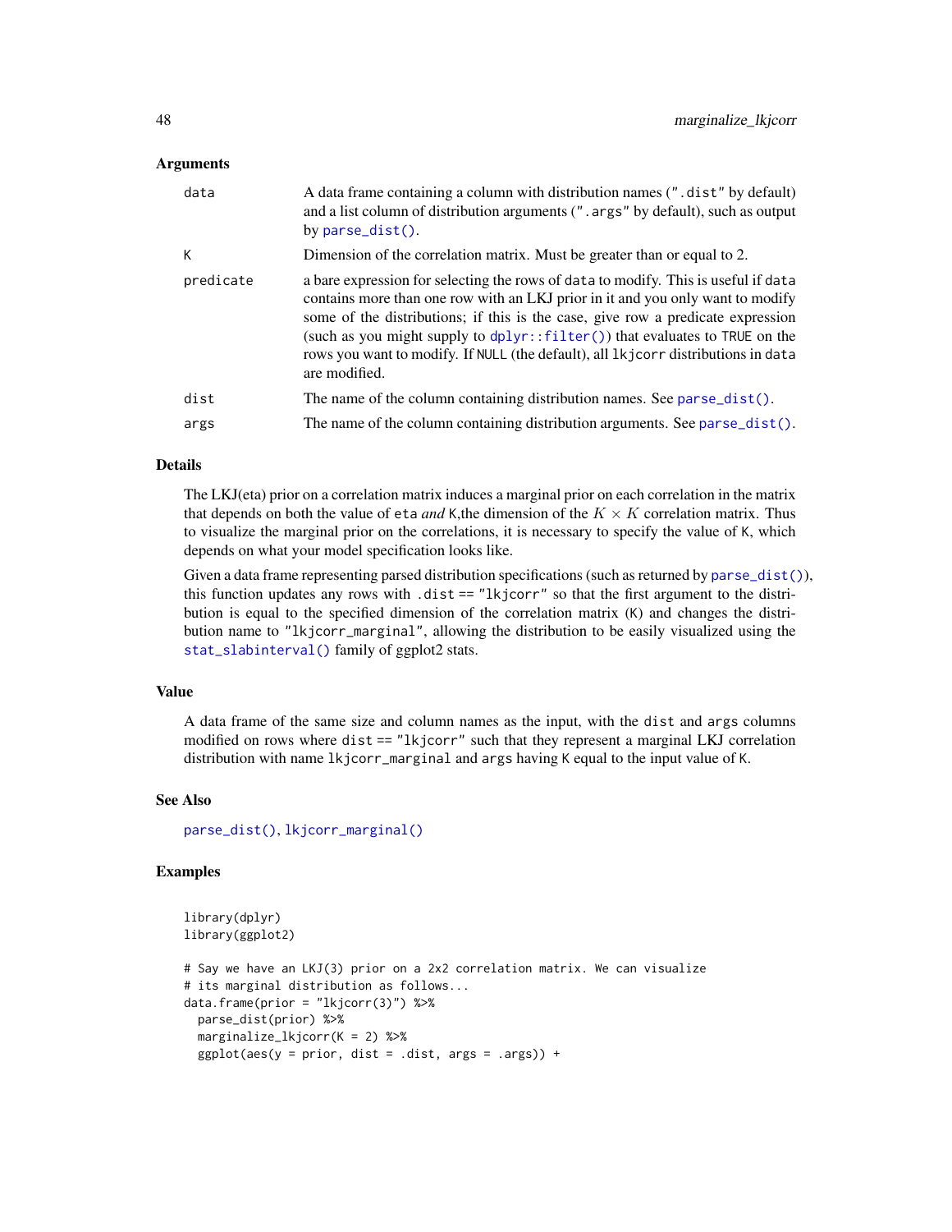### Arguments

| | |
|---|---|
| `data` | A data frame containing a column with distribution names (`".dist"` by default) and a list column of distribution arguments (`".args"` by default), such as output by `parse_dist()`. |
| `K` | Dimension of the correlation matrix. Must be greater than or equal to 2. |
| `predicate` | a bare expression for selecting the rows of `data` to modify. This is useful if `data` contains more than one row with an LKJ prior in it and you only want to modify some of the distributions; if this is the case, give row a predicate expression (such as you might supply to `dplyr::filter()`) that evaluates to `TRUE` on the rows you want to modify. If `NULL` (the default), all `lkjcorr` distributions in `data` are modified. |
| `dist` | The name of the column containing distribution names. See `parse_dist()`. |
| `args` | The name of the column containing distribution arguments. See `parse_dist()`. |

### Details

The LKJ(eta) prior on a correlation matrix induces a marginal prior on each correlation in the matrix that depends on both the value of `eta` *and* `K`,the dimension of the $K \times K$ correlation matrix. Thus to visualize the marginal prior on the correlations, it is necessary to specify the value of `K`, which depends on what your model specification looks like.

Given a data frame representing parsed distribution specifications (such as returned by `parse_dist()`), this function updates any rows with `.dist == "lkjcorr"` so that the first argument to the distribution is equal to the specified dimension of the correlation matrix (`K`) and changes the distribution name to `"lkjcorr_marginal"`, allowing the distribution to be easily visualized using the `stat_slabinterval()` family of ggplot2 stats.

### Value

A data frame of the same size and column names as the input, with the `dist` and `args` columns modified on rows where `dist == "lkjcorr"` such that they represent a marginal LKJ correlation distribution with name `lkjcorr_marginal` and `args` having `K` equal to the input value of `K`.

### See Also

`parse_dist()`, `lkjcorr_marginal()`

### Examples

```
library(dplyr)
library(ggplot2)

# Say we have an LKJ(3) prior on a 2x2 correlation matrix. We can visualize
# its marginal distribution as follows...
data.frame(prior = "lkjcorr(3)") %>%
  parse_dist(prior) %>%
  marginalize_lkjcorr(K = 2) %>%
  ggplot(aes(y = prior, dist = .dist, args = .args)) +
```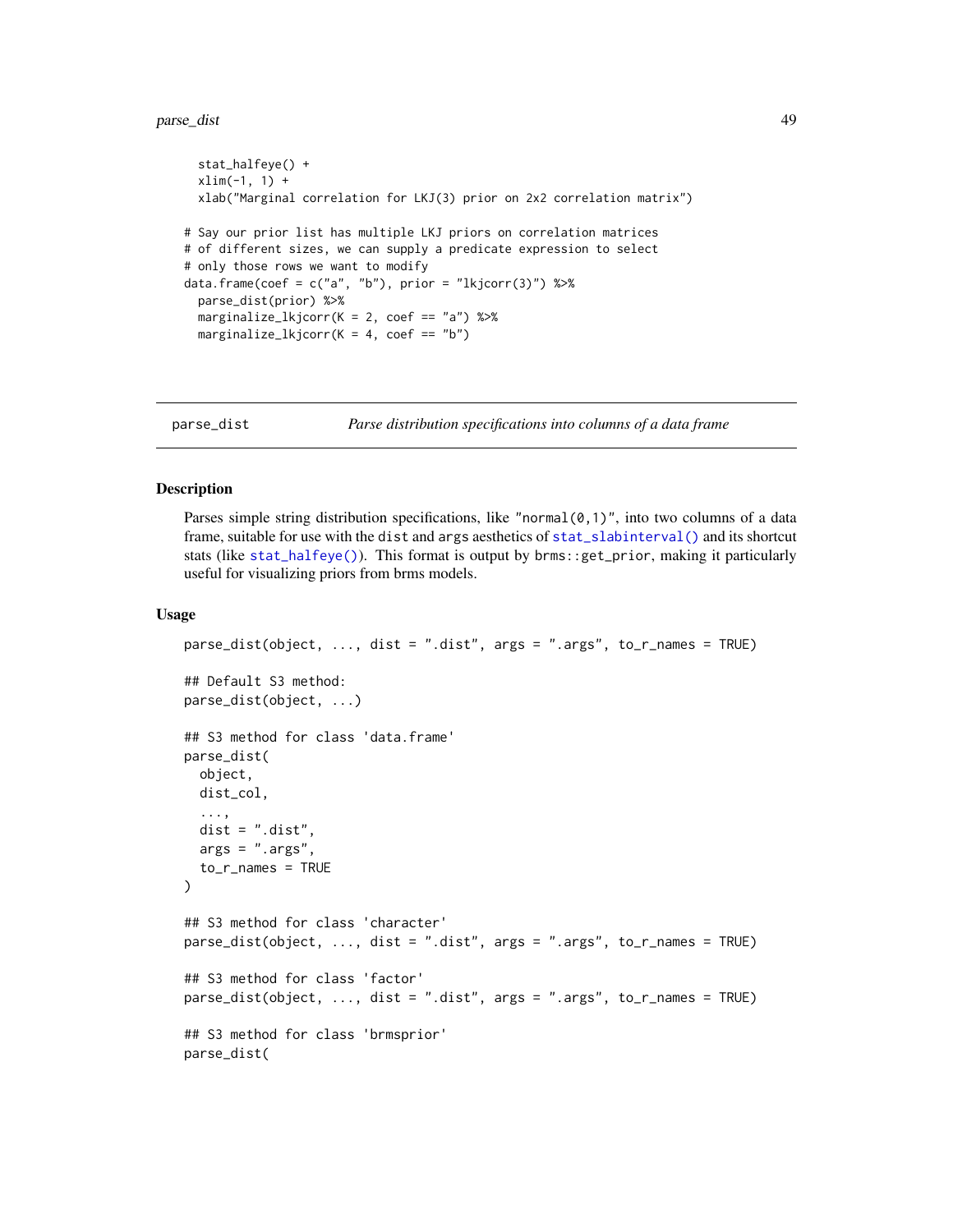```
  stat_halfeye() +
  xlim(-1, 1) +
  xlab("Marginal correlation for LKJ(3) prior on 2x2 correlation matrix")

# Say our prior list has multiple LKJ priors on correlation matrices
# of different sizes, we can supply a predicate expression to select
# only those rows we want to modify
data.frame(coef = c("a", "b"), prior = "lkjcorr(3)") %>%
  parse_dist(prior) %>%
  marginalize_lkjcorr(K = 2, coef == "a") %>%
  marginalize_lkjcorr(K = 4, coef == "b")
```

---

parse_dist — *Parse distribution specifications into columns of a data frame*

---

### Description

Parses simple string distribution specifications, like "normal(0,1)", into two columns of a data frame, suitable for use with the dist and args aesthetics of stat_slabinterval() and its shortcut stats (like stat_halfeye()). This format is output by brms::get_prior, making it particularly useful for visualizing priors from brms models.

### Usage

```
parse_dist(object, ..., dist = ".dist", args = ".args", to_r_names = TRUE)

## Default S3 method:
parse_dist(object, ...)

## S3 method for class 'data.frame'
parse_dist(
  object,
  dist_col,
  ...,
  dist = ".dist",
  args = ".args",
  to_r_names = TRUE
)

## S3 method for class 'character'
parse_dist(object, ..., dist = ".dist", args = ".args", to_r_names = TRUE)

## S3 method for class 'factor'
parse_dist(object, ..., dist = ".dist", args = ".args", to_r_names = TRUE)

## S3 method for class 'brmsprior'
parse_dist(
```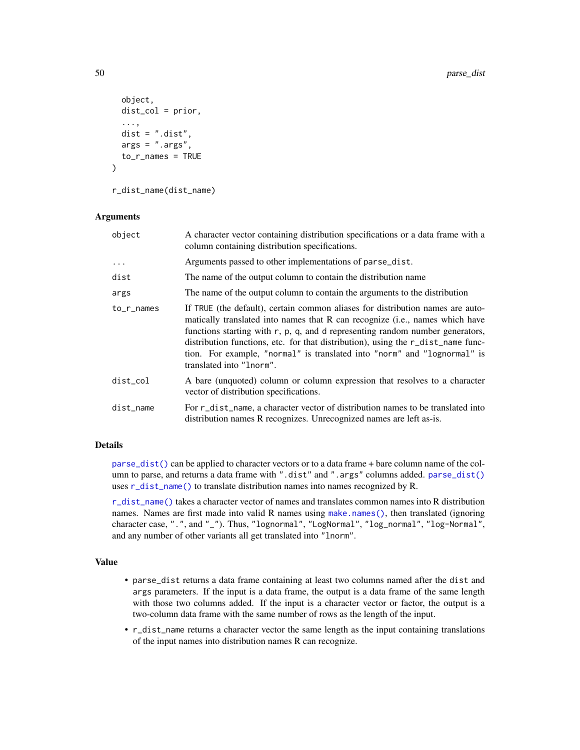```
  object,
  dist_col = prior,
  ...,
  dist = ".dist",
  args = ".args",
  to_r_names = TRUE
)

r_dist_name(dist_name)
```

## Arguments

| | |
|---|---|
| `object` | A character vector containing distribution specifications or a data frame with a column containing distribution specifications. |
| `...` | Arguments passed to other implementations of `parse_dist`. |
| `dist` | The name of the output column to contain the distribution name |
| `args` | The name of the output column to contain the arguments to the distribution |
| `to_r_names` | If `TRUE` (the default), certain common aliases for distribution names are automatically translated into names that R can recognize (i.e., names which have functions starting with `r`, `p`, `q`, and `d` representing random number generators, distribution functions, etc. for that distribution), using the `r_dist_name` function. For example, `"normal"` is translated into `"norm"` and `"lognormal"` is translated into `"lnorm"`. |
| `dist_col` | A bare (unquoted) column or column expression that resolves to a character vector of distribution specifications. |
| `dist_name` | For `r_dist_name`, a character vector of distribution names to be translated into distribution names R recognizes. Unrecognized names are left as-is. |

## Details

`parse_dist()` can be applied to character vectors or to a data frame + bare column name of the column to parse, and returns a data frame with `".dist"` and `".args"` columns added. `parse_dist()` uses `r_dist_name()` to translate distribution names into names recognized by R.

`r_dist_name()` takes a character vector of names and translates common names into R distribution names. Names are first made into valid R names using `make.names()`, then translated (ignoring character case, `"."`, and `"_"`). Thus, `"lognormal"`, `"LogNormal"`, `"log_normal"`, `"log-Normal"`, and any number of other variants all get translated into `"lnorm"`.

## Value

- `parse_dist` returns a data frame containing at least two columns named after the `dist` and `args` parameters. If the input is a data frame, the output is a data frame of the same length with those two columns added. If the input is a character vector or factor, the output is a two-column data frame with the same number of rows as the length of the input.
- `r_dist_name` returns a character vector the same length as the input containing translations of the input names into distribution names R can recognize.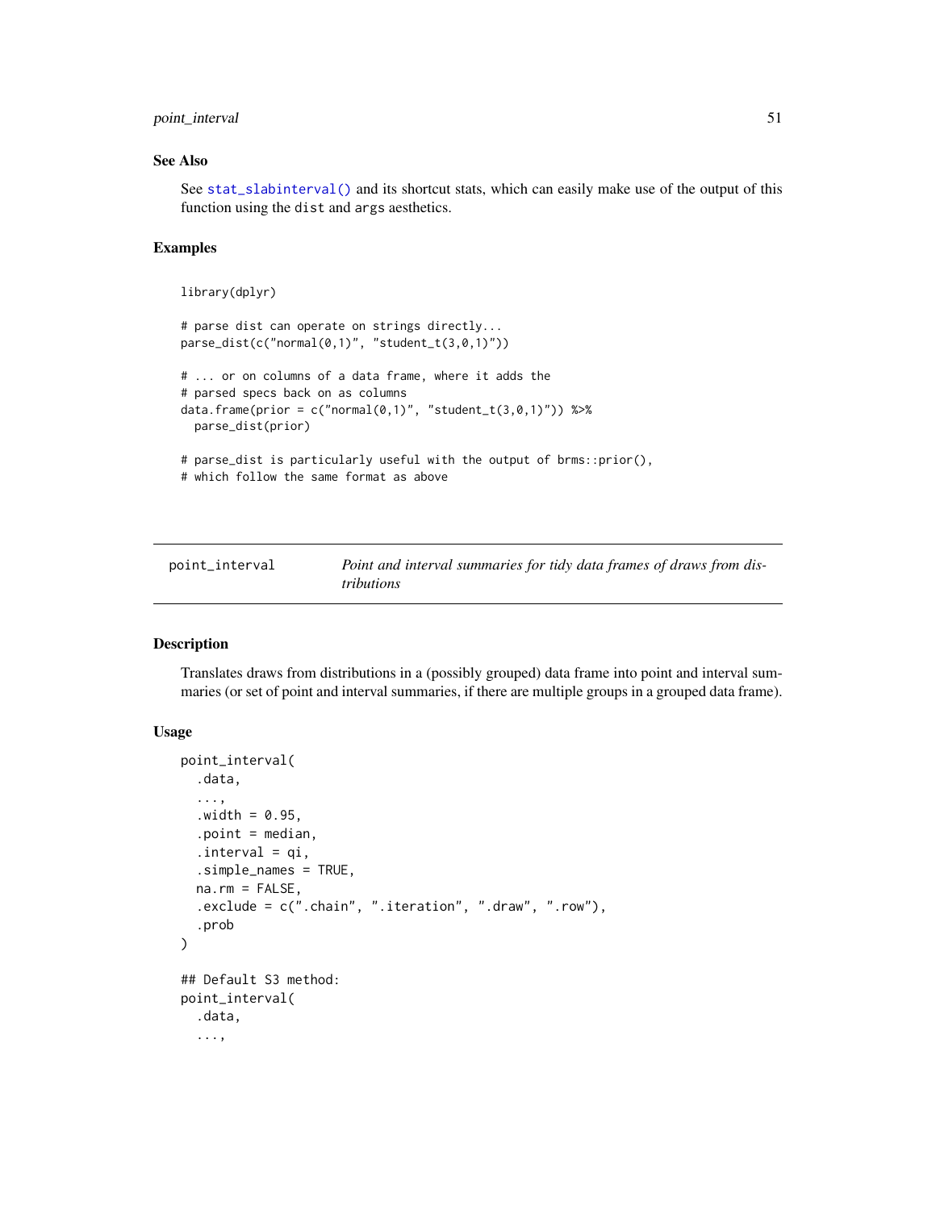## See Also

See `stat_slabinterval()` and its shortcut stats, which can easily make use of the output of this function using the `dist` and `args` aesthetics.

## Examples

```
library(dplyr)

# parse dist can operate on strings directly...
parse_dist(c("normal(0,1)", "student_t(3,0,1)"))

# ... or on columns of a data frame, where it adds the
# parsed specs back on as columns
data.frame(prior = c("normal(0,1)", "student_t(3,0,1)")) %>%
  parse_dist(prior)

# parse_dist is particularly useful with the output of brms::prior(),
# which follow the same format as above
```

---

# point_interval

*Point and interval summaries for tidy data frames of draws from distributions*

## Description

Translates draws from distributions in a (possibly grouped) data frame into point and interval summaries (or set of point and interval summaries, if there are multiple groups in a grouped data frame).

## Usage

```
point_interval(
  .data,
  ...,
  .width = 0.95,
  .point = median,
  .interval = qi,
  .simple_names = TRUE,
  na.rm = FALSE,
  .exclude = c(".chain", ".iteration", ".draw", ".row"),
  .prob
)

## Default S3 method:
point_interval(
  .data,
  ...,
```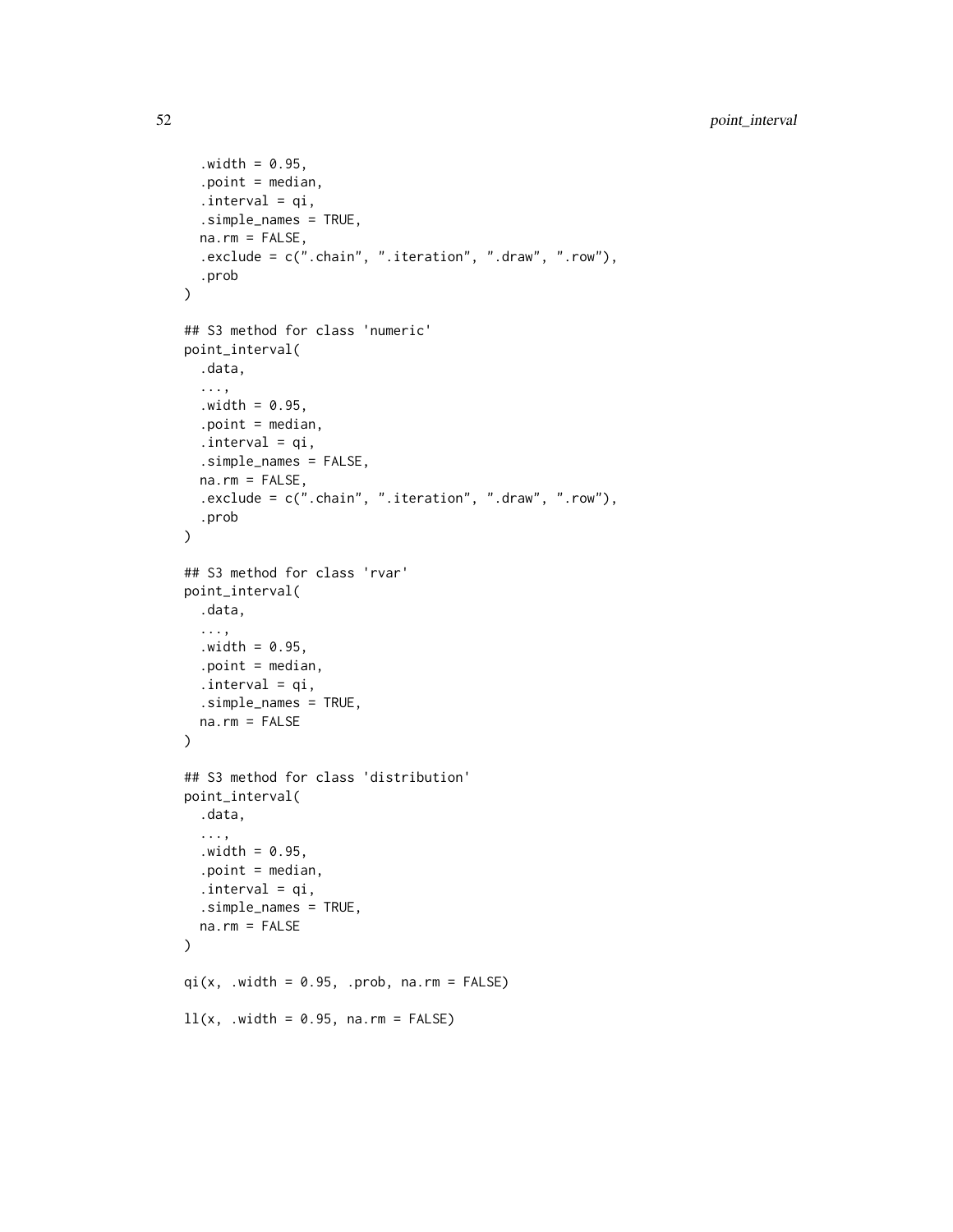```
  .width = 0.95,
  .point = median,
  .interval = qi,
  .simple_names = TRUE,
  na.rm = FALSE,
  .exclude = c(".chain", ".iteration", ".draw", ".row"),
  .prob
)

## S3 method for class 'numeric'
point_interval(
  .data,
  ...,
  .width = 0.95,
  .point = median,
  .interval = qi,
  .simple_names = FALSE,
  na.rm = FALSE,
  .exclude = c(".chain", ".iteration", ".draw", ".row"),
  .prob
)

## S3 method for class 'rvar'
point_interval(
  .data,
  ...,
  .width = 0.95,
  .point = median,
  .interval = qi,
  .simple_names = TRUE,
  na.rm = FALSE
)

## S3 method for class 'distribution'
point_interval(
  .data,
  ...,
  .width = 0.95,
  .point = median,
  .interval = qi,
  .simple_names = TRUE,
  na.rm = FALSE
)

qi(x, .width = 0.95, .prob, na.rm = FALSE)

ll(x, .width = 0.95, na.rm = FALSE)
```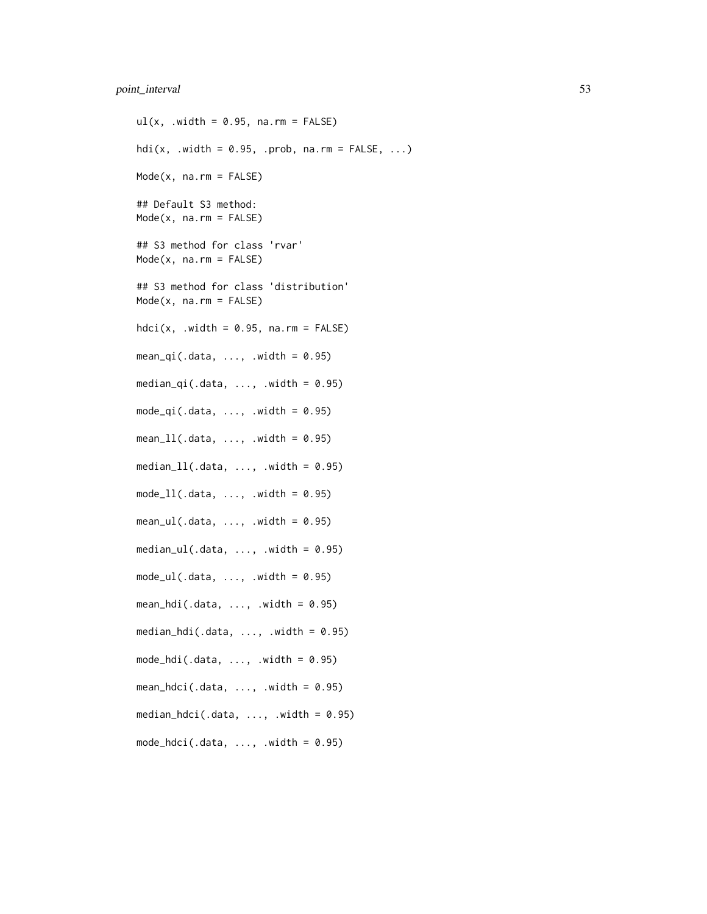```
ul(x, .width = 0.95, na.rm = FALSE)

hdi(x, .width = 0.95, .prob, na.rm = FALSE, ...)

Mode(x, na.rm = FALSE)

## Default S3 method:
Mode(x, na.rm = FALSE)

## S3 method for class 'rvar'
Mode(x, na.rm = FALSE)

## S3 method for class 'distribution'
Mode(x, na.rm = FALSE)

hdci(x, .width = 0.95, na.rm = FALSE)

mean_qi(.data, ..., .width = 0.95)

median_qi(.data, ..., .width = 0.95)

mode_qi(.data, ..., .width = 0.95)

mean_ll(.data, ..., .width = 0.95)

median_ll(.data, ..., .width = 0.95)

mode_ll(.data, ..., .width = 0.95)

mean_ul(.data, ..., .width = 0.95)

median_ul(.data, ..., .width = 0.95)

mode_ul(.data, ..., .width = 0.95)

mean_hdi(.data, ..., .width = 0.95)

median_hdi(.data, ..., .width = 0.95)

mode_hdi(.data, ..., .width = 0.95)

mean_hdci(.data, ..., .width = 0.95)

median_hdci(.data, ..., .width = 0.95)

mode_hdci(.data, ..., .width = 0.95)
```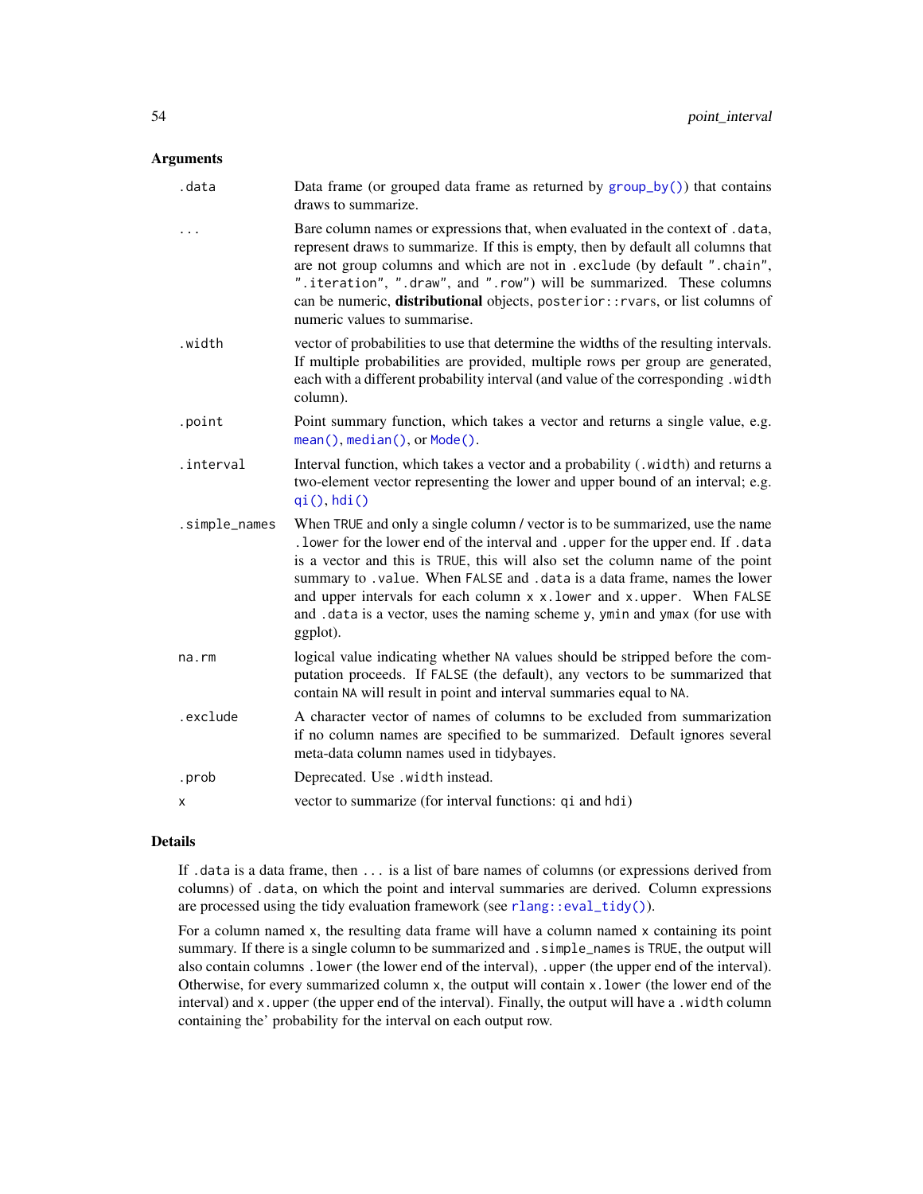### Arguments

| | |
|---|---|
| `.data` | Data frame (or grouped data frame as returned by `group_by()`) that contains draws to summarize. |
| `...` | Bare column names or expressions that, when evaluated in the context of `.data`, represent draws to summarize. If this is empty, then by default all columns that are not group columns and which are not in `.exclude` (by default `".chain"`, `".iteration"`, `".draw"`, and `".row"`) will be summarized. These columns can be numeric, **distributional** objects, `posterior::rvar`s, or list columns of numeric values to summarise. |
| `.width` | vector of probabilities to use that determine the widths of the resulting intervals. If multiple probabilities are provided, multiple rows per group are generated, each with a different probability interval (and value of the corresponding `.width` column). |
| `.point` | Point summary function, which takes a vector and returns a single value, e.g. `mean()`, `median()`, or `Mode()`. |
| `.interval` | Interval function, which takes a vector and a probability (`.width`) and returns a two-element vector representing the lower and upper bound of an interval; e.g. `qi()`, `hdi()` |
| `.simple_names` | When `TRUE` and only a single column / vector is to be summarized, use the name `.lower` for the lower end of the interval and `.upper` for the upper end. If `.data` is a vector and this is `TRUE`, this will also set the column name of the point summary to `.value`. When `FALSE` and `.data` is a data frame, names the lower and upper intervals for each column `x` `x.lower` and `x.upper`. When `FALSE` and `.data` is a vector, uses the naming scheme `y`, `ymin` and `ymax` (for use with ggplot). |
| `na.rm` | logical value indicating whether `NA` values should be stripped before the computation proceeds. If `FALSE` (the default), any vectors to be summarized that contain `NA` will result in point and interval summaries equal to `NA`. |
| `.exclude` | A character vector of names of columns to be excluded from summarization if no column names are specified to be summarized. Default ignores several meta-data column names used in tidybayes. |
| `.prob` | Deprecated. Use `.width` instead. |
| `x` | vector to summarize (for interval functions: `qi` and `hdi`) |

### Details

If `.data` is a data frame, then `...` is a list of bare names of columns (or expressions derived from columns) of `.data`, on which the point and interval summaries are derived. Column expressions are processed using the tidy evaluation framework (see `rlang::eval_tidy()`).

For a column named `x`, the resulting data frame will have a column named `x` containing its point summary. If there is a single column to be summarized and `.simple_names` is `TRUE`, the output will also contain columns `.lower` (the lower end of the interval), `.upper` (the upper end of the interval). Otherwise, for every summarized column `x`, the output will contain `x.lower` (the lower end of the interval) and `x.upper` (the upper end of the interval). Finally, the output will have a `.width` column containing the' probability for the interval on each output row.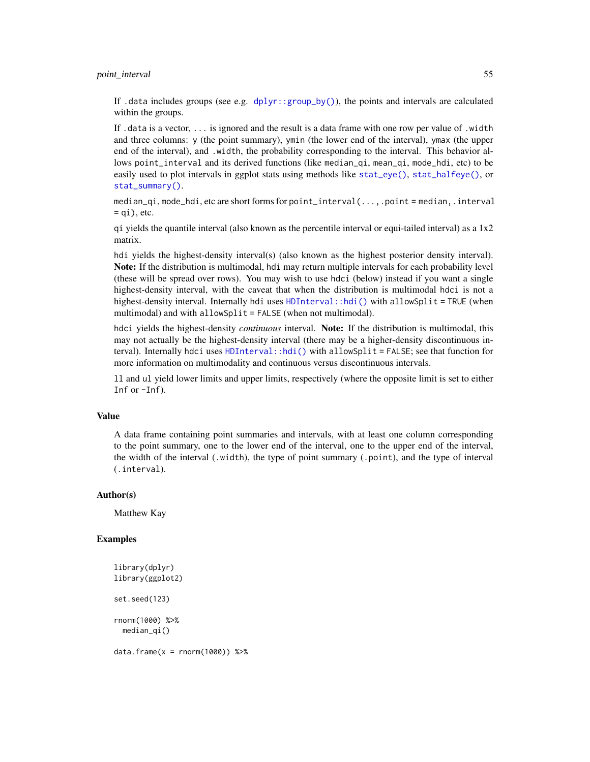If `.data` includes groups (see e.g. `dplyr::group_by()`), the points and intervals are calculated within the groups.

If `.data` is a vector, `...` is ignored and the result is a data frame with one row per value of `.width` and three columns: `y` (the point summary), `ymin` (the lower end of the interval), `ymax` (the upper end of the interval), and `.width`, the probability corresponding to the interval. This behavior allows `point_interval` and its derived functions (like `median_qi`, `mean_qi`, `mode_hdi`, etc) to be easily used to plot intervals in ggplot stats using methods like `stat_eye()`, `stat_halfeye()`, or `stat_summary()`.

`median_qi`, `mode_hdi`, etc are short forms for `point_interval(..., .point = median, .interval = qi)`, etc.

`qi` yields the quantile interval (also known as the percentile interval or equi-tailed interval) as a 1x2 matrix.

`hdi` yields the highest-density interval(s) (also known as the highest posterior density interval). **Note:** If the distribution is multimodal, `hdi` may return multiple intervals for each probability level (these will be spread over rows). You may wish to use `hdci` (below) instead if you want a single highest-density interval, with the caveat that when the distribution is multimodal `hdci` is not a highest-density interval. Internally `hdi` uses `HDInterval::hdi()` with `allowSplit = TRUE` (when multimodal) and with `allowSplit = FALSE` (when not multimodal).

`hdci` yields the highest-density *continuous* interval. **Note:** If the distribution is multimodal, this may not actually be the highest-density interval (there may be a higher-density discontinuous interval). Internally `hdci` uses `HDInterval::hdi()` with `allowSplit = FALSE`; see that function for more information on multimodality and continuous versus discontinuous intervals.

`ll` and `ul` yield lower limits and upper limits, respectively (where the opposite limit is set to either `Inf` or `-Inf`).

### Value

A data frame containing point summaries and intervals, with at least one column corresponding to the point summary, one to the lower end of the interval, one to the upper end of the interval, the width of the interval (`.width`), the type of point summary (`.point`), and the type of interval (`.interval`).

### Author(s)

Matthew Kay

### Examples

```
library(dplyr)
library(ggplot2)

set.seed(123)

rnorm(1000) %>%
  median_qi()

data.frame(x = rnorm(1000)) %>%
```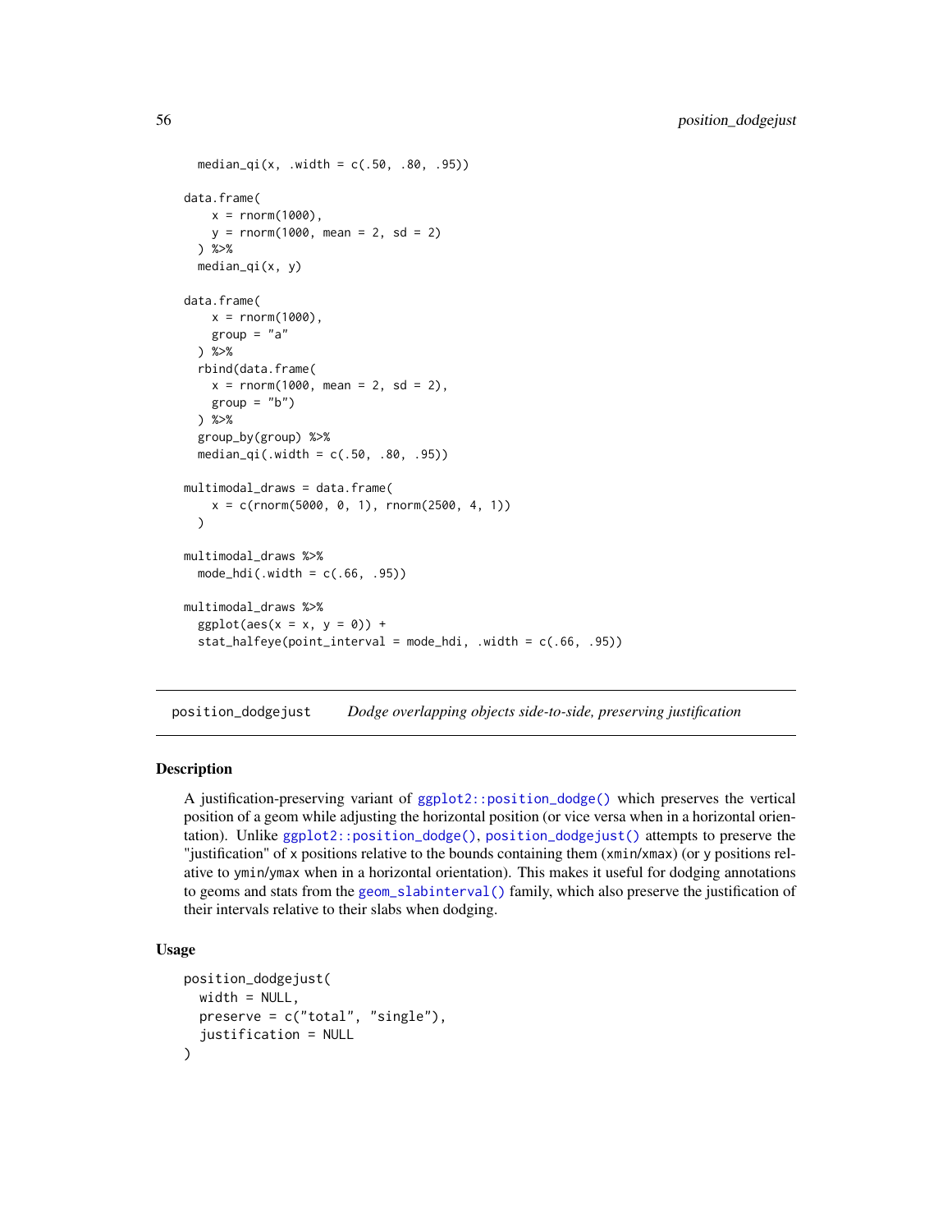```
  median_qi(x, .width = c(.50, .80, .95))

data.frame(
    x = rnorm(1000),
    y = rnorm(1000, mean = 2, sd = 2)
  ) %>%
  median_qi(x, y)

data.frame(
    x = rnorm(1000),
    group = "a"
  ) %>%
  rbind(data.frame(
    x = rnorm(1000, mean = 2, sd = 2),
    group = "b")
  ) %>%
  group_by(group) %>%
  median_qi(.width = c(.50, .80, .95))

multimodal_draws = data.frame(
    x = c(rnorm(5000, 0, 1), rnorm(2500, 4, 1))
  )

multimodal_draws %>%
  mode_hdi(.width = c(.66, .95))

multimodal_draws %>%
  ggplot(aes(x = x, y = 0)) +
  stat_halfeye(point_interval = mode_hdi, .width = c(.66, .95))
```

## position_dodgejust    *Dodge overlapping objects side-to-side, preserving justification*

### Description

A justification-preserving variant of `ggplot2::position_dodge()` which preserves the vertical position of a geom while adjusting the horizontal position (or vice versa when in a horizontal orientation). Unlike `ggplot2::position_dodge()`, `position_dodgejust()` attempts to preserve the "justification" of `x` positions relative to the bounds containing them (`xmin`/`xmax`) (or `y` positions relative to `ymin`/`ymax` when in a horizontal orientation). This makes it useful for dodging annotations to geoms and stats from the `geom_slabinterval()` family, which also preserve the justification of their intervals relative to their slabs when dodging.

### Usage

```
position_dodgejust(
  width = NULL,
  preserve = c("total", "single"),
  justification = NULL
)
```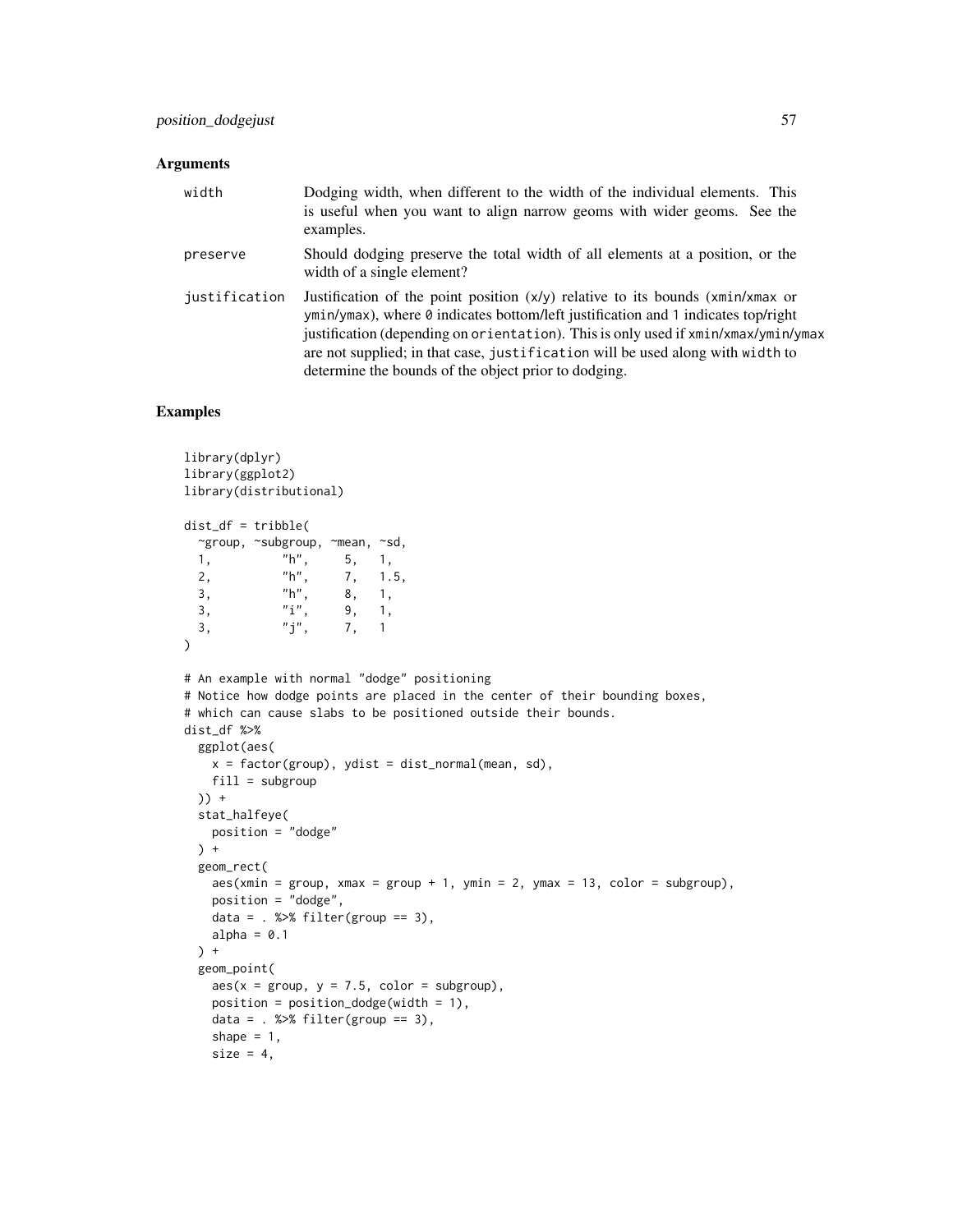## Arguments

| | |
|---|---|
| width | Dodging width, when different to the width of the individual elements. This is useful when you want to align narrow geoms with wider geoms. See the examples. |
| preserve | Should dodging preserve the total width of all elements at a position, or the width of a single element? |
| justification | Justification of the point position (x/y) relative to its bounds (xmin/xmax or ymin/ymax), where 0 indicates bottom/left justification and 1 indicates top/right justification (depending on orientation). This is only used if xmin/xmax/ymin/ymax are not supplied; in that case, justification will be used along with width to determine the bounds of the object prior to dodging. |

## Examples

```
library(dplyr)
library(ggplot2)
library(distributional)

dist_df = tribble(
  ~group, ~subgroup, ~mean, ~sd,
  1,          "h",     5,   1,
  2,          "h",     7,   1.5,
  3,          "h",     8,   1,
  3,          "i",     9,   1,
  3,          "j",     7,   1
)

# An example with normal "dodge" positioning
# Notice how dodge points are placed in the center of their bounding boxes,
# which can cause slabs to be positioned outside their bounds.
dist_df %>%
  ggplot(aes(
    x = factor(group), ydist = dist_normal(mean, sd),
    fill = subgroup
  )) +
  stat_halfeye(
    position = "dodge"
  ) +
  geom_rect(
    aes(xmin = group, xmax = group + 1, ymin = 2, ymax = 13, color = subgroup),
    position = "dodge",
    data = . %>% filter(group == 3),
    alpha = 0.1
  ) +
  geom_point(
    aes(x = group, y = 7.5, color = subgroup),
    position = position_dodge(width = 1),
    data = . %>% filter(group == 3),
    shape = 1,
    size = 4,
```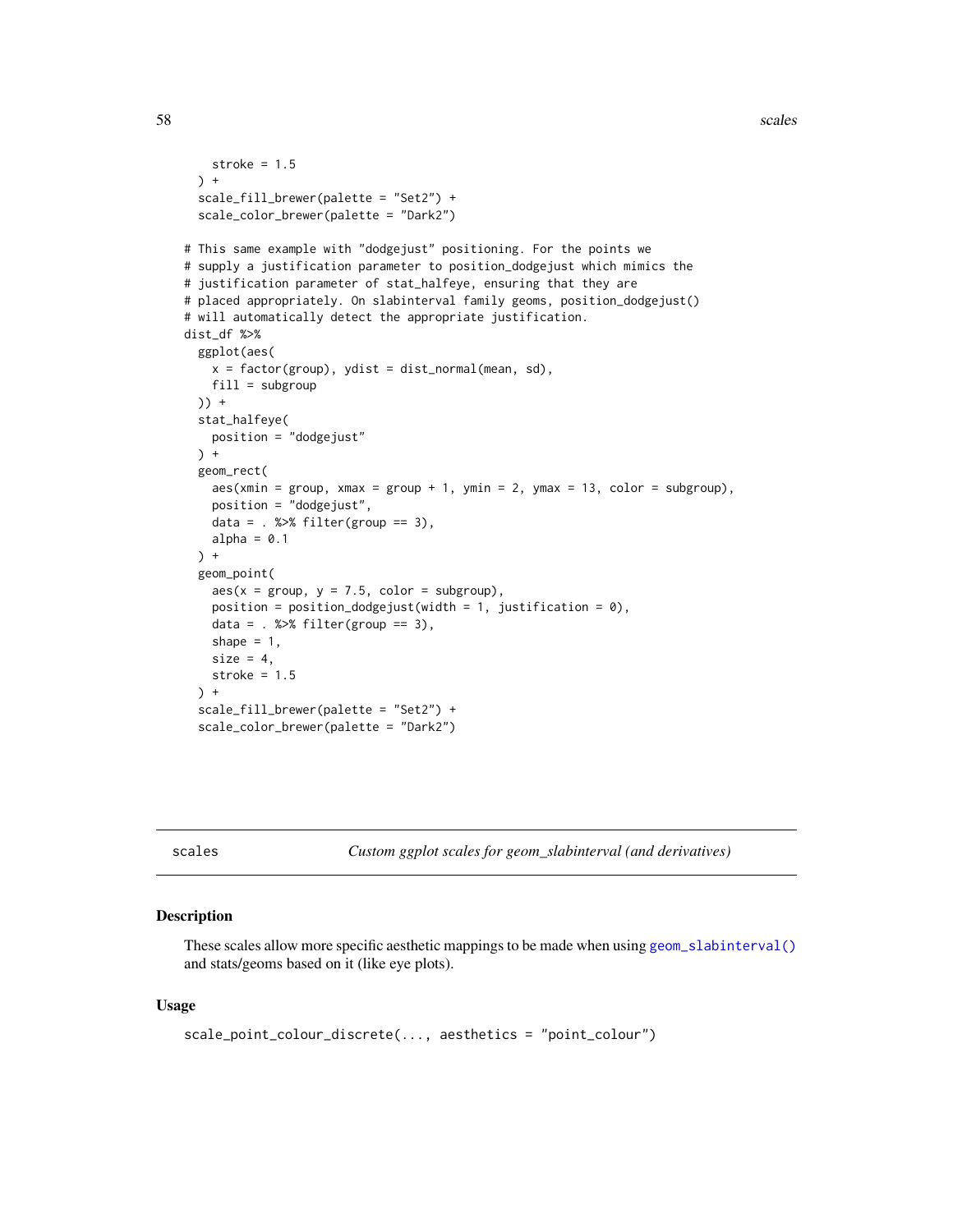```
    stroke = 1.5
  ) +
  scale_fill_brewer(palette = "Set2") +
  scale_color_brewer(palette = "Dark2")

# This same example with "dodgejust" positioning. For the points we
# supply a justification parameter to position_dodgejust which mimics the
# justification parameter of stat_halfeye, ensuring that they are
# placed appropriately. On slabinterval family geoms, position_dodgejust()
# will automatically detect the appropriate justification.
dist_df %>%
  ggplot(aes(
    x = factor(group), ydist = dist_normal(mean, sd),
    fill = subgroup
  )) +
  stat_halfeye(
    position = "dodgejust"
  ) +
  geom_rect(
    aes(xmin = group, xmax = group + 1, ymin = 2, ymax = 13, color = subgroup),
    position = "dodgejust",
    data = . %>% filter(group == 3),
    alpha = 0.1
  ) +
  geom_point(
    aes(x = group, y = 7.5, color = subgroup),
    position = position_dodgejust(width = 1, justification = 0),
    data = . %>% filter(group == 3),
    shape = 1,
    size = 4,
    stroke = 1.5
  ) +
  scale_fill_brewer(palette = "Set2") +
  scale_color_brewer(palette = "Dark2")
```

---

scales — *Custom ggplot scales for geom_slabinterval (and derivatives)*

---

## Description

These scales allow more specific aesthetic mappings to be made when using geom_slabinterval() and stats/geoms based on it (like eye plots).

## Usage

```
scale_point_colour_discrete(..., aesthetics = "point_colour")
```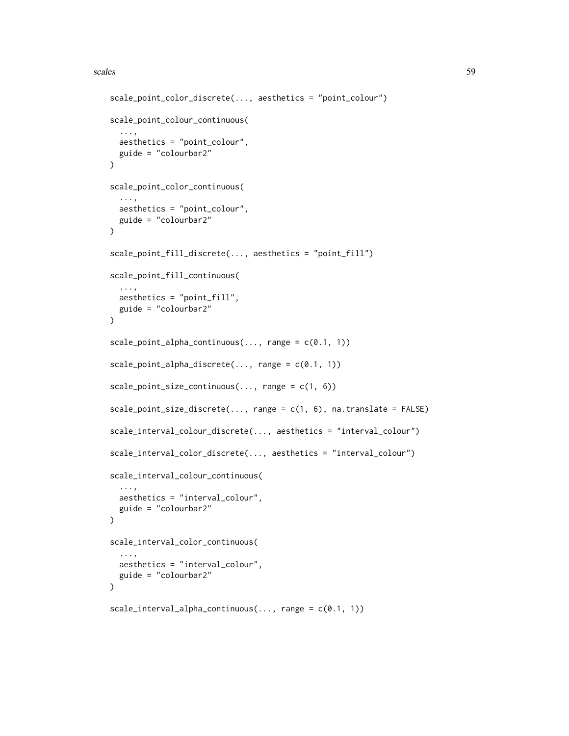```
scale_point_color_discrete(..., aesthetics = "point_colour")

scale_point_colour_continuous(
  ...,
  aesthetics = "point_colour",
  guide = "colourbar2"
)

scale_point_color_continuous(
  ...,
  aesthetics = "point_colour",
  guide = "colourbar2"
)

scale_point_fill_discrete(..., aesthetics = "point_fill")

scale_point_fill_continuous(
  ...,
  aesthetics = "point_fill",
  guide = "colourbar2"
)

scale_point_alpha_continuous(..., range = c(0.1, 1))

scale_point_alpha_discrete(..., range = c(0.1, 1))

scale_point_size_continuous(..., range = c(1, 6))

scale_point_size_discrete(..., range = c(1, 6), na.translate = FALSE)

scale_interval_colour_discrete(..., aesthetics = "interval_colour")

scale_interval_color_discrete(..., aesthetics = "interval_colour")

scale_interval_colour_continuous(
  ...,
  aesthetics = "interval_colour",
  guide = "colourbar2"
)

scale_interval_color_continuous(
  ...,
  aesthetics = "interval_colour",
  guide = "colourbar2"
)

scale_interval_alpha_continuous(..., range = c(0.1, 1))
```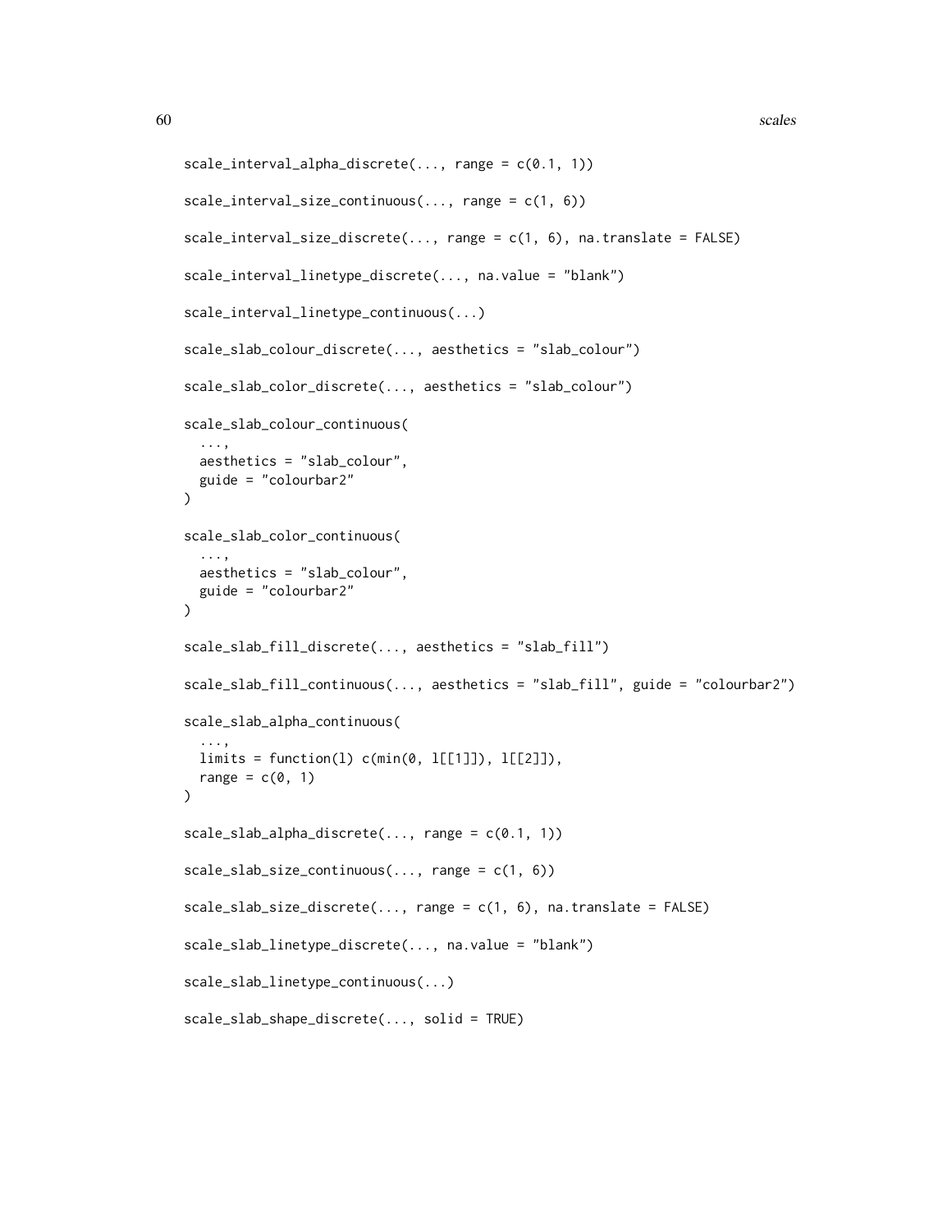```
scale_interval_alpha_discrete(..., range = c(0.1, 1))

scale_interval_size_continuous(..., range = c(1, 6))

scale_interval_size_discrete(..., range = c(1, 6), na.translate = FALSE)

scale_interval_linetype_discrete(..., na.value = "blank")

scale_interval_linetype_continuous(...)

scale_slab_colour_discrete(..., aesthetics = "slab_colour")

scale_slab_color_discrete(..., aesthetics = "slab_colour")

scale_slab_colour_continuous(
  ...,
  aesthetics = "slab_colour",
  guide = "colourbar2"
)

scale_slab_color_continuous(
  ...,
  aesthetics = "slab_colour",
  guide = "colourbar2"
)

scale_slab_fill_discrete(..., aesthetics = "slab_fill")

scale_slab_fill_continuous(..., aesthetics = "slab_fill", guide = "colourbar2")

scale_slab_alpha_continuous(
  ...,
  limits = function(l) c(min(0, l[[1]]), l[[2]]),
  range = c(0, 1)
)

scale_slab_alpha_discrete(..., range = c(0.1, 1))

scale_slab_size_continuous(..., range = c(1, 6))

scale_slab_size_discrete(..., range = c(1, 6), na.translate = FALSE)

scale_slab_linetype_discrete(..., na.value = "blank")

scale_slab_linetype_continuous(...)

scale_slab_shape_discrete(..., solid = TRUE)
```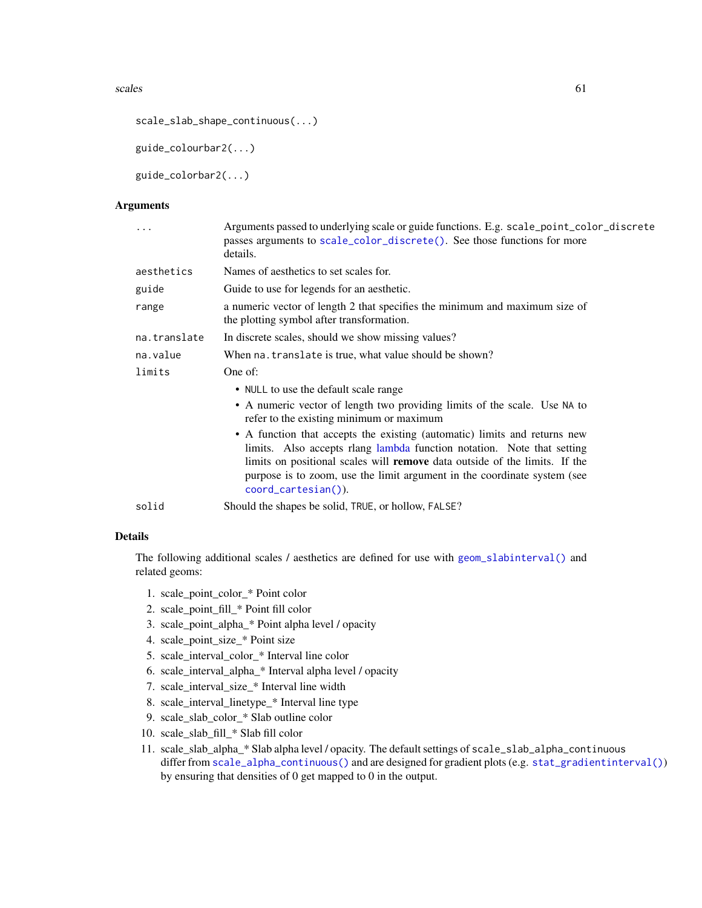```
scale_slab_shape_continuous(...)

guide_colourbar2(...)

guide_colorbar2(...)
```

## Arguments

| | |
|---|---|
| `...` | Arguments passed to underlying scale or guide functions. E.g. `scale_point_color_discrete` passes arguments to `scale_color_discrete()`. See those functions for more details. |
| `aesthetics` | Names of aesthetics to set scales for. |
| `guide` | Guide to use for legends for an aesthetic. |
| `range` | a numeric vector of length 2 that specifies the minimum and maximum size of the plotting symbol after transformation. |
| `na.translate` | In discrete scales, should we show missing values? |
| `na.value` | When `na.translate` is true, what value should be shown? |
| `limits` | One of:<br>• `NULL` to use the default scale range<br>• A numeric vector of length two providing limits of the scale. Use `NA` to refer to the existing minimum or maximum<br>• A function that accepts the existing (automatic) limits and returns new limits. Also accepts rlang lambda function notation. Note that setting limits on positional scales will **remove** data outside of the limits. If the purpose is to zoom, use the limit argument in the coordinate system (see `coord_cartesian()`). |
| `solid` | Should the shapes be solid, `TRUE`, or hollow, `FALSE`? |

## Details

The following additional scales / aesthetics are defined for use with `geom_slabinterval()` and related geoms:

1. scale_point_color_* Point color
2. scale_point_fill_* Point fill color
3. scale_point_alpha_* Point alpha level / opacity
4. scale_point_size_* Point size
5. scale_interval_color_* Interval line color
6. scale_interval_alpha_* Interval alpha level / opacity
7. scale_interval_size_* Interval line width
8. scale_interval_linetype_* Interval line type
9. scale_slab_color_* Slab outline color
10. scale_slab_fill_* Slab fill color
11. scale_slab_alpha_* Slab alpha level / opacity. The default settings of `scale_slab_alpha_continuous` differ from `scale_alpha_continuous()` and are designed for gradient plots (e.g. `stat_gradientinterval()`) by ensuring that densities of 0 get mapped to 0 in the output.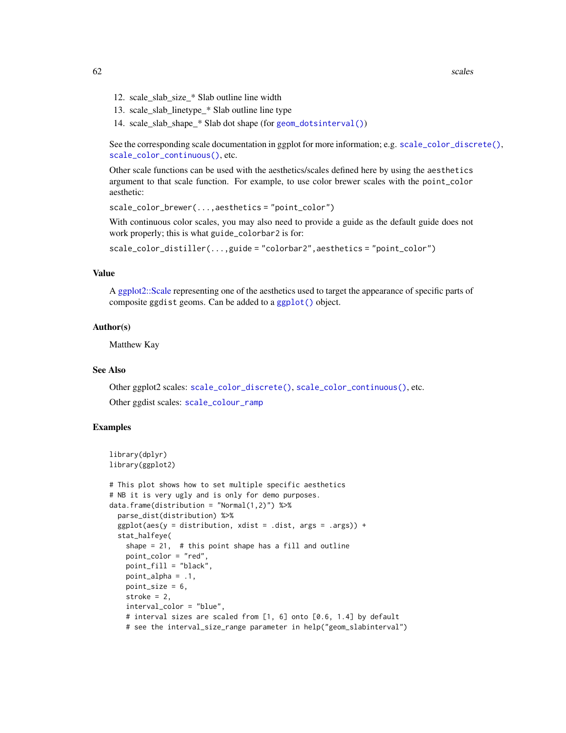12. scale_slab_size_* Slab outline line width
13. scale_slab_linetype_* Slab outline line type
14. scale_slab_shape_* Slab dot shape (for `geom_dotsinterval()`)

See the corresponding scale documentation in ggplot for more information; e.g. `scale_color_discrete()`, `scale_color_continuous()`, etc.

Other scale functions can be used with the aesthetics/scales defined here by using the `aesthetics` argument to that scale function. For example, to use color brewer scales with the `point_color` aesthetic:

`scale_color_brewer(...,aesthetics = "point_color")`

With continuous color scales, you may also need to provide a guide as the default guide does not work properly; this is what `guide_colorbar2` is for:

`scale_color_distiller(...,guide = "colorbar2",aesthetics = "point_color")`

### Value

A ggplot2::Scale representing one of the aesthetics used to target the appearance of specific parts of composite `ggdist` geoms. Can be added to a `ggplot()` object.

### Author(s)

Matthew Kay

### See Also

Other ggplot2 scales: `scale_color_discrete()`, `scale_color_continuous()`, etc.

Other ggdist scales: `scale_colour_ramp`

### Examples

```
library(dplyr)
library(ggplot2)

# This plot shows how to set multiple specific aesthetics
# NB it is very ugly and is only for demo purposes.
data.frame(distribution = "Normal(1,2)") %>%
  parse_dist(distribution) %>%
  ggplot(aes(y = distribution, xdist = .dist, args = .args)) +
  stat_halfeye(
    shape = 21,  # this point shape has a fill and outline
    point_color = "red",
    point_fill = "black",
    point_alpha = .1,
    point_size = 6,
    stroke = 2,
    interval_color = "blue",
    # interval sizes are scaled from [1, 6] onto [0.6, 1.4] by default
    # see the interval_size_range parameter in help("geom_slabinterval")
```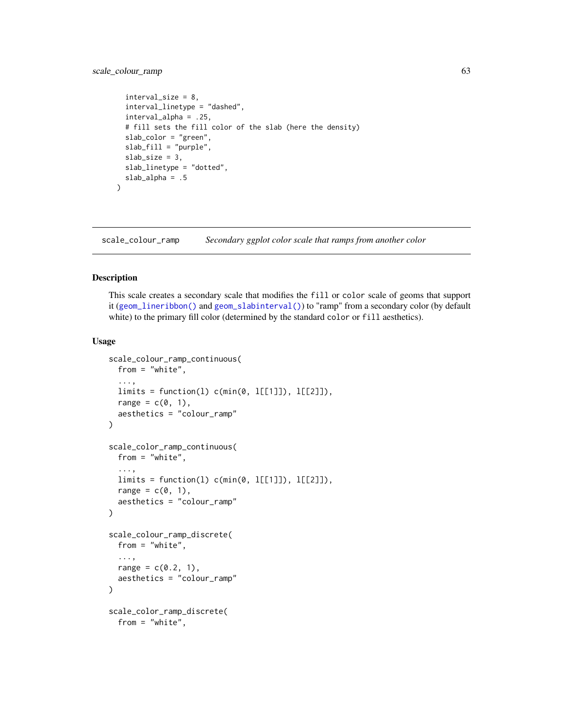```
    interval_size = 8,
    interval_linetype = "dashed",
    interval_alpha = .25,
    # fill sets the fill color of the slab (here the density)
    slab_color = "green",
    slab_fill = "purple",
    slab_size = 3,
    slab_linetype = "dotted",
    slab_alpha = .5
  )
```

## scale_colour_ramp — *Secondary ggplot color scale that ramps from another color*

### Description

This scale creates a secondary scale that modifies the `fill` or `color` scale of geoms that support it (`geom_lineribbon()` and `geom_slabinterval()`) to "ramp" from a secondary color (by default white) to the primary fill color (determined by the standard `color` or `fill` aesthetics).

### Usage

```
scale_colour_ramp_continuous(
  from = "white",
  ...,
  limits = function(l) c(min(0, l[[1]]), l[[2]]),
  range = c(0, 1),
  aesthetics = "colour_ramp"
)

scale_color_ramp_continuous(
  from = "white",
  ...,
  limits = function(l) c(min(0, l[[1]]), l[[2]]),
  range = c(0, 1),
  aesthetics = "colour_ramp"
)

scale_colour_ramp_discrete(
  from = "white",
  ...,
  range = c(0.2, 1),
  aesthetics = "colour_ramp"
)

scale_color_ramp_discrete(
  from = "white",
```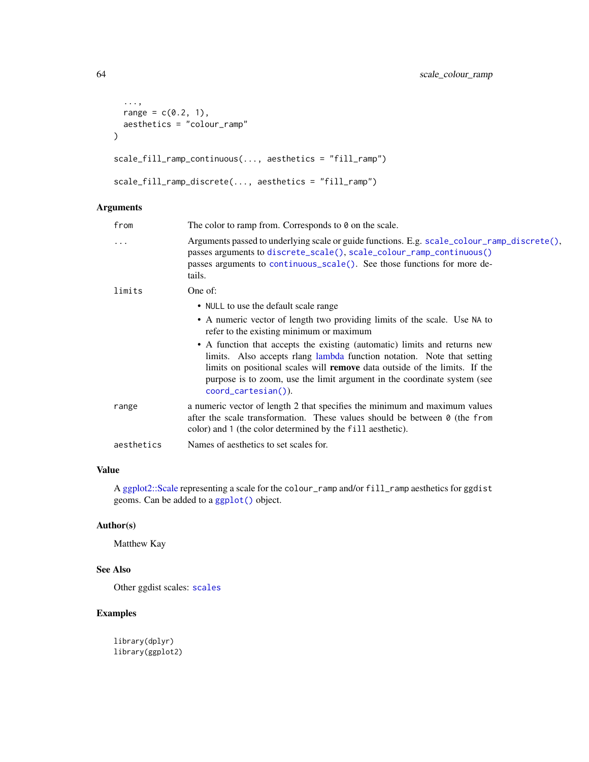```
  ...,
  range = c(0.2, 1),
  aesthetics = "colour_ramp"
)

scale_fill_ramp_continuous(..., aesthetics = "fill_ramp")

scale_fill_ramp_discrete(..., aesthetics = "fill_ramp")
```

## Arguments

| | |
|---|---|
| `from` | The color to ramp from. Corresponds to `0` on the scale. |
| `...` | Arguments passed to underlying scale or guide functions. E.g. `scale_colour_ramp_discrete()`, passes arguments to `discrete_scale()`, `scale_colour_ramp_continuous()` passes arguments to `continuous_scale()`. See those functions for more details. |
| `limits` | One of: <br>• `NULL` to use the default scale range <br>• A numeric vector of length two providing limits of the scale. Use `NA` to refer to the existing minimum or maximum <br>• A function that accepts the existing (automatic) limits and returns new limits. Also accepts rlang lambda function notation. Note that setting limits on positional scales will **remove** data outside of the limits. If the purpose is to zoom, use the limit argument in the coordinate system (see `coord_cartesian()`). |
| `range` | a numeric vector of length 2 that specifies the minimum and maximum values after the scale transformation. These values should be between `0` (the `from` color) and `1` (the color determined by the `fill` aesthetic). |
| `aesthetics` | Names of aesthetics to set scales for. |

## Value

A ggplot2::Scale representing a scale for the `colour_ramp` and/or `fill_ramp` aesthetics for `ggdist` geoms. Can be added to a `ggplot()` object.

## Author(s)

Matthew Kay

## See Also

Other ggdist scales: `scales`

## Examples

```
library(dplyr)
library(ggplot2)
```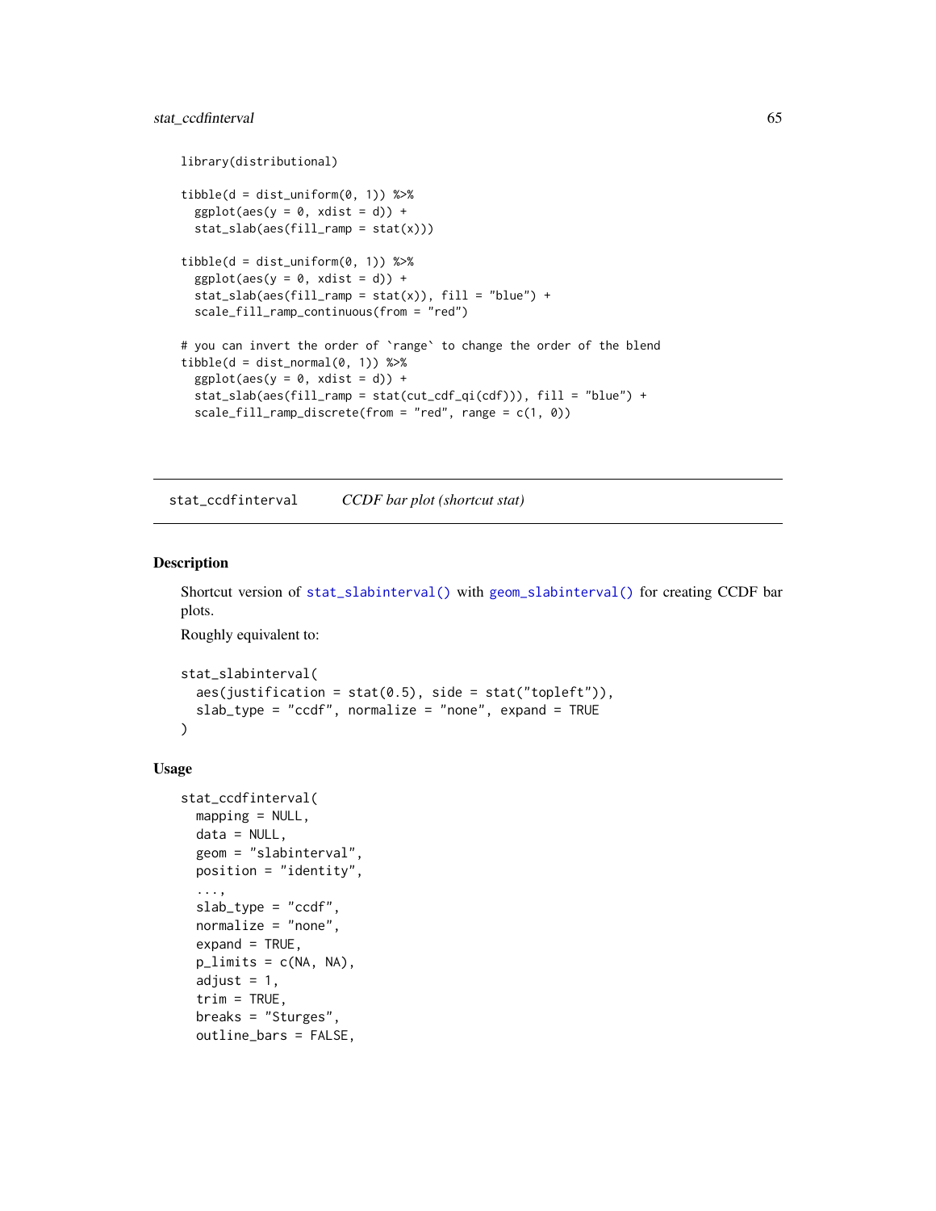```
library(distributional)

tibble(d = dist_uniform(0, 1)) %>%
  ggplot(aes(y = 0, xdist = d)) +
  stat_slab(aes(fill_ramp = stat(x)))

tibble(d = dist_uniform(0, 1)) %>%
  ggplot(aes(y = 0, xdist = d)) +
  stat_slab(aes(fill_ramp = stat(x)), fill = "blue") +
  scale_fill_ramp_continuous(from = "red")

# you can invert the order of `range` to change the order of the blend
tibble(d = dist_normal(0, 1)) %>%
  ggplot(aes(y = 0, xdist = d)) +
  stat_slab(aes(fill_ramp = stat(cut_cdf_qi(cdf))), fill = "blue") +
  scale_fill_ramp_discrete(from = "red", range = c(1, 0))
```

---

## stat_ccdfinterval    *CCDF bar plot (shortcut stat)*

---

### Description

Shortcut version of `stat_slabinterval()` with `geom_slabinterval()` for creating CCDF bar plots.

Roughly equivalent to:

```
stat_slabinterval(
  aes(justification = stat(0.5), side = stat("topleft")),
  slab_type = "ccdf", normalize = "none", expand = TRUE
)
```

### Usage

```
stat_ccdfinterval(
  mapping = NULL,
  data = NULL,
  geom = "slabinterval",
  position = "identity",
  ...,
  slab_type = "ccdf",
  normalize = "none",
  expand = TRUE,
  p_limits = c(NA, NA),
  adjust = 1,
  trim = TRUE,
  breaks = "Sturges",
  outline_bars = FALSE,
```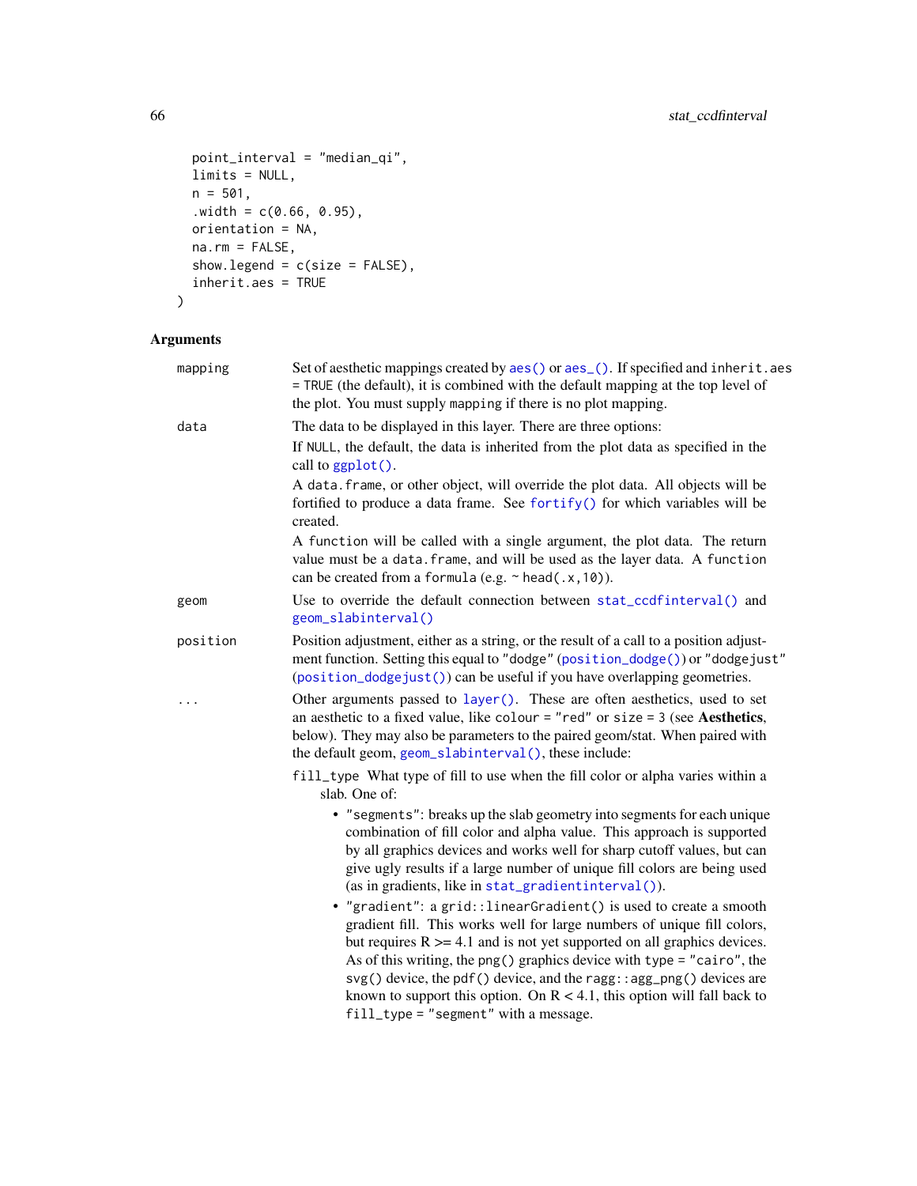```
  point_interval = "median_qi",
  limits = NULL,
  n = 501,
  .width = c(0.66, 0.95),
  orientation = NA,
  na.rm = FALSE,
  show.legend = c(size = FALSE),
  inherit.aes = TRUE
)
```

## Arguments

**mapping**
Set of aesthetic mappings created by `aes()` or `aes_()`. If specified and `inherit.aes = TRUE` (the default), it is combined with the default mapping at the top level of the plot. You must supply `mapping` if there is no plot mapping.

**data**
The data to be displayed in this layer. There are three options:

If `NULL`, the default, the data is inherited from the plot data as specified in the call to `ggplot()`.

A `data.frame`, or other object, will override the plot data. All objects will be fortified to produce a data frame. See `fortify()` for which variables will be created.

A `function` will be called with a single argument, the plot data. The return value must be a `data.frame`, and will be used as the layer data. A `function` can be created from a `formula` (e.g. `~ head(.x, 10)`).

**geom**
Use to override the default connection between `stat_ccdfinterval()` and `geom_slabinterval()`

**position**
Position adjustment, either as a string, or the result of a call to a position adjustment function. Setting this equal to `"dodge"` (`position_dodge()`) or `"dodgejust"` (`position_dodgejust()`) can be useful if you have overlapping geometries.

**...**
Other arguments passed to `layer()`. These are often aesthetics, used to set an aesthetic to a fixed value, like `colour = "red"` or `size = 3` (see **Aesthetics**, below). They may also be parameters to the paired geom/stat. When paired with the default geom, `geom_slabinterval()`, these include:

`fill_type` What type of fill to use when the fill color or alpha varies within a slab. One of:

- `"segments"`: breaks up the slab geometry into segments for each unique combination of fill color and alpha value. This approach is supported by all graphics devices and works well for sharp cutoff values, but can give ugly results if a large number of unique fill colors are being used (as in gradients, like in `stat_gradientinterval()`).
- `"gradient"`: a `grid::linearGradient()` is used to create a smooth gradient fill. This works well for large numbers of unique fill colors, but requires R >= 4.1 and is not yet supported on all graphics devices. As of this writing, the `png()` graphics device with `type = "cairo"`, the `svg()` device, the `pdf()` device, and the `ragg::agg_png()` devices are known to support this option. On R < 4.1, this option will fall back to `fill_type = "segment"` with a message.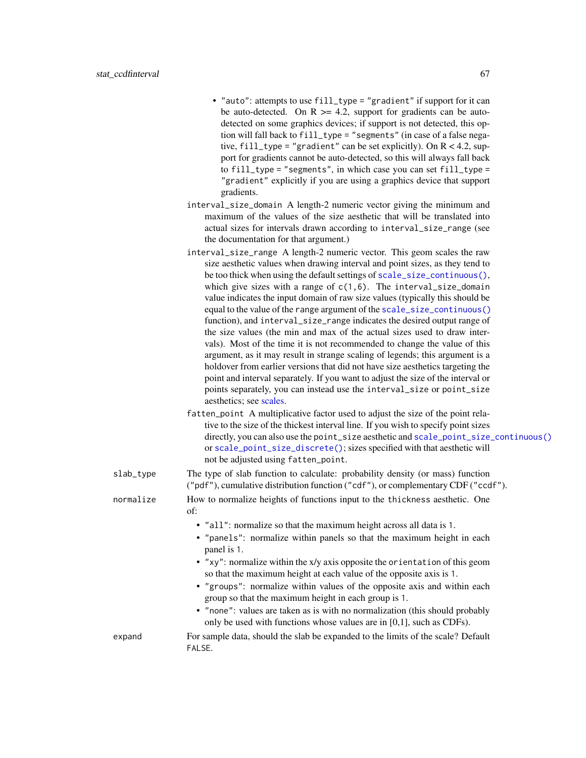- "auto": attempts to use fill_type = "gradient" if support for it can be auto-detected. On R >= 4.2, support for gradients can be auto-detected on some graphics devices; if support is not detected, this option will fall back to fill_type = "segments" (in case of a false negative, fill_type = "gradient" can be set explicitly). On R < 4.2, support for gradients cannot be auto-detected, so this will always fall back to fill_type = "segments", in which case you can set fill_type = "gradient" explicitly if you are using a graphics device that support gradients.

interval_size_domain A length-2 numeric vector giving the minimum and maximum of the values of the size aesthetic that will be translated into actual sizes for intervals drawn according to interval_size_range (see the documentation for that argument.)

interval_size_range A length-2 numeric vector. This geom scales the raw size aesthetic values when drawing interval and point sizes, as they tend to be too thick when using the default settings of scale_size_continuous(), which give sizes with a range of c(1,6). The interval_size_domain value indicates the input domain of raw size values (typically this should be equal to the value of the range argument of the scale_size_continuous() function), and interval_size_range indicates the desired output range of the size values (the min and max of the actual sizes used to draw intervals). Most of the time it is not recommended to change the value of this argument, as it may result in strange scaling of legends; this argument is a holdover from earlier versions that did not have size aesthetics targeting the point and interval separately. If you want to adjust the size of the interval or points separately, you can instead use the interval_size or point_size aesthetics; see scales.

fatten_point A multiplicative factor used to adjust the size of the point relative to the size of the thickest interval line. If you wish to specify point sizes directly, you can also use the point_size aesthetic and scale_point_size_continuous() or scale_point_size_discrete(); sizes specified with that aesthetic will not be adjusted using fatten_point.

slab_type
: The type of slab function to calculate: probability density (or mass) function ("pdf"), cumulative distribution function ("cdf"), or complementary CDF ("ccdf").

normalize
: How to normalize heights of functions input to the thickness aesthetic. One of:

- "all": normalize so that the maximum height across all data is 1.
- "panels": normalize within panels so that the maximum height in each panel is 1.
- "xy": normalize within the x/y axis opposite the orientation of this geom so that the maximum height at each value of the opposite axis is 1.
- "groups": normalize within values of the opposite axis and within each group so that the maximum height in each group is 1.
- "none": values are taken as is with no normalization (this should probably only be used with functions whose values are in [0,1], such as CDFs).

expand
: For sample data, should the slab be expanded to the limits of the scale? Default FALSE.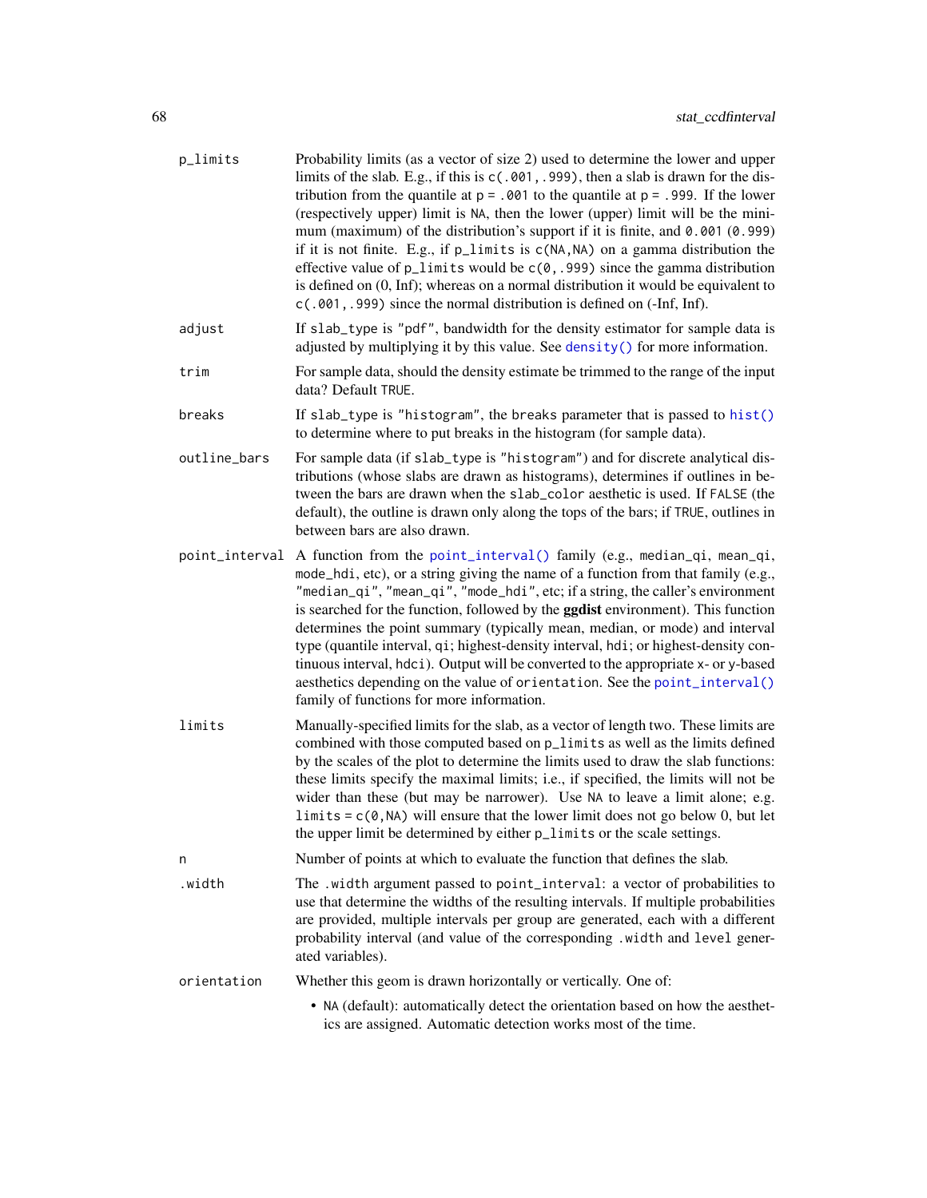p_limits
: Probability limits (as a vector of size 2) used to determine the lower and upper limits of the slab. E.g., if this is `c(.001,.999)`, then a slab is drawn for the distribution from the quantile at `p = .001` to the quantile at `p = .999`. If the lower (respectively upper) limit is `NA`, then the lower (upper) limit will be the minimum (maximum) of the distribution's support if it is finite, and `0.001` (`0.999`) if it is not finite. E.g., if `p_limits` is `c(NA,NA)` on a gamma distribution the effective value of `p_limits` would be `c(0,.999)` since the gamma distribution is defined on (0, Inf); whereas on a normal distribution it would be equivalent to `c(.001,.999)` since the normal distribution is defined on (-Inf, Inf).

adjust
: If `slab_type` is `"pdf"`, bandwidth for the density estimator for sample data is adjusted by multiplying it by this value. See `density()` for more information.

trim
: For sample data, should the density estimate be trimmed to the range of the input data? Default `TRUE`.

breaks
: If `slab_type` is `"histogram"`, the `breaks` parameter that is passed to `hist()` to determine where to put breaks in the histogram (for sample data).

outline_bars
: For sample data (if `slab_type` is `"histogram"`) and for discrete analytical distributions (whose slabs are drawn as histograms), determines if outlines in between the bars are drawn when the `slab_color` aesthetic is used. If `FALSE` (the default), the outline is drawn only along the tops of the bars; if `TRUE`, outlines in between bars are also drawn.

point_interval
: A function from the `point_interval()` family (e.g., `median_qi`, `mean_qi`, `mode_hdi`, etc), or a string giving the name of a function from that family (e.g., `"median_qi"`, `"mean_qi"`, `"mode_hdi"`, etc; if a string, the caller's environment is searched for the function, followed by the **ggdist** environment). This function determines the point summary (typically mean, median, or mode) and interval type (quantile interval, `qi`; highest-density interval, `hdi`; or highest-density continuous interval, `hdci`). Output will be converted to the appropriate `x`- or `y`-based aesthetics depending on the value of `orientation`. See the `point_interval()` family of functions for more information.

limits
: Manually-specified limits for the slab, as a vector of length two. These limits are combined with those computed based on `p_limits` as well as the limits defined by the scales of the plot to determine the limits used to draw the slab functions: these limits specify the maximal limits; i.e., if specified, the limits will not be wider than these (but may be narrower). Use `NA` to leave a limit alone; e.g. `limits = c(0,NA)` will ensure that the lower limit does not go below 0, but let the upper limit be determined by either `p_limits` or the scale settings.

n
: Number of points at which to evaluate the function that defines the slab.

.width
: The `.width` argument passed to `point_interval`: a vector of probabilities to use that determine the widths of the resulting intervals. If multiple probabilities are provided, multiple intervals per group are generated, each with a different probability interval (and value of the corresponding `.width` and `level` generated variables).

orientation
: Whether this geom is drawn horizontally or vertically. One of:

  - `NA` (default): automatically detect the orientation based on how the aesthetics are assigned. Automatic detection works most of the time.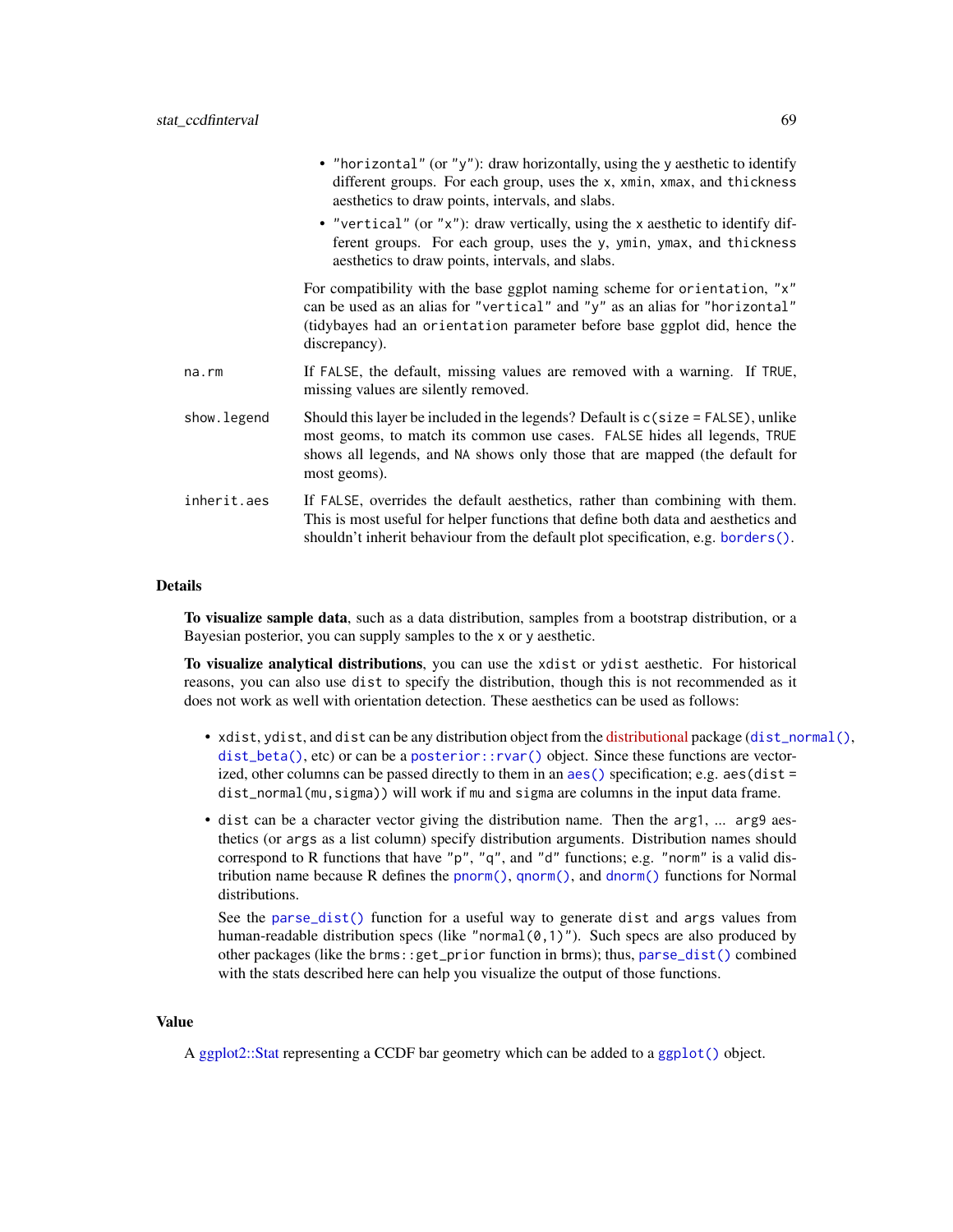- "horizontal" (or "y"): draw horizontally, using the y aesthetic to identify different groups. For each group, uses the x, xmin, xmax, and thickness aesthetics to draw points, intervals, and slabs.
- "vertical" (or "x"): draw vertically, using the x aesthetic to identify different groups. For each group, uses the y, ymin, ymax, and thickness aesthetics to draw points, intervals, and slabs.

For compatibility with the base ggplot naming scheme for orientation, "x" can be used as an alias for "vertical" and "y" as an alias for "horizontal" (tidybayes had an orientation parameter before base ggplot did, hence the discrepancy).

na.rm
: If FALSE, the default, missing values are removed with a warning. If TRUE, missing values are silently removed.

show.legend
: Should this layer be included in the legends? Default is c(size = FALSE), unlike most geoms, to match its common use cases. FALSE hides all legends, TRUE shows all legends, and NA shows only those that are mapped (the default for most geoms).

inherit.aes
: If FALSE, overrides the default aesthetics, rather than combining with them. This is most useful for helper functions that define both data and aesthetics and shouldn't inherit behaviour from the default plot specification, e.g. borders().

## Details

**To visualize sample data**, such as a data distribution, samples from a bootstrap distribution, or a Bayesian posterior, you can supply samples to the x or y aesthetic.

**To visualize analytical distributions**, you can use the xdist or ydist aesthetic. For historical reasons, you can also use dist to specify the distribution, though this is not recommended as it does not work as well with orientation detection. These aesthetics can be used as follows:

- xdist, ydist, and dist can be any distribution object from the distributional package (dist_normal(), dist_beta(), etc) or can be a posterior::rvar() object. Since these functions are vectorized, other columns can be passed directly to them in an aes() specification; e.g. aes(dist = dist_normal(mu,sigma)) will work if mu and sigma are columns in the input data frame.
- dist can be a character vector giving the distribution name. Then the arg1, ... arg9 aesthetics (or args as a list column) specify distribution arguments. Distribution names should correspond to R functions that have "p", "q", and "d" functions; e.g. "norm" is a valid distribution name because R defines the pnorm(), qnorm(), and dnorm() functions for Normal distributions.

  See the parse_dist() function for a useful way to generate dist and args values from human-readable distribution specs (like "normal(0,1)"). Such specs are also produced by other packages (like the brms::get_prior function in brms); thus, parse_dist() combined with the stats described here can help you visualize the output of those functions.

## Value

A ggplot2::Stat representing a CCDF bar geometry which can be added to a ggplot() object.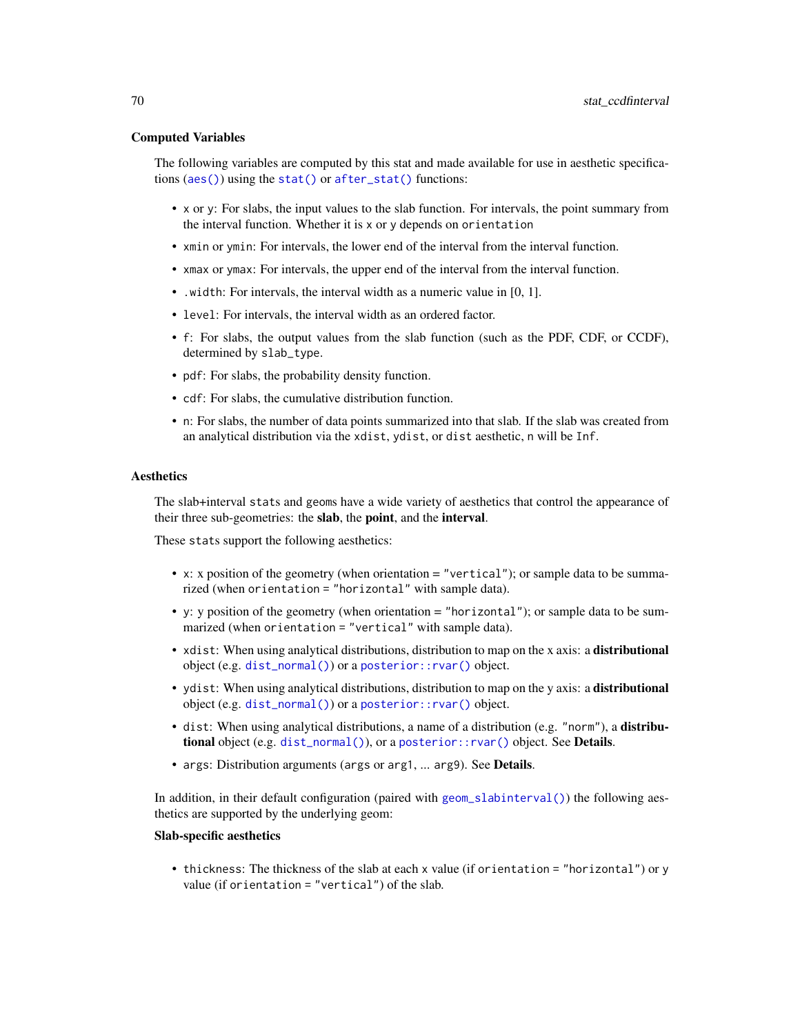### Computed Variables

The following variables are computed by this stat and made available for use in aesthetic specifications (`aes()`) using the `stat()` or `after_stat()` functions:

- `x` or `y`: For slabs, the input values to the slab function. For intervals, the point summary from the interval function. Whether it is `x` or `y` depends on `orientation`
- `xmin` or `ymin`: For intervals, the lower end of the interval from the interval function.
- `xmax` or `ymax`: For intervals, the upper end of the interval from the interval function.
- `.width`: For intervals, the interval width as a numeric value in [0, 1].
- `level`: For intervals, the interval width as an ordered factor.
- `f`: For slabs, the output values from the slab function (such as the PDF, CDF, or CCDF), determined by `slab_type`.
- `pdf`: For slabs, the probability density function.
- `cdf`: For slabs, the cumulative distribution function.
- `n`: For slabs, the number of data points summarized into that slab. If the slab was created from an analytical distribution via the `xdist`, `ydist`, or `dist` aesthetic, `n` will be `Inf`.

### Aesthetics

The slab+interval `stat`s and `geom`s have a wide variety of aesthetics that control the appearance of their three sub-geometries: the **slab**, the **point**, and the **interval**.

These `stat`s support the following aesthetics:

- `x`: x position of the geometry (when orientation = `"vertical"`); or sample data to be summarized (when `orientation = "horizontal"` with sample data).
- `y`: y position of the geometry (when orientation = `"horizontal"`); or sample data to be summarized (when `orientation = "vertical"` with sample data).
- `xdist`: When using analytical distributions, distribution to map on the x axis: a **distributional** object (e.g. `dist_normal()`) or a `posterior::rvar()` object.
- `ydist`: When using analytical distributions, distribution to map on the y axis: a **distributional** object (e.g. `dist_normal()`) or a `posterior::rvar()` object.
- `dist`: When using analytical distributions, a name of a distribution (e.g. `"norm"`), a **distributional** object (e.g. `dist_normal()`), or a `posterior::rvar()` object. See **Details**.
- `args`: Distribution arguments (`args` or `arg1`, ... `arg9`). See **Details**.

In addition, in their default configuration (paired with `geom_slabinterval()`) the following aesthetics are supported by the underlying geom:

**Slab-specific aesthetics**

- `thickness`: The thickness of the slab at each `x` value (if `orientation = "horizontal"`) or `y` value (if `orientation = "vertical"`) of the slab.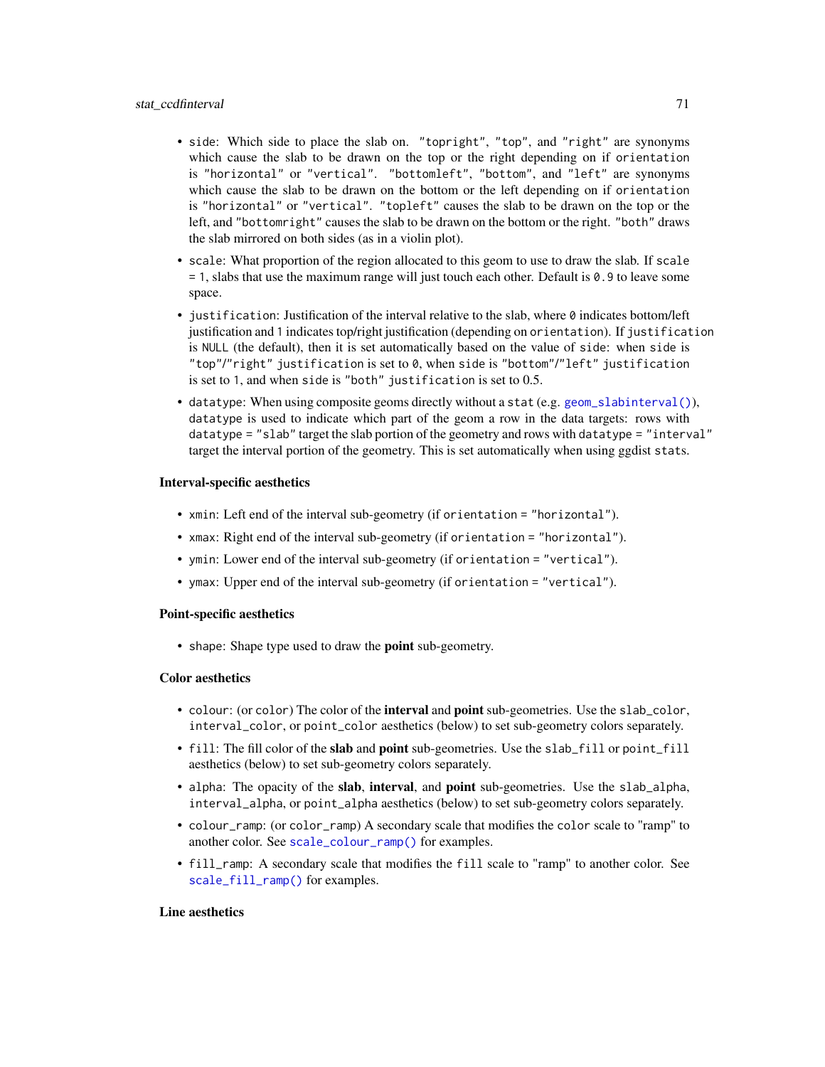- `side`: Which side to place the slab on. `"topright"`, `"top"`, and `"right"` are synonyms which cause the slab to be drawn on the top or the right depending on if `orientation` is `"horizontal"` or `"vertical"`. `"bottomleft"`, `"bottom"`, and `"left"` are synonyms which cause the slab to be drawn on the bottom or the left depending on if `orientation` is `"horizontal"` or `"vertical"`. `"topleft"` causes the slab to be drawn on the top or the left, and `"bottomright"` causes the slab to be drawn on the bottom or the right. `"both"` draws the slab mirrored on both sides (as in a violin plot).
- `scale`: What proportion of the region allocated to this geom to use to draw the slab. If `scale = 1`, slabs that use the maximum range will just touch each other. Default is `0.9` to leave some space.
- `justification`: Justification of the interval relative to the slab, where `0` indicates bottom/left justification and `1` indicates top/right justification (depending on `orientation`). If `justification` is `NULL` (the default), then it is set automatically based on the value of `side`: when `side` is `"top"`/`"right"` `justification` is set to `0`, when `side` is `"bottom"`/`"left"` `justification` is set to `1`, and when `side` is `"both"` `justification` is set to 0.5.
- `datatype`: When using composite geoms directly without a `stat` (e.g. `geom_slabinterval()`), `datatype` is used to indicate which part of the geom a row in the data targets: rows with `datatype = "slab"` target the slab portion of the geometry and rows with `datatype = "interval"` target the interval portion of the geometry. This is set automatically when using ggdist `stat`s.

**Interval-specific aesthetics**

- `xmin`: Left end of the interval sub-geometry (if `orientation = "horizontal"`).
- `xmax`: Right end of the interval sub-geometry (if `orientation = "horizontal"`).
- `ymin`: Lower end of the interval sub-geometry (if `orientation = "vertical"`).
- `ymax`: Upper end of the interval sub-geometry (if `orientation = "vertical"`).

**Point-specific aesthetics**

- `shape`: Shape type used to draw the **point** sub-geometry.

**Color aesthetics**

- `colour`: (or `color`) The color of the **interval** and **point** sub-geometries. Use the `slab_color`, `interval_color`, or `point_color` aesthetics (below) to set sub-geometry colors separately.
- `fill`: The fill color of the **slab** and **point** sub-geometries. Use the `slab_fill` or `point_fill` aesthetics (below) to set sub-geometry colors separately.
- `alpha`: The opacity of the **slab**, **interval**, and **point** sub-geometries. Use the `slab_alpha`, `interval_alpha`, or `point_alpha` aesthetics (below) to set sub-geometry colors separately.
- `colour_ramp`: (or `color_ramp`) A secondary scale that modifies the `color` scale to "ramp" to another color. See `scale_colour_ramp()` for examples.
- `fill_ramp`: A secondary scale that modifies the `fill` scale to "ramp" to another color. See `scale_fill_ramp()` for examples.

**Line aesthetics**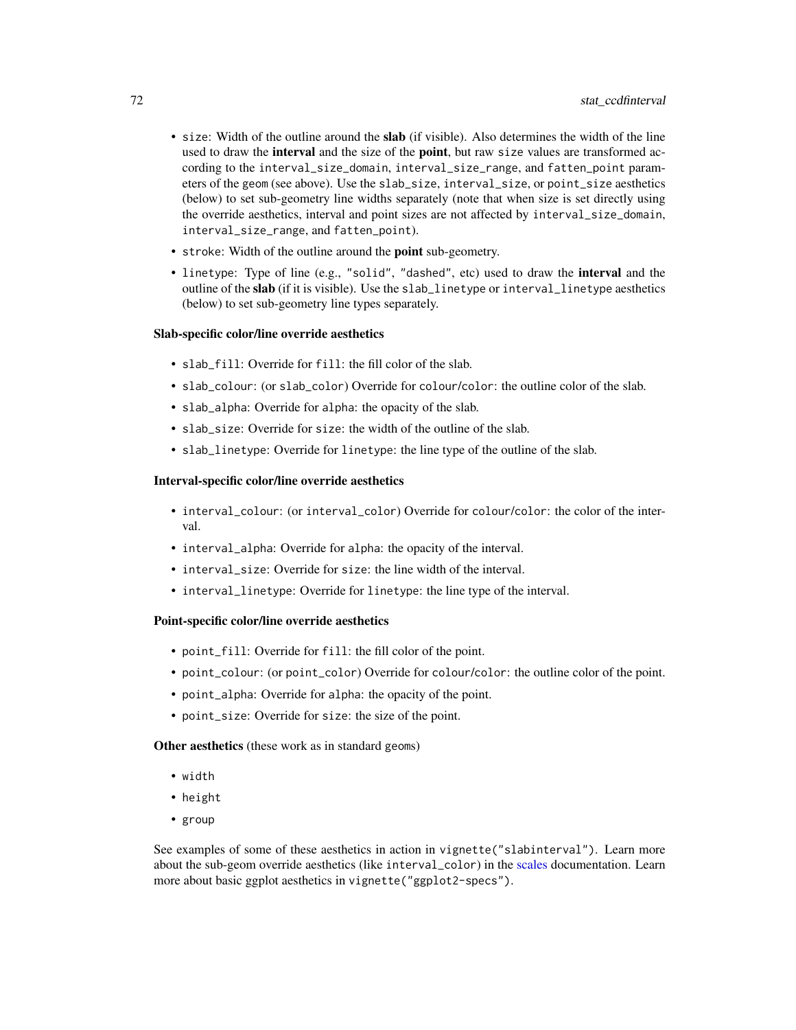- `size`: Width of the outline around the **slab** (if visible). Also determines the width of the line used to draw the **interval** and the size of the **point**, but raw `size` values are transformed according to the `interval_size_domain`, `interval_size_range`, and `fatten_point` parameters of the `geom` (see above). Use the `slab_size`, `interval_size`, or `point_size` aesthetics (below) to set sub-geometry line widths separately (note that when size is set directly using the override aesthetics, interval and point sizes are not affected by `interval_size_domain`, `interval_size_range`, and `fatten_point`).
- `stroke`: Width of the outline around the **point** sub-geometry.
- `linetype`: Type of line (e.g., `"solid"`, `"dashed"`, etc) used to draw the **interval** and the outline of the **slab** (if it is visible). Use the `slab_linetype` or `interval_linetype` aesthetics (below) to set sub-geometry line types separately.

**Slab-specific color/line override aesthetics**

- `slab_fill`: Override for `fill`: the fill color of the slab.
- `slab_colour`: (or `slab_color`) Override for `colour`/`color`: the outline color of the slab.
- `slab_alpha`: Override for `alpha`: the opacity of the slab.
- `slab_size`: Override for `size`: the width of the outline of the slab.
- `slab_linetype`: Override for `linetype`: the line type of the outline of the slab.

**Interval-specific color/line override aesthetics**

- `interval_colour`: (or `interval_color`) Override for `colour`/`color`: the color of the interval.
- `interval_alpha`: Override for `alpha`: the opacity of the interval.
- `interval_size`: Override for `size`: the line width of the interval.
- `interval_linetype`: Override for `linetype`: the line type of the interval.

**Point-specific color/line override aesthetics**

- `point_fill`: Override for `fill`: the fill color of the point.
- `point_colour`: (or `point_color`) Override for `colour`/`color`: the outline color of the point.
- `point_alpha`: Override for `alpha`: the opacity of the point.
- `point_size`: Override for `size`: the size of the point.

**Other aesthetics** (these work as in standard `geom`s)

- `width`
- `height`
- `group`

See examples of some of these aesthetics in action in `vignette("slabinterval")`. Learn more about the sub-geom override aesthetics (like `interval_color`) in the scales documentation. Learn more about basic ggplot aesthetics in `vignette("ggplot2-specs")`.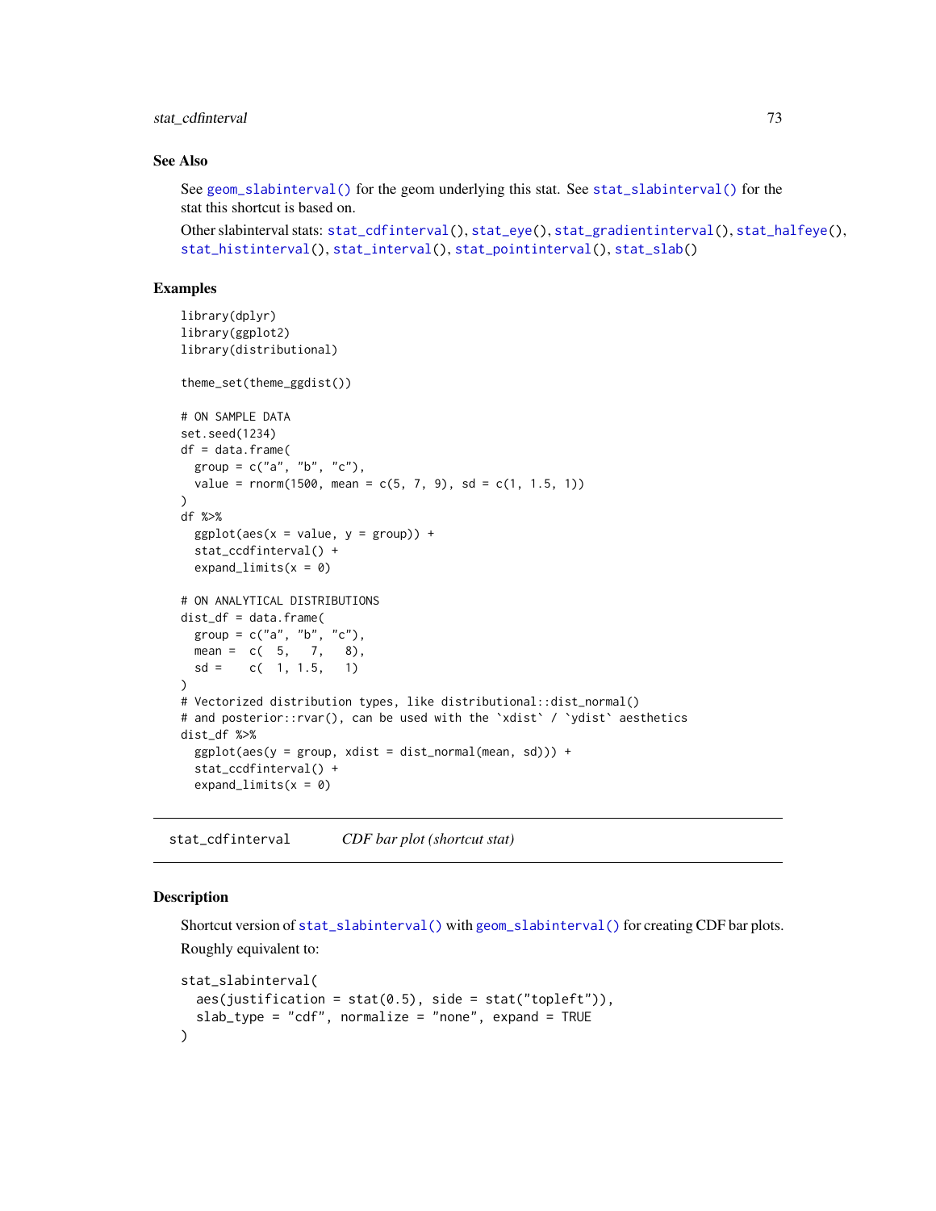### See Also

See `geom_slabinterval()` for the geom underlying this stat. See `stat_slabinterval()` for the stat this shortcut is based on.

Other slabinterval stats: `stat_cdfinterval()`, `stat_eye()`, `stat_gradientinterval()`, `stat_halfeye()`, `stat_histinterval()`, `stat_interval()`, `stat_pointinterval()`, `stat_slab()`

### Examples

```
library(dplyr)
library(ggplot2)
library(distributional)

theme_set(theme_ggdist())

# ON SAMPLE DATA
set.seed(1234)
df = data.frame(
  group = c("a", "b", "c"),
  value = rnorm(1500, mean = c(5, 7, 9), sd = c(1, 1.5, 1))
)
df %>%
  ggplot(aes(x = value, y = group)) +
  stat_ccdfinterval() +
  expand_limits(x = 0)

# ON ANALYTICAL DISTRIBUTIONS
dist_df = data.frame(
  group = c("a", "b", "c"),
  mean =  c(  5,   7,   8),
  sd =    c(  1, 1.5,   1)
)
# Vectorized distribution types, like distributional::dist_normal()
# and posterior::rvar(), can be used with the `xdist` / `ydist` aesthetics
dist_df %>%
  ggplot(aes(y = group, xdist = dist_normal(mean, sd))) +
  stat_ccdfinterval() +
  expand_limits(x = 0)
```

---

## stat_cdfinterval — *CDF bar plot (shortcut stat)*

### Description

Shortcut version of `stat_slabinterval()` with `geom_slabinterval()` for creating CDF bar plots.

Roughly equivalent to:

```
stat_slabinterval(
  aes(justification = stat(0.5), side = stat("topleft")),
  slab_type = "cdf", normalize = "none", expand = TRUE
)
```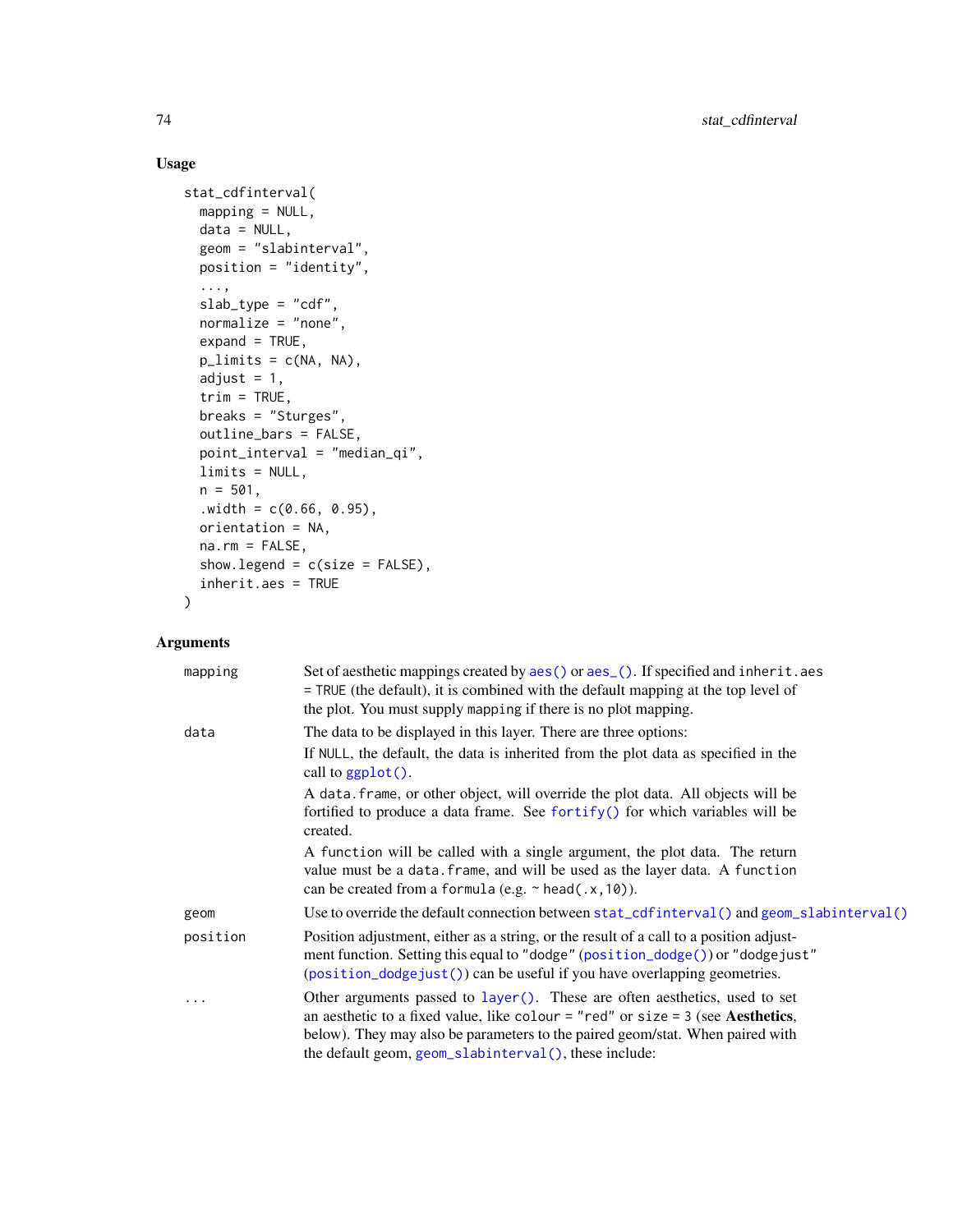## Usage

```
stat_cdfinterval(
  mapping = NULL,
  data = NULL,
  geom = "slabinterval",
  position = "identity",
  ...,
  slab_type = "cdf",
  normalize = "none",
  expand = TRUE,
  p_limits = c(NA, NA),
  adjust = 1,
  trim = TRUE,
  breaks = "Sturges",
  outline_bars = FALSE,
  point_interval = "median_qi",
  limits = NULL,
  n = 501,
  .width = c(0.66, 0.95),
  orientation = NA,
  na.rm = FALSE,
  show.legend = c(size = FALSE),
  inherit.aes = TRUE
)
```

## Arguments

`mapping` — Set of aesthetic mappings created by `aes()` or `aes_()`. If specified and `inherit.aes = TRUE` (the default), it is combined with the default mapping at the top level of the plot. You must supply `mapping` if there is no plot mapping.

`data` — The data to be displayed in this layer. There are three options:

If `NULL`, the default, the data is inherited from the plot data as specified in the call to `ggplot()`.

A `data.frame`, or other object, will override the plot data. All objects will be fortified to produce a data frame. See `fortify()` for which variables will be created.

A `function` will be called with a single argument, the plot data. The return value must be a `data.frame`, and will be used as the layer data. A `function` can be created from a `formula` (e.g. `~ head(.x,10)`).

`geom` — Use to override the default connection between `stat_cdfinterval()` and `geom_slabinterval()`

`position` — Position adjustment, either as a string, or the result of a call to a position adjustment function. Setting this equal to `"dodge"` (`position_dodge()`) or `"dodgejust"` (`position_dodgejust()`) can be useful if you have overlapping geometries.

`...` — Other arguments passed to `layer()`. These are often aesthetics, used to set an aesthetic to a fixed value, like `colour = "red"` or `size = 3` (see **Aesthetics**, below). They may also be parameters to the paired geom/stat. When paired with the default geom, `geom_slabinterval()`, these include: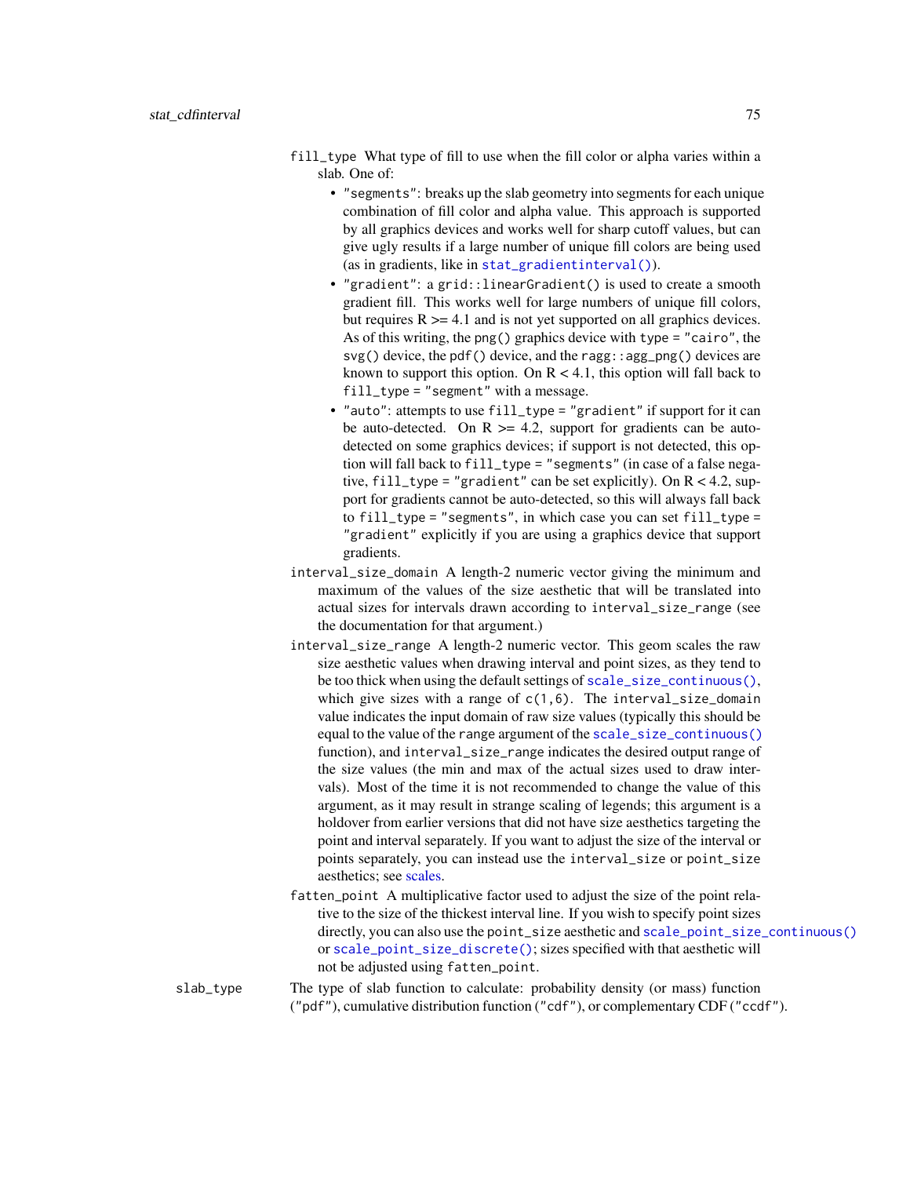fill_type What type of fill to use when the fill color or alpha varies within a slab. One of:

- "segments": breaks up the slab geometry into segments for each unique combination of fill color and alpha value. This approach is supported by all graphics devices and works well for sharp cutoff values, but can give ugly results if a large number of unique fill colors are being used (as in gradients, like in stat_gradientinterval()).
- "gradient": a grid::linearGradient() is used to create a smooth gradient fill. This works well for large numbers of unique fill colors, but requires R >= 4.1 and is not yet supported on all graphics devices. As of this writing, the png() graphics device with type = "cairo", the svg() device, the pdf() device, and the ragg::agg_png() devices are known to support this option. On R < 4.1, this option will fall back to fill_type = "segment" with a message.
- "auto": attempts to use fill_type = "gradient" if support for it can be auto-detected. On R >= 4.2, support for gradients can be auto-detected on some graphics devices; if support is not detected, this option will fall back to fill_type = "segments" (in case of a false negative, fill_type = "gradient" can be set explicitly). On R < 4.2, support for gradients cannot be auto-detected, so this will always fall back to fill_type = "segments", in which case you can set fill_type = "gradient" explicitly if you are using a graphics device that support gradients.

interval_size_domain A length-2 numeric vector giving the minimum and maximum of the values of the size aesthetic that will be translated into actual sizes for intervals drawn according to interval_size_range (see the documentation for that argument.)

interval_size_range A length-2 numeric vector. This geom scales the raw size aesthetic values when drawing interval and point sizes, as they tend to be too thick when using the default settings of scale_size_continuous(), which give sizes with a range of c(1,6). The interval_size_domain value indicates the input domain of raw size values (typically this should be equal to the value of the range argument of the scale_size_continuous() function), and interval_size_range indicates the desired output range of the size values (the min and max of the actual sizes used to draw intervals). Most of the time it is not recommended to change the value of this argument, as it may result in strange scaling of legends; this argument is a holdover from earlier versions that did not have size aesthetics targeting the point and interval separately. If you want to adjust the size of the interval or points separately, you can instead use the interval_size or point_size aesthetics; see scales.

fatten_point A multiplicative factor used to adjust the size of the point relative to the size of the thickest interval line. If you wish to specify point sizes directly, you can also use the point_size aesthetic and scale_point_size_continuous() or scale_point_size_discrete(); sizes specified with that aesthetic will not be adjusted using fatten_point.

slab_type The type of slab function to calculate: probability density (or mass) function ("pdf"), cumulative distribution function ("cdf"), or complementary CDF ("ccdf").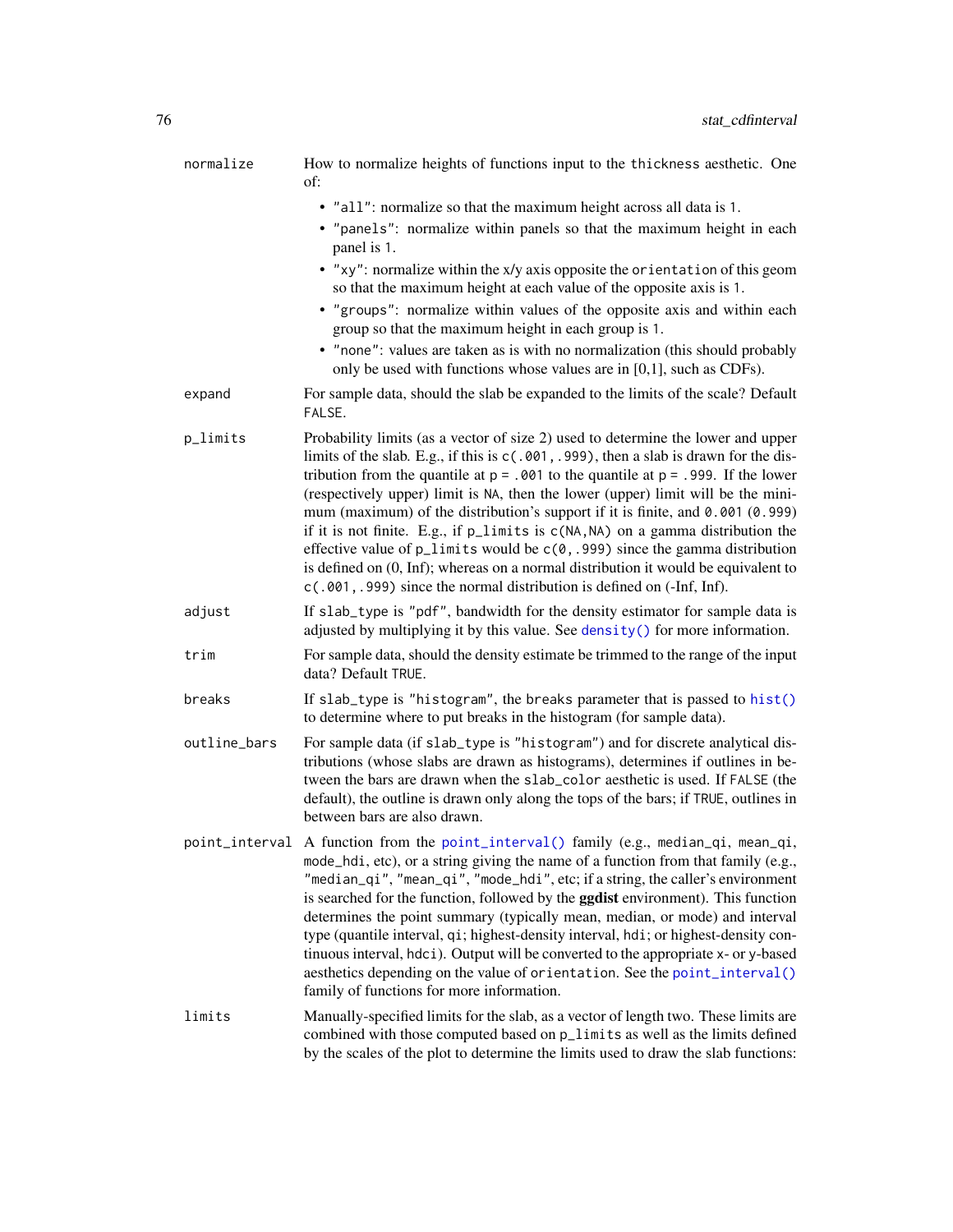| | |
|---|---|
| `normalize` | How to normalize heights of functions input to the `thickness` aesthetic. One of:<br>• `"all"`: normalize so that the maximum height across all data is `1`.<br>• `"panels"`: normalize within panels so that the maximum height in each panel is `1`.<br>• `"xy"`: normalize within the x/y axis opposite the `orientation` of this geom so that the maximum height at each value of the opposite axis is `1`.<br>• `"groups"`: normalize within values of the opposite axis and within each group so that the maximum height in each group is `1`.<br>• `"none"`: values are taken as is with no normalization (this should probably only be used with functions whose values are in [0,1], such as CDFs). |
| `expand` | For sample data, should the slab be expanded to the limits of the scale? Default `FALSE`. |
| `p_limits` | Probability limits (as a vector of size 2) used to determine the lower and upper limits of the slab. E.g., if this is `c(.001,.999)`, then a slab is drawn for the distribution from the quantile at `p = .001` to the quantile at `p = .999`. If the lower (respectively upper) limit is `NA`, then the lower (upper) limit will be the minimum (maximum) of the distribution's support if it is finite, and `0.001` (`0.999`) if it is not finite. E.g., if `p_limits` is `c(NA,NA)` on a gamma distribution the effective value of `p_limits` would be `c(0,.999)` since the gamma distribution is defined on (0, Inf); whereas on a normal distribution it would be equivalent to `c(.001,.999)` since the normal distribution is defined on (-Inf, Inf). |
| `adjust` | If `slab_type` is `"pdf"`, bandwidth for the density estimator for sample data is adjusted by multiplying it by this value. See `density()` for more information. |
| `trim` | For sample data, should the density estimate be trimmed to the range of the input data? Default `TRUE`. |
| `breaks` | If `slab_type` is `"histogram"`, the `breaks` parameter that is passed to `hist()` to determine where to put breaks in the histogram (for sample data). |
| `outline_bars` | For sample data (if `slab_type` is `"histogram"`) and for discrete analytical distributions (whose slabs are drawn as histograms), determines if outlines in between the bars are drawn when the `slab_color` aesthetic is used. If `FALSE` (the default), the outline is drawn only along the tops of the bars; if `TRUE`, outlines in between bars are also drawn. |
| `point_interval` | A function from the `point_interval()` family (e.g., `median_qi`, `mean_qi`, `mode_hdi`, etc), or a string giving the name of a function from that family (e.g., `"median_qi"`, `"mean_qi"`, `"mode_hdi"`, etc; if a string, the caller's environment is searched for the function, followed by the **ggdist** environment). This function determines the point summary (typically mean, median, or mode) and interval type (quantile interval, `qi`; highest-density interval, `hdi`; or highest-density continuous interval, `hdci`). Output will be converted to the appropriate `x`- or `y`-based aesthetics depending on the value of `orientation`. See the `point_interval()` family of functions for more information. |
| `limits` | Manually-specified limits for the slab, as a vector of length two. These limits are combined with those computed based on `p_limits` as well as the limits defined by the scales of the plot to determine the limits used to draw the slab functions: |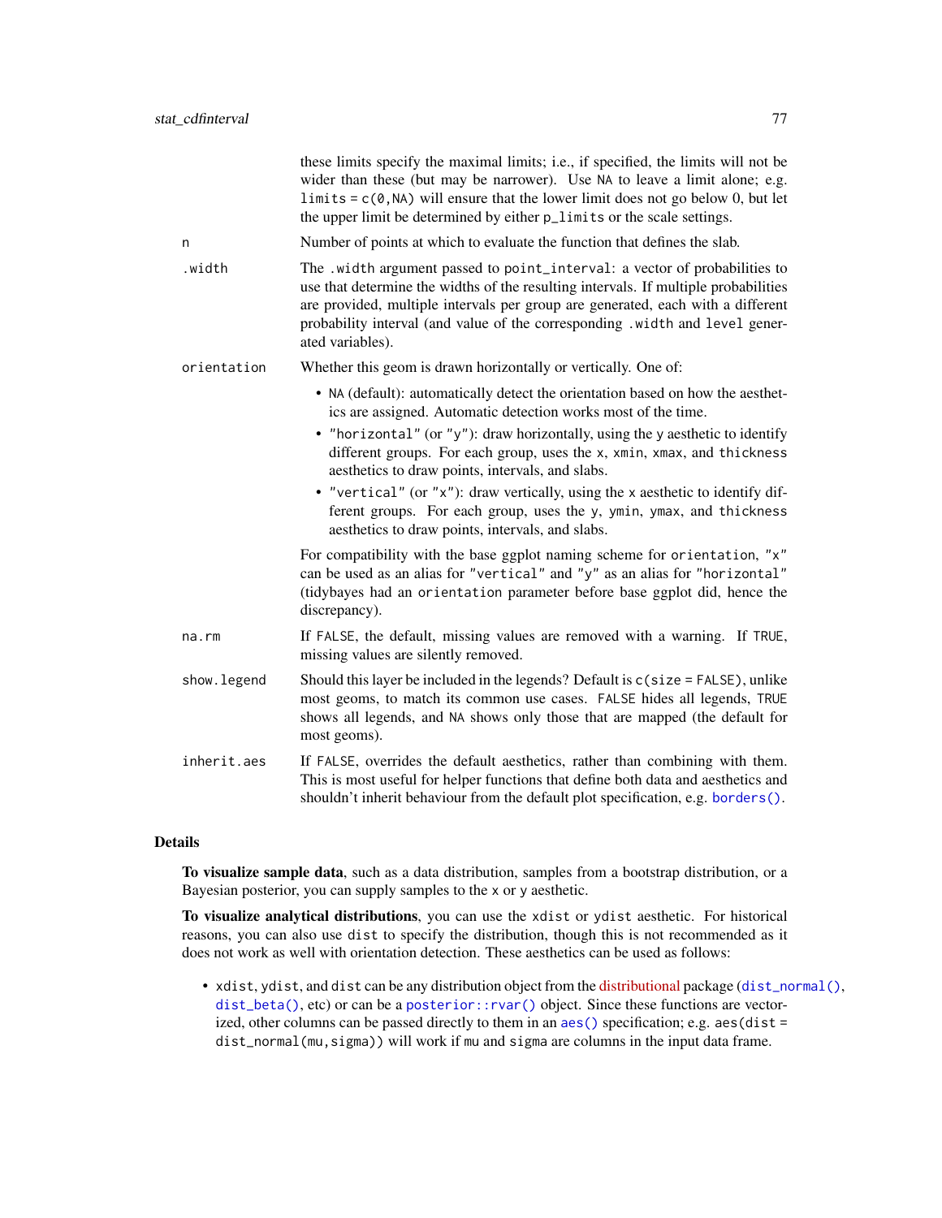these limits specify the maximal limits; i.e., if specified, the limits will not be wider than these (but may be narrower). Use `NA` to leave a limit alone; e.g. `limits = c(0,NA)` will ensure that the lower limit does not go below 0, but let the upper limit be determined by either `p_limits` or the scale settings.

`n` Number of points at which to evaluate the function that defines the slab.

`.width` The `.width` argument passed to `point_interval`: a vector of probabilities to use that determine the widths of the resulting intervals. If multiple probabilities are provided, multiple intervals per group are generated, each with a different probability interval (and value of the corresponding `.width` and `level` generated variables).

`orientation` Whether this geom is drawn horizontally or vertically. One of:

- `NA` (default): automatically detect the orientation based on how the aesthetics are assigned. Automatic detection works most of the time.
- `"horizontal"` (or `"y"`): draw horizontally, using the `y` aesthetic to identify different groups. For each group, uses the `x`, `xmin`, `xmax`, and `thickness` aesthetics to draw points, intervals, and slabs.
- `"vertical"` (or `"x"`): draw vertically, using the `x` aesthetic to identify different groups. For each group, uses the `y`, `ymin`, `ymax`, and `thickness` aesthetics to draw points, intervals, and slabs.

For compatibility with the base ggplot naming scheme for `orientation`, `"x"` can be used as an alias for `"vertical"` and `"y"` as an alias for `"horizontal"` (tidybayes had an `orientation` parameter before base ggplot did, hence the discrepancy).

`na.rm` If `FALSE`, the default, missing values are removed with a warning. If `TRUE`, missing values are silently removed.

`show.legend` Should this layer be included in the legends? Default is `c(size = FALSE)`, unlike most geoms, to match its common use cases. `FALSE` hides all legends, `TRUE` shows all legends, and `NA` shows only those that are mapped (the default for most geoms).

`inherit.aes` If `FALSE`, overrides the default aesthetics, rather than combining with them. This is most useful for helper functions that define both data and aesthetics and shouldn't inherit behaviour from the default plot specification, e.g. `borders()`.

## Details

**To visualize sample data**, such as a data distribution, samples from a bootstrap distribution, or a Bayesian posterior, you can supply samples to the `x` or `y` aesthetic.

**To visualize analytical distributions**, you can use the `xdist` or `ydist` aesthetic. For historical reasons, you can also use `dist` to specify the distribution, though this is not recommended as it does not work as well with orientation detection. These aesthetics can be used as follows:

- `xdist`, `ydist`, and `dist` can be any distribution object from the distributional package (`dist_normal()`, `dist_beta()`, etc) or can be a `posterior::rvar()` object. Since these functions are vectorized, other columns can be passed directly to them in an `aes()` specification; e.g. `aes(dist = dist_normal(mu,sigma))` will work if `mu` and `sigma` are columns in the input data frame.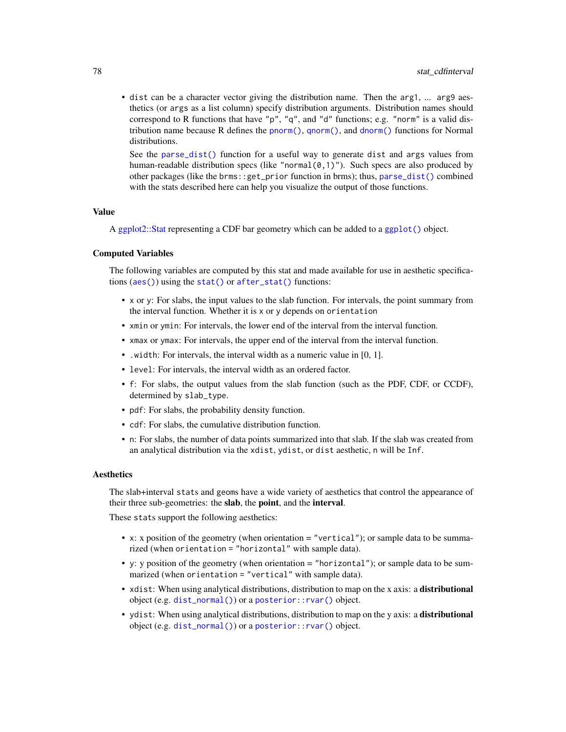- `dist` can be a character vector giving the distribution name. Then the `arg1`, ... `arg9` aesthetics (or `args` as a list column) specify distribution arguments. Distribution names should correspond to R functions that have `"p"`, `"q"`, and `"d"` functions; e.g. `"norm"` is a valid distribution name because R defines the `pnorm()`, `qnorm()`, and `dnorm()` functions for Normal distributions.

  See the `parse_dist()` function for a useful way to generate `dist` and `args` values from human-readable distribution specs (like `"normal(0,1)"`). Such specs are also produced by other packages (like the `brms::get_prior` function in brms); thus, `parse_dist()` combined with the stats described here can help you visualize the output of those functions.

## Value

A ggplot2::Stat representing a CDF bar geometry which can be added to a `ggplot()` object.

## Computed Variables

The following variables are computed by this stat and made available for use in aesthetic specifications (`aes()`) using the `stat()` or `after_stat()` functions:

- `x` or `y`: For slabs, the input values to the slab function. For intervals, the point summary from the interval function. Whether it is `x` or `y` depends on `orientation`
- `xmin` or `ymin`: For intervals, the lower end of the interval from the interval function.
- `xmax` or `ymax`: For intervals, the upper end of the interval from the interval function.
- `.width`: For intervals, the interval width as a numeric value in [0, 1].
- `level`: For intervals, the interval width as an ordered factor.
- `f`: For slabs, the output values from the slab function (such as the PDF, CDF, or CCDF), determined by `slab_type`.
- `pdf`: For slabs, the probability density function.
- `cdf`: For slabs, the cumulative distribution function.
- `n`: For slabs, the number of data points summarized into that slab. If the slab was created from an analytical distribution via the `xdist`, `ydist`, or `dist` aesthetic, `n` will be `Inf`.

## Aesthetics

The slab+interval `stat`s and `geom`s have a wide variety of aesthetics that control the appearance of their three sub-geometries: the **slab**, the **point**, and the **interval**.

These `stat`s support the following aesthetics:

- `x`: x position of the geometry (when orientation = `"vertical"`); or sample data to be summarized (when `orientation = "horizontal"` with sample data).
- `y`: y position of the geometry (when orientation = `"horizontal"`); or sample data to be summarized (when `orientation = "vertical"` with sample data).
- `xdist`: When using analytical distributions, distribution to map on the x axis: a **distributional** object (e.g. `dist_normal()`) or a `posterior::rvar()` object.
- `ydist`: When using analytical distributions, distribution to map on the y axis: a **distributional** object (e.g. `dist_normal()`) or a `posterior::rvar()` object.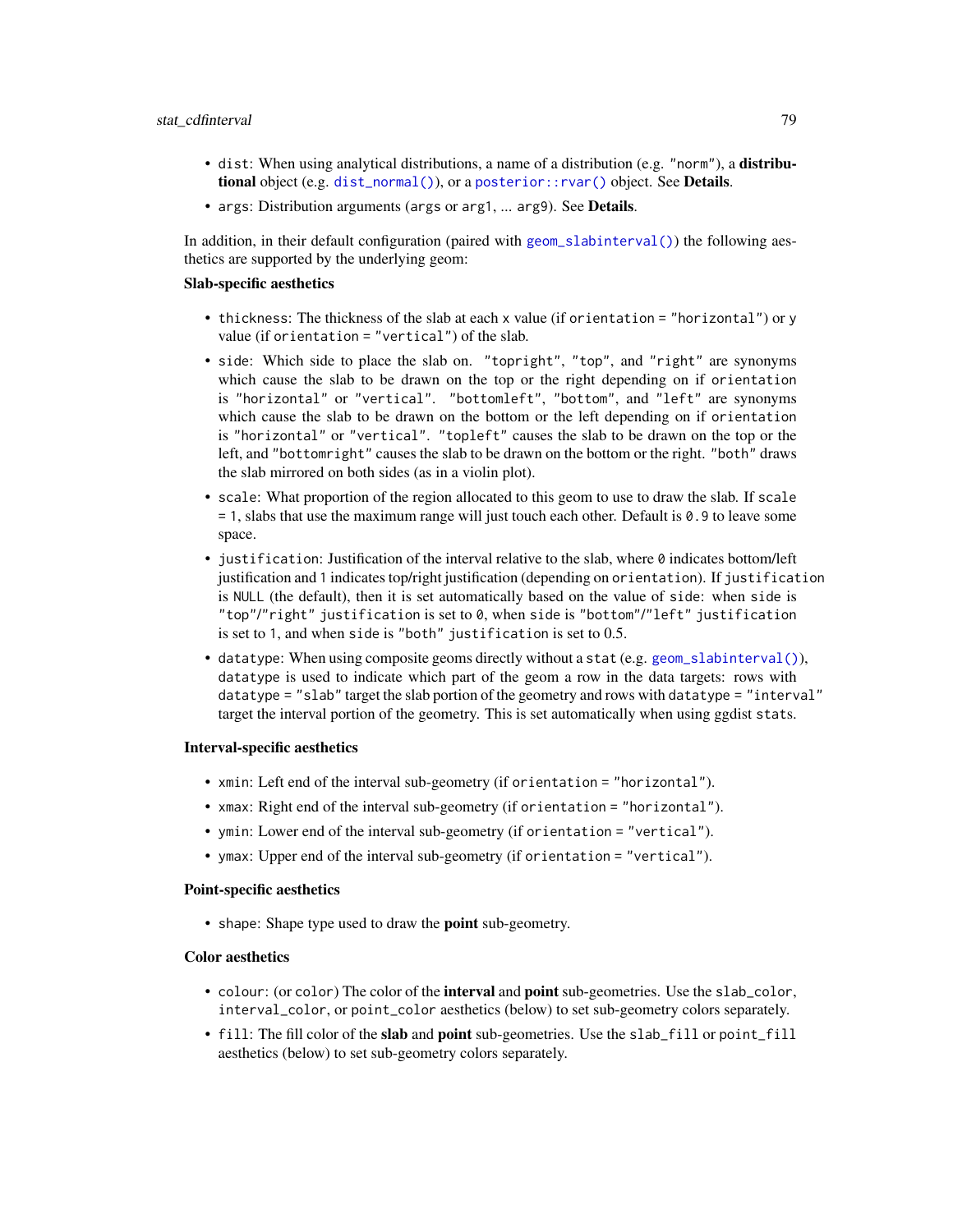- `dist`: When using analytical distributions, a name of a distribution (e.g. `"norm"`), a **distributional** object (e.g. `dist_normal()`), or a `posterior::rvar()` object. See **Details**.
- `args`: Distribution arguments (`args` or `arg1`, ... `arg9`). See **Details**.

In addition, in their default configuration (paired with `geom_slabinterval()`) the following aesthetics are supported by the underlying geom:

**Slab-specific aesthetics**

- `thickness`: The thickness of the slab at each `x` value (if `orientation = "horizontal"`) or `y` value (if `orientation = "vertical"`) of the slab.
- `side`: Which side to place the slab on. `"topright"`, `"top"`, and `"right"` are synonyms which cause the slab to be drawn on the top or the right depending on if `orientation` is `"horizontal"` or `"vertical"`. `"bottomleft"`, `"bottom"`, and `"left"` are synonyms which cause the slab to be drawn on the bottom or the left depending on if `orientation` is `"horizontal"` or `"vertical"`. `"topleft"` causes the slab to be drawn on the top or the left, and `"bottomright"` causes the slab to be drawn on the bottom or the right. `"both"` draws the slab mirrored on both sides (as in a violin plot).
- `scale`: What proportion of the region allocated to this geom to use to draw the slab. If `scale = 1`, slabs that use the maximum range will just touch each other. Default is `0.9` to leave some space.
- `justification`: Justification of the interval relative to the slab, where `0` indicates bottom/left justification and `1` indicates top/right justification (depending on `orientation`). If `justification` is `NULL` (the default), then it is set automatically based on the value of `side`: when `side` is `"top"`/`"right"` `justification` is set to `0`, when `side` is `"bottom"`/`"left"` `justification` is set to `1`, and when `side` is `"both"` `justification` is set to 0.5.
- `datatype`: When using composite geoms directly without a `stat` (e.g. `geom_slabinterval()`), `datatype` is used to indicate which part of the geom a row in the data targets: rows with `datatype = "slab"` target the slab portion of the geometry and rows with `datatype = "interval"` target the interval portion of the geometry. This is set automatically when using ggdist `stat`s.

**Interval-specific aesthetics**

- `xmin`: Left end of the interval sub-geometry (if `orientation = "horizontal"`).
- `xmax`: Right end of the interval sub-geometry (if `orientation = "horizontal"`).
- `ymin`: Lower end of the interval sub-geometry (if `orientation = "vertical"`).
- `ymax`: Upper end of the interval sub-geometry (if `orientation = "vertical"`).

**Point-specific aesthetics**

- `shape`: Shape type used to draw the **point** sub-geometry.

**Color aesthetics**

- `colour`: (or `color`) The color of the **interval** and **point** sub-geometries. Use the `slab_color`, `interval_color`, or `point_color` aesthetics (below) to set sub-geometry colors separately.
- `fill`: The fill color of the **slab** and **point** sub-geometries. Use the `slab_fill` or `point_fill` aesthetics (below) to set sub-geometry colors separately.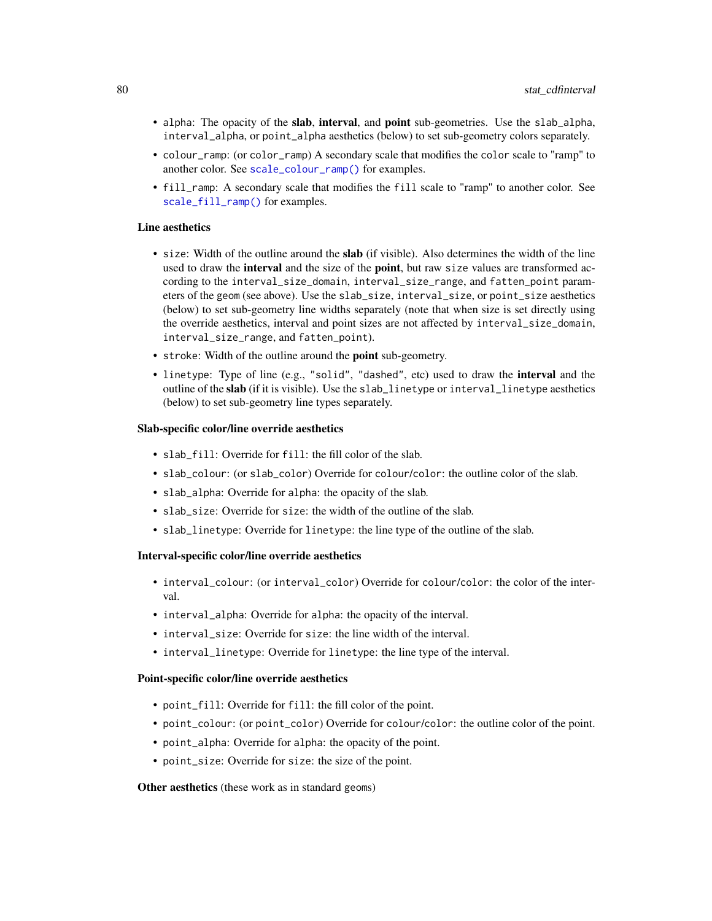- `alpha`: The opacity of the **slab**, **interval**, and **point** sub-geometries. Use the `slab_alpha`, `interval_alpha`, or `point_alpha` aesthetics (below) to set sub-geometry colors separately.
- `colour_ramp`: (or `color_ramp`) A secondary scale that modifies the `color` scale to "ramp" to another color. See `scale_colour_ramp()` for examples.
- `fill_ramp`: A secondary scale that modifies the `fill` scale to "ramp" to another color. See `scale_fill_ramp()` for examples.

**Line aesthetics**

- `size`: Width of the outline around the **slab** (if visible). Also determines the width of the line used to draw the **interval** and the size of the **point**, but raw `size` values are transformed according to the `interval_size_domain`, `interval_size_range`, and `fatten_point` parameters of the `geom` (see above). Use the `slab_size`, `interval_size`, or `point_size` aesthetics (below) to set sub-geometry line widths separately (note that when size is set directly using the override aesthetics, interval and point sizes are not affected by `interval_size_domain`, `interval_size_range`, and `fatten_point`).
- `stroke`: Width of the outline around the **point** sub-geometry.
- `linetype`: Type of line (e.g., `"solid"`, `"dashed"`, etc) used to draw the **interval** and the outline of the **slab** (if it is visible). Use the `slab_linetype` or `interval_linetype` aesthetics (below) to set sub-geometry line types separately.

**Slab-specific color/line override aesthetics**

- `slab_fill`: Override for `fill`: the fill color of the slab.
- `slab_colour`: (or `slab_color`) Override for `colour`/`color`: the outline color of the slab.
- `slab_alpha`: Override for `alpha`: the opacity of the slab.
- `slab_size`: Override for `size`: the width of the outline of the slab.
- `slab_linetype`: Override for `linetype`: the line type of the outline of the slab.

**Interval-specific color/line override aesthetics**

- `interval_colour`: (or `interval_color`) Override for `colour`/`color`: the color of the interval.
- `interval_alpha`: Override for `alpha`: the opacity of the interval.
- `interval_size`: Override for `size`: the line width of the interval.
- `interval_linetype`: Override for `linetype`: the line type of the interval.

**Point-specific color/line override aesthetics**

- `point_fill`: Override for `fill`: the fill color of the point.
- `point_colour`: (or `point_color`) Override for `colour`/`color`: the outline color of the point.
- `point_alpha`: Override for `alpha`: the opacity of the point.
- `point_size`: Override for `size`: the size of the point.

**Other aesthetics** (these work as in standard `geom`s)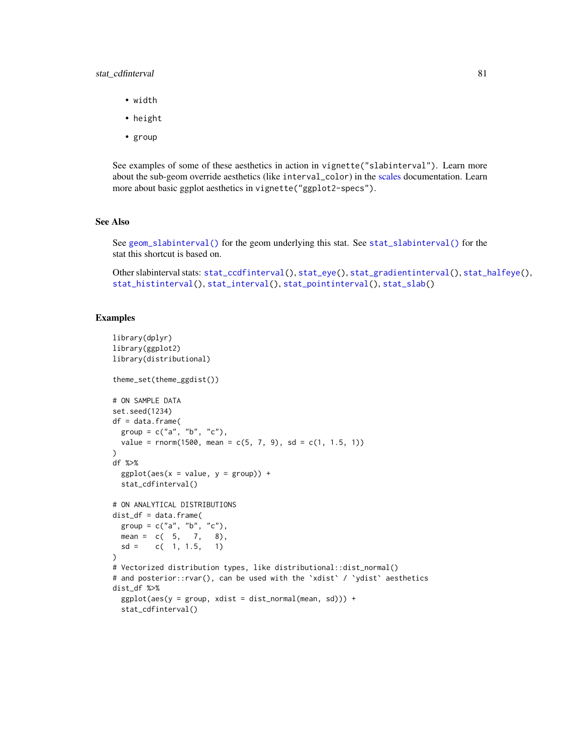- `width`
- `height`
- `group`

See examples of some of these aesthetics in action in `vignette("slabinterval")`. Learn more about the sub-geom override aesthetics (like `interval_color`) in the scales documentation. Learn more about basic ggplot aesthetics in `vignette("ggplot2-specs")`.

## See Also

See `geom_slabinterval()` for the geom underlying this stat. See `stat_slabinterval()` for the stat this shortcut is based on.

Other slabinterval stats: `stat_ccdfinterval()`, `stat_eye()`, `stat_gradientinterval()`, `stat_halfeye()`, `stat_histinterval()`, `stat_interval()`, `stat_pointinterval()`, `stat_slab()`

## Examples

```
library(dplyr)
library(ggplot2)
library(distributional)

theme_set(theme_ggdist())

# ON SAMPLE DATA
set.seed(1234)
df = data.frame(
  group = c("a", "b", "c"),
  value = rnorm(1500, mean = c(5, 7, 9), sd = c(1, 1.5, 1))
)
df %>%
  ggplot(aes(x = value, y = group)) +
  stat_cdfinterval()

# ON ANALYTICAL DISTRIBUTIONS
dist_df = data.frame(
  group = c("a", "b", "c"),
  mean =  c(  5,   7,   8),
  sd =    c(  1, 1.5,   1)
)
# Vectorized distribution types, like distributional::dist_normal()
# and posterior::rvar(), can be used with the `xdist` / `ydist` aesthetics
dist_df %>%
  ggplot(aes(y = group, xdist = dist_normal(mean, sd))) +
  stat_cdfinterval()
```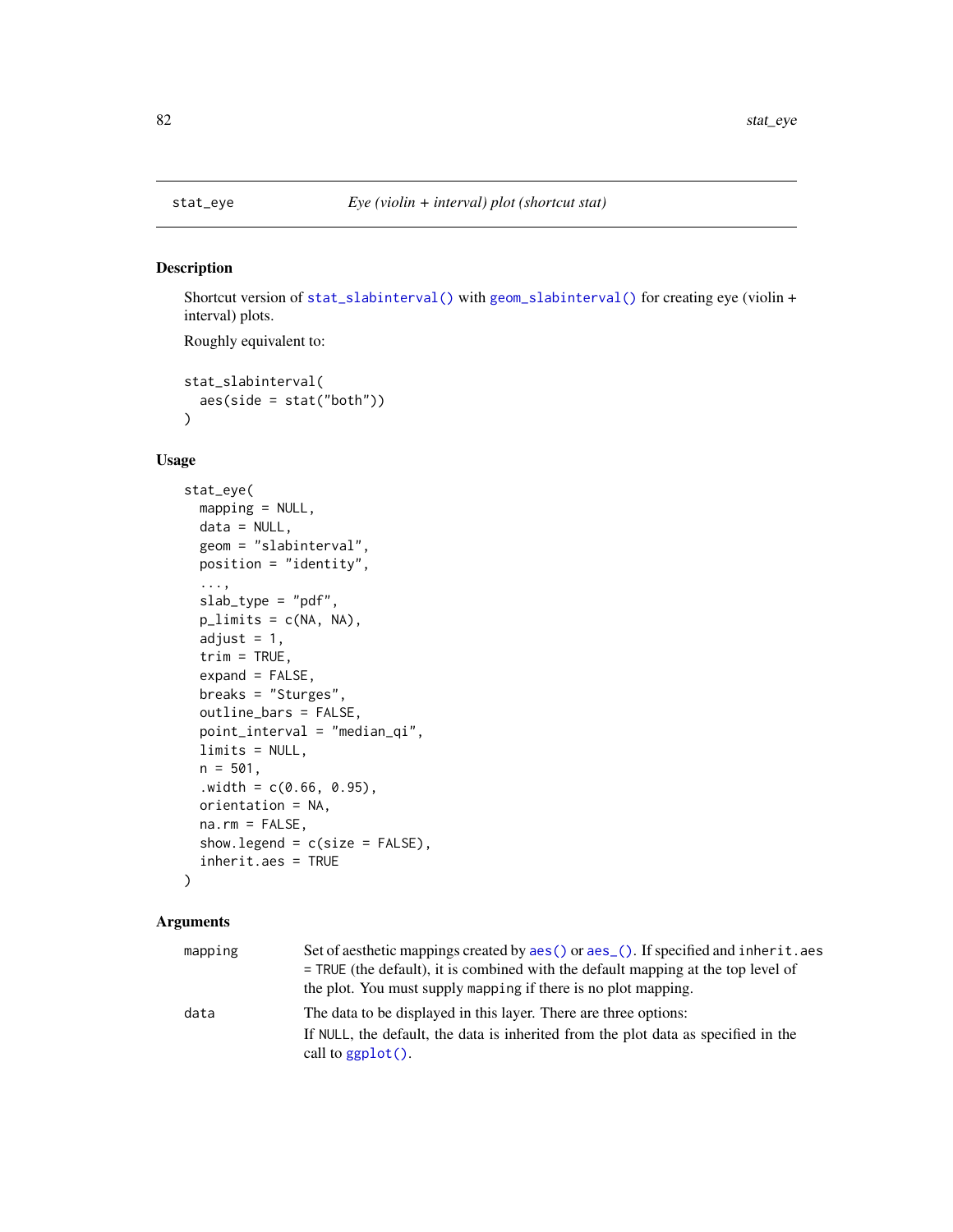## stat_eye — *Eye (violin + interval) plot (shortcut stat)*

### Description

Shortcut version of `stat_slabinterval()` with `geom_slabinterval()` for creating eye (violin + interval) plots.

Roughly equivalent to:

```
stat_slabinterval(
  aes(side = stat("both"))
)
```

### Usage

```
stat_eye(
  mapping = NULL,
  data = NULL,
  geom = "slabinterval",
  position = "identity",
  ...,
  slab_type = "pdf",
  p_limits = c(NA, NA),
  adjust = 1,
  trim = TRUE,
  expand = FALSE,
  breaks = "Sturges",
  outline_bars = FALSE,
  point_interval = "median_qi",
  limits = NULL,
  n = 501,
  .width = c(0.66, 0.95),
  orientation = NA,
  na.rm = FALSE,
  show.legend = c(size = FALSE),
  inherit.aes = TRUE
)
```

### Arguments

| | |
|---|---|
| `mapping` | Set of aesthetic mappings created by `aes()` or `aes_()`. If specified and `inherit.aes = TRUE` (the default), it is combined with the default mapping at the top level of the plot. You must supply `mapping` if there is no plot mapping. |
| `data` | The data to be displayed in this layer. There are three options: If `NULL`, the default, the data is inherited from the plot data as specified in the call to `ggplot()`. |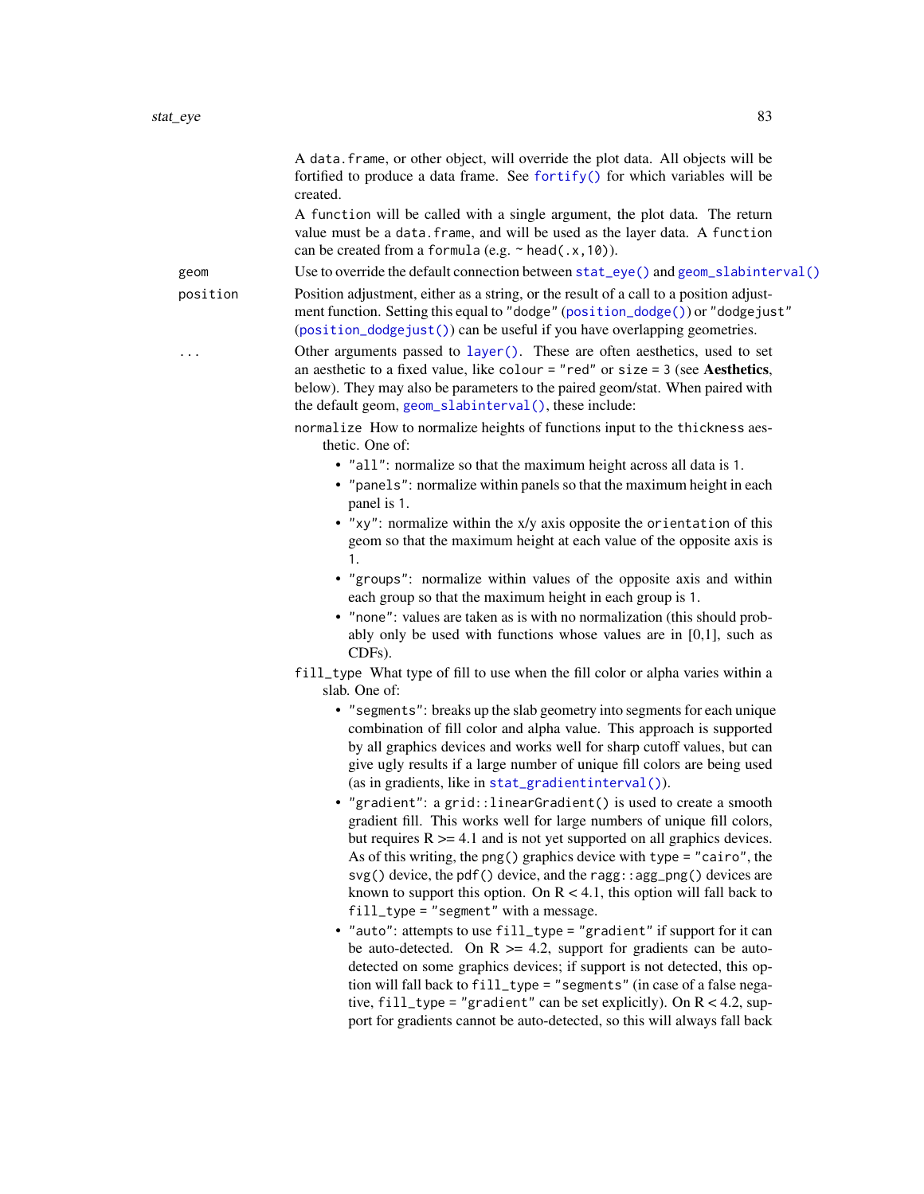A `data.frame`, or other object, will override the plot data. All objects will be fortified to produce a data frame. See `fortify()` for which variables will be created.

A `function` will be called with a single argument, the plot data. The return value must be a `data.frame`, and will be used as the layer data. A `function` can be created from a `formula` (e.g. `~ head(.x,10)`).

`geom` Use to override the default connection between `stat_eye()` and `geom_slabinterval()`

`position` Position adjustment, either as a string, or the result of a call to a position adjustment function. Setting this equal to `"dodge"` (`position_dodge()`) or `"dodgejust"` (`position_dodgejust()`) can be useful if you have overlapping geometries.

`...` Other arguments passed to `layer()`. These are often aesthetics, used to set an aesthetic to a fixed value, like `colour = "red"` or `size = 3` (see **Aesthetics**, below). They may also be parameters to the paired geom/stat. When paired with the default geom, `geom_slabinterval()`, these include:

`normalize` How to normalize heights of functions input to the `thickness` aesthetic. One of:

- `"all"`: normalize so that the maximum height across all data is `1`.
- `"panels"`: normalize within panels so that the maximum height in each panel is `1`.
- `"xy"`: normalize within the x/y axis opposite the `orientation` of this geom so that the maximum height at each value of the opposite axis is `1`.
- `"groups"`: normalize within values of the opposite axis and within each group so that the maximum height in each group is `1`.
- `"none"`: values are taken as is with no normalization (this should probably only be used with functions whose values are in [0,1], such as CDFs).

`fill_type` What type of fill to use when the fill color or alpha varies within a slab. One of:

- `"segments"`: breaks up the slab geometry into segments for each unique combination of fill color and alpha value. This approach is supported by all graphics devices and works well for sharp cutoff values, but can give ugly results if a large number of unique fill colors are being used (as in gradients, like in `stat_gradientinterval()`).
- `"gradient"`: a `grid::linearGradient()` is used to create a smooth gradient fill. This works well for large numbers of unique fill colors, but requires R >= 4.1 and is not yet supported on all graphics devices. As of this writing, the `png()` graphics device with `type = "cairo"`, the `svg()` device, the `pdf()` device, and the `ragg::agg_png()` devices are known to support this option. On R < 4.1, this option will fall back to `fill_type = "segment"` with a message.
- `"auto"`: attempts to use `fill_type = "gradient"` if support for it can be auto-detected. On R >= 4.2, support for gradients can be auto-detected on some graphics devices; if support is not detected, this option will fall back to `fill_type = "segments"` (in case of a false negative, `fill_type = "gradient"` can be set explicitly). On R < 4.2, support for gradients cannot be auto-detected, so this will always fall back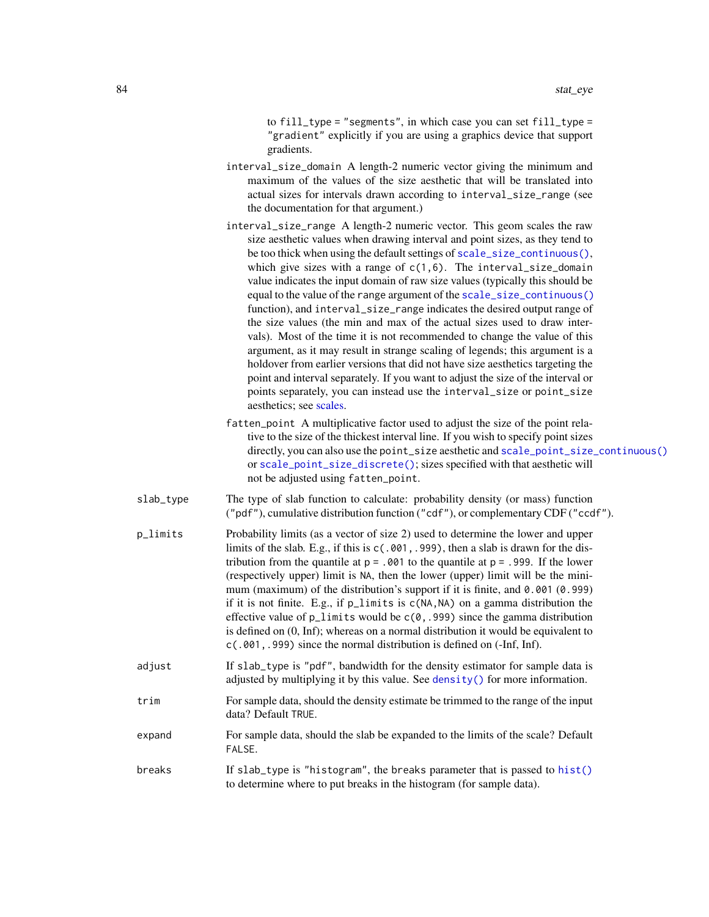to `fill_type = "segments"`, in which case you can set `fill_type = "gradient"` explicitly if you are using a graphics device that support gradients.

`interval_size_domain` A length-2 numeric vector giving the minimum and maximum of the values of the size aesthetic that will be translated into actual sizes for intervals drawn according to `interval_size_range` (see the documentation for that argument.)

`interval_size_range` A length-2 numeric vector. This geom scales the raw size aesthetic values when drawing interval and point sizes, as they tend to be too thick when using the default settings of `scale_size_continuous()`, which give sizes with a range of `c(1,6)`. The `interval_size_domain` value indicates the input domain of raw size values (typically this should be equal to the value of the `range` argument of the `scale_size_continuous()` function), and `interval_size_range` indicates the desired output range of the size values (the min and max of the actual sizes used to draw intervals). Most of the time it is not recommended to change the value of this argument, as it may result in strange scaling of legends; this argument is a holdover from earlier versions that did not have size aesthetics targeting the point and interval separately. If you want to adjust the size of the interval or points separately, you can instead use the `interval_size` or `point_size` aesthetics; see scales.

`fatten_point` A multiplicative factor used to adjust the size of the point relative to the size of the thickest interval line. If you wish to specify point sizes directly, you can also use the `point_size` aesthetic and `scale_point_size_continuous()` or `scale_point_size_discrete()`; sizes specified with that aesthetic will not be adjusted using `fatten_point`.

`slab_type` The type of slab function to calculate: probability density (or mass) function (`"pdf"`), cumulative distribution function (`"cdf"`), or complementary CDF (`"ccdf"`).

`p_limits` Probability limits (as a vector of size 2) used to determine the lower and upper limits of the slab. E.g., if this is `c(.001,.999)`, then a slab is drawn for the distribution from the quantile at `p = .001` to the quantile at `p = .999`. If the lower (respectively upper) limit is `NA`, then the lower (upper) limit will be the minimum (maximum) of the distribution's support if it is finite, and `0.001` (`0.999`) if it is not finite. E.g., if `p_limits` is `c(NA,NA)` on a gamma distribution the effective value of `p_limits` would be `c(0,.999)` since the gamma distribution is defined on (0, Inf); whereas on a normal distribution it would be equivalent to `c(.001,.999)` since the normal distribution is defined on (-Inf, Inf).

`adjust` If `slab_type` is `"pdf"`, bandwidth for the density estimator for sample data is adjusted by multiplying it by this value. See `density()` for more information.

`trim` For sample data, should the density estimate be trimmed to the range of the input data? Default `TRUE`.

`expand` For sample data, should the slab be expanded to the limits of the scale? Default `FALSE`.

`breaks` If `slab_type` is `"histogram"`, the `breaks` parameter that is passed to `hist()` to determine where to put breaks in the histogram (for sample data).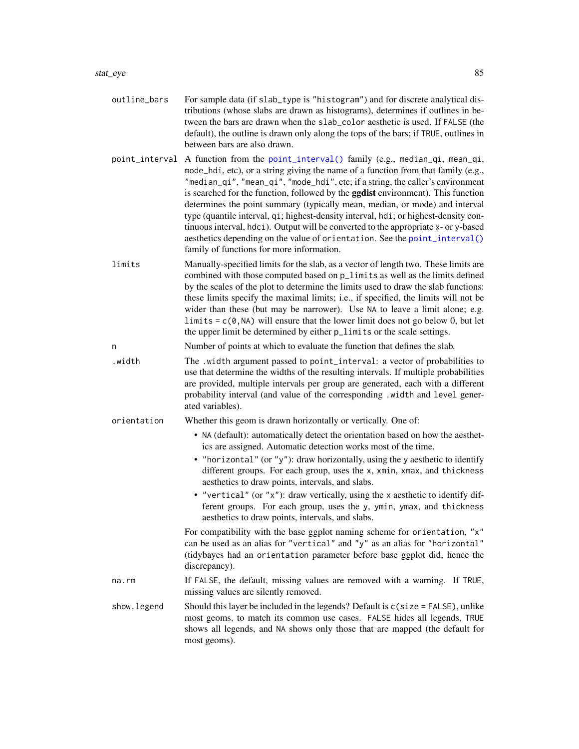`outline_bars`
: For sample data (if `slab_type` is `"histogram"`) and for discrete analytical distributions (whose slabs are drawn as histograms), determines if outlines in between the bars are drawn when the `slab_color` aesthetic is used. If `FALSE` (the default), the outline is drawn only along the tops of the bars; if `TRUE`, outlines in between bars are also drawn.

`point_interval`
: A function from the `point_interval()` family (e.g., `median_qi`, `mean_qi`, `mode_hdi`, etc), or a string giving the name of a function from that family (e.g., `"median_qi"`, `"mean_qi"`, `"mode_hdi"`, etc; if a string, the caller's environment is searched for the function, followed by the **ggdist** environment). This function determines the point summary (typically mean, median, or mode) and interval type (quantile interval, `qi`; highest-density interval, `hdi`; or highest-density continuous interval, `hdci`). Output will be converted to the appropriate `x`- or `y`-based aesthetics depending on the value of `orientation`. See the `point_interval()` family of functions for more information.

`limits`
: Manually-specified limits for the slab, as a vector of length two. These limits are combined with those computed based on `p_limits` as well as the limits defined by the scales of the plot to determine the limits used to draw the slab functions: these limits specify the maximal limits; i.e., if specified, the limits will not be wider than these (but may be narrower). Use `NA` to leave a limit alone; e.g. `limits = c(0,NA)` will ensure that the lower limit does not go below 0, but let the upper limit be determined by either `p_limits` or the scale settings.

`n`
: Number of points at which to evaluate the function that defines the slab.

`.width`
: The `.width` argument passed to `point_interval`: a vector of probabilities to use that determine the widths of the resulting intervals. If multiple probabilities are provided, multiple intervals per group are generated, each with a different probability interval (and value of the corresponding `.width` and `level` generated variables).

`orientation`
: Whether this geom is drawn horizontally or vertically. One of:

  - `NA` (default): automatically detect the orientation based on how the aesthetics are assigned. Automatic detection works most of the time.
  - `"horizontal"` (or `"y"`): draw horizontally, using the `y` aesthetic to identify different groups. For each group, uses the `x`, `xmin`, `xmax`, and `thickness` aesthetics to draw points, intervals, and slabs.
  - `"vertical"` (or `"x"`): draw vertically, using the `x` aesthetic to identify different groups. For each group, uses the `y`, `ymin`, `ymax`, and `thickness` aesthetics to draw points, intervals, and slabs.

  For compatibility with the base ggplot naming scheme for `orientation`, `"x"` can be used as an alias for `"vertical"` and `"y"` as an alias for `"horizontal"` (tidybayes had an `orientation` parameter before base ggplot did, hence the discrepancy).

`na.rm`
: If `FALSE`, the default, missing values are removed with a warning. If `TRUE`, missing values are silently removed.

`show.legend`
: Should this layer be included in the legends? Default is `c(size = FALSE)`, unlike most geoms, to match its common use cases. `FALSE` hides all legends, `TRUE` shows all legends, and `NA` shows only those that are mapped (the default for most geoms).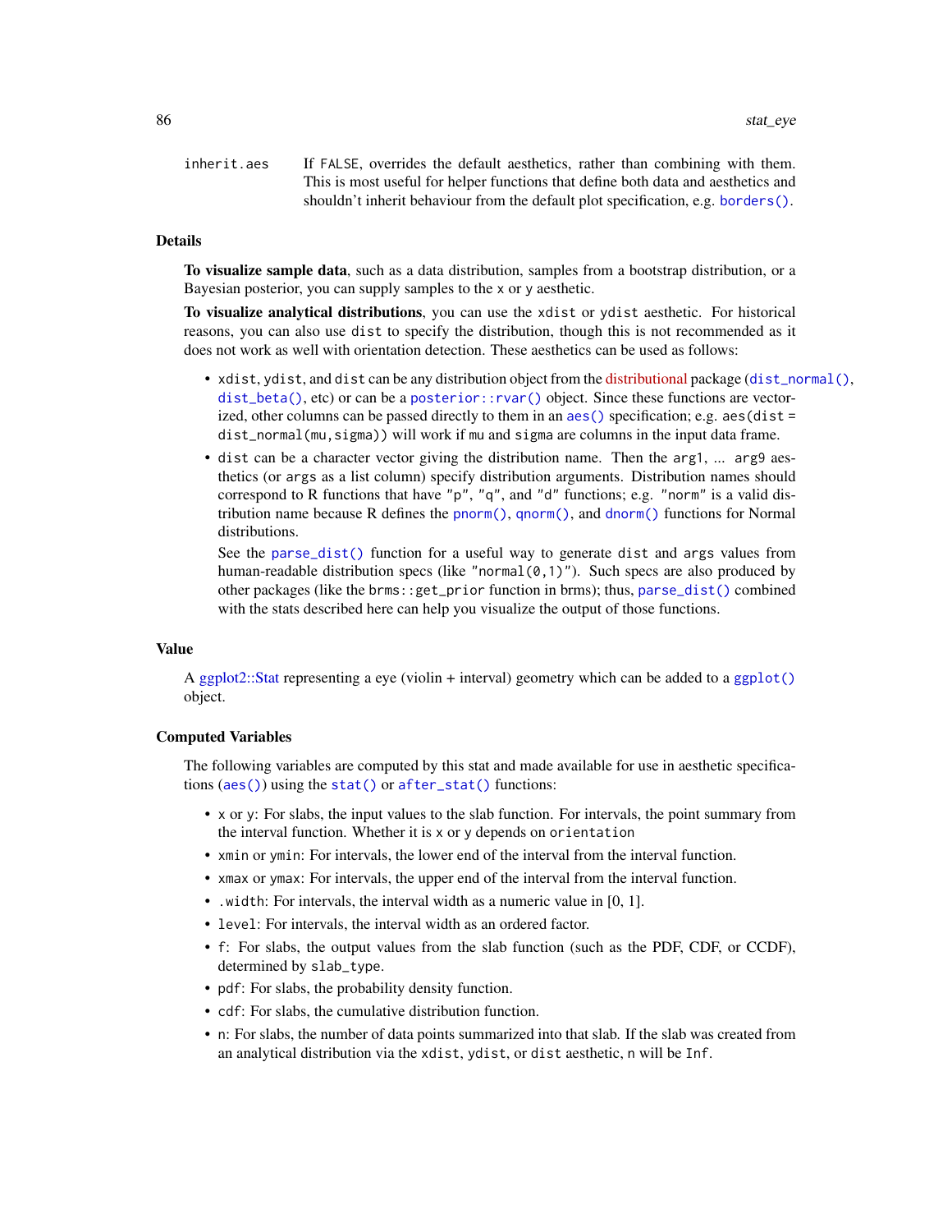inherit.aes If FALSE, overrides the default aesthetics, rather than combining with them. This is most useful for helper functions that define both data and aesthetics and shouldn't inherit behaviour from the default plot specification, e.g. borders().

## Details

**To visualize sample data**, such as a data distribution, samples from a bootstrap distribution, or a Bayesian posterior, you can supply samples to the x or y aesthetic.

**To visualize analytical distributions**, you can use the xdist or ydist aesthetic. For historical reasons, you can also use dist to specify the distribution, though this is not recommended as it does not work as well with orientation detection. These aesthetics can be used as follows:

- xdist, ydist, and dist can be any distribution object from the distributional package (dist_normal(), dist_beta(), etc) or can be a posterior::rvar() object. Since these functions are vectorized, other columns can be passed directly to them in an aes() specification; e.g. aes(dist = dist_normal(mu,sigma)) will work if mu and sigma are columns in the input data frame.
- dist can be a character vector giving the distribution name. Then the arg1, ... arg9 aesthetics (or args as a list column) specify distribution arguments. Distribution names should correspond to R functions that have "p", "q", and "d" functions; e.g. "norm" is a valid distribution name because R defines the pnorm(), qnorm(), and dnorm() functions for Normal distributions.

  See the parse_dist() function for a useful way to generate dist and args values from human-readable distribution specs (like "normal(0,1)"). Such specs are also produced by other packages (like the brms::get_prior function in brms); thus, parse_dist() combined with the stats described here can help you visualize the output of those functions.

## Value

A ggplot2::Stat representing a eye (violin + interval) geometry which can be added to a ggplot() object.

## Computed Variables

The following variables are computed by this stat and made available for use in aesthetic specifications (aes()) using the stat() or after_stat() functions:

- x or y: For slabs, the input values to the slab function. For intervals, the point summary from the interval function. Whether it is x or y depends on orientation
- xmin or ymin: For intervals, the lower end of the interval from the interval function.
- xmax or ymax: For intervals, the upper end of the interval from the interval function.
- .width: For intervals, the interval width as a numeric value in [0, 1].
- level: For intervals, the interval width as an ordered factor.
- f: For slabs, the output values from the slab function (such as the PDF, CDF, or CCDF), determined by slab_type.
- pdf: For slabs, the probability density function.
- cdf: For slabs, the cumulative distribution function.
- n: For slabs, the number of data points summarized into that slab. If the slab was created from an analytical distribution via the xdist, ydist, or dist aesthetic, n will be Inf.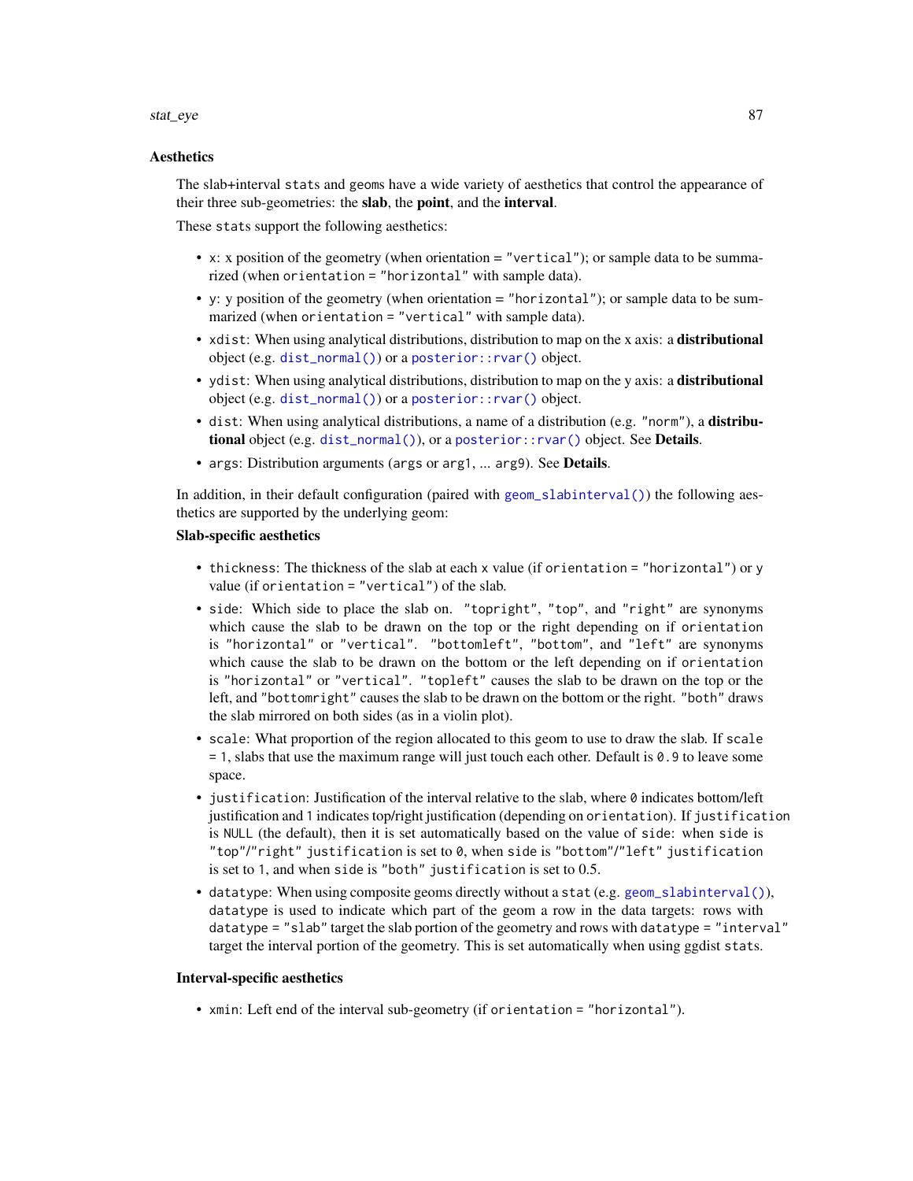### Aesthetics

The slab+interval `stats` and `geoms` have a wide variety of aesthetics that control the appearance of their three sub-geometries: the **slab**, the **point**, and the **interval**.

These `stats` support the following aesthetics:

- `x`: x position of the geometry (when orientation = `"vertical"`); or sample data to be summarized (when `orientation = "horizontal"` with sample data).
- `y`: y position of the geometry (when orientation = `"horizontal"`); or sample data to be summarized (when `orientation = "vertical"` with sample data).
- `xdist`: When using analytical distributions, distribution to map on the x axis: a **distributional** object (e.g. `dist_normal()`) or a `posterior::rvar()` object.
- `ydist`: When using analytical distributions, distribution to map on the y axis: a **distributional** object (e.g. `dist_normal()`) or a `posterior::rvar()` object.
- `dist`: When using analytical distributions, a name of a distribution (e.g. `"norm"`), a **distributional** object (e.g. `dist_normal()`), or a `posterior::rvar()` object. See **Details**.
- `args`: Distribution arguments (`args` or `arg1`, ... `arg9`). See **Details**.

In addition, in their default configuration (paired with `geom_slabinterval()`) the following aesthetics are supported by the underlying geom:

**Slab-specific aesthetics**

- `thickness`: The thickness of the slab at each x value (if `orientation = "horizontal"`) or y value (if `orientation = "vertical"`) of the slab.
- `side`: Which side to place the slab on. `"topright"`, `"top"`, and `"right"` are synonyms which cause the slab to be drawn on the top or the right depending on if `orientation` is `"horizontal"` or `"vertical"`. `"bottomleft"`, `"bottom"`, and `"left"` are synonyms which cause the slab to be drawn on the bottom or the left depending on if `orientation` is `"horizontal"` or `"vertical"`. `"topleft"` causes the slab to be drawn on the top or the left, and `"bottomright"` causes the slab to be drawn on the bottom or the right. `"both"` draws the slab mirrored on both sides (as in a violin plot).
- `scale`: What proportion of the region allocated to this geom to use to draw the slab. If `scale = 1`, slabs that use the maximum range will just touch each other. Default is `0.9` to leave some space.
- `justification`: Justification of the interval relative to the slab, where `0` indicates bottom/left justification and `1` indicates top/right justification (depending on `orientation`). If `justification` is `NULL` (the default), then it is set automatically based on the value of `side`: when `side` is `"top"`/`"right"` `justification` is set to `0`, when `side` is `"bottom"`/`"left"` `justification` is set to `1`, and when `side` is `"both"` `justification` is set to 0.5.
- `datatype`: When using composite geoms directly without a `stat` (e.g. `geom_slabinterval()`), `datatype` is used to indicate which part of the geom a row in the data targets: rows with `datatype = "slab"` target the slab portion of the geometry and rows with `datatype = "interval"` target the interval portion of the geometry. This is set automatically when using ggdist `stats`.

**Interval-specific aesthetics**

- `xmin`: Left end of the interval sub-geometry (if `orientation = "horizontal"`).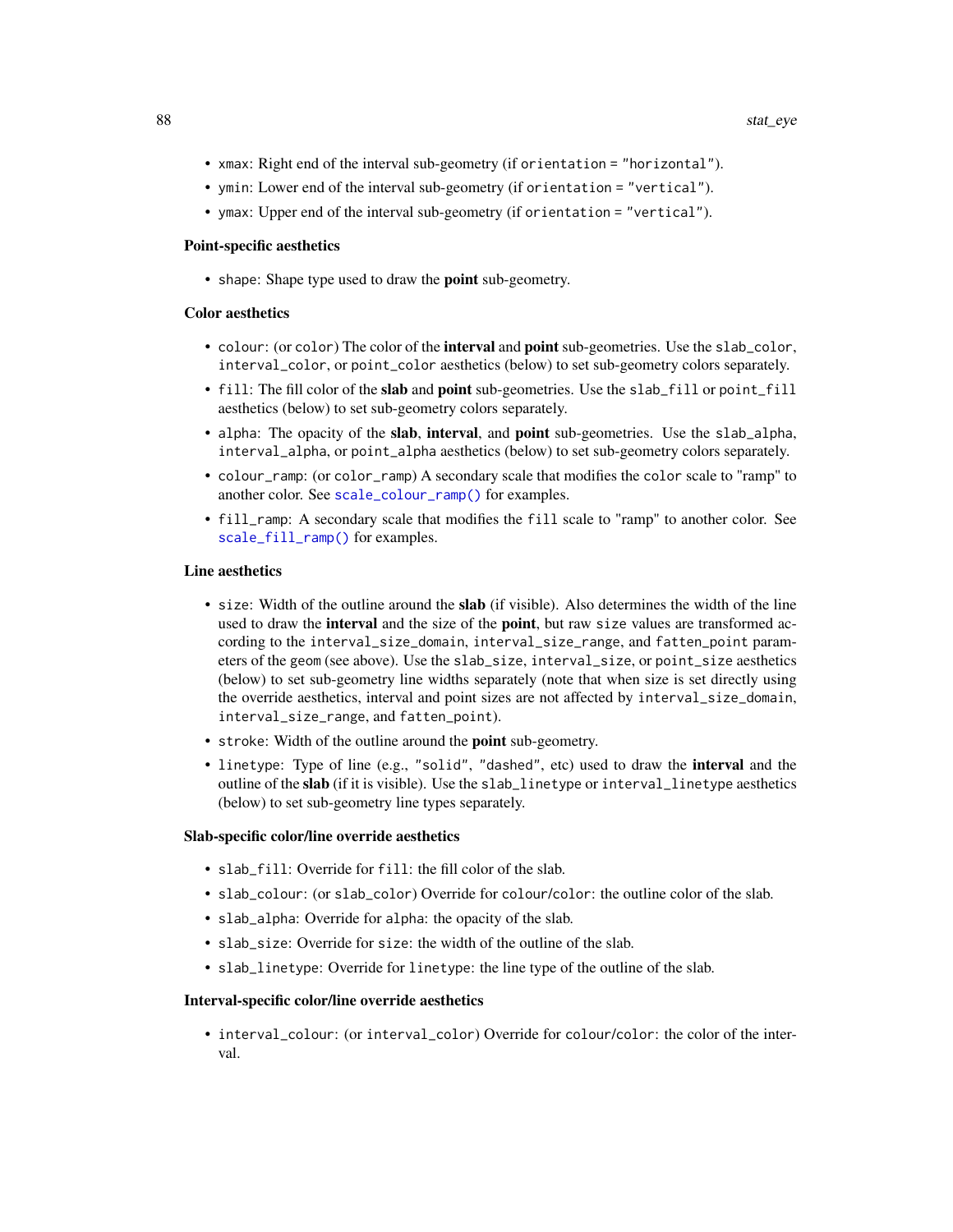- `xmax`: Right end of the interval sub-geometry (if `orientation = "horizontal"`).
- `ymin`: Lower end of the interval sub-geometry (if `orientation = "vertical"`).
- `ymax`: Upper end of the interval sub-geometry (if `orientation = "vertical"`).

**Point-specific aesthetics**

- `shape`: Shape type used to draw the **point** sub-geometry.

**Color aesthetics**

- `colour`: (or `color`) The color of the **interval** and **point** sub-geometries. Use the `slab_color`, `interval_color`, or `point_color` aesthetics (below) to set sub-geometry colors separately.
- `fill`: The fill color of the **slab** and **point** sub-geometries. Use the `slab_fill` or `point_fill` aesthetics (below) to set sub-geometry colors separately.
- `alpha`: The opacity of the **slab**, **interval**, and **point** sub-geometries. Use the `slab_alpha`, `interval_alpha`, or `point_alpha` aesthetics (below) to set sub-geometry colors separately.
- `colour_ramp`: (or `color_ramp`) A secondary scale that modifies the `color` scale to "ramp" to another color. See `scale_colour_ramp()` for examples.
- `fill_ramp`: A secondary scale that modifies the `fill` scale to "ramp" to another color. See `scale_fill_ramp()` for examples.

**Line aesthetics**

- `size`: Width of the outline around the **slab** (if visible). Also determines the width of the line used to draw the **interval** and the size of the **point**, but raw `size` values are transformed according to the `interval_size_domain`, `interval_size_range`, and `fatten_point` parameters of the `geom` (see above). Use the `slab_size`, `interval_size`, or `point_size` aesthetics (below) to set sub-geometry line widths separately (note that when size is set directly using the override aesthetics, interval and point sizes are not affected by `interval_size_domain`, `interval_size_range`, and `fatten_point`).
- `stroke`: Width of the outline around the **point** sub-geometry.
- `linetype`: Type of line (e.g., `"solid"`, `"dashed"`, etc) used to draw the **interval** and the outline of the **slab** (if it is visible). Use the `slab_linetype` or `interval_linetype` aesthetics (below) to set sub-geometry line types separately.

**Slab-specific color/line override aesthetics**

- `slab_fill`: Override for `fill`: the fill color of the slab.
- `slab_colour`: (or `slab_color`) Override for `colour`/`color`: the outline color of the slab.
- `slab_alpha`: Override for `alpha`: the opacity of the slab.
- `slab_size`: Override for `size`: the width of the outline of the slab.
- `slab_linetype`: Override for `linetype`: the line type of the outline of the slab.

**Interval-specific color/line override aesthetics**

- `interval_colour`: (or `interval_color`) Override for `colour`/`color`: the color of the interval.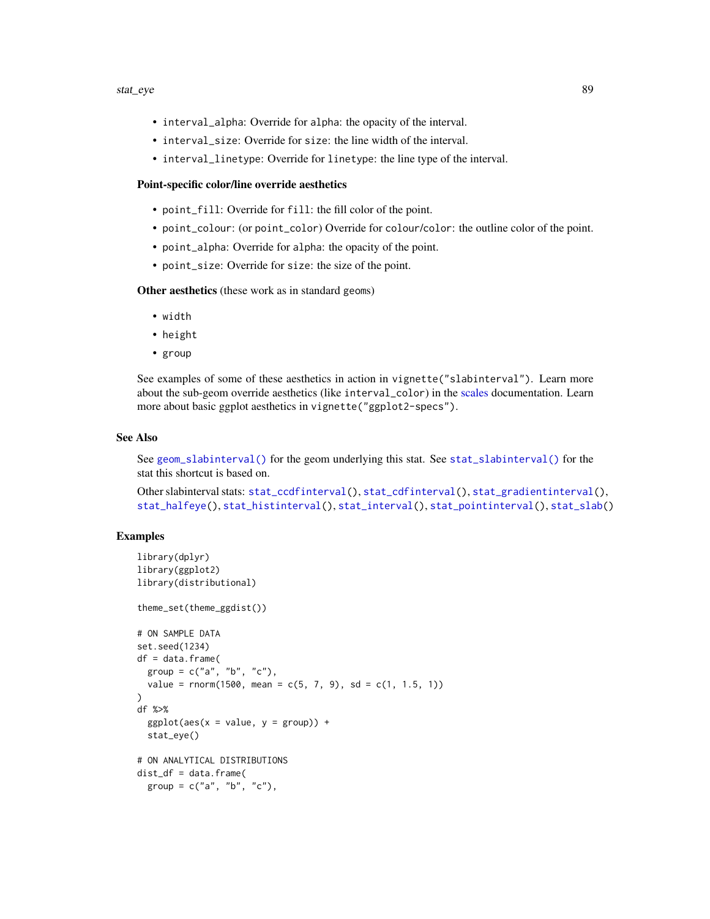- `interval_alpha`: Override for `alpha`: the opacity of the interval.
- `interval_size`: Override for `size`: the line width of the interval.
- `interval_linetype`: Override for `linetype`: the line type of the interval.

**Point-specific color/line override aesthetics**

- `point_fill`: Override for `fill`: the fill color of the point.
- `point_colour`: (or `point_color`) Override for `colour`/`color`: the outline color of the point.
- `point_alpha`: Override for `alpha`: the opacity of the point.
- `point_size`: Override for `size`: the size of the point.

**Other aesthetics** (these work as in standard `geom`s)

- `width`
- `height`
- `group`

See examples of some of these aesthetics in action in `vignette("slabinterval")`. Learn more about the sub-geom override aesthetics (like `interval_color`) in the scales documentation. Learn more about basic ggplot aesthetics in `vignette("ggplot2-specs")`.

## See Also

See `geom_slabinterval()` for the geom underlying this stat. See `stat_slabinterval()` for the stat this shortcut is based on.

Other slabinterval stats: `stat_ccdfinterval()`, `stat_cdfinterval()`, `stat_gradientinterval()`, `stat_halfeye()`, `stat_histinterval()`, `stat_interval()`, `stat_pointinterval()`, `stat_slab()`

## Examples

```
library(dplyr)
library(ggplot2)
library(distributional)

theme_set(theme_ggdist())

# ON SAMPLE DATA
set.seed(1234)
df = data.frame(
  group = c("a", "b", "c"),
  value = rnorm(1500, mean = c(5, 7, 9), sd = c(1, 1.5, 1))
)
df %>%
  ggplot(aes(x = value, y = group)) +
  stat_eye()

# ON ANALYTICAL DISTRIBUTIONS
dist_df = data.frame(
  group = c("a", "b", "c"),
```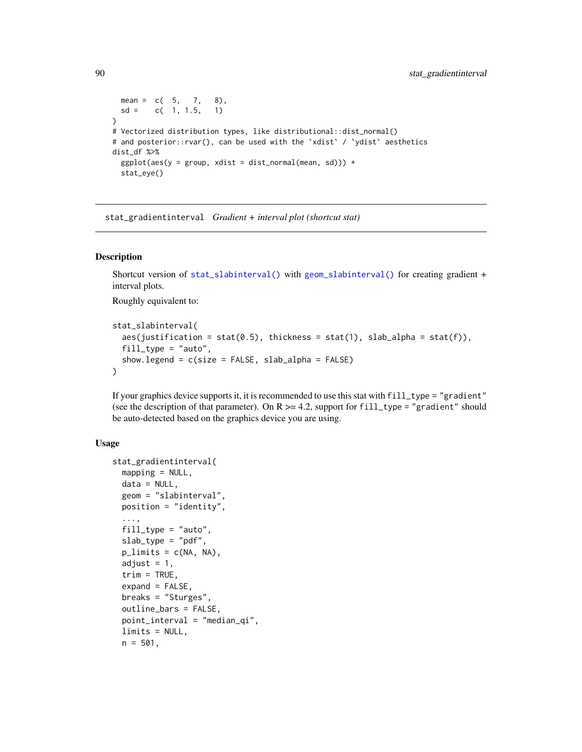```
  mean =  c(  5,   7,   8),
  sd =    c(  1, 1.5,   1)
)
# Vectorized distribution types, like distributional::dist_normal()
# and posterior::rvar(), can be used with the `xdist` / `ydist` aesthetics
dist_df %>%
  ggplot(aes(y = group, xdist = dist_normal(mean, sd))) +
  stat_eye()
```

## stat_gradientinterval *Gradient + interval plot (shortcut stat)*

### Description

Shortcut version of stat_slabinterval() with geom_slabinterval() for creating gradient + interval plots.

Roughly equivalent to:

```
stat_slabinterval(
  aes(justification = stat(0.5), thickness = stat(1), slab_alpha = stat(f)),
  fill_type = "auto",
  show.legend = c(size = FALSE, slab_alpha = FALSE)
)
```

If your graphics device supports it, it is recommended to use this stat with `fill_type = "gradient"` (see the description of that parameter). On R >= 4.2, support for `fill_type = "gradient"` should be auto-detected based on the graphics device you are using.

### Usage

```
stat_gradientinterval(
  mapping = NULL,
  data = NULL,
  geom = "slabinterval",
  position = "identity",
  ...,
  fill_type = "auto",
  slab_type = "pdf",
  p_limits = c(NA, NA),
  adjust = 1,
  trim = TRUE,
  expand = FALSE,
  breaks = "Sturges",
  outline_bars = FALSE,
  point_interval = "median_qi",
  limits = NULL,
  n = 501,
```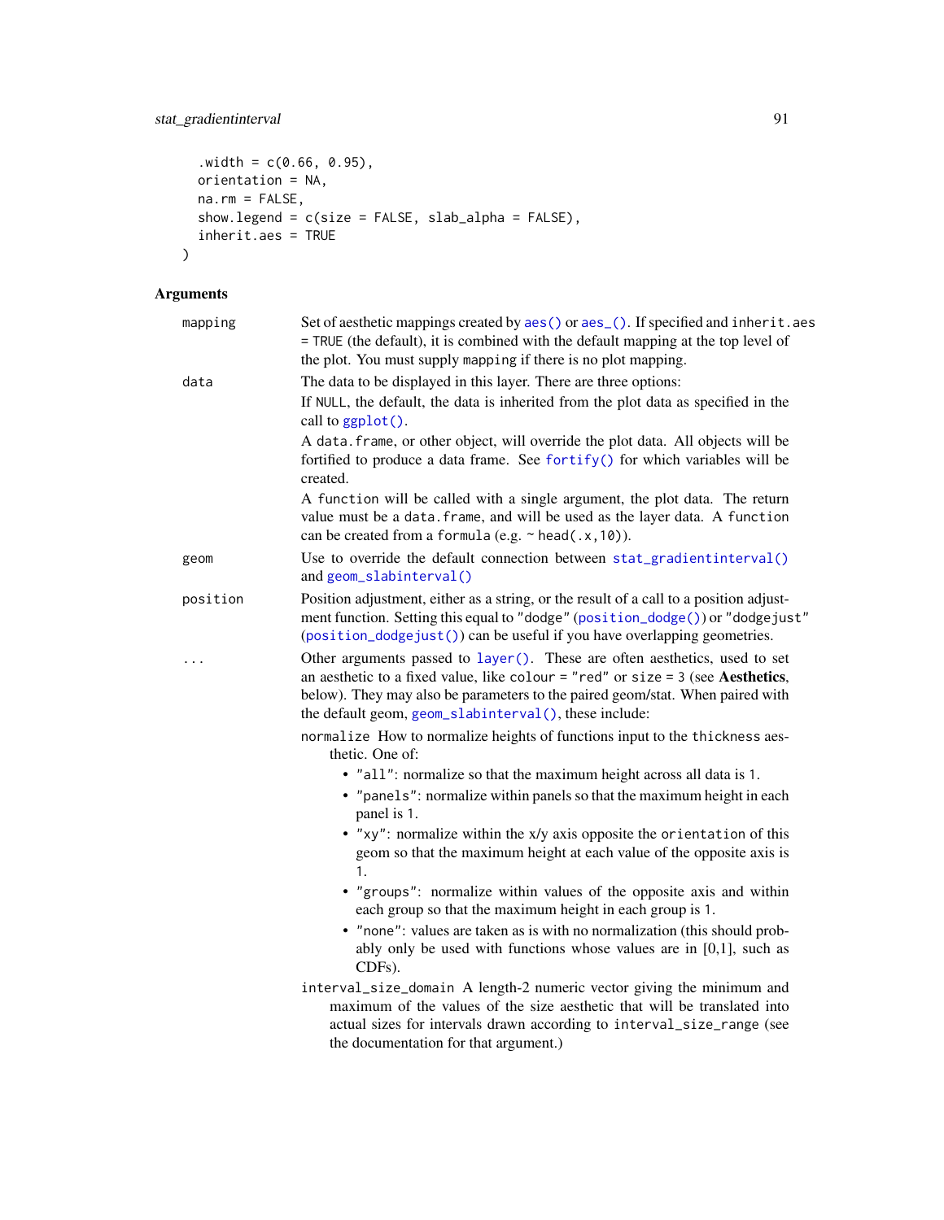```
  .width = c(0.66, 0.95),
  orientation = NA,
  na.rm = FALSE,
  show.legend = c(size = FALSE, slab_alpha = FALSE),
  inherit.aes = TRUE
)
```

## Arguments

- **mapping** — Set of aesthetic mappings created by `aes()` or `aes_()`. If specified and `inherit.aes = TRUE` (the default), it is combined with the default mapping at the top level of the plot. You must supply `mapping` if there is no plot mapping.

- **data** — The data to be displayed in this layer. There are three options:

  If `NULL`, the default, the data is inherited from the plot data as specified in the call to `ggplot()`.

  A `data.frame`, or other object, will override the plot data. All objects will be fortified to produce a data frame. See `fortify()` for which variables will be created.

  A `function` will be called with a single argument, the plot data. The return value must be a `data.frame`, and will be used as the layer data. A `function` can be created from a `formula` (e.g. `~ head(.x,10)`).

- **geom** — Use to override the default connection between `stat_gradientinterval()` and `geom_slabinterval()`

- **position** — Position adjustment, either as a string, or the result of a call to a position adjustment function. Setting this equal to `"dodge"` (`position_dodge()`) or `"dodgejust"` (`position_dodgejust()`) can be useful if you have overlapping geometries.

- **...** — Other arguments passed to `layer()`. These are often aesthetics, used to set an aesthetic to a fixed value, like `colour = "red"` or `size = 3` (see **Aesthetics**, below). They may also be parameters to the paired geom/stat. When paired with the default geom, `geom_slabinterval()`, these include:

  `normalize` How to normalize heights of functions input to the `thickness` aesthetic. One of:
  - `"all"`: normalize so that the maximum height across all data is `1`.
  - `"panels"`: normalize within panels so that the maximum height in each panel is `1`.
  - `"xy"`: normalize within the x/y axis opposite the `orientation` of this geom so that the maximum height at each value of the opposite axis is `1`.
  - `"groups"`: normalize within values of the opposite axis and within each group so that the maximum height in each group is `1`.
  - `"none"`: values are taken as is with no normalization (this should probably only be used with functions whose values are in [0,1], such as CDFs).

  `interval_size_domain` A length-2 numeric vector giving the minimum and maximum of the values of the size aesthetic that will be translated into actual sizes for intervals drawn according to `interval_size_range` (see the documentation for that argument.)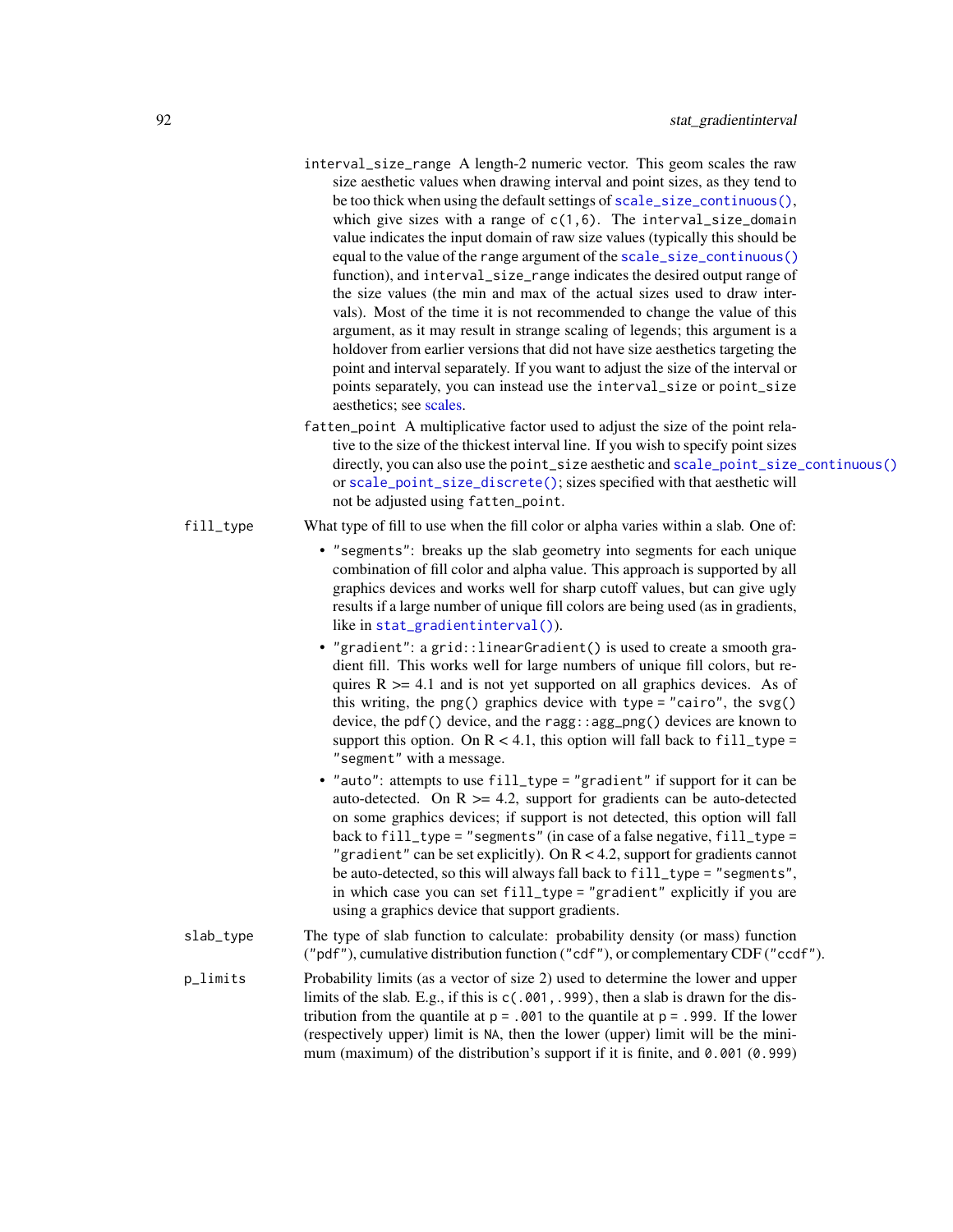`interval_size_range` A length-2 numeric vector. This geom scales the raw size aesthetic values when drawing interval and point sizes, as they tend to be too thick when using the default settings of `scale_size_continuous()`, which give sizes with a range of `c(1,6)`. The `interval_size_domain` value indicates the input domain of raw size values (typically this should be equal to the value of the `range` argument of the `scale_size_continuous()` function), and `interval_size_range` indicates the desired output range of the size values (the min and max of the actual sizes used to draw intervals). Most of the time it is not recommended to change the value of this argument, as it may result in strange scaling of legends; this argument is a holdover from earlier versions that did not have size aesthetics targeting the point and interval separately. If you want to adjust the size of the interval or points separately, you can instead use the `interval_size` or `point_size` aesthetics; see scales.

`fatten_point` A multiplicative factor used to adjust the size of the point relative to the size of the thickest interval line. If you wish to specify point sizes directly, you can also use the `point_size` aesthetic and `scale_point_size_continuous()` or `scale_point_size_discrete()`; sizes specified with that aesthetic will not be adjusted using `fatten_point`.

`fill_type` What type of fill to use when the fill color or alpha varies within a slab. One of:

- `"segments"`: breaks up the slab geometry into segments for each unique combination of fill color and alpha value. This approach is supported by all graphics devices and works well for sharp cutoff values, but can give ugly results if a large number of unique fill colors are being used (as in gradients, like in `stat_gradientinterval()`).
- `"gradient"`: a `grid::linearGradient()` is used to create a smooth gradient fill. This works well for large numbers of unique fill colors, but requires R >= 4.1 and is not yet supported on all graphics devices. As of this writing, the `png()` graphics device with `type = "cairo"`, the `svg()` device, the `pdf()` device, and the `ragg::agg_png()` devices are known to support this option. On R < 4.1, this option will fall back to `fill_type = "segment"` with a message.
- `"auto"`: attempts to use `fill_type = "gradient"` if support for it can be auto-detected. On R >= 4.2, support for gradients can be auto-detected on some graphics devices; if support is not detected, this option will fall back to `fill_type = "segments"` (in case of a false negative, `fill_type = "gradient"` can be set explicitly). On R < 4.2, support for gradients cannot be auto-detected, so this will always fall back to `fill_type = "segments"`, in which case you can set `fill_type = "gradient"` explicitly if you are using a graphics device that support gradients.

`slab_type` The type of slab function to calculate: probability density (or mass) function (`"pdf"`), cumulative distribution function (`"cdf"`), or complementary CDF (`"ccdf"`).

`p_limits` Probability limits (as a vector of size 2) used to determine the lower and upper limits of the slab. E.g., if this is `c(.001,.999)`, then a slab is drawn for the distribution from the quantile at `p = .001` to the quantile at `p = .999`. If the lower (respectively upper) limit is `NA`, then the lower (upper) limit will be the minimum (maximum) of the distribution's support if it is finite, and `0.001` (`0.999`)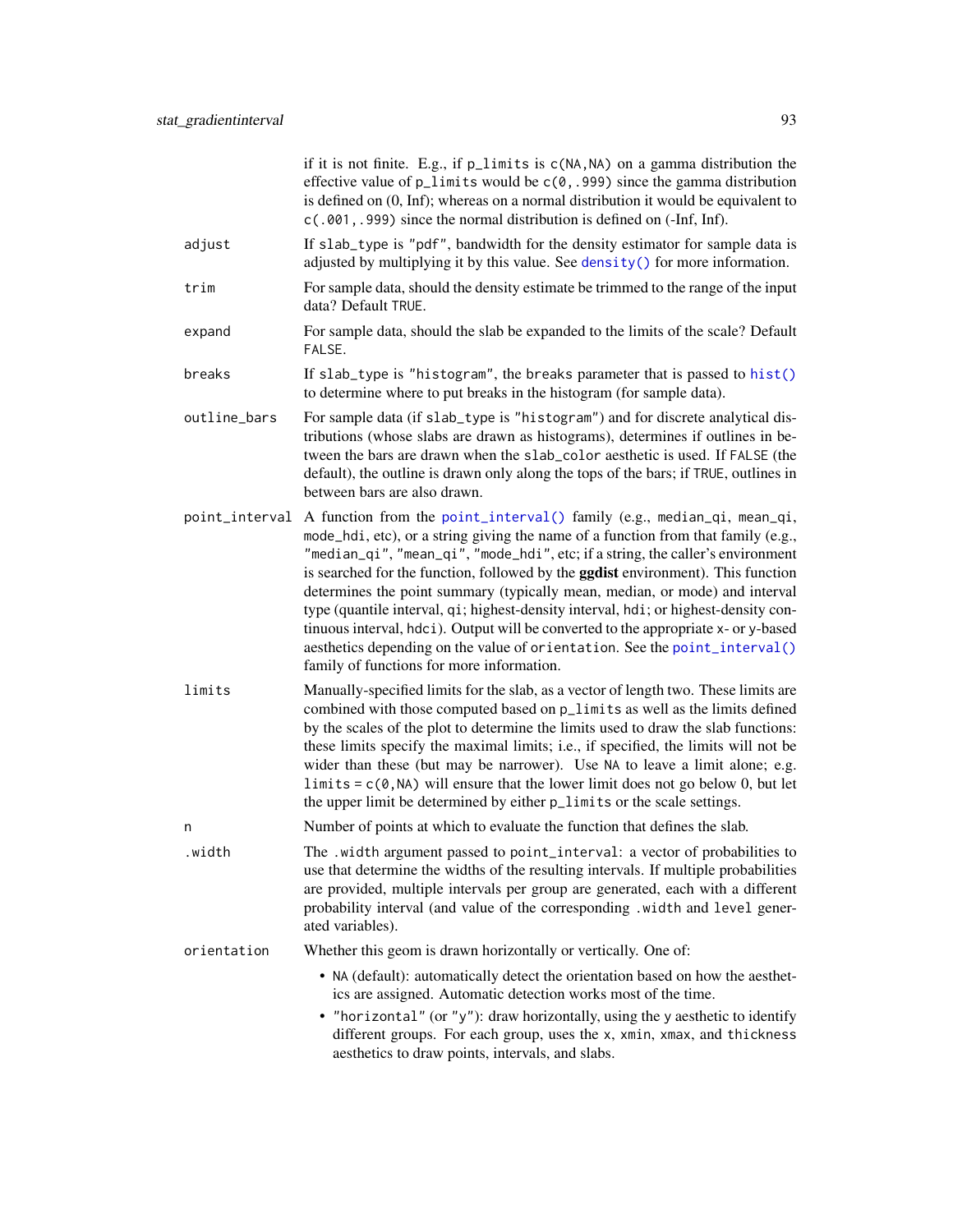if it is not finite. E.g., if `p_limits` is `c(NA,NA)` on a gamma distribution the effective value of `p_limits` would be `c(0,.999)` since the gamma distribution is defined on (0, Inf); whereas on a normal distribution it would be equivalent to `c(.001,.999)` since the normal distribution is defined on (-Inf, Inf).

`adjust`
: If `slab_type` is `"pdf"`, bandwidth for the density estimator for sample data is adjusted by multiplying it by this value. See `density()` for more information.

`trim`
: For sample data, should the density estimate be trimmed to the range of the input data? Default `TRUE`.

`expand`
: For sample data, should the slab be expanded to the limits of the scale? Default `FALSE`.

`breaks`
: If `slab_type` is `"histogram"`, the `breaks` parameter that is passed to `hist()` to determine where to put breaks in the histogram (for sample data).

`outline_bars`
: For sample data (if `slab_type` is `"histogram"`) and for discrete analytical distributions (whose slabs are drawn as histograms), determines if outlines in between the bars are drawn when the `slab_color` aesthetic is used. If `FALSE` (the default), the outline is drawn only along the tops of the bars; if `TRUE`, outlines in between bars are also drawn.

`point_interval`
: A function from the `point_interval()` family (e.g., `median_qi`, `mean_qi`, `mode_hdi`, etc), or a string giving the name of a function from that family (e.g., `"median_qi"`, `"mean_qi"`, `"mode_hdi"`, etc; if a string, the caller's environment is searched for the function, followed by the **ggdist** environment). This function determines the point summary (typically mean, median, or mode) and interval type (quantile interval, `qi`; highest-density interval, `hdi`; or highest-density continuous interval, `hdci`). Output will be converted to the appropriate `x`- or `y`-based aesthetics depending on the value of `orientation`. See the `point_interval()` family of functions for more information.

`limits`
: Manually-specified limits for the slab, as a vector of length two. These limits are combined with those computed based on `p_limits` as well as the limits defined by the scales of the plot to determine the limits used to draw the slab functions: these limits specify the maximal limits; i.e., if specified, the limits will not be wider than these (but may be narrower). Use `NA` to leave a limit alone; e.g. `limits = c(0,NA)` will ensure that the lower limit does not go below 0, but let the upper limit be determined by either `p_limits` or the scale settings.

`n`
: Number of points at which to evaluate the function that defines the slab.

`.width`
: The `.width` argument passed to `point_interval`: a vector of probabilities to use that determine the widths of the resulting intervals. If multiple probabilities are provided, multiple intervals per group are generated, each with a different probability interval (and value of the corresponding `.width` and `level` generated variables).

`orientation`
: Whether this geom is drawn horizontally or vertically. One of:

- `NA` (default): automatically detect the orientation based on how the aesthetics are assigned. Automatic detection works most of the time.
- `"horizontal"` (or `"y"`): draw horizontally, using the `y` aesthetic to identify different groups. For each group, uses the `x`, `xmin`, `xmax`, and `thickness` aesthetics to draw points, intervals, and slabs.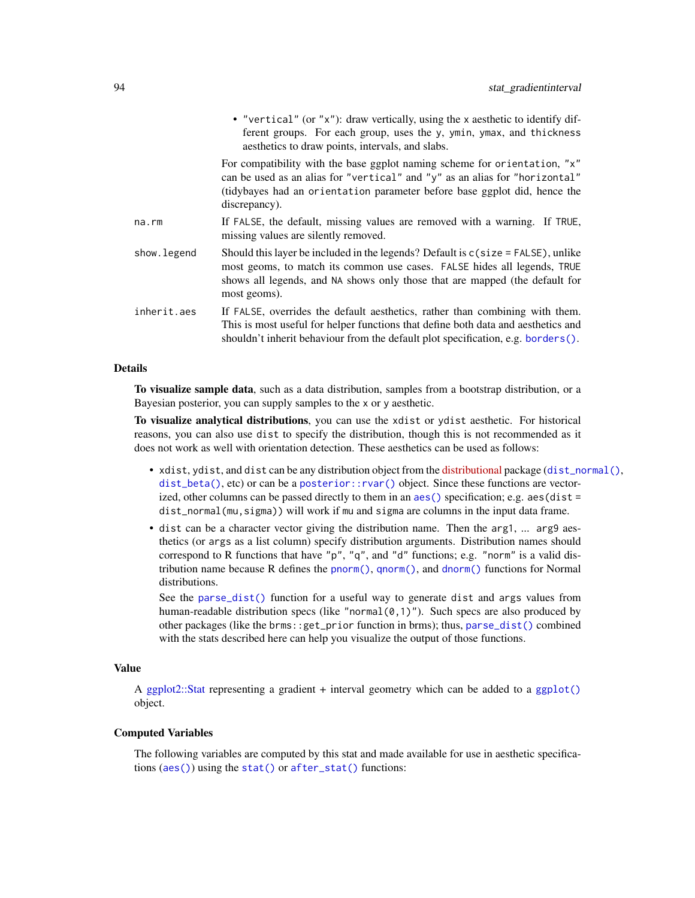- "vertical" (or "x"): draw vertically, using the x aesthetic to identify different groups. For each group, uses the y, ymin, ymax, and thickness aesthetics to draw points, intervals, and slabs.

  For compatibility with the base ggplot naming scheme for orientation, "x" can be used as an alias for "vertical" and "y" as an alias for "horizontal" (tidybayes had an orientation parameter before base ggplot did, hence the discrepancy).

**na.rm**
: If FALSE, the default, missing values are removed with a warning. If TRUE, missing values are silently removed.

**show.legend**
: Should this layer be included in the legends? Default is c(size = FALSE), unlike most geoms, to match its common use cases. FALSE hides all legends, TRUE shows all legends, and NA shows only those that are mapped (the default for most geoms).

**inherit.aes**
: If FALSE, overrides the default aesthetics, rather than combining with them. This is most useful for helper functions that define both data and aesthetics and shouldn't inherit behaviour from the default plot specification, e.g. borders().

## Details

**To visualize sample data**, such as a data distribution, samples from a bootstrap distribution, or a Bayesian posterior, you can supply samples to the x or y aesthetic.

**To visualize analytical distributions**, you can use the xdist or ydist aesthetic. For historical reasons, you can also use dist to specify the distribution, though this is not recommended as it does not work as well with orientation detection. These aesthetics can be used as follows:

- xdist, ydist, and dist can be any distribution object from the distributional package (dist_normal(), dist_beta(), etc) or can be a posterior::rvar() object. Since these functions are vectorized, other columns can be passed directly to them in an aes() specification; e.g. aes(dist = dist_normal(mu,sigma)) will work if mu and sigma are columns in the input data frame.
- dist can be a character vector giving the distribution name. Then the arg1, ... arg9 aesthetics (or args as a list column) specify distribution arguments. Distribution names should correspond to R functions that have "p", "q", and "d" functions; e.g. "norm" is a valid distribution name because R defines the pnorm(), qnorm(), and dnorm() functions for Normal distributions.

  See the parse_dist() function for a useful way to generate dist and args values from human-readable distribution specs (like "normal(0,1)"). Such specs are also produced by other packages (like the brms::get_prior function in brms); thus, parse_dist() combined with the stats described here can help you visualize the output of those functions.

## Value

A ggplot2::Stat representing a gradient + interval geometry which can be added to a ggplot() object.

## Computed Variables

The following variables are computed by this stat and made available for use in aesthetic specifications (aes()) using the stat() or after_stat() functions: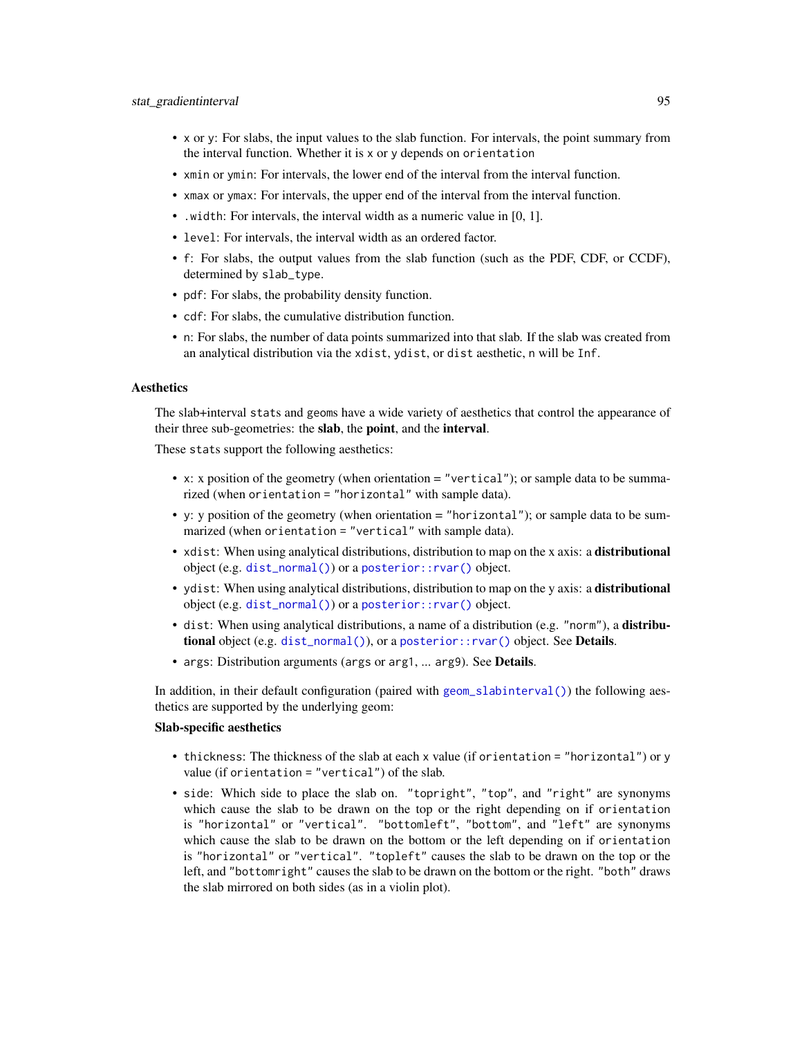- `x` or `y`: For slabs, the input values to the slab function. For intervals, the point summary from the interval function. Whether it is `x` or `y` depends on `orientation`
- `xmin` or `ymin`: For intervals, the lower end of the interval from the interval function.
- `xmax` or `ymax`: For intervals, the upper end of the interval from the interval function.
- `.width`: For intervals, the interval width as a numeric value in [0, 1].
- `level`: For intervals, the interval width as an ordered factor.
- `f`: For slabs, the output values from the slab function (such as the PDF, CDF, or CCDF), determined by `slab_type`.
- `pdf`: For slabs, the probability density function.
- `cdf`: For slabs, the cumulative distribution function.
- `n`: For slabs, the number of data points summarized into that slab. If the slab was created from an analytical distribution via the `xdist`, `ydist`, or `dist` aesthetic, `n` will be `Inf`.

### Aesthetics

The slab+interval `stat`s and `geom`s have a wide variety of aesthetics that control the appearance of their three sub-geometries: the **slab**, the **point**, and the **interval**.

These `stat`s support the following aesthetics:

- `x`: x position of the geometry (when orientation = `"vertical"`); or sample data to be summarized (when `orientation = "horizontal"` with sample data).
- `y`: y position of the geometry (when orientation = `"horizontal"`); or sample data to be summarized (when `orientation = "vertical"` with sample data).
- `xdist`: When using analytical distributions, distribution to map on the x axis: a **distributional** object (e.g. `dist_normal()`) or a `posterior::rvar()` object.
- `ydist`: When using analytical distributions, distribution to map on the y axis: a **distributional** object (e.g. `dist_normal()`) or a `posterior::rvar()` object.
- `dist`: When using analytical distributions, a name of a distribution (e.g. `"norm"`), a **distributional** object (e.g. `dist_normal()`), or a `posterior::rvar()` object. See **Details**.
- `args`: Distribution arguments (`args` or `arg1`, ... `arg9`). See **Details**.

In addition, in their default configuration (paired with `geom_slabinterval()`) the following aesthetics are supported by the underlying geom:

**Slab-specific aesthetics**

- `thickness`: The thickness of the slab at each `x` value (if `orientation = "horizontal"`) or `y` value (if `orientation = "vertical"`) of the slab.
- `side`: Which side to place the slab on. `"topright"`, `"top"`, and `"right"` are synonyms which cause the slab to be drawn on the top or the right depending on if `orientation` is `"horizontal"` or `"vertical"`. `"bottomleft"`, `"bottom"`, and `"left"` are synonyms which cause the slab to be drawn on the bottom or the left depending on if `orientation` is `"horizontal"` or `"vertical"`. `"topleft"` causes the slab to be drawn on the top or the left, and `"bottomright"` causes the slab to be drawn on the bottom or the right. `"both"` draws the slab mirrored on both sides (as in a violin plot).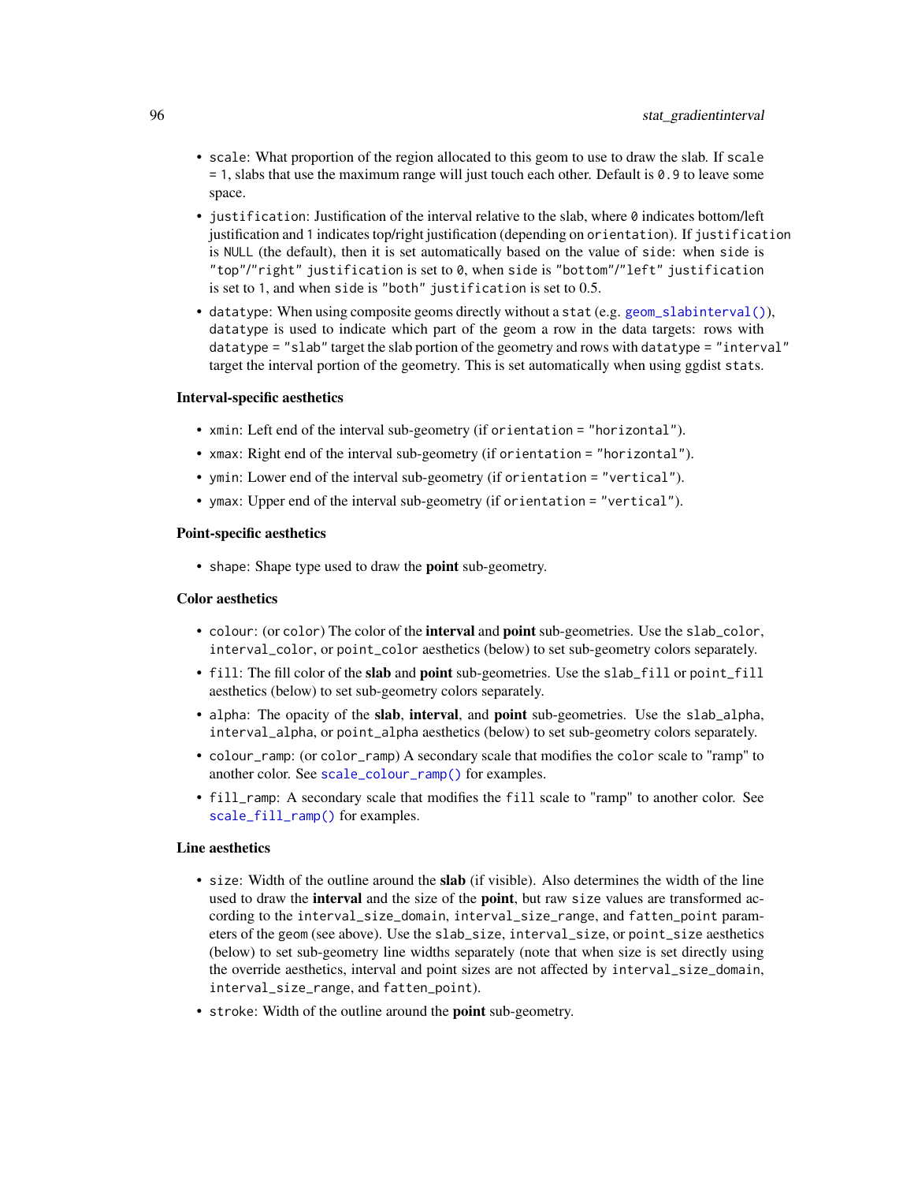- `scale`: What proportion of the region allocated to this geom to use to draw the slab. If `scale = 1`, slabs that use the maximum range will just touch each other. Default is `0.9` to leave some space.
- `justification`: Justification of the interval relative to the slab, where `0` indicates bottom/left justification and `1` indicates top/right justification (depending on `orientation`). If `justification` is `NULL` (the default), then it is set automatically based on the value of `side`: when `side` is `"top"`/`"right"` `justification` is set to `0`, when `side` is `"bottom"`/`"left"` `justification` is set to `1`, and when `side` is `"both"` `justification` is set to 0.5.
- `datatype`: When using composite geoms directly without a `stat` (e.g. `geom_slabinterval()`), `datatype` is used to indicate which part of the geom a row in the data targets: rows with `datatype = "slab"` target the slab portion of the geometry and rows with `datatype = "interval"` target the interval portion of the geometry. This is set automatically when using ggdist `stat`s.

**Interval-specific aesthetics**

- `xmin`: Left end of the interval sub-geometry (if `orientation = "horizontal"`).
- `xmax`: Right end of the interval sub-geometry (if `orientation = "horizontal"`).
- `ymin`: Lower end of the interval sub-geometry (if `orientation = "vertical"`).
- `ymax`: Upper end of the interval sub-geometry (if `orientation = "vertical"`).

**Point-specific aesthetics**

- `shape`: Shape type used to draw the **point** sub-geometry.

**Color aesthetics**

- `colour`: (or `color`) The color of the **interval** and **point** sub-geometries. Use the `slab_color`, `interval_color`, or `point_color` aesthetics (below) to set sub-geometry colors separately.
- `fill`: The fill color of the **slab** and **point** sub-geometries. Use the `slab_fill` or `point_fill` aesthetics (below) to set sub-geometry colors separately.
- `alpha`: The opacity of the **slab**, **interval**, and **point** sub-geometries. Use the `slab_alpha`, `interval_alpha`, or `point_alpha` aesthetics (below) to set sub-geometry colors separately.
- `colour_ramp`: (or `color_ramp`) A secondary scale that modifies the `color` scale to "ramp" to another color. See `scale_colour_ramp()` for examples.
- `fill_ramp`: A secondary scale that modifies the `fill` scale to "ramp" to another color. See `scale_fill_ramp()` for examples.

**Line aesthetics**

- `size`: Width of the outline around the **slab** (if visible). Also determines the width of the line used to draw the **interval** and the size of the **point**, but raw `size` values are transformed according to the `interval_size_domain`, `interval_size_range`, and `fatten_point` parameters of the geom (see above). Use the `slab_size`, `interval_size`, or `point_size` aesthetics (below) to set sub-geometry line widths separately (note that when size is set directly using the override aesthetics, interval and point sizes are not affected by `interval_size_domain`, `interval_size_range`, and `fatten_point`).
- `stroke`: Width of the outline around the **point** sub-geometry.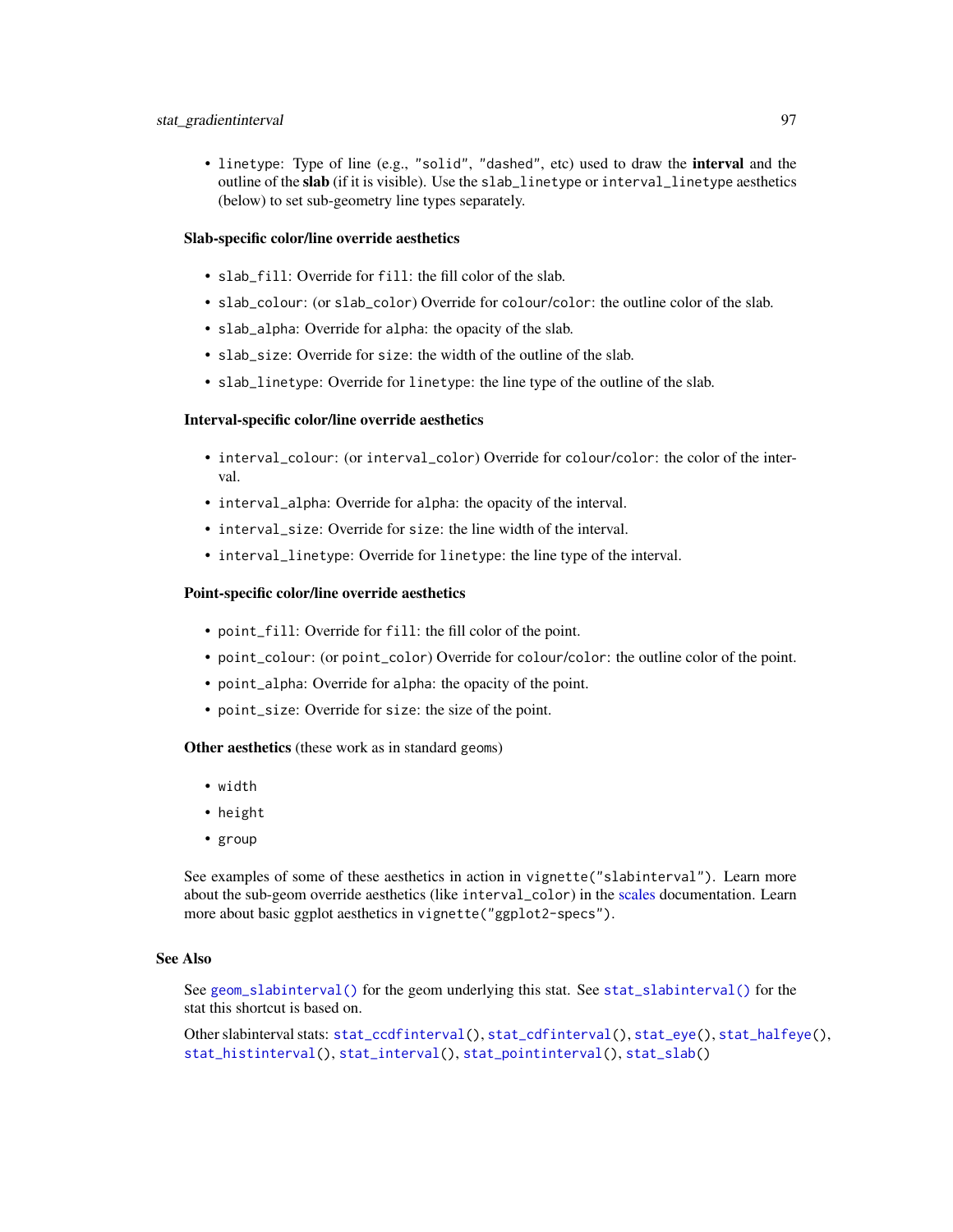- linetype: Type of line (e.g., "solid", "dashed", etc) used to draw the **interval** and the outline of the **slab** (if it is visible). Use the slab_linetype or interval_linetype aesthetics (below) to set sub-geometry line types separately.

**Slab-specific color/line override aesthetics**

- slab_fill: Override for fill: the fill color of the slab.
- slab_colour: (or slab_color) Override for colour/color: the outline color of the slab.
- slab_alpha: Override for alpha: the opacity of the slab.
- slab_size: Override for size: the width of the outline of the slab.
- slab_linetype: Override for linetype: the line type of the outline of the slab.

**Interval-specific color/line override aesthetics**

- interval_colour: (or interval_color) Override for colour/color: the color of the interval.
- interval_alpha: Override for alpha: the opacity of the interval.
- interval_size: Override for size: the line width of the interval.
- interval_linetype: Override for linetype: the line type of the interval.

**Point-specific color/line override aesthetics**

- point_fill: Override for fill: the fill color of the point.
- point_colour: (or point_color) Override for colour/color: the outline color of the point.
- point_alpha: Override for alpha: the opacity of the point.
- point_size: Override for size: the size of the point.

**Other aesthetics** (these work as in standard geoms)

- width
- height
- group

See examples of some of these aesthetics in action in vignette("slabinterval"). Learn more about the sub-geom override aesthetics (like interval_color) in the scales documentation. Learn more about basic ggplot aesthetics in vignette("ggplot2-specs").

## See Also

See geom_slabinterval() for the geom underlying this stat. See stat_slabinterval() for the stat this shortcut is based on.

Other slabinterval stats: stat_ccdfinterval(), stat_cdfinterval(), stat_eye(), stat_halfeye(), stat_histinterval(), stat_interval(), stat_pointinterval(), stat_slab()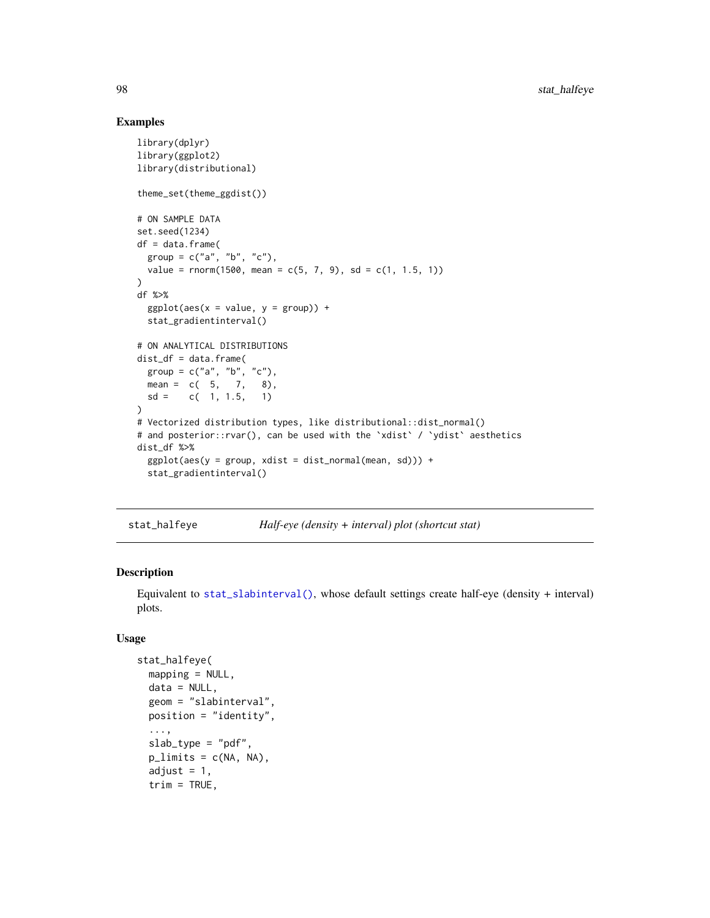### Examples

```
library(dplyr)
library(ggplot2)
library(distributional)

theme_set(theme_ggdist())

# ON SAMPLE DATA
set.seed(1234)
df = data.frame(
  group = c("a", "b", "c"),
  value = rnorm(1500, mean = c(5, 7, 9), sd = c(1, 1.5, 1))
)
df %>%
  ggplot(aes(x = value, y = group)) +
  stat_gradientinterval()

# ON ANALYTICAL DISTRIBUTIONS
dist_df = data.frame(
  group = c("a", "b", "c"),
  mean =  c(  5,   7,   8),
  sd =    c(  1, 1.5,   1)
)
# Vectorized distribution types, like distributional::dist_normal()
# and posterior::rvar(), can be used with the `xdist` / `ydist` aesthetics
dist_df %>%
  ggplot(aes(y = group, xdist = dist_normal(mean, sd))) +
  stat_gradientinterval()
```

---

## stat_halfeye — *Half-eye (density + interval) plot (shortcut stat)*

---

### Description

Equivalent to `stat_slabinterval()`, whose default settings create half-eye (density + interval) plots.

### Usage

```
stat_halfeye(
  mapping = NULL,
  data = NULL,
  geom = "slabinterval",
  position = "identity",
  ...,
  slab_type = "pdf",
  p_limits = c(NA, NA),
  adjust = 1,
  trim = TRUE,
```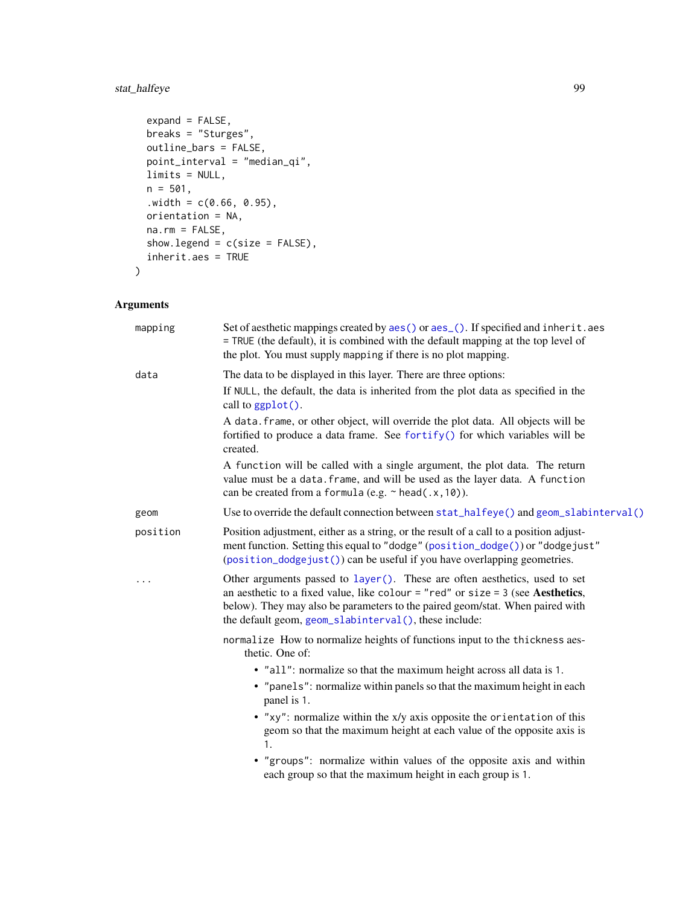```
  expand = FALSE,
  breaks = "Sturges",
  outline_bars = FALSE,
  point_interval = "median_qi",
  limits = NULL,
  n = 501,
  .width = c(0.66, 0.95),
  orientation = NA,
  na.rm = FALSE,
  show.legend = c(size = FALSE),
  inherit.aes = TRUE
)
```

## Arguments

`mapping` Set of aesthetic mappings created by `aes()` or `aes_()`. If specified and `inherit.aes = TRUE` (the default), it is combined with the default mapping at the top level of the plot. You must supply `mapping` if there is no plot mapping.

`data` The data to be displayed in this layer. There are three options:

If `NULL`, the default, the data is inherited from the plot data as specified in the call to `ggplot()`.

A `data.frame`, or other object, will override the plot data. All objects will be fortified to produce a data frame. See `fortify()` for which variables will be created.

A `function` will be called with a single argument, the plot data. The return value must be a `data.frame`, and will be used as the layer data. A `function` can be created from a `formula` (e.g. `~ head(.x,10)`).

`geom` Use to override the default connection between `stat_halfeye()` and `geom_slabinterval()`

`position` Position adjustment, either as a string, or the result of a call to a position adjustment function. Setting this equal to `"dodge"` (`position_dodge()`) or `"dodgejust"` (`position_dodgejust()`) can be useful if you have overlapping geometries.

`...` Other arguments passed to `layer()`. These are often aesthetics, used to set an aesthetic to a fixed value, like `colour = "red"` or `size = 3` (see **Aesthetics**, below). They may also be parameters to the paired geom/stat. When paired with the default geom, `geom_slabinterval()`, these include:

`normalize` How to normalize heights of functions input to the `thickness` aesthetic. One of:

- `"all"`: normalize so that the maximum height across all data is `1`.
- `"panels"`: normalize within panels so that the maximum height in each panel is `1`.
- `"xy"`: normalize within the x/y axis opposite the `orientation` of this geom so that the maximum height at each value of the opposite axis is `1`.
- `"groups"`: normalize within values of the opposite axis and within each group so that the maximum height in each group is `1`.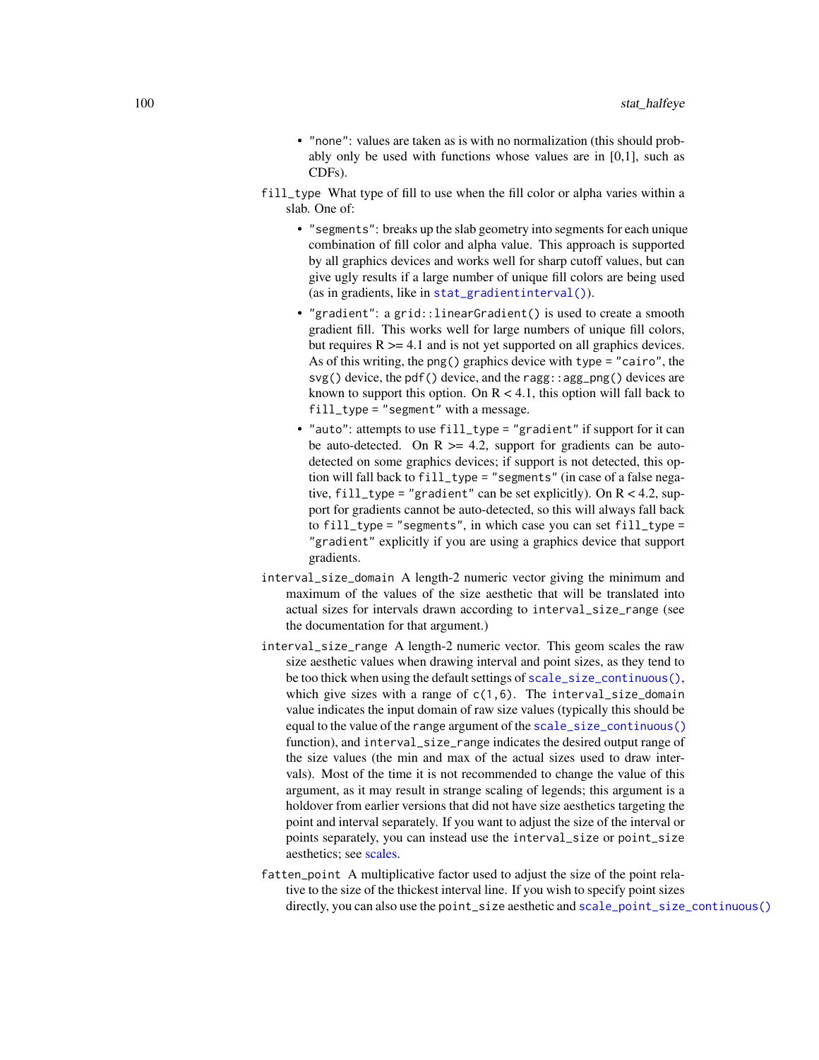- `"none"`: values are taken as is with no normalization (this should probably only be used with functions whose values are in [0,1], such as CDFs).

`fill_type` What type of fill to use when the fill color or alpha varies within a slab. One of:

- `"segments"`: breaks up the slab geometry into segments for each unique combination of fill color and alpha value. This approach is supported by all graphics devices and works well for sharp cutoff values, but can give ugly results if a large number of unique fill colors are being used (as in gradients, like in `stat_gradientinterval()`).
- `"gradient"`: a `grid::linearGradient()` is used to create a smooth gradient fill. This works well for large numbers of unique fill colors, but requires R >= 4.1 and is not yet supported on all graphics devices. As of this writing, the `png()` graphics device with `type = "cairo"`, the `svg()` device, the `pdf()` device, and the `ragg::agg_png()` devices are known to support this option. On R < 4.1, this option will fall back to `fill_type = "segment"` with a message.
- `"auto"`: attempts to use `fill_type = "gradient"` if support for it can be auto-detected. On R >= 4.2, support for gradients can be auto-detected on some graphics devices; if support is not detected, this option will fall back to `fill_type = "segments"` (in case of a false negative, `fill_type = "gradient"` can be set explicitly). On R < 4.2, support for gradients cannot be auto-detected, so this will always fall back to `fill_type = "segments"`, in which case you can set `fill_type = "gradient"` explicitly if you are using a graphics device that support gradients.

`interval_size_domain` A length-2 numeric vector giving the minimum and maximum of the values of the size aesthetic that will be translated into actual sizes for intervals drawn according to `interval_size_range` (see the documentation for that argument.)

`interval_size_range` A length-2 numeric vector. This geom scales the raw size aesthetic values when drawing interval and point sizes, as they tend to be too thick when using the default settings of `scale_size_continuous()`, which give sizes with a range of `c(1,6)`. The `interval_size_domain` value indicates the input domain of raw size values (typically this should be equal to the value of the `range` argument of the `scale_size_continuous()` function), and `interval_size_range` indicates the desired output range of the size values (the min and max of the actual sizes used to draw intervals). Most of the time it is not recommended to change the value of this argument, as it may result in strange scaling of legends; this argument is a holdover from earlier versions that did not have size aesthetics targeting the point and interval separately. If you want to adjust the size of the interval or points separately, you can instead use the `interval_size` or `point_size` aesthetics; see scales.

`fatten_point` A multiplicative factor used to adjust the size of the point relative to the size of the thickest interval line. If you wish to specify point sizes directly, you can also use the `point_size` aesthetic and `scale_point_size_continuous()`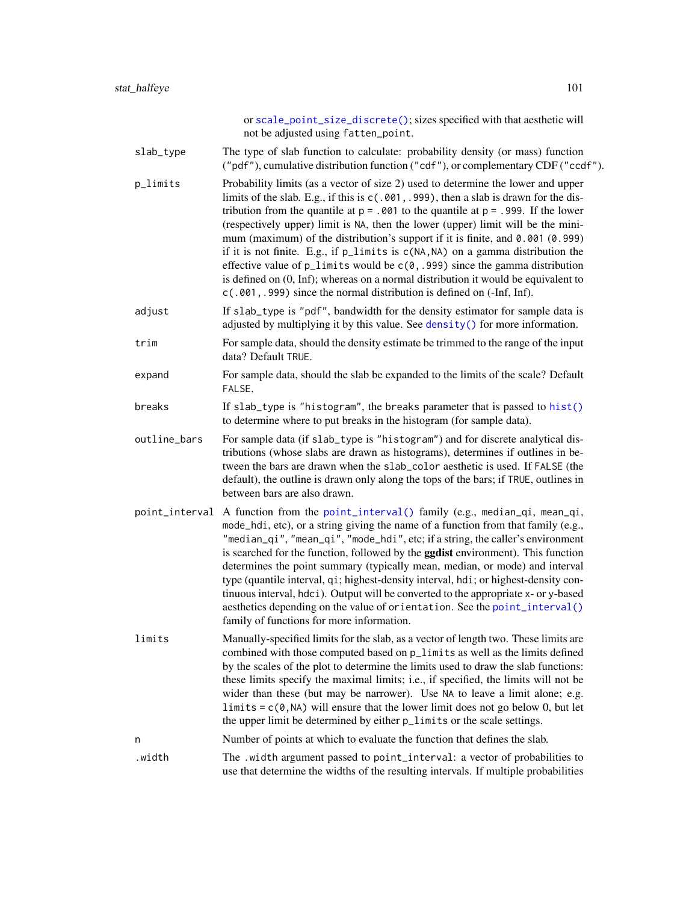or `scale_point_size_discrete()`; sizes specified with that aesthetic will not be adjusted using `fatten_point`.

| | |
|---|---|
| `slab_type` | The type of slab function to calculate: probability density (or mass) function (`"pdf"`), cumulative distribution function (`"cdf"`), or complementary CDF (`"ccdf"`). |
| `p_limits` | Probability limits (as a vector of size 2) used to determine the lower and upper limits of the slab. E.g., if this is `c(.001,.999)`, then a slab is drawn for the distribution from the quantile at `p = .001` to the quantile at `p = .999`. If the lower (respectively upper) limit is `NA`, then the lower (upper) limit will be the minimum (maximum) of the distribution's support if it is finite, and `0.001` (`0.999`) if it is not finite. E.g., if `p_limits` is `c(NA,NA)` on a gamma distribution the effective value of `p_limits` would be `c(0,.999)` since the gamma distribution is defined on (0, Inf); whereas on a normal distribution it would be equivalent to `c(.001,.999)` since the normal distribution is defined on (-Inf, Inf). |
| `adjust` | If `slab_type` is `"pdf"`, bandwidth for the density estimator for sample data is adjusted by multiplying it by this value. See `density()` for more information. |
| `trim` | For sample data, should the density estimate be trimmed to the range of the input data? Default `TRUE`. |
| `expand` | For sample data, should the slab be expanded to the limits of the scale? Default `FALSE`. |
| `breaks` | If `slab_type` is `"histogram"`, the `breaks` parameter that is passed to `hist()` to determine where to put breaks in the histogram (for sample data). |
| `outline_bars` | For sample data (if `slab_type` is `"histogram"`) and for discrete analytical distributions (whose slabs are drawn as histograms), determines if outlines in between the bars are drawn when the `slab_color` aesthetic is used. If `FALSE` (the default), the outline is drawn only along the tops of the bars; if `TRUE`, outlines in between bars are also drawn. |
| `point_interval` | A function from the `point_interval()` family (e.g., `median_qi`, `mean_qi`, `mode_hdi`, etc), or a string giving the name of a function from that family (e.g., `"median_qi"`, `"mean_qi"`, `"mode_hdi"`, etc; if a string, the caller's environment is searched for the function, followed by the **ggdist** environment). This function determines the point summary (typically mean, median, or mode) and interval type (quantile interval, `qi`; highest-density interval, `hdi`; or highest-density continuous interval, `hdci`). Output will be converted to the appropriate `x`- or `y`-based aesthetics depending on the value of `orientation`. See the `point_interval()` family of functions for more information. |
| `limits` | Manually-specified limits for the slab, as a vector of length two. These limits are combined with those computed based on `p_limits` as well as the limits defined by the scales of the plot to determine the limits used to draw the slab functions: these limits specify the maximal limits; i.e., if specified, the limits will not be wider than these (but may be narrower). Use `NA` to leave a limit alone; e.g. `limits = c(0,NA)` will ensure that the lower limit does not go below 0, but let the upper limit be determined by either `p_limits` or the scale settings. |
| `n` | Number of points at which to evaluate the function that defines the slab. |
| `.width` | The `.width` argument passed to `point_interval`: a vector of probabilities to use that determine the widths of the resulting intervals. If multiple probabilities |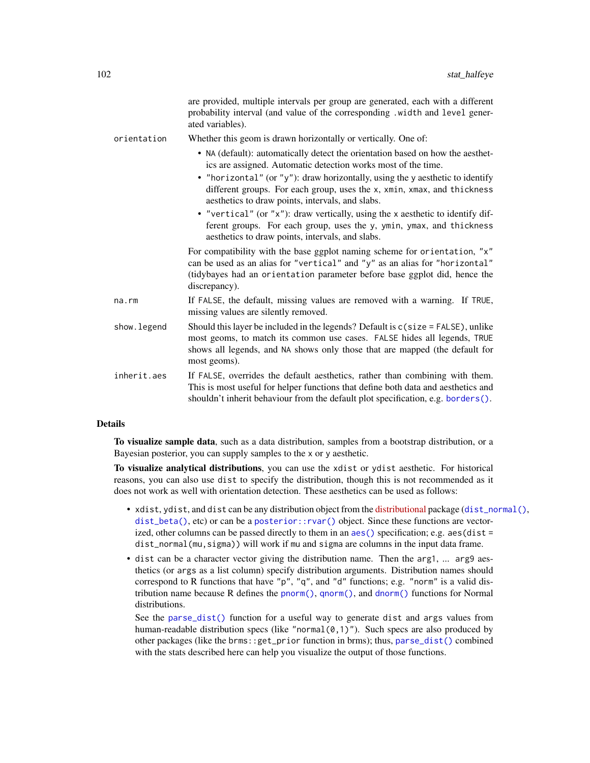are provided, multiple intervals per group are generated, each with a different probability interval (and value of the corresponding `.width` and `level` generated variables).

`orientation`
: Whether this geom is drawn horizontally or vertically. One of:
  - `NA` (default): automatically detect the orientation based on how the aesthetics are assigned. Automatic detection works most of the time.
  - `"horizontal"` (or `"y"`): draw horizontally, using the `y` aesthetic to identify different groups. For each group, uses the `x`, `xmin`, `xmax`, and `thickness` aesthetics to draw points, intervals, and slabs.
  - `"vertical"` (or `"x"`): draw vertically, using the `x` aesthetic to identify different groups. For each group, uses the `y`, `ymin`, `ymax`, and `thickness` aesthetics to draw points, intervals, and slabs.

  For compatibility with the base ggplot naming scheme for `orientation`, `"x"` can be used as an alias for `"vertical"` and `"y"` as an alias for `"horizontal"` (tidybayes had an `orientation` parameter before base ggplot did, hence the discrepancy).

`na.rm`
: If `FALSE`, the default, missing values are removed with a warning. If `TRUE`, missing values are silently removed.

`show.legend`
: Should this layer be included in the legends? Default is `c(size = FALSE)`, unlike most geoms, to match its common use cases. `FALSE` hides all legends, `TRUE` shows all legends, and `NA` shows only those that are mapped (the default for most geoms).

`inherit.aes`
: If `FALSE`, overrides the default aesthetics, rather than combining with them. This is most useful for helper functions that define both data and aesthetics and shouldn't inherit behaviour from the default plot specification, e.g. `borders()`.

## Details

**To visualize sample data**, such as a data distribution, samples from a bootstrap distribution, or a Bayesian posterior, you can supply samples to the `x` or `y` aesthetic.

**To visualize analytical distributions**, you can use the `xdist` or `ydist` aesthetic. For historical reasons, you can also use `dist` to specify the distribution, though this is not recommended as it does not work as well with orientation detection. These aesthetics can be used as follows:

- `xdist`, `ydist`, and `dist` can be any distribution object from the distributional package (`dist_normal()`, `dist_beta()`, etc) or can be a `posterior::rvar()` object. Since these functions are vectorized, other columns can be passed directly to them in an `aes()` specification; e.g. `aes(dist = dist_normal(mu,sigma))` will work if `mu` and `sigma` are columns in the input data frame.
- `dist` can be a character vector giving the distribution name. Then the `arg1`, ... `arg9` aesthetics (or `args` as a list column) specify distribution arguments. Distribution names should correspond to R functions that have `"p"`, `"q"`, and `"d"` functions; e.g. `"norm"` is a valid distribution name because R defines the `pnorm()`, `qnorm()`, and `dnorm()` functions for Normal distributions.

  See the `parse_dist()` function for a useful way to generate `dist` and `args` values from human-readable distribution specs (like `"normal(0,1)"`). Such specs are also produced by other packages (like the `brms::get_prior` function in brms); thus, `parse_dist()` combined with the stats described here can help you visualize the output of those functions.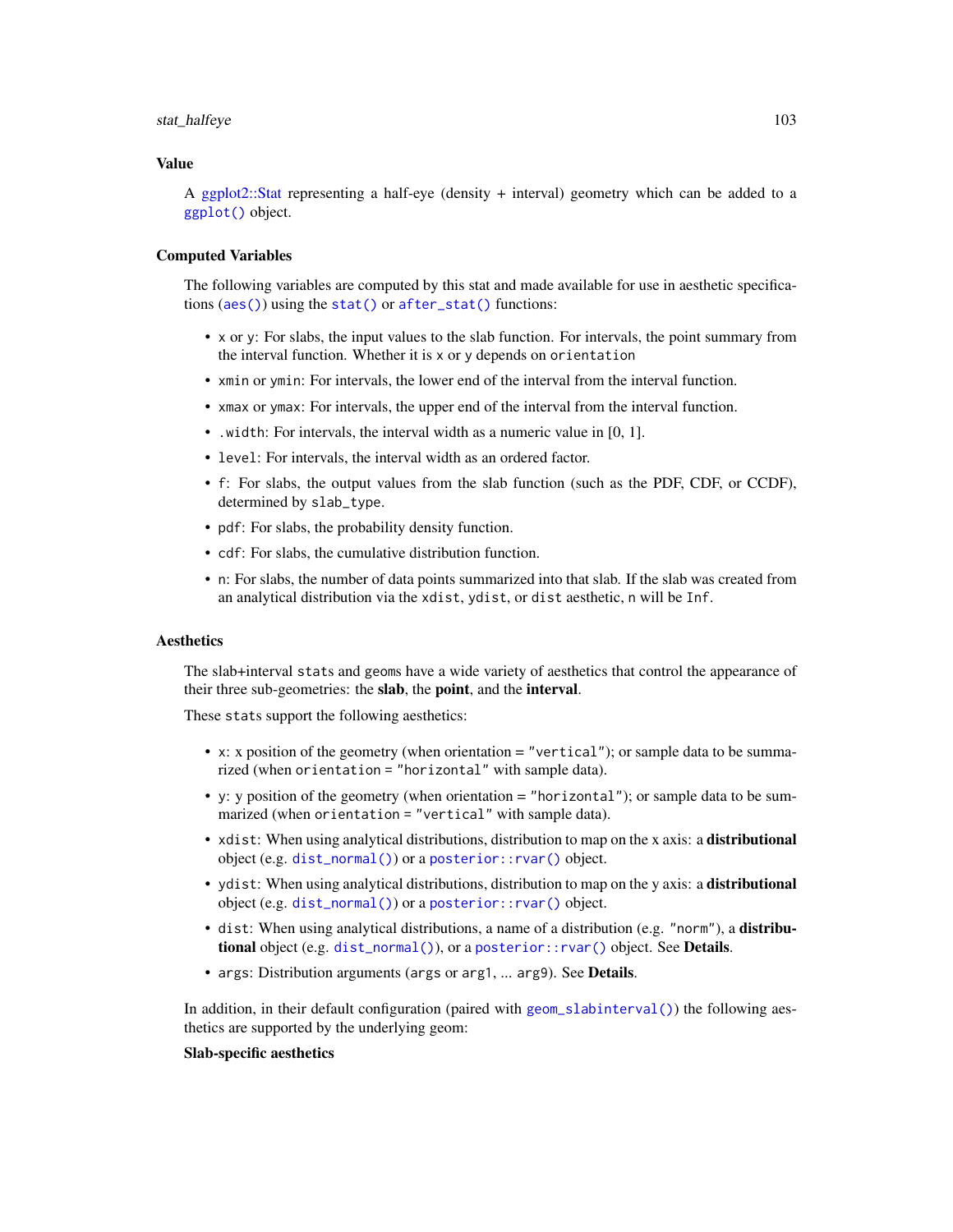## Value

A ggplot2::Stat representing a half-eye (density + interval) geometry which can be added to a `ggplot()` object.

## Computed Variables

The following variables are computed by this stat and made available for use in aesthetic specifications (`aes()`) using the `stat()` or `after_stat()` functions:

- `x` or `y`: For slabs, the input values to the slab function. For intervals, the point summary from the interval function. Whether it is `x` or `y` depends on `orientation`
- `xmin` or `ymin`: For intervals, the lower end of the interval from the interval function.
- `xmax` or `ymax`: For intervals, the upper end of the interval from the interval function.
- `.width`: For intervals, the interval width as a numeric value in [0, 1].
- `level`: For intervals, the interval width as an ordered factor.
- `f`: For slabs, the output values from the slab function (such as the PDF, CDF, or CCDF), determined by `slab_type`.
- `pdf`: For slabs, the probability density function.
- `cdf`: For slabs, the cumulative distribution function.
- `n`: For slabs, the number of data points summarized into that slab. If the slab was created from an analytical distribution via the `xdist`, `ydist`, or `dist` aesthetic, `n` will be `Inf`.

## Aesthetics

The slab+interval `stat`s and `geom`s have a wide variety of aesthetics that control the appearance of their three sub-geometries: the **slab**, the **point**, and the **interval**.

These `stat`s support the following aesthetics:

- `x`: x position of the geometry (when orientation = `"vertical"`); or sample data to be summarized (when `orientation = "horizontal"` with sample data).
- `y`: y position of the geometry (when orientation = `"horizontal"`); or sample data to be summarized (when `orientation = "vertical"` with sample data).
- `xdist`: When using analytical distributions, distribution to map on the x axis: a **distributional** object (e.g. `dist_normal()`) or a `posterior::rvar()` object.
- `ydist`: When using analytical distributions, distribution to map on the y axis: a **distributional** object (e.g. `dist_normal()`) or a `posterior::rvar()` object.
- `dist`: When using analytical distributions, a name of a distribution (e.g. `"norm"`), a **distributional** object (e.g. `dist_normal()`), or a `posterior::rvar()` object. See **Details**.
- `args`: Distribution arguments (`args` or `arg1`, ... `arg9`). See **Details**.

In addition, in their default configuration (paired with `geom_slabinterval()`) the following aesthetics are supported by the underlying geom:

**Slab-specific aesthetics**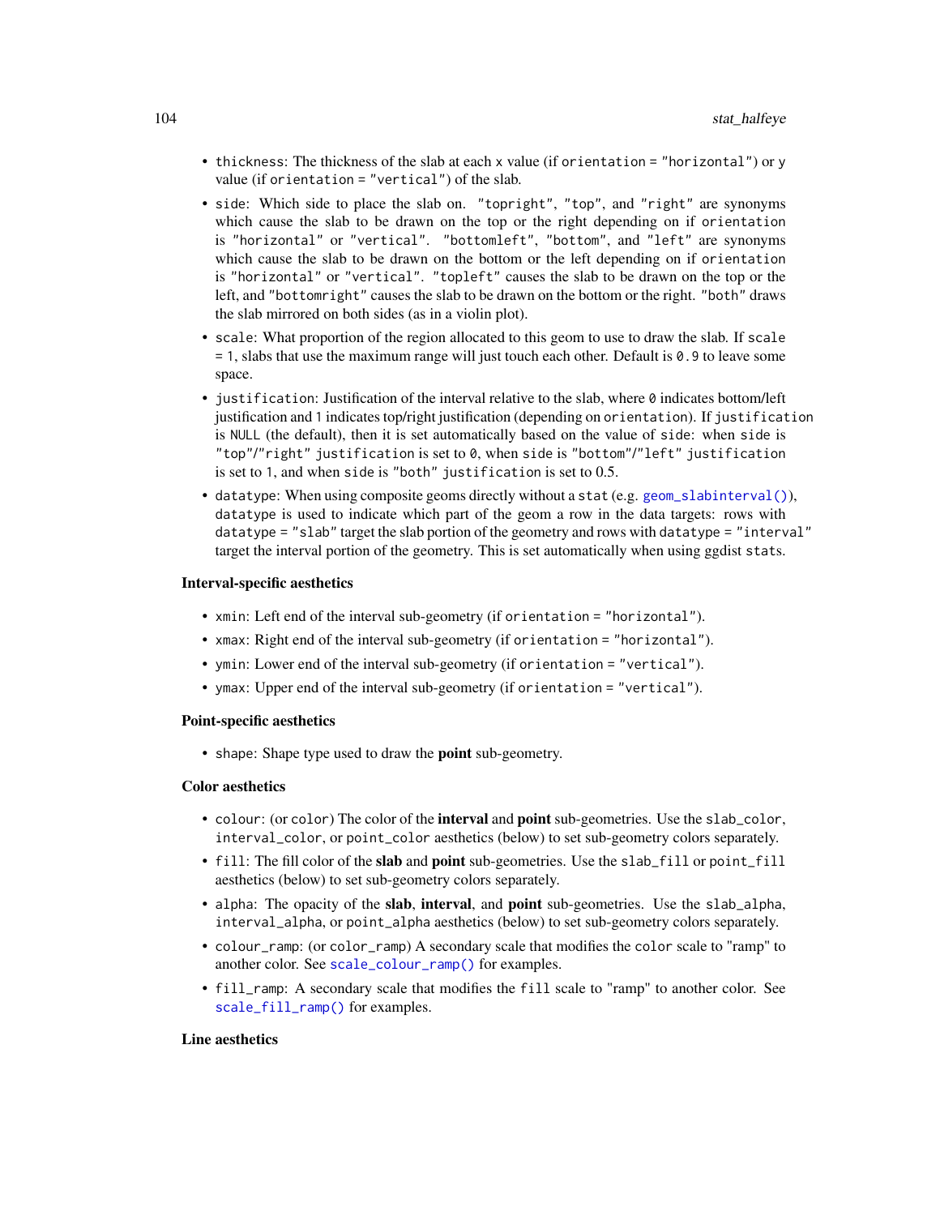- `thickness`: The thickness of the slab at each `x` value (if `orientation = "horizontal"`) or `y` value (if `orientation = "vertical"`) of the slab.
- `side`: Which side to place the slab on. `"topright"`, `"top"`, and `"right"` are synonyms which cause the slab to be drawn on the top or the right depending on if `orientation` is `"horizontal"` or `"vertical"`. `"bottomleft"`, `"bottom"`, and `"left"` are synonyms which cause the slab to be drawn on the bottom or the left depending on if `orientation` is `"horizontal"` or `"vertical"`. `"topleft"` causes the slab to be drawn on the top or the left, and `"bottomright"` causes the slab to be drawn on the bottom or the right. `"both"` draws the slab mirrored on both sides (as in a violin plot).
- `scale`: What proportion of the region allocated to this geom to use to draw the slab. If `scale = 1`, slabs that use the maximum range will just touch each other. Default is `0.9` to leave some space.
- `justification`: Justification of the interval relative to the slab, where `0` indicates bottom/left justification and `1` indicates top/right justification (depending on `orientation`). If `justification` is `NULL` (the default), then it is set automatically based on the value of `side`: when `side` is `"top"`/`"right"` `justification` is set to `0`, when `side` is `"bottom"`/`"left"` `justification` is set to `1`, and when `side` is `"both"` `justification` is set to 0.5.
- `datatype`: When using composite geoms directly without a `stat` (e.g. `geom_slabinterval()`), `datatype` is used to indicate which part of the geom a row in the data targets: rows with `datatype = "slab"` target the slab portion of the geometry and rows with `datatype = "interval"` target the interval portion of the geometry. This is set automatically when using ggdist `stat`s.

**Interval-specific aesthetics**

- `xmin`: Left end of the interval sub-geometry (if `orientation = "horizontal"`).
- `xmax`: Right end of the interval sub-geometry (if `orientation = "horizontal"`).
- `ymin`: Lower end of the interval sub-geometry (if `orientation = "vertical"`).
- `ymax`: Upper end of the interval sub-geometry (if `orientation = "vertical"`).

**Point-specific aesthetics**

- `shape`: Shape type used to draw the **point** sub-geometry.

**Color aesthetics**

- `colour`: (or `color`) The color of the **interval** and **point** sub-geometries. Use the `slab_color`, `interval_color`, or `point_color` aesthetics (below) to set sub-geometry colors separately.
- `fill`: The fill color of the **slab** and **point** sub-geometries. Use the `slab_fill` or `point_fill` aesthetics (below) to set sub-geometry colors separately.
- `alpha`: The opacity of the **slab**, **interval**, and **point** sub-geometries. Use the `slab_alpha`, `interval_alpha`, or `point_alpha` aesthetics (below) to set sub-geometry colors separately.
- `colour_ramp`: (or `color_ramp`) A secondary scale that modifies the `color` scale to "ramp" to another color. See `scale_colour_ramp()` for examples.
- `fill_ramp`: A secondary scale that modifies the `fill` scale to "ramp" to another color. See `scale_fill_ramp()` for examples.

**Line aesthetics**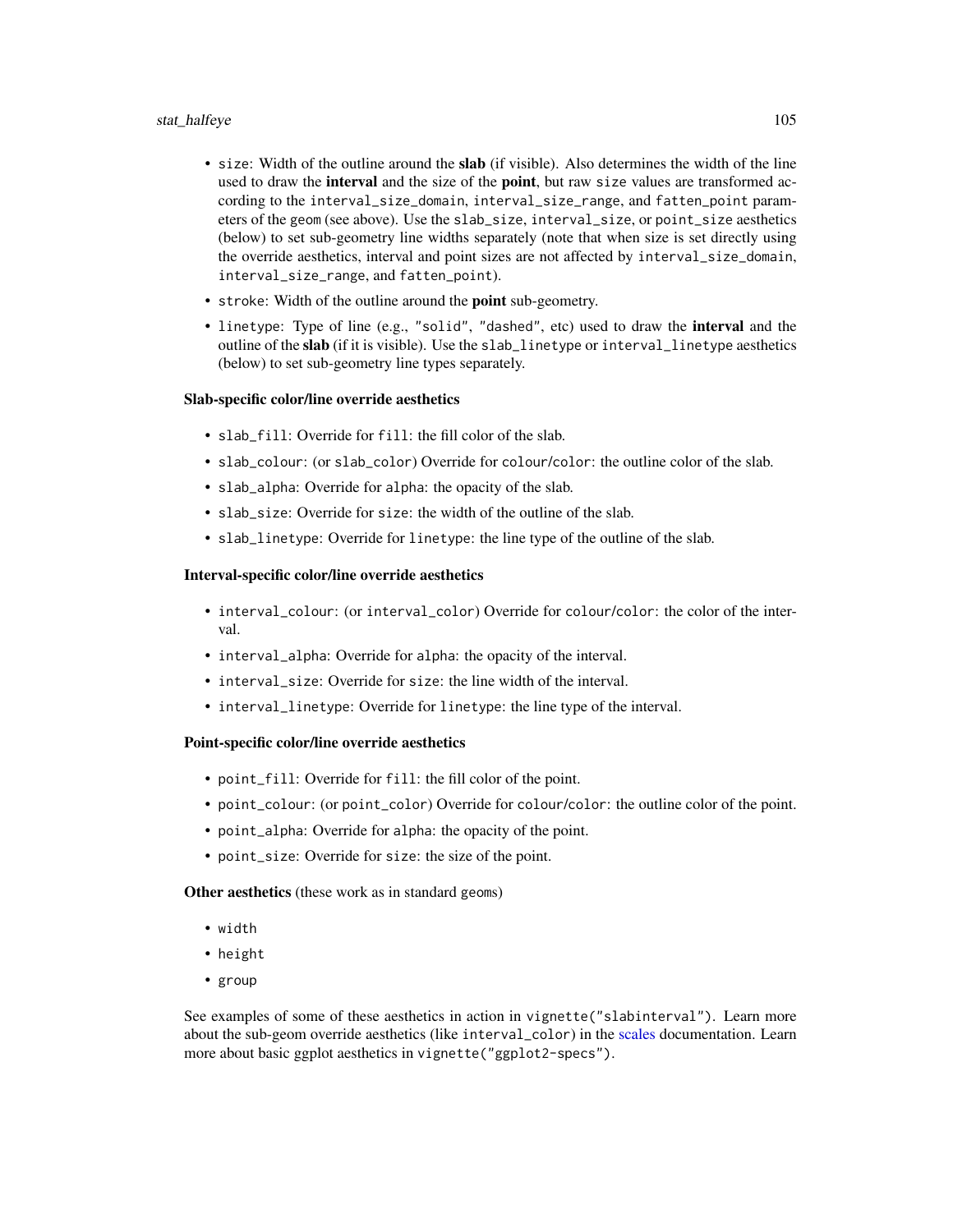- `size`: Width of the outline around the **slab** (if visible). Also determines the width of the line used to draw the **interval** and the size of the **point**, but raw `size` values are transformed according to the `interval_size_domain`, `interval_size_range`, and `fatten_point` parameters of the geom (see above). Use the `slab_size`, `interval_size`, or `point_size` aesthetics (below) to set sub-geometry line widths separately (note that when size is set directly using the override aesthetics, interval and point sizes are not affected by `interval_size_domain`, `interval_size_range`, and `fatten_point`).
- `stroke`: Width of the outline around the **point** sub-geometry.
- `linetype`: Type of line (e.g., `"solid"`, `"dashed"`, etc) used to draw the **interval** and the outline of the **slab** (if it is visible). Use the `slab_linetype` or `interval_linetype` aesthetics (below) to set sub-geometry line types separately.

**Slab-specific color/line override aesthetics**

- `slab_fill`: Override for `fill`: the fill color of the slab.
- `slab_colour`: (or `slab_color`) Override for `colour`/`color`: the outline color of the slab.
- `slab_alpha`: Override for `alpha`: the opacity of the slab.
- `slab_size`: Override for `size`: the width of the outline of the slab.
- `slab_linetype`: Override for `linetype`: the line type of the outline of the slab.

**Interval-specific color/line override aesthetics**

- `interval_colour`: (or `interval_color`) Override for `colour`/`color`: the color of the interval.
- `interval_alpha`: Override for `alpha`: the opacity of the interval.
- `interval_size`: Override for `size`: the line width of the interval.
- `interval_linetype`: Override for `linetype`: the line type of the interval.

**Point-specific color/line override aesthetics**

- `point_fill`: Override for `fill`: the fill color of the point.
- `point_colour`: (or `point_color`) Override for `colour`/`color`: the outline color of the point.
- `point_alpha`: Override for `alpha`: the opacity of the point.
- `point_size`: Override for `size`: the size of the point.

**Other aesthetics** (these work as in standard `geom`s)

- `width`
- `height`
- `group`

See examples of some of these aesthetics in action in `vignette("slabinterval")`. Learn more about the sub-geom override aesthetics (like `interval_color`) in the scales documentation. Learn more about basic ggplot aesthetics in `vignette("ggplot2-specs")`.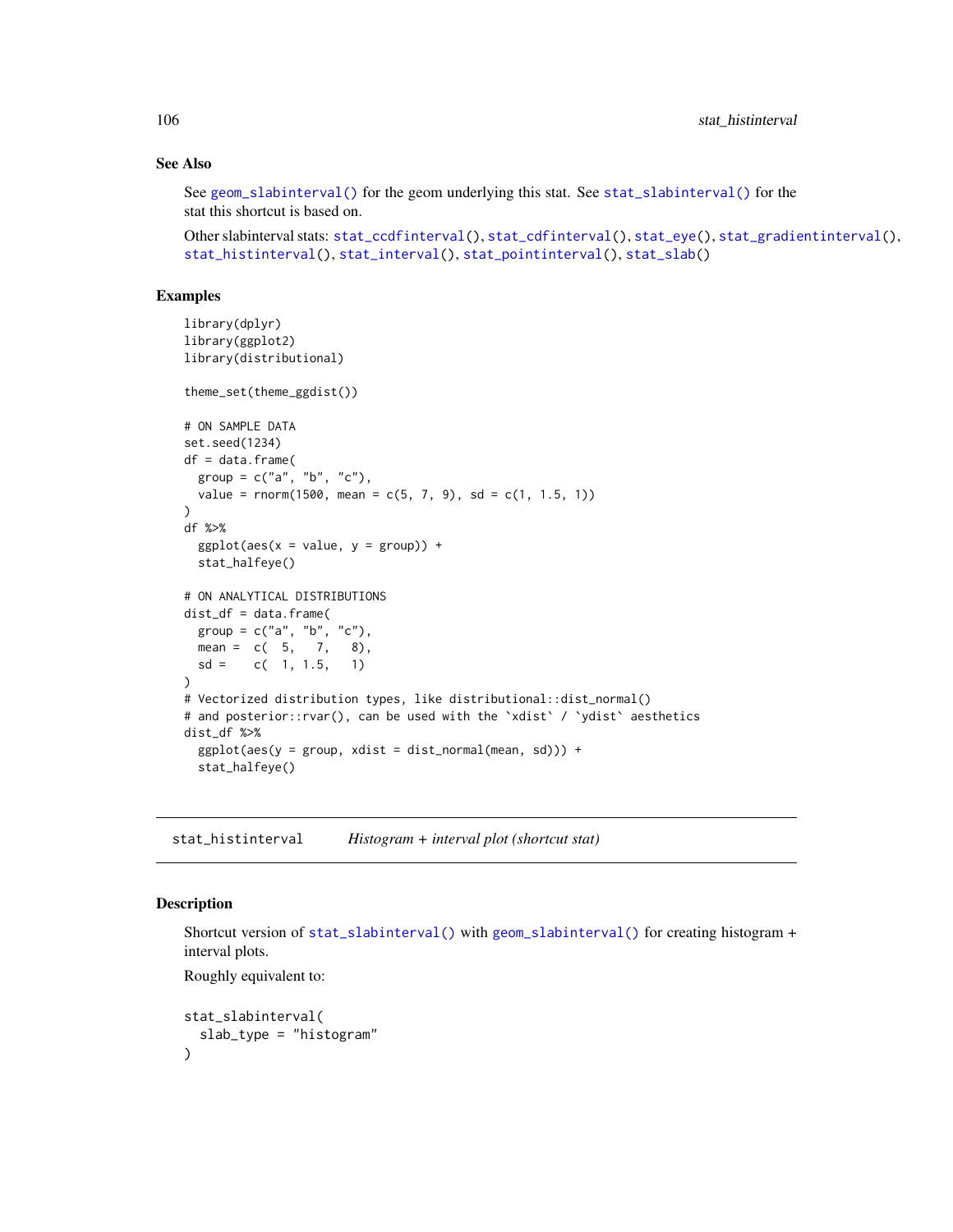### See Also

See `geom_slabinterval()` for the geom underlying this stat. See `stat_slabinterval()` for the stat this shortcut is based on.

Other slabinterval stats: `stat_ccdfinterval()`, `stat_cdfinterval()`, `stat_eye()`, `stat_gradientinterval()`, `stat_histinterval()`, `stat_interval()`, `stat_pointinterval()`, `stat_slab()`

### Examples

```
library(dplyr)
library(ggplot2)
library(distributional)

theme_set(theme_ggdist())

# ON SAMPLE DATA
set.seed(1234)
df = data.frame(
  group = c("a", "b", "c"),
  value = rnorm(1500, mean = c(5, 7, 9), sd = c(1, 1.5, 1))
)
df %>%
  ggplot(aes(x = value, y = group)) +
  stat_halfeye()

# ON ANALYTICAL DISTRIBUTIONS
dist_df = data.frame(
  group = c("a", "b", "c"),
  mean =  c(  5,   7,   8),
  sd =    c(  1, 1.5,   1)
)
# Vectorized distribution types, like distributional::dist_normal()
# and posterior::rvar(), can be used with the `xdist` / `ydist` aesthetics
dist_df %>%
  ggplot(aes(y = group, xdist = dist_normal(mean, sd))) +
  stat_halfeye()
```

---

## stat_histinterval *Histogram + interval plot (shortcut stat)*

### Description

Shortcut version of `stat_slabinterval()` with `geom_slabinterval()` for creating histogram + interval plots.

Roughly equivalent to:

```
stat_slabinterval(
  slab_type = "histogram"
)
```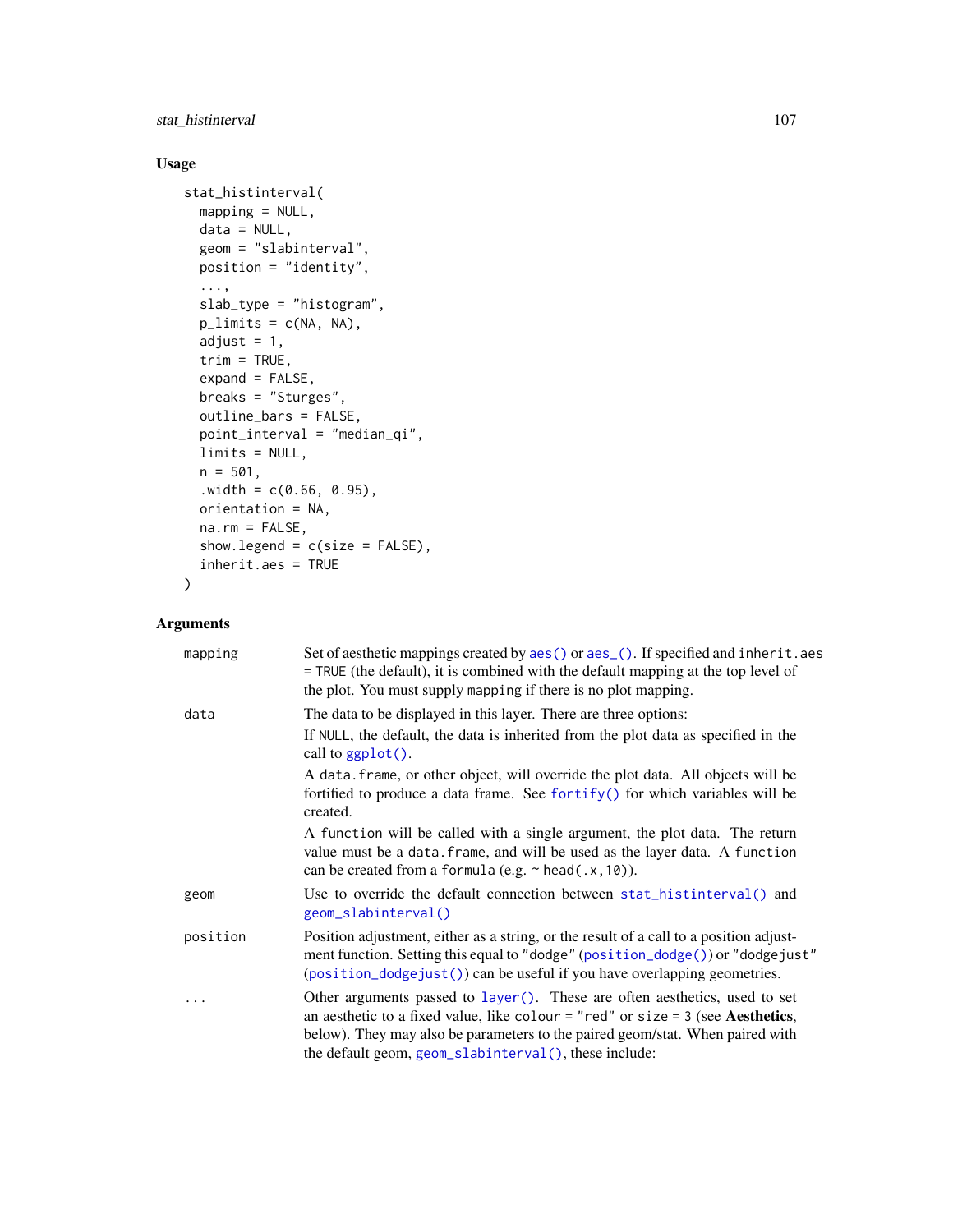## Usage

```
stat_histinterval(
  mapping = NULL,
  data = NULL,
  geom = "slabinterval",
  position = "identity",
  ...,
  slab_type = "histogram",
  p_limits = c(NA, NA),
  adjust = 1,
  trim = TRUE,
  expand = FALSE,
  breaks = "Sturges",
  outline_bars = FALSE,
  point_interval = "median_qi",
  limits = NULL,
  n = 501,
  .width = c(0.66, 0.95),
  orientation = NA,
  na.rm = FALSE,
  show.legend = c(size = FALSE),
  inherit.aes = TRUE
)
```

## Arguments

| | |
|---|---|
| `mapping` | Set of aesthetic mappings created by `aes()` or `aes_()`. If specified and `inherit.aes = TRUE` (the default), it is combined with the default mapping at the top level of the plot. You must supply `mapping` if there is no plot mapping. |
| `data` | The data to be displayed in this layer. There are three options:<br>If `NULL`, the default, the data is inherited from the plot data as specified in the call to `ggplot()`.<br>A `data.frame`, or other object, will override the plot data. All objects will be fortified to produce a data frame. See `fortify()` for which variables will be created.<br>A `function` will be called with a single argument, the plot data. The return value must be a `data.frame`, and will be used as the layer data. A `function` can be created from a `formula` (e.g. `~ head(.x,10)`). |
| `geom` | Use to override the default connection between `stat_histinterval()` and `geom_slabinterval()` |
| `position` | Position adjustment, either as a string, or the result of a call to a position adjustment function. Setting this equal to `"dodge"` (`position_dodge()`) or `"dodgejust"` (`position_dodgejust()`) can be useful if you have overlapping geometries. |
| `...` | Other arguments passed to `layer()`. These are often aesthetics, used to set an aesthetic to a fixed value, like `colour = "red"` or `size = 3` (see **Aesthetics**, below). They may also be parameters to the paired geom/stat. When paired with the default geom, `geom_slabinterval()`, these include: |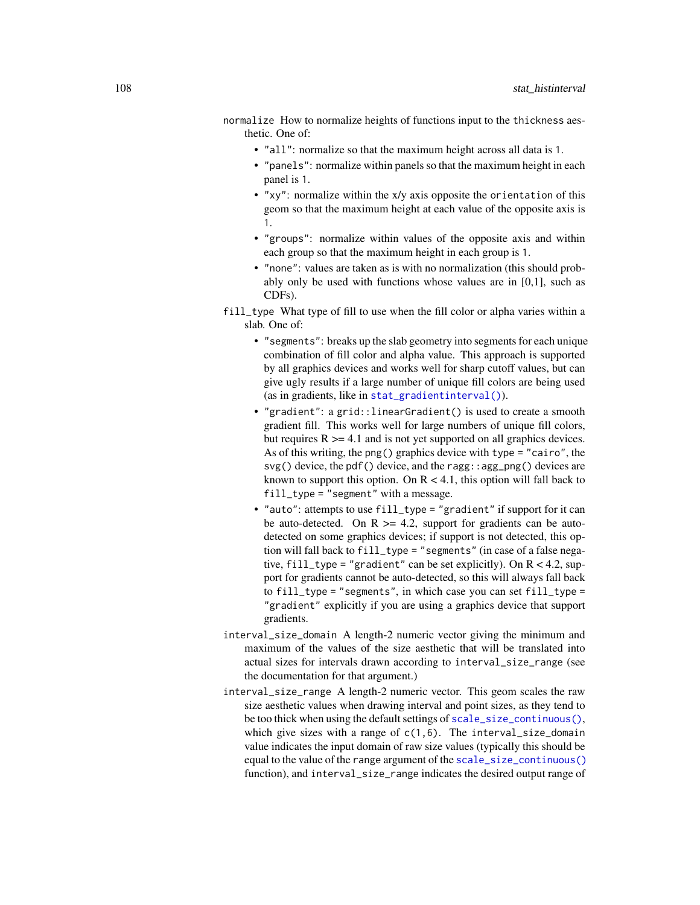`normalize` How to normalize heights of functions input to the `thickness` aesthetic. One of:

- `"all"`: normalize so that the maximum height across all data is `1`.
- `"panels"`: normalize within panels so that the maximum height in each panel is `1`.
- `"xy"`: normalize within the x/y axis opposite the `orientation` of this geom so that the maximum height at each value of the opposite axis is `1`.
- `"groups"`: normalize within values of the opposite axis and within each group so that the maximum height in each group is `1`.
- `"none"`: values are taken as is with no normalization (this should probably only be used with functions whose values are in [0,1], such as CDFs).

`fill_type` What type of fill to use when the fill color or alpha varies within a slab. One of:

- `"segments"`: breaks up the slab geometry into segments for each unique combination of fill color and alpha value. This approach is supported by all graphics devices and works well for sharp cutoff values, but can give ugly results if a large number of unique fill colors are being used (as in gradients, like in `stat_gradientinterval()`).
- `"gradient"`: a `grid::linearGradient()` is used to create a smooth gradient fill. This works well for large numbers of unique fill colors, but requires R >= 4.1 and is not yet supported on all graphics devices. As of this writing, the `png()` graphics device with `type = "cairo"`, the `svg()` device, the `pdf()` device, and the `ragg::agg_png()` devices are known to support this option. On R < 4.1, this option will fall back to `fill_type = "segment"` with a message.
- `"auto"`: attempts to use `fill_type = "gradient"` if support for it can be auto-detected. On R >= 4.2, support for gradients can be auto-detected on some graphics devices; if support is not detected, this option will fall back to `fill_type = "segments"` (in case of a false negative, `fill_type = "gradient"` can be set explicitly). On R < 4.2, support for gradients cannot be auto-detected, so this will always fall back to `fill_type = "segments"`, in which case you can set `fill_type = "gradient"` explicitly if you are using a graphics device that support gradients.

`interval_size_domain` A length-2 numeric vector giving the minimum and maximum of the values of the size aesthetic that will be translated into actual sizes for intervals drawn according to `interval_size_range` (see the documentation for that argument.)

`interval_size_range` A length-2 numeric vector. This geom scales the raw size aesthetic values when drawing interval and point sizes, as they tend to be too thick when using the default settings of `scale_size_continuous()`, which give sizes with a range of `c(1,6)`. The `interval_size_domain` value indicates the input domain of raw size values (typically this should be equal to the value of the `range` argument of the `scale_size_continuous()` function), and `interval_size_range` indicates the desired output range of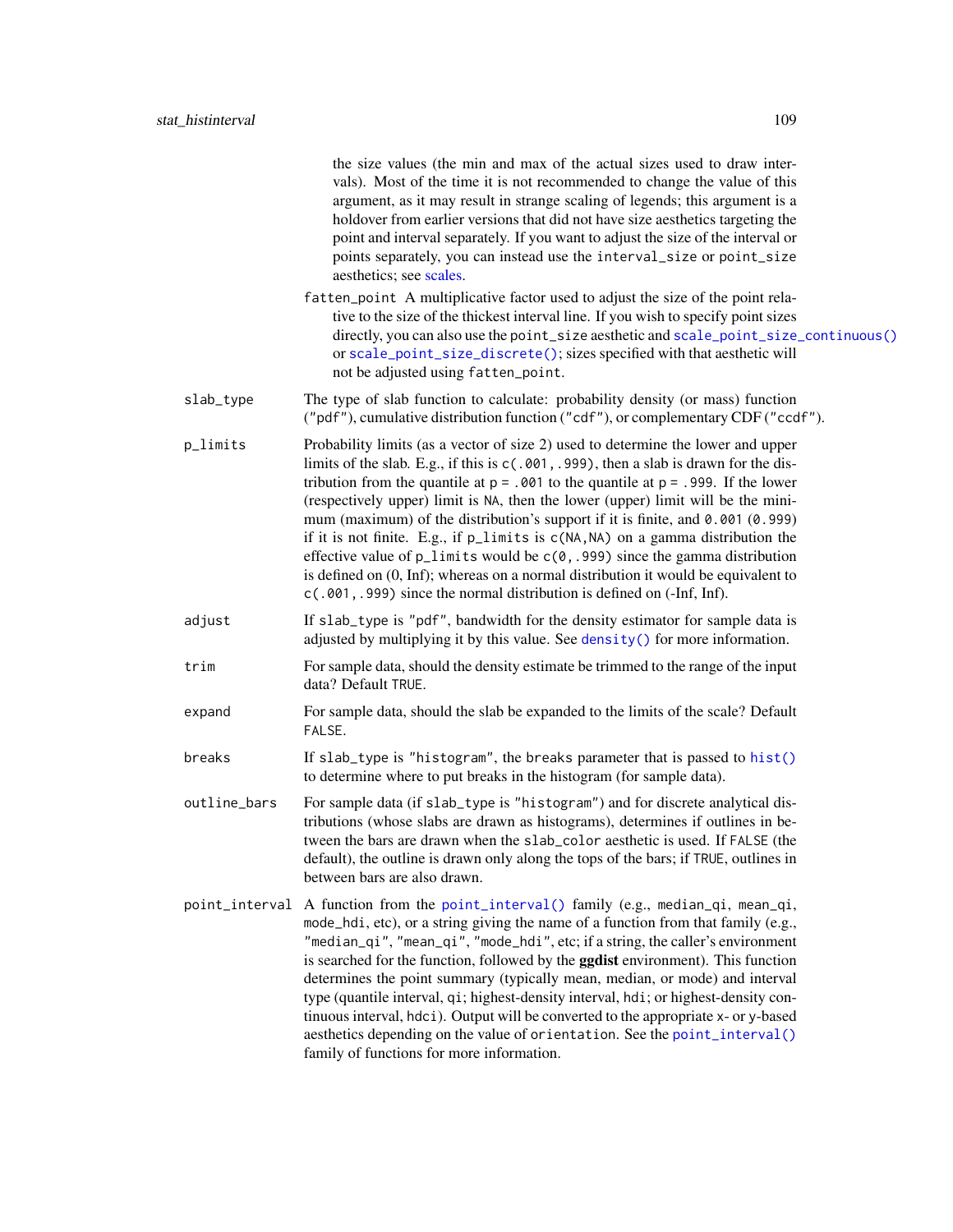the size values (the min and max of the actual sizes used to draw intervals). Most of the time it is not recommended to change the value of this argument, as it may result in strange scaling of legends; this argument is a holdover from earlier versions that did not have size aesthetics targeting the point and interval separately. If you want to adjust the size of the interval or points separately, you can instead use the `interval_size` or `point_size` aesthetics; see scales.

`fatten_point` A multiplicative factor used to adjust the size of the point relative to the size of the thickest interval line. If you wish to specify point sizes directly, you can also use the `point_size` aesthetic and `scale_point_size_continuous()` or `scale_point_size_discrete()`; sizes specified with that aesthetic will not be adjusted using `fatten_point`.

`slab_type`
: The type of slab function to calculate: probability density (or mass) function (`"pdf"`), cumulative distribution function (`"cdf"`), or complementary CDF (`"ccdf"`).

`p_limits`
: Probability limits (as a vector of size 2) used to determine the lower and upper limits of the slab. E.g., if this is `c(.001,.999)`, then a slab is drawn for the distribution from the quantile at `p = .001` to the quantile at `p = .999`. If the lower (respectively upper) limit is `NA`, then the lower (upper) limit will be the minimum (maximum) of the distribution's support if it is finite, and `0.001` (`0.999`) if it is not finite. E.g., if `p_limits` is `c(NA,NA)` on a gamma distribution the effective value of `p_limits` would be `c(0,.999)` since the gamma distribution is defined on (0, Inf); whereas on a normal distribution it would be equivalent to `c(.001,.999)` since the normal distribution is defined on (-Inf, Inf).

`adjust`
: If `slab_type` is `"pdf"`, bandwidth for the density estimator for sample data is adjusted by multiplying it by this value. See `density()` for more information.

`trim`
: For sample data, should the density estimate be trimmed to the range of the input data? Default `TRUE`.

`expand`
: For sample data, should the slab be expanded to the limits of the scale? Default `FALSE`.

`breaks`
: If `slab_type` is `"histogram"`, the `breaks` parameter that is passed to `hist()` to determine where to put breaks in the histogram (for sample data).

`outline_bars`
: For sample data (if `slab_type` is `"histogram"`) and for discrete analytical distributions (whose slabs are drawn as histograms), determines if outlines in between the bars are drawn when the `slab_color` aesthetic is used. If `FALSE` (the default), the outline is drawn only along the tops of the bars; if `TRUE`, outlines in between bars are also drawn.

`point_interval`
: A function from the `point_interval()` family (e.g., `median_qi`, `mean_qi`, `mode_hdi`, etc), or a string giving the name of a function from that family (e.g., `"median_qi"`, `"mean_qi"`, `"mode_hdi"`, etc; if a string, the caller's environment is searched for the function, followed by the **ggdist** environment). This function determines the point summary (typically mean, median, or mode) and interval type (quantile interval, `qi`; highest-density interval, `hdi`; or highest-density continuous interval, `hdci`). Output will be converted to the appropriate x- or y-based aesthetics depending on the value of `orientation`. See the `point_interval()` family of functions for more information.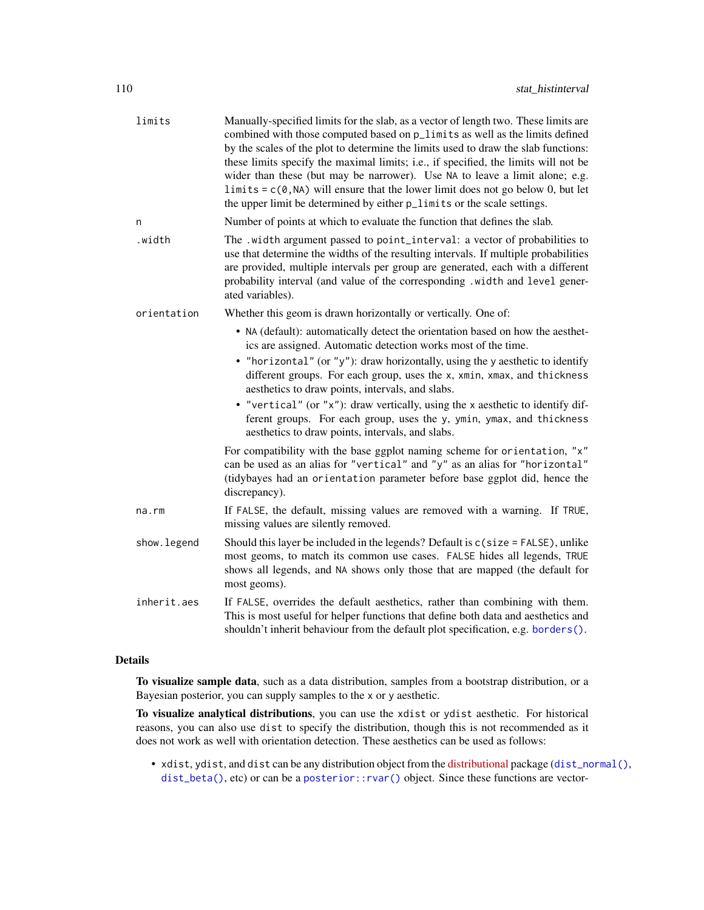`limits`
: Manually-specified limits for the slab, as a vector of length two. These limits are combined with those computed based on `p_limits` as well as the limits defined by the scales of the plot to determine the limits used to draw the slab functions: these limits specify the maximal limits; i.e., if specified, the limits will not be wider than these (but may be narrower). Use `NA` to leave a limit alone; e.g. `limits = c(0,NA)` will ensure that the lower limit does not go below 0, but let the upper limit be determined by either `p_limits` or the scale settings.

`n`
: Number of points at which to evaluate the function that defines the slab.

`.width`
: The `.width` argument passed to `point_interval`: a vector of probabilities to use that determine the widths of the resulting intervals. If multiple probabilities are provided, multiple intervals per group are generated, each with a different probability interval (and value of the corresponding `.width` and `level` generated variables).

`orientation`
: Whether this geom is drawn horizontally or vertically. One of:

  - `NA` (default): automatically detect the orientation based on how the aesthetics are assigned. Automatic detection works most of the time.
  - `"horizontal"` (or `"y"`): draw horizontally, using the `y` aesthetic to identify different groups. For each group, uses the `x`, `xmin`, `xmax`, and `thickness` aesthetics to draw points, intervals, and slabs.
  - `"vertical"` (or `"x"`): draw vertically, using the `x` aesthetic to identify different groups. For each group, uses the `y`, `ymin`, `ymax`, and `thickness` aesthetics to draw points, intervals, and slabs.

  For compatibility with the base ggplot naming scheme for `orientation`, `"x"` can be used as an alias for `"vertical"` and `"y"` as an alias for `"horizontal"` (tidybayes had an `orientation` parameter before base ggplot did, hence the discrepancy).

`na.rm`
: If `FALSE`, the default, missing values are removed with a warning. If `TRUE`, missing values are silently removed.

`show.legend`
: Should this layer be included in the legends? Default is `c(size = FALSE)`, unlike most geoms, to match its common use cases. `FALSE` hides all legends, `TRUE` shows all legends, and `NA` shows only those that are mapped (the default for most geoms).

`inherit.aes`
: If `FALSE`, overrides the default aesthetics, rather than combining with them. This is most useful for helper functions that define both data and aesthetics and shouldn't inherit behaviour from the default plot specification, e.g. `borders()`.

## Details

**To visualize sample data**, such as a data distribution, samples from a bootstrap distribution, or a Bayesian posterior, you can supply samples to the `x` or `y` aesthetic.

**To visualize analytical distributions**, you can use the `xdist` or `ydist` aesthetic. For historical reasons, you can also use `dist` to specify the distribution, though this is not recommended as it does not work as well with orientation detection. These aesthetics can be used as follows:

- `xdist`, `ydist`, and `dist` can be any distribution object from the distributional package (`dist_normal()`, `dist_beta()`, etc) or can be a `posterior::rvar()` object. Since these functions are vector-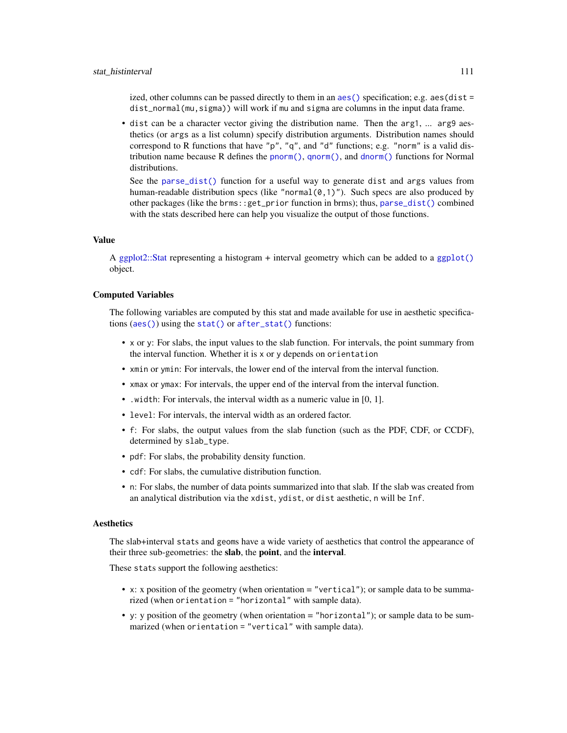ized, other columns can be passed directly to them in an `aes()` specification; e.g. `aes(dist = dist_normal(mu,sigma))` will work if `mu` and `sigma` are columns in the input data frame.

- `dist` can be a character vector giving the distribution name. Then the `arg1`, ... `arg9` aesthetics (or `args` as a list column) specify distribution arguments. Distribution names should correspond to R functions that have `"p"`, `"q"`, and `"d"` functions; e.g. `"norm"` is a valid distribution name because R defines the `pnorm()`, `qnorm()`, and `dnorm()` functions for Normal distributions.

  See the `parse_dist()` function for a useful way to generate `dist` and `args` values from human-readable distribution specs (like `"normal(0,1)"`). Such specs are also produced by other packages (like the `brms::get_prior` function in brms); thus, `parse_dist()` combined with the stats described here can help you visualize the output of those functions.

## Value

A ggplot2::Stat representing a histogram + interval geometry which can be added to a `ggplot()` object.

## Computed Variables

The following variables are computed by this stat and made available for use in aesthetic specifications (`aes()`) using the `stat()` or `after_stat()` functions:

- `x` or `y`: For slabs, the input values to the slab function. For intervals, the point summary from the interval function. Whether it is `x` or `y` depends on `orientation`
- `xmin` or `ymin`: For intervals, the lower end of the interval from the interval function.
- `xmax` or `ymax`: For intervals, the upper end of the interval from the interval function.
- `.width`: For intervals, the interval width as a numeric value in [0, 1].
- `level`: For intervals, the interval width as an ordered factor.
- `f`: For slabs, the output values from the slab function (such as the PDF, CDF, or CCDF), determined by `slab_type`.
- `pdf`: For slabs, the probability density function.
- `cdf`: For slabs, the cumulative distribution function.
- `n`: For slabs, the number of data points summarized into that slab. If the slab was created from an analytical distribution via the `xdist`, `ydist`, or `dist` aesthetic, `n` will be `Inf`.

## Aesthetics

The slab+interval `stat`s and `geom`s have a wide variety of aesthetics that control the appearance of their three sub-geometries: the **slab**, the **point**, and the **interval**.

These `stat`s support the following aesthetics:

- `x`: x position of the geometry (when orientation = `"vertical"`); or sample data to be summarized (when `orientation = "horizontal"` with sample data).
- `y`: y position of the geometry (when orientation = `"horizontal"`); or sample data to be summarized (when `orientation = "vertical"` with sample data).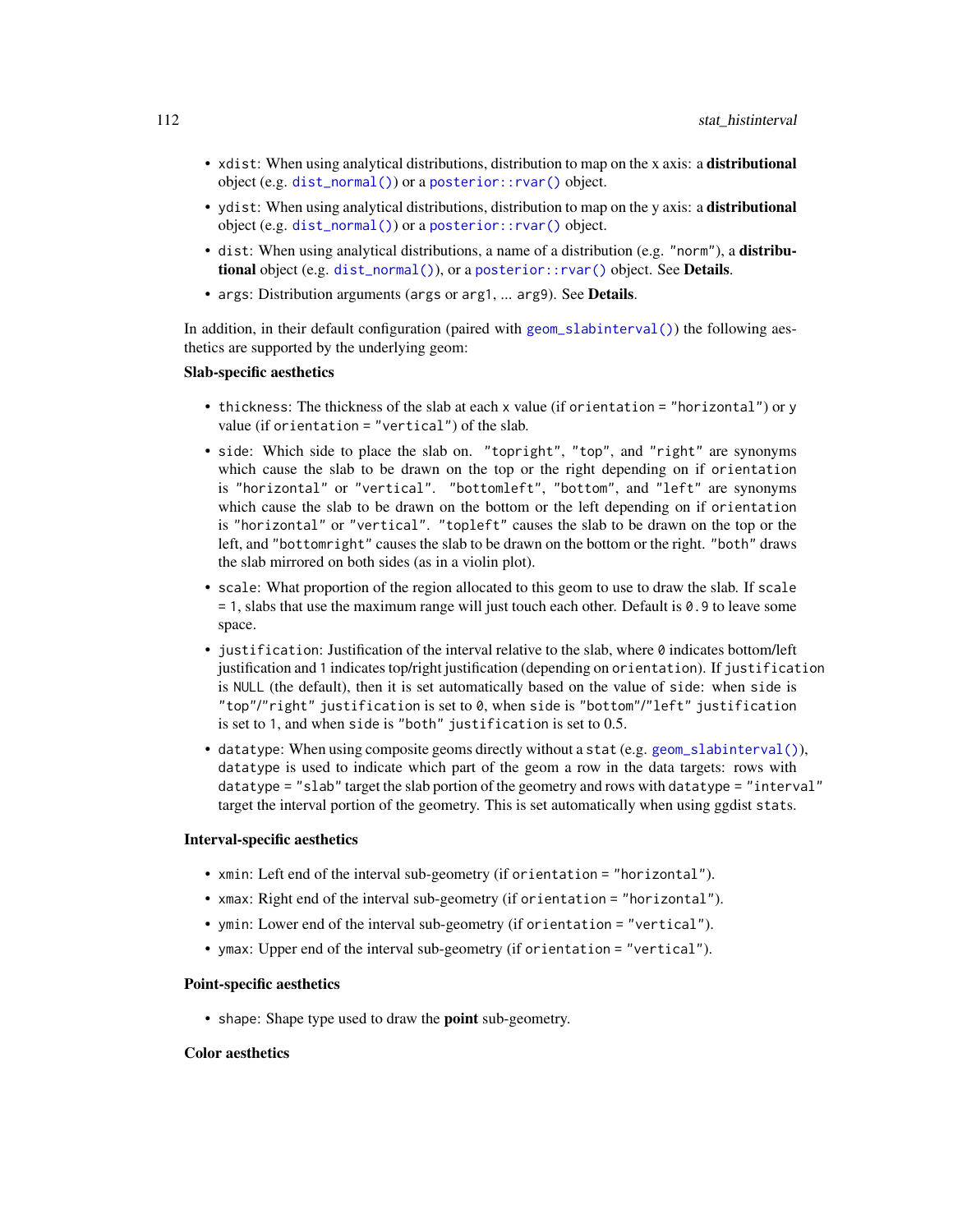- `xdist`: When using analytical distributions, distribution to map on the x axis: a **distributional** object (e.g. `dist_normal()`) or a `posterior::rvar()` object.
- `ydist`: When using analytical distributions, distribution to map on the y axis: a **distributional** object (e.g. `dist_normal()`) or a `posterior::rvar()` object.
- `dist`: When using analytical distributions, a name of a distribution (e.g. `"norm"`), a **distributional** object (e.g. `dist_normal()`), or a `posterior::rvar()` object. See **Details**.
- `args`: Distribution arguments (`args` or `arg1`, ... `arg9`). See **Details**.

In addition, in their default configuration (paired with `geom_slabinterval()`) the following aesthetics are supported by the underlying geom:

**Slab-specific aesthetics**

- `thickness`: The thickness of the slab at each x value (if `orientation = "horizontal"`) or y value (if `orientation = "vertical"`) of the slab.
- `side`: Which side to place the slab on. `"topright"`, `"top"`, and `"right"` are synonyms which cause the slab to be drawn on the top or the right depending on if `orientation` is `"horizontal"` or `"vertical"`. `"bottomleft"`, `"bottom"`, and `"left"` are synonyms which cause the slab to be drawn on the bottom or the left depending on if `orientation` is `"horizontal"` or `"vertical"`. `"topleft"` causes the slab to be drawn on the top or the left, and `"bottomright"` causes the slab to be drawn on the bottom or the right. `"both"` draws the slab mirrored on both sides (as in a violin plot).
- `scale`: What proportion of the region allocated to this geom to use to draw the slab. If `scale = 1`, slabs that use the maximum range will just touch each other. Default is `0.9` to leave some space.
- `justification`: Justification of the interval relative to the slab, where `0` indicates bottom/left justification and `1` indicates top/right justification (depending on `orientation`). If `justification` is `NULL` (the default), then it is set automatically based on the value of `side`: when `side` is `"top"`/`"right"` `justification` is set to `0`, when `side` is `"bottom"`/`"left"` `justification` is set to `1`, and when `side` is `"both"` `justification` is set to 0.5.
- `datatype`: When using composite geoms directly without a `stat` (e.g. `geom_slabinterval()`), `datatype` is used to indicate which part of the geom a row in the data targets: rows with `datatype = "slab"` target the slab portion of the geometry and rows with `datatype = "interval"` target the interval portion of the geometry. This is set automatically when using ggdist `stat`s.

**Interval-specific aesthetics**

- `xmin`: Left end of the interval sub-geometry (if `orientation = "horizontal"`).
- `xmax`: Right end of the interval sub-geometry (if `orientation = "horizontal"`).
- `ymin`: Lower end of the interval sub-geometry (if `orientation = "vertical"`).
- `ymax`: Upper end of the interval sub-geometry (if `orientation = "vertical"`).

**Point-specific aesthetics**

- `shape`: Shape type used to draw the **point** sub-geometry.

**Color aesthetics**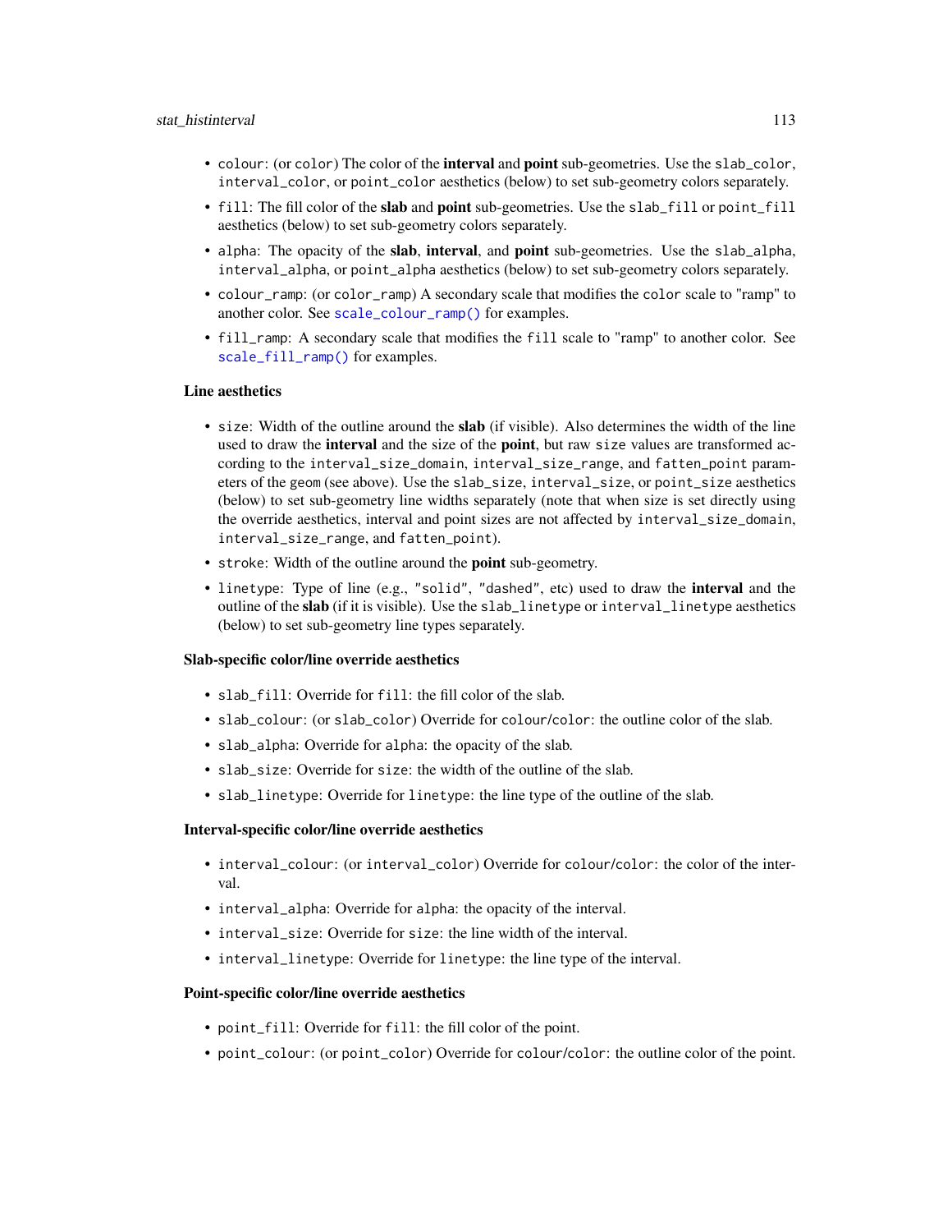- `colour`: (or `color`) The color of the **interval** and **point** sub-geometries. Use the `slab_color`, `interval_color`, or `point_color` aesthetics (below) to set sub-geometry colors separately.
- `fill`: The fill color of the **slab** and **point** sub-geometries. Use the `slab_fill` or `point_fill` aesthetics (below) to set sub-geometry colors separately.
- `alpha`: The opacity of the **slab**, **interval**, and **point** sub-geometries. Use the `slab_alpha`, `interval_alpha`, or `point_alpha` aesthetics (below) to set sub-geometry colors separately.
- `colour_ramp`: (or `color_ramp`) A secondary scale that modifies the `color` scale to "ramp" to another color. See `scale_colour_ramp()` for examples.
- `fill_ramp`: A secondary scale that modifies the `fill` scale to "ramp" to another color. See `scale_fill_ramp()` for examples.

**Line aesthetics**

- `size`: Width of the outline around the **slab** (if visible). Also determines the width of the line used to draw the **interval** and the size of the **point**, but raw `size` values are transformed according to the `interval_size_domain`, `interval_size_range`, and `fatten_point` parameters of the `geom` (see above). Use the `slab_size`, `interval_size`, or `point_size` aesthetics (below) to set sub-geometry line widths separately (note that when size is set directly using the override aesthetics, interval and point sizes are not affected by `interval_size_domain`, `interval_size_range`, and `fatten_point`).
- `stroke`: Width of the outline around the **point** sub-geometry.
- `linetype`: Type of line (e.g., `"solid"`, `"dashed"`, etc) used to draw the **interval** and the outline of the **slab** (if it is visible). Use the `slab_linetype` or `interval_linetype` aesthetics (below) to set sub-geometry line types separately.

**Slab-specific color/line override aesthetics**

- `slab_fill`: Override for `fill`: the fill color of the slab.
- `slab_colour`: (or `slab_color`) Override for `colour`/`color`: the outline color of the slab.
- `slab_alpha`: Override for `alpha`: the opacity of the slab.
- `slab_size`: Override for `size`: the width of the outline of the slab.
- `slab_linetype`: Override for `linetype`: the line type of the outline of the slab.

**Interval-specific color/line override aesthetics**

- `interval_colour`: (or `interval_color`) Override for `colour`/`color`: the color of the interval.
- `interval_alpha`: Override for `alpha`: the opacity of the interval.
- `interval_size`: Override for `size`: the line width of the interval.
- `interval_linetype`: Override for `linetype`: the line type of the interval.

**Point-specific color/line override aesthetics**

- `point_fill`: Override for `fill`: the fill color of the point.
- `point_colour`: (or `point_color`) Override for `colour`/`color`: the outline color of the point.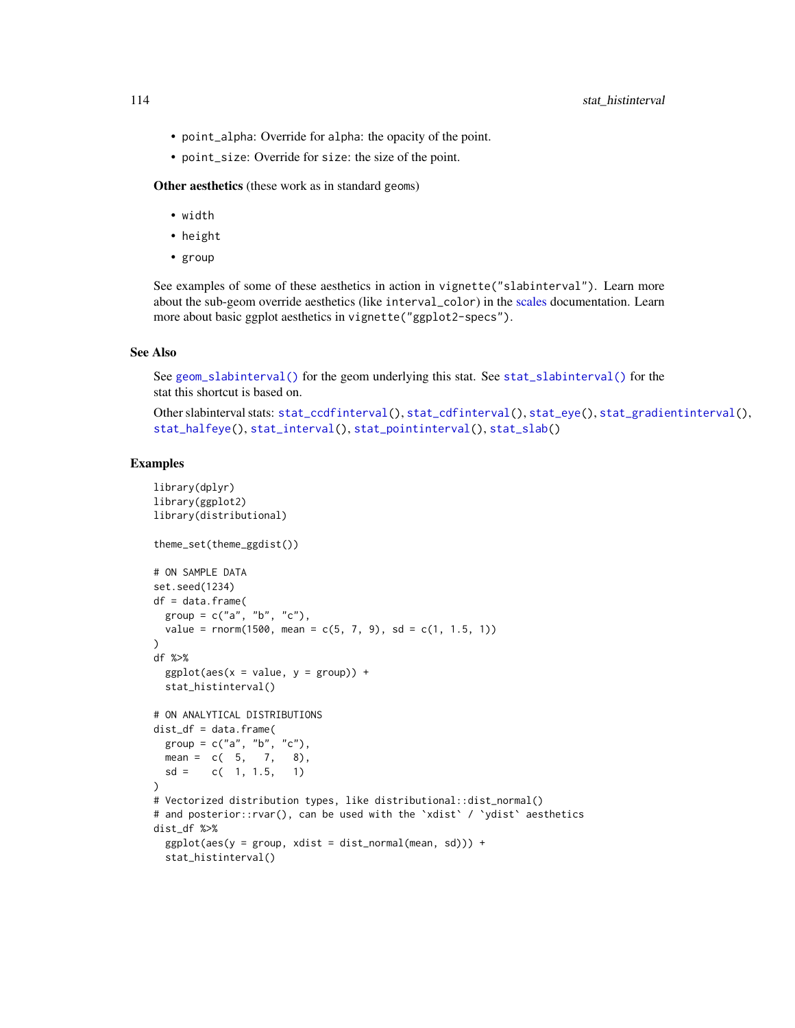- point_alpha: Override for alpha: the opacity of the point.
- point_size: Override for size: the size of the point.

**Other aesthetics** (these work as in standard geoms)

- width
- height
- group

See examples of some of these aesthetics in action in vignette("slabinterval"). Learn more about the sub-geom override aesthetics (like interval_color) in the scales documentation. Learn more about basic ggplot aesthetics in vignette("ggplot2-specs").

## See Also

See geom_slabinterval() for the geom underlying this stat. See stat_slabinterval() for the stat this shortcut is based on.

Other slabinterval stats: stat_ccdfinterval(), stat_cdfinterval(), stat_eye(), stat_gradientinterval(), stat_halfeye(), stat_interval(), stat_pointinterval(), stat_slab()

## Examples

```
library(dplyr)
library(ggplot2)
library(distributional)

theme_set(theme_ggdist())

# ON SAMPLE DATA
set.seed(1234)
df = data.frame(
  group = c("a", "b", "c"),
  value = rnorm(1500, mean = c(5, 7, 9), sd = c(1, 1.5, 1))
)
df %>%
  ggplot(aes(x = value, y = group)) +
  stat_histinterval()

# ON ANALYTICAL DISTRIBUTIONS
dist_df = data.frame(
  group = c("a", "b", "c"),
  mean =  c(  5,   7,   8),
  sd =    c(  1, 1.5,   1)
)
# Vectorized distribution types, like distributional::dist_normal()
# and posterior::rvar(), can be used with the `xdist` / `ydist` aesthetics
dist_df %>%
  ggplot(aes(y = group, xdist = dist_normal(mean, sd))) +
  stat_histinterval()
```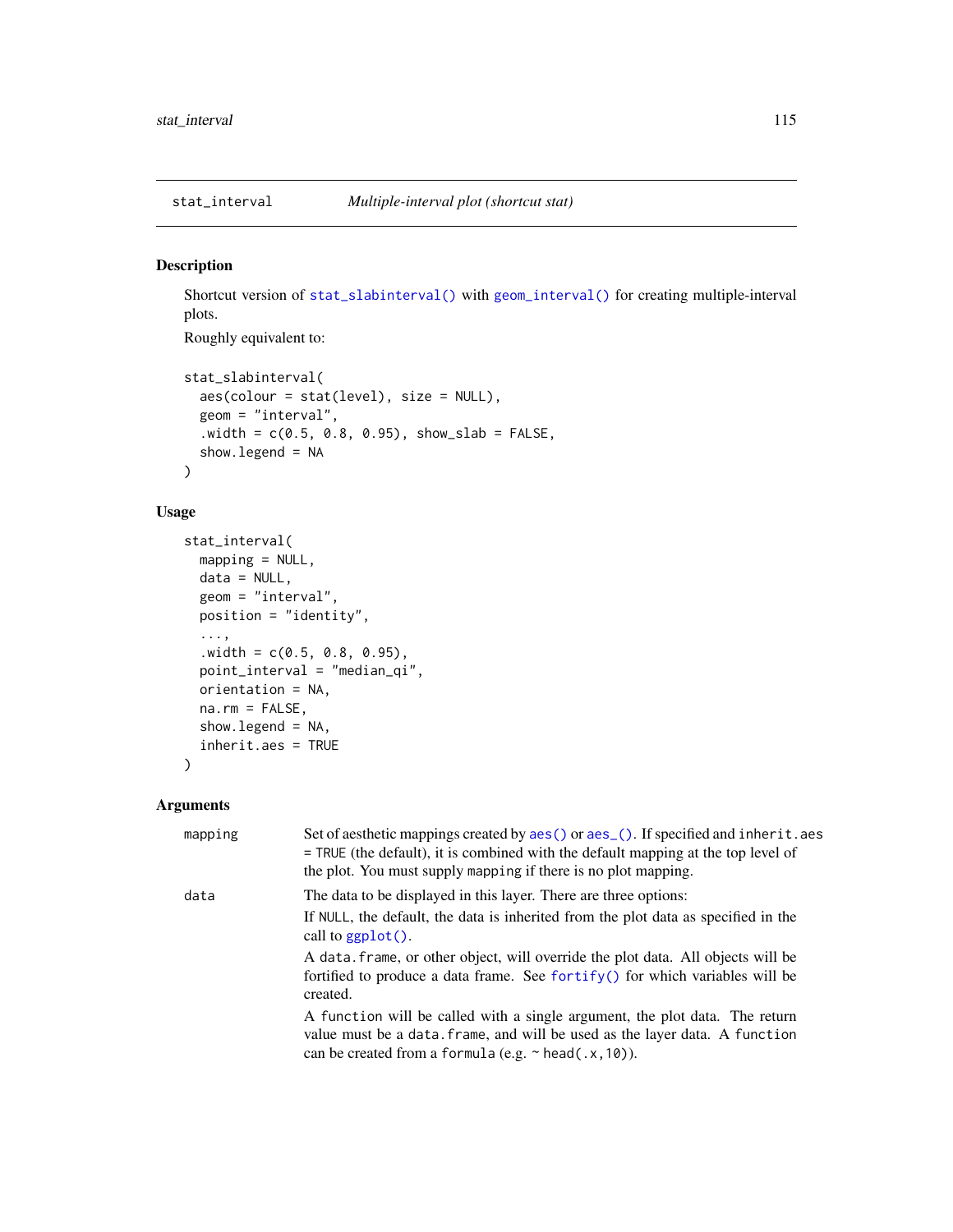`stat_interval` *Multiple-interval plot (shortcut stat)*

## Description

Shortcut version of `stat_slabinterval()` with `geom_interval()` for creating multiple-interval plots.

Roughly equivalent to:

```
stat_slabinterval(
  aes(colour = stat(level), size = NULL),
  geom = "interval",
  .width = c(0.5, 0.8, 0.95), show_slab = FALSE,
  show.legend = NA
)
```

## Usage

```
stat_interval(
  mapping = NULL,
  data = NULL,
  geom = "interval",
  position = "identity",
  ...,
  .width = c(0.5, 0.8, 0.95),
  point_interval = "median_qi",
  orientation = NA,
  na.rm = FALSE,
  show.legend = NA,
  inherit.aes = TRUE
)
```

## Arguments

`mapping` Set of aesthetic mappings created by `aes()` or `aes_()`. If specified and `inherit.aes = TRUE` (the default), it is combined with the default mapping at the top level of the plot. You must supply `mapping` if there is no plot mapping.

`data` The data to be displayed in this layer. There are three options:

If `NULL`, the default, the data is inherited from the plot data as specified in the call to `ggplot()`.

A `data.frame`, or other object, will override the plot data. All objects will be fortified to produce a data frame. See `fortify()` for which variables will be created.

A `function` will be called with a single argument, the plot data. The return value must be a `data.frame`, and will be used as the layer data. A `function` can be created from a `formula` (e.g. `~ head(.x,10)`).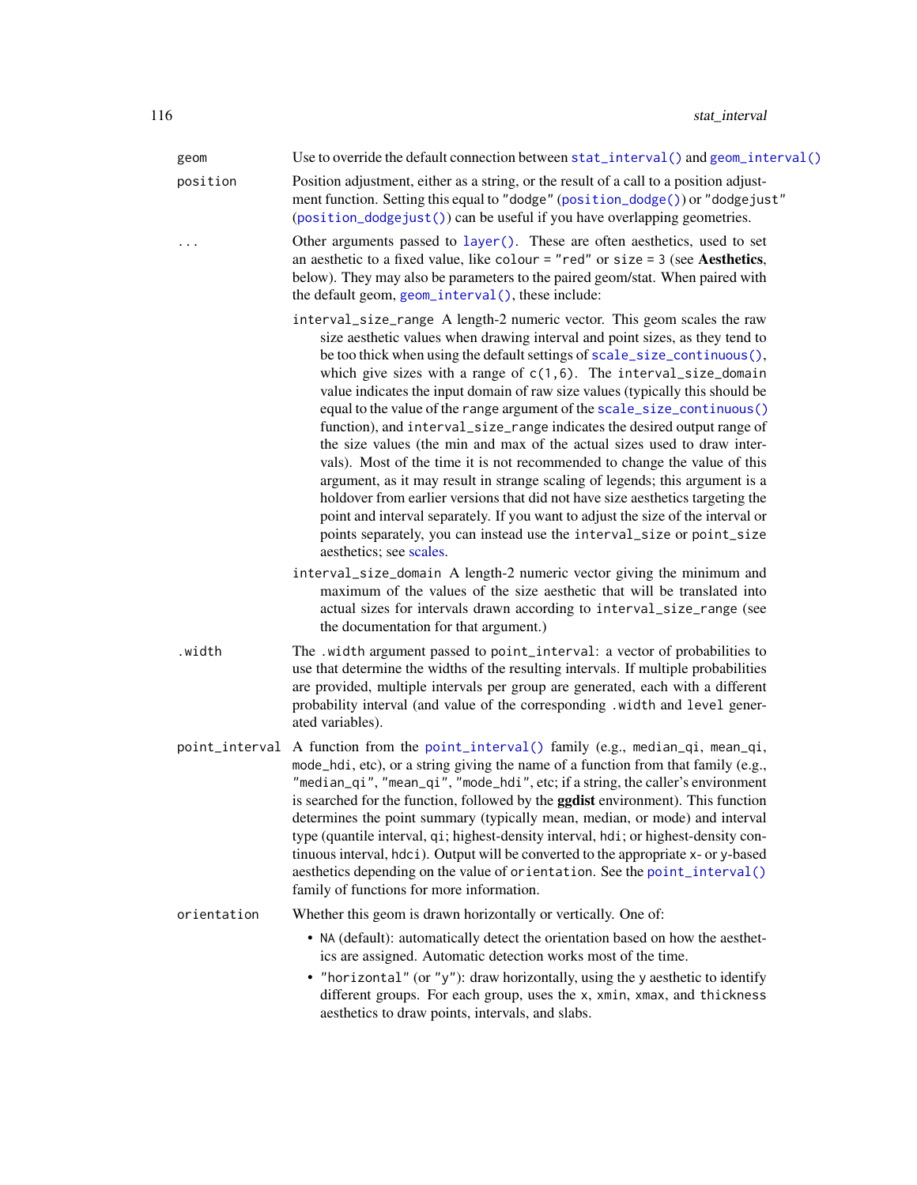`geom`
: Use to override the default connection between `stat_interval()` and `geom_interval()`

`position`
: Position adjustment, either as a string, or the result of a call to a position adjustment function. Setting this equal to `"dodge"` (`position_dodge()`) or `"dodgejust"` (`position_dodgejust()`) can be useful if you have overlapping geometries.

`...`
: Other arguments passed to `layer()`. These are often aesthetics, used to set an aesthetic to a fixed value, like `colour = "red"` or `size = 3` (see **Aesthetics**, below). They may also be parameters to the paired geom/stat. When paired with the default geom, `geom_interval()`, these include:

  `interval_size_range` A length-2 numeric vector. This geom scales the raw size aesthetic values when drawing interval and point sizes, as they tend to be too thick when using the default settings of `scale_size_continuous()`, which give sizes with a range of `c(1,6)`. The `interval_size_domain` value indicates the input domain of raw size values (typically this should be equal to the value of the `range` argument of the `scale_size_continuous()` function), and `interval_size_range` indicates the desired output range of the size values (the min and max of the actual sizes used to draw intervals). Most of the time it is not recommended to change the value of this argument, as it may result in strange scaling of legends; this argument is a holdover from earlier versions that did not have size aesthetics targeting the point and interval separately. If you want to adjust the size of the interval or points separately, you can instead use the `interval_size` or `point_size` aesthetics; see scales.

  `interval_size_domain` A length-2 numeric vector giving the minimum and maximum of the values of the size aesthetic that will be translated into actual sizes for intervals drawn according to `interval_size_range` (see the documentation for that argument.)

`.width`
: The `.width` argument passed to `point_interval`: a vector of probabilities to use that determine the widths of the resulting intervals. If multiple probabilities are provided, multiple intervals per group are generated, each with a different probability interval (and value of the corresponding `.width` and `level` generated variables).

`point_interval`
: A function from the `point_interval()` family (e.g., `median_qi`, `mean_qi`, `mode_hdi`, etc), or a string giving the name of a function from that family (e.g., `"median_qi"`, `"mean_qi"`, `"mode_hdi"`, etc; if a string, the caller's environment is searched for the function, followed by the **ggdist** environment). This function determines the point summary (typically mean, median, or mode) and interval type (quantile interval, `qi`; highest-density interval, `hdi`; or highest-density continuous interval, `hdci`). Output will be converted to the appropriate `x`- or `y`-based aesthetics depending on the value of `orientation`. See the `point_interval()` family of functions for more information.

`orientation`
: Whether this geom is drawn horizontally or vertically. One of:

  - `NA` (default): automatically detect the orientation based on how the aesthetics are assigned. Automatic detection works most of the time.
  - `"horizontal"` (or `"y"`): draw horizontally, using the `y` aesthetic to identify different groups. For each group, uses the `x`, `xmin`, `xmax`, and `thickness` aesthetics to draw points, intervals, and slabs.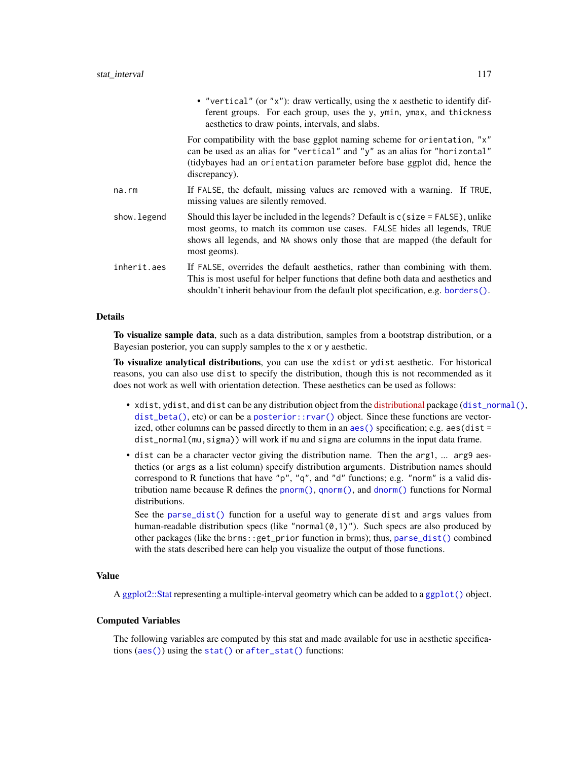- "vertical" (or "x"): draw vertically, using the x aesthetic to identify different groups. For each group, uses the y, ymin, ymax, and thickness aesthetics to draw points, intervals, and slabs.

For compatibility with the base ggplot naming scheme for orientation, "x" can be used as an alias for "vertical" and "y" as an alias for "horizontal" (tidybayes had an orientation parameter before base ggplot did, hence the discrepancy).

**na.rm** If FALSE, the default, missing values are removed with a warning. If TRUE, missing values are silently removed.

**show.legend** Should this layer be included in the legends? Default is c(size = FALSE), unlike most geoms, to match its common use cases. FALSE hides all legends, TRUE shows all legends, and NA shows only those that are mapped (the default for most geoms).

**inherit.aes** If FALSE, overrides the default aesthetics, rather than combining with them. This is most useful for helper functions that define both data and aesthetics and shouldn't inherit behaviour from the default plot specification, e.g. borders().

## Details

**To visualize sample data**, such as a data distribution, samples from a bootstrap distribution, or a Bayesian posterior, you can supply samples to the x or y aesthetic.

**To visualize analytical distributions**, you can use the xdist or ydist aesthetic. For historical reasons, you can also use dist to specify the distribution, though this is not recommended as it does not work as well with orientation detection. These aesthetics can be used as follows:

- xdist, ydist, and dist can be any distribution object from the distributional package (dist_normal(), dist_beta(), etc) or can be a posterior::rvar() object. Since these functions are vectorized, other columns can be passed directly to them in an aes() specification; e.g. aes(dist = dist_normal(mu,sigma)) will work if mu and sigma are columns in the input data frame.
- dist can be a character vector giving the distribution name. Then the arg1, ... arg9 aesthetics (or args as a list column) specify distribution arguments. Distribution names should correspond to R functions that have "p", "q", and "d" functions; e.g. "norm" is a valid distribution name because R defines the pnorm(), qnorm(), and dnorm() functions for Normal distributions.

  See the parse_dist() function for a useful way to generate dist and args values from human-readable distribution specs (like "normal(0,1)"). Such specs are also produced by other packages (like the brms::get_prior function in brms); thus, parse_dist() combined with the stats described here can help you visualize the output of those functions.

## Value

A ggplot2::Stat representing a multiple-interval geometry which can be added to a ggplot() object.

## Computed Variables

The following variables are computed by this stat and made available for use in aesthetic specifications (aes()) using the stat() or after_stat() functions: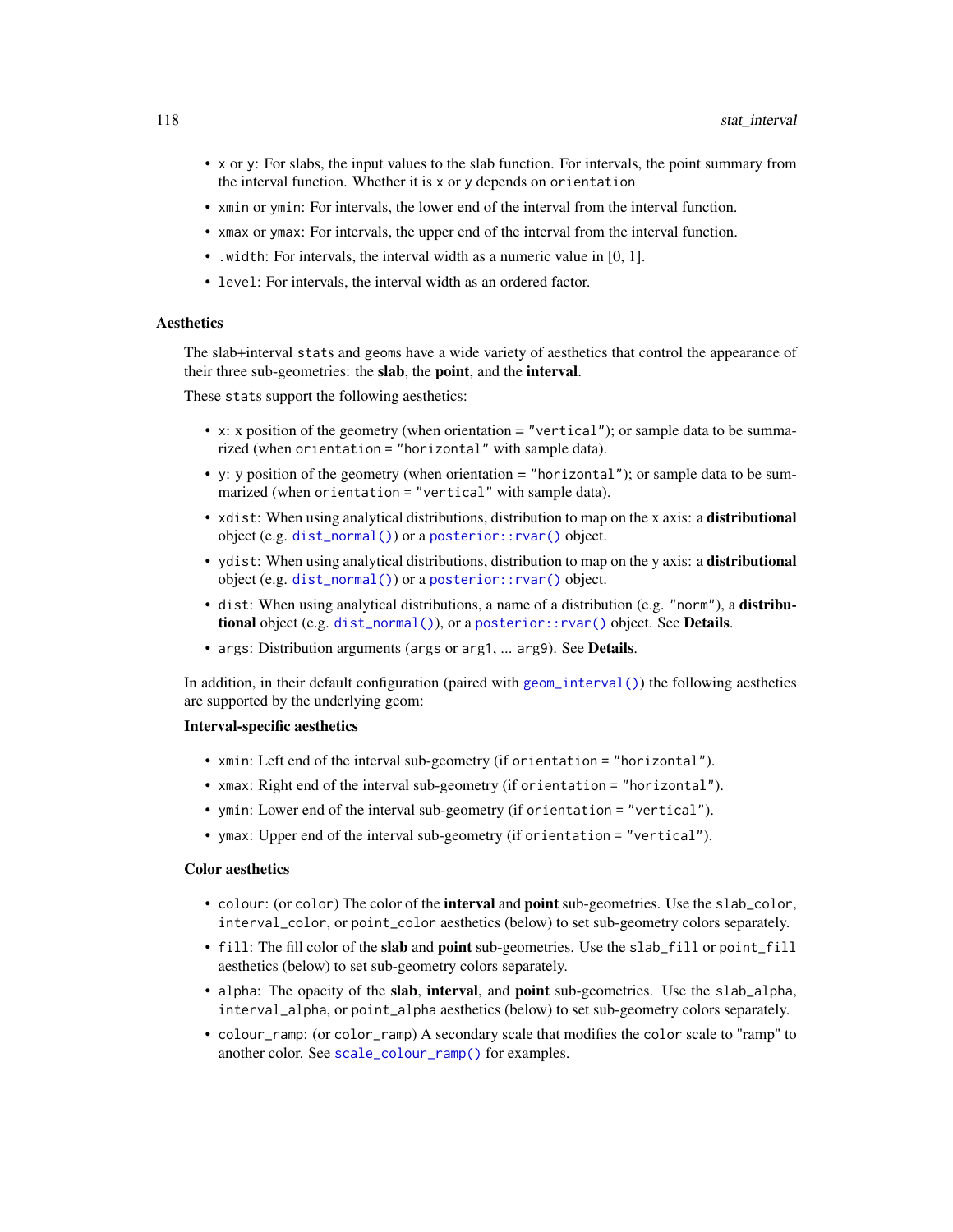- x or y: For slabs, the input values to the slab function. For intervals, the point summary from the interval function. Whether it is x or y depends on orientation
- xmin or ymin: For intervals, the lower end of the interval from the interval function.
- xmax or ymax: For intervals, the upper end of the interval from the interval function.
- .width: For intervals, the interval width as a numeric value in [0, 1].
- level: For intervals, the interval width as an ordered factor.

## Aesthetics

The slab+interval stats and geoms have a wide variety of aesthetics that control the appearance of their three sub-geometries: the **slab**, the **point**, and the **interval**.

These stats support the following aesthetics:

- x: x position of the geometry (when orientation = "vertical"); or sample data to be summarized (when orientation = "horizontal" with sample data).
- y: y position of the geometry (when orientation = "horizontal"); or sample data to be summarized (when orientation = "vertical" with sample data).
- xdist: When using analytical distributions, distribution to map on the x axis: a **distributional** object (e.g. dist_normal()) or a posterior::rvar() object.
- ydist: When using analytical distributions, distribution to map on the y axis: a **distributional** object (e.g. dist_normal()) or a posterior::rvar() object.
- dist: When using analytical distributions, a name of a distribution (e.g. "norm"), a **distributional** object (e.g. dist_normal()), or a posterior::rvar() object. See **Details**.
- args: Distribution arguments (args or arg1, ... arg9). See **Details**.

In addition, in their default configuration (paired with geom_interval()) the following aesthetics are supported by the underlying geom:

**Interval-specific aesthetics**

- xmin: Left end of the interval sub-geometry (if orientation = "horizontal").
- xmax: Right end of the interval sub-geometry (if orientation = "horizontal").
- ymin: Lower end of the interval sub-geometry (if orientation = "vertical").
- ymax: Upper end of the interval sub-geometry (if orientation = "vertical").

**Color aesthetics**

- colour: (or color) The color of the **interval** and **point** sub-geometries. Use the slab_color, interval_color, or point_color aesthetics (below) to set sub-geometry colors separately.
- fill: The fill color of the **slab** and **point** sub-geometries. Use the slab_fill or point_fill aesthetics (below) to set sub-geometry colors separately.
- alpha: The opacity of the **slab**, **interval**, and **point** sub-geometries. Use the slab_alpha, interval_alpha, or point_alpha aesthetics (below) to set sub-geometry colors separately.
- colour_ramp: (or color_ramp) A secondary scale that modifies the color scale to "ramp" to another color. See scale_colour_ramp() for examples.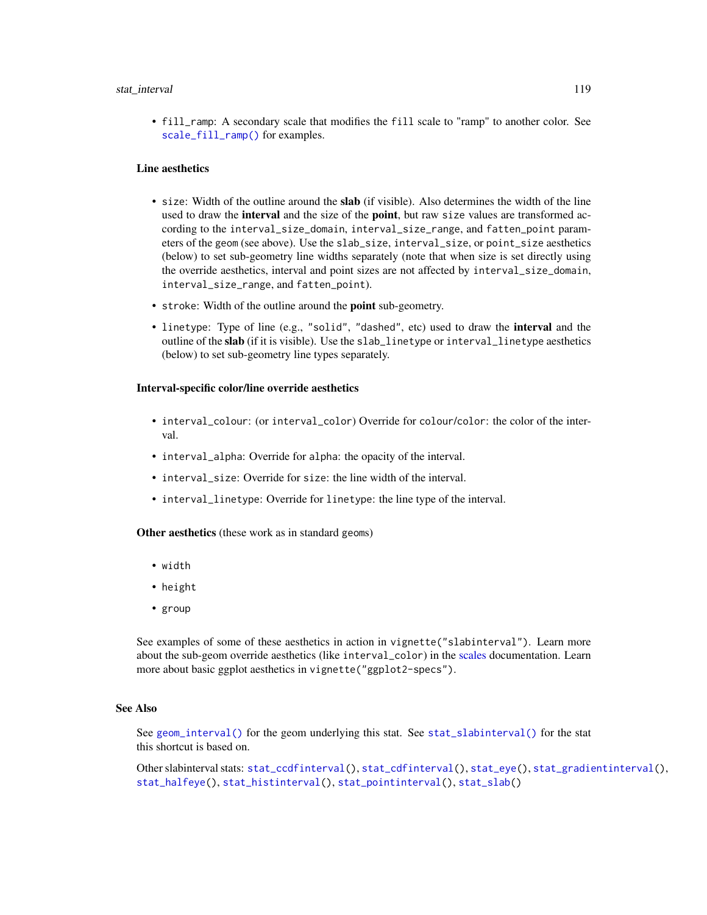- `fill_ramp`: A secondary scale that modifies the `fill` scale to "ramp" to another color. See `scale_fill_ramp()` for examples.

**Line aesthetics**

- `size`: Width of the outline around the **slab** (if visible). Also determines the width of the line used to draw the **interval** and the size of the **point**, but raw `size` values are transformed according to the `interval_size_domain`, `interval_size_range`, and `fatten_point` parameters of the `geom` (see above). Use the `slab_size`, `interval_size`, or `point_size` aesthetics (below) to set sub-geometry line widths separately (note that when size is set directly using the override aesthetics, interval and point sizes are not affected by `interval_size_domain`, `interval_size_range`, and `fatten_point`).
- `stroke`: Width of the outline around the **point** sub-geometry.
- `linetype`: Type of line (e.g., `"solid"`, `"dashed"`, etc) used to draw the **interval** and the outline of the **slab** (if it is visible). Use the `slab_linetype` or `interval_linetype` aesthetics (below) to set sub-geometry line types separately.

**Interval-specific color/line override aesthetics**

- `interval_colour`: (or `interval_color`) Override for `colour`/`color`: the color of the interval.
- `interval_alpha`: Override for `alpha`: the opacity of the interval.
- `interval_size`: Override for `size`: the line width of the interval.
- `interval_linetype`: Override for `linetype`: the line type of the interval.

**Other aesthetics** (these work as in standard `geom`s)

- `width`
- `height`
- `group`

See examples of some of these aesthetics in action in `vignette("slabinterval")`. Learn more about the sub-geom override aesthetics (like `interval_color`) in the scales documentation. Learn more about basic ggplot aesthetics in `vignette("ggplot2-specs")`.

## See Also

See `geom_interval()` for the geom underlying this stat. See `stat_slabinterval()` for the stat this shortcut is based on.

Other slabinterval stats: `stat_ccdfinterval()`, `stat_cdfinterval()`, `stat_eye()`, `stat_gradientinterval()`, `stat_halfeye()`, `stat_histinterval()`, `stat_pointinterval()`, `stat_slab()`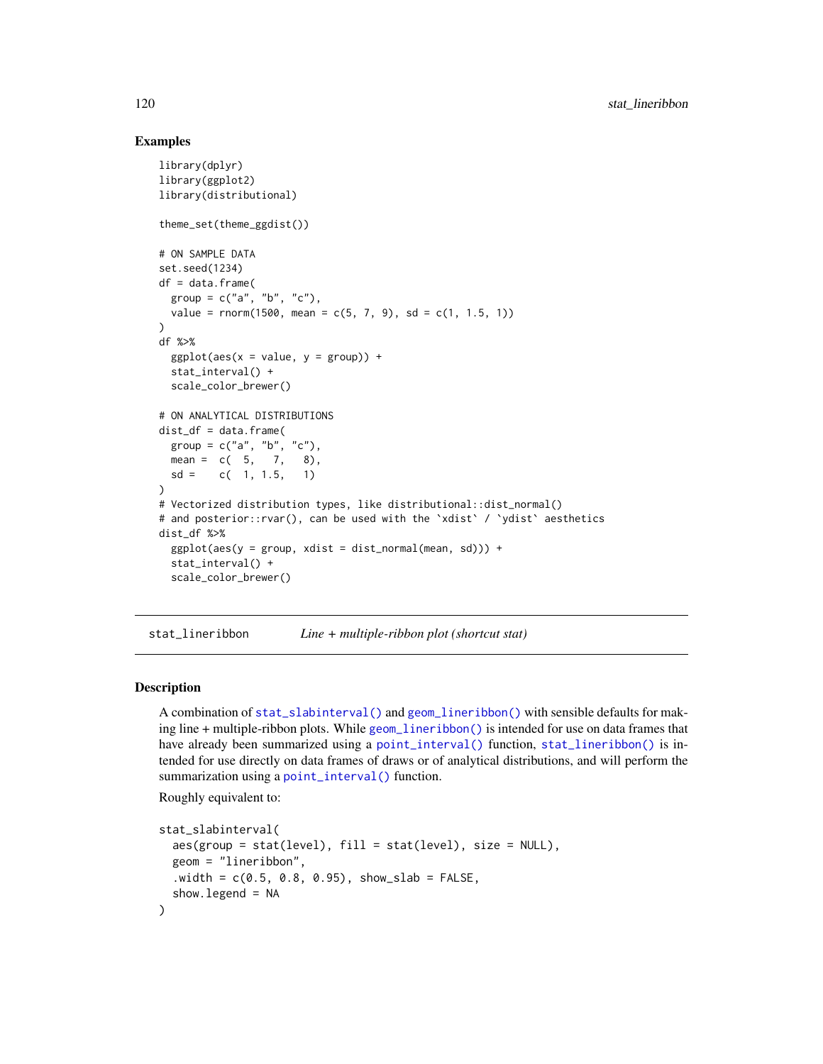## Examples

```
library(dplyr)
library(ggplot2)
library(distributional)

theme_set(theme_ggdist())

# ON SAMPLE DATA
set.seed(1234)
df = data.frame(
  group = c("a", "b", "c"),
  value = rnorm(1500, mean = c(5, 7, 9), sd = c(1, 1.5, 1))
)
df %>%
  ggplot(aes(x = value, y = group)) +
  stat_interval() +
  scale_color_brewer()

# ON ANALYTICAL DISTRIBUTIONS
dist_df = data.frame(
  group = c("a", "b", "c"),
  mean =  c(  5,   7,   8),
  sd =    c(  1, 1.5,   1)
)
# Vectorized distribution types, like distributional::dist_normal()
# and posterior::rvar(), can be used with the `xdist` / `ydist` aesthetics
dist_df %>%
  ggplot(aes(y = group, xdist = dist_normal(mean, sd))) +
  stat_interval() +
  scale_color_brewer()
```

---

# stat_lineribbon *Line + multiple-ribbon plot (shortcut stat)*

---

## Description

A combination of stat_slabinterval() and geom_lineribbon() with sensible defaults for making line + multiple-ribbon plots. While geom_lineribbon() is intended for use on data frames that have already been summarized using a point_interval() function, stat_lineribbon() is intended for use directly on data frames of draws or of analytical distributions, and will perform the summarization using a point_interval() function.

Roughly equivalent to:

```
stat_slabinterval(
  aes(group = stat(level), fill = stat(level), size = NULL),
  geom = "lineribbon",
  .width = c(0.5, 0.8, 0.95), show_slab = FALSE,
  show.legend = NA
)
```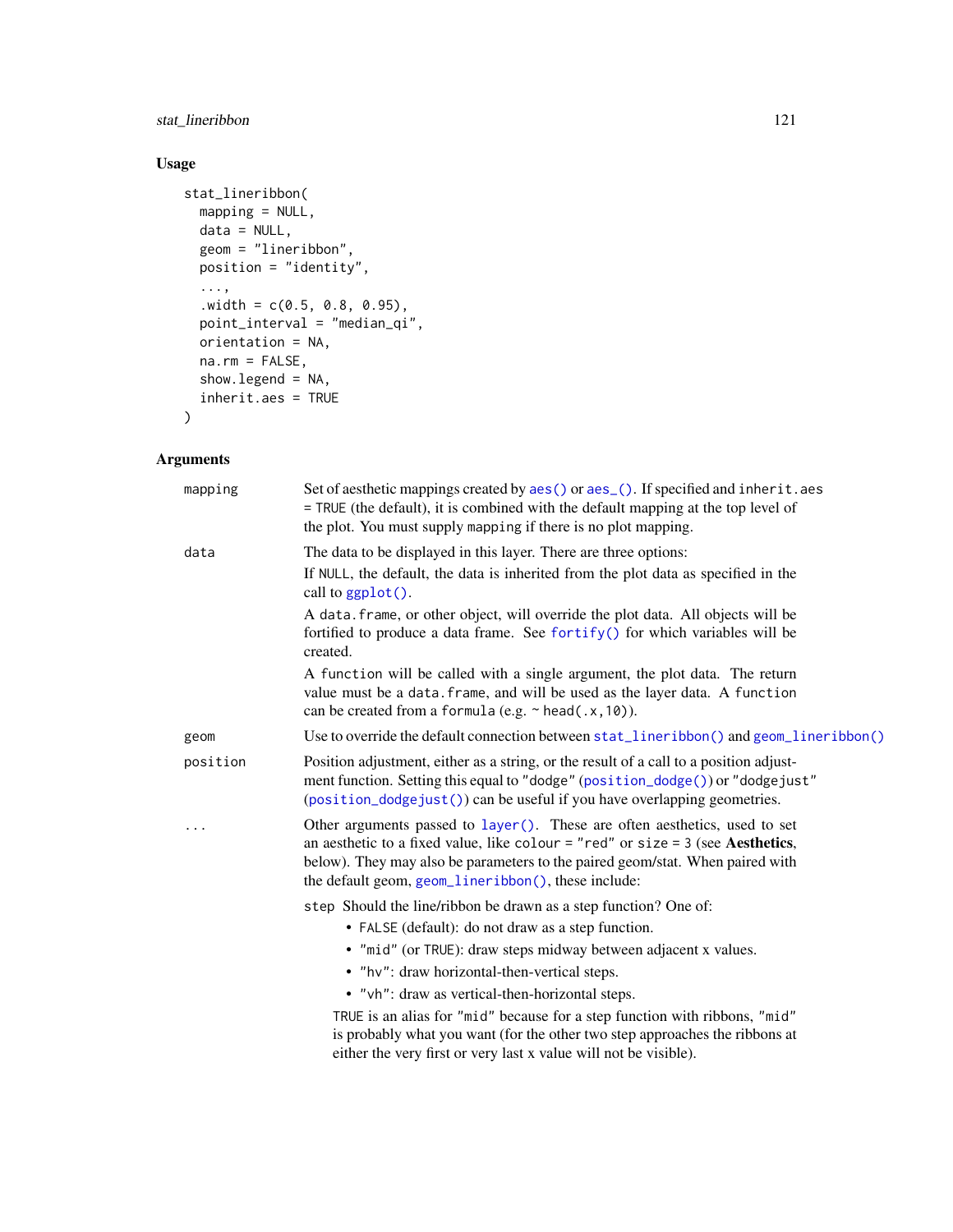## Usage

```
stat_lineribbon(
  mapping = NULL,
  data = NULL,
  geom = "lineribbon",
  position = "identity",
  ...,
  .width = c(0.5, 0.8, 0.95),
  point_interval = "median_qi",
  orientation = NA,
  na.rm = FALSE,
  show.legend = NA,
  inherit.aes = TRUE
)
```

## Arguments

**mapping** — Set of aesthetic mappings created by `aes()` or `aes_()`. If specified and `inherit.aes = TRUE` (the default), it is combined with the default mapping at the top level of the plot. You must supply `mapping` if there is no plot mapping.

**data** — The data to be displayed in this layer. There are three options:

If `NULL`, the default, the data is inherited from the plot data as specified in the call to `ggplot()`.

A `data.frame`, or other object, will override the plot data. All objects will be fortified to produce a data frame. See `fortify()` for which variables will be created.

A `function` will be called with a single argument, the plot data. The return value must be a `data.frame`, and will be used as the layer data. A `function` can be created from a `formula` (e.g. `~ head(.x,10)`).

**geom** — Use to override the default connection between `stat_lineribbon()` and `geom_lineribbon()`

**position** — Position adjustment, either as a string, or the result of a call to a position adjustment function. Setting this equal to `"dodge"` (`position_dodge()`) or `"dodgejust"` (`position_dodgejust()`) can be useful if you have overlapping geometries.

**...** — Other arguments passed to `layer()`. These are often aesthetics, used to set an aesthetic to a fixed value, like `colour = "red"` or `size = 3` (see **Aesthetics**, below). They may also be parameters to the paired geom/stat. When paired with the default geom, `geom_lineribbon()`, these include:

`step` Should the line/ribbon be drawn as a step function? One of:

- `FALSE` (default): do not draw as a step function.
- `"mid"` (or `TRUE`): draw steps midway between adjacent x values.
- `"hv"`: draw horizontal-then-vertical steps.
- `"vh"`: draw as vertical-then-horizontal steps.

`TRUE` is an alias for `"mid"` because for a step function with ribbons, `"mid"` is probably what you want (for the other two step approaches the ribbons at either the very first or very last x value will not be visible).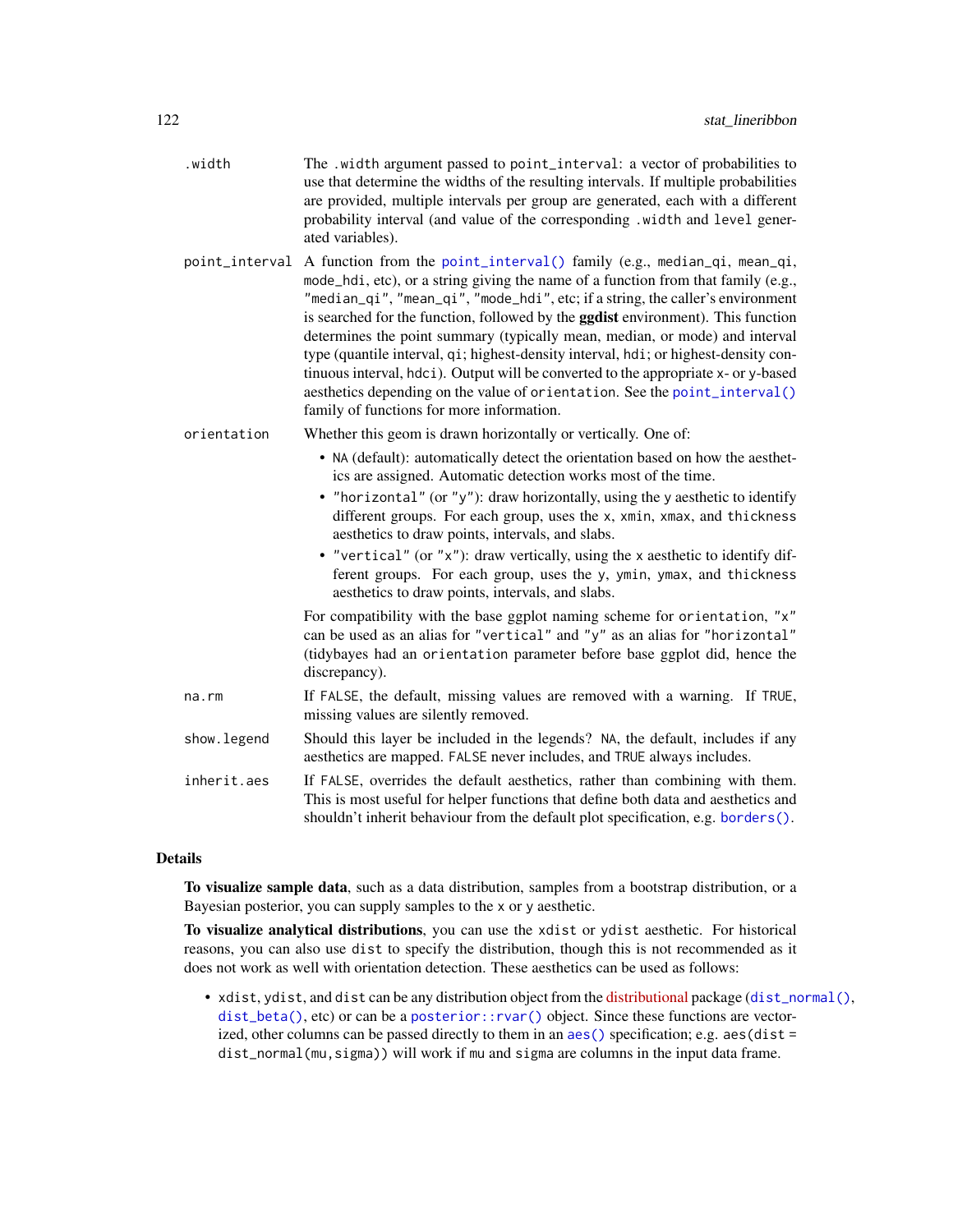`.width`
: The `.width` argument passed to `point_interval`: a vector of probabilities to use that determine the widths of the resulting intervals. If multiple probabilities are provided, multiple intervals per group are generated, each with a different probability interval (and value of the corresponding `.width` and `level` generated variables).

`point_interval`
: A function from the `point_interval()` family (e.g., `median_qi`, `mean_qi`, `mode_hdi`, etc), or a string giving the name of a function from that family (e.g., `"median_qi"`, `"mean_qi"`, `"mode_hdi"`, etc; if a string, the caller's environment is searched for the function, followed by the **ggdist** environment). This function determines the point summary (typically mean, median, or mode) and interval type (quantile interval, `qi`; highest-density interval, `hdi`; or highest-density continuous interval, `hdci`). Output will be converted to the appropriate `x`- or `y`-based aesthetics depending on the value of `orientation`. See the `point_interval()` family of functions for more information.

`orientation`
: Whether this geom is drawn horizontally or vertically. One of:

  - `NA` (default): automatically detect the orientation based on how the aesthetics are assigned. Automatic detection works most of the time.
  - `"horizontal"` (or `"y"`): draw horizontally, using the `y` aesthetic to identify different groups. For each group, uses the `x`, `xmin`, `xmax`, and `thickness` aesthetics to draw points, intervals, and slabs.
  - `"vertical"` (or `"x"`): draw vertically, using the `x` aesthetic to identify different groups. For each group, uses the `y`, `ymin`, `ymax`, and `thickness` aesthetics to draw points, intervals, and slabs.

  For compatibility with the base ggplot naming scheme for `orientation`, `"x"` can be used as an alias for `"vertical"` and `"y"` as an alias for `"horizontal"` (tidybayes had an `orientation` parameter before base ggplot did, hence the discrepancy).

`na.rm`
: If `FALSE`, the default, missing values are removed with a warning. If `TRUE`, missing values are silently removed.

`show.legend`
: Should this layer be included in the legends? `NA`, the default, includes if any aesthetics are mapped. `FALSE` never includes, and `TRUE` always includes.

`inherit.aes`
: If `FALSE`, overrides the default aesthetics, rather than combining with them. This is most useful for helper functions that define both data and aesthetics and shouldn't inherit behaviour from the default plot specification, e.g. `borders()`.

## Details

**To visualize sample data**, such as a data distribution, samples from a bootstrap distribution, or a Bayesian posterior, you can supply samples to the `x` or `y` aesthetic.

**To visualize analytical distributions**, you can use the `xdist` or `ydist` aesthetic. For historical reasons, you can also use `dist` to specify the distribution, though this is not recommended as it does not work as well with orientation detection. These aesthetics can be used as follows:

- `xdist`, `ydist`, and `dist` can be any distribution object from the distributional package (`dist_normal()`, `dist_beta()`, etc) or can be a `posterior::rvar()` object. Since these functions are vectorized, other columns can be passed directly to them in an `aes()` specification; e.g. `aes(dist = dist_normal(mu,sigma))` will work if `mu` and `sigma` are columns in the input data frame.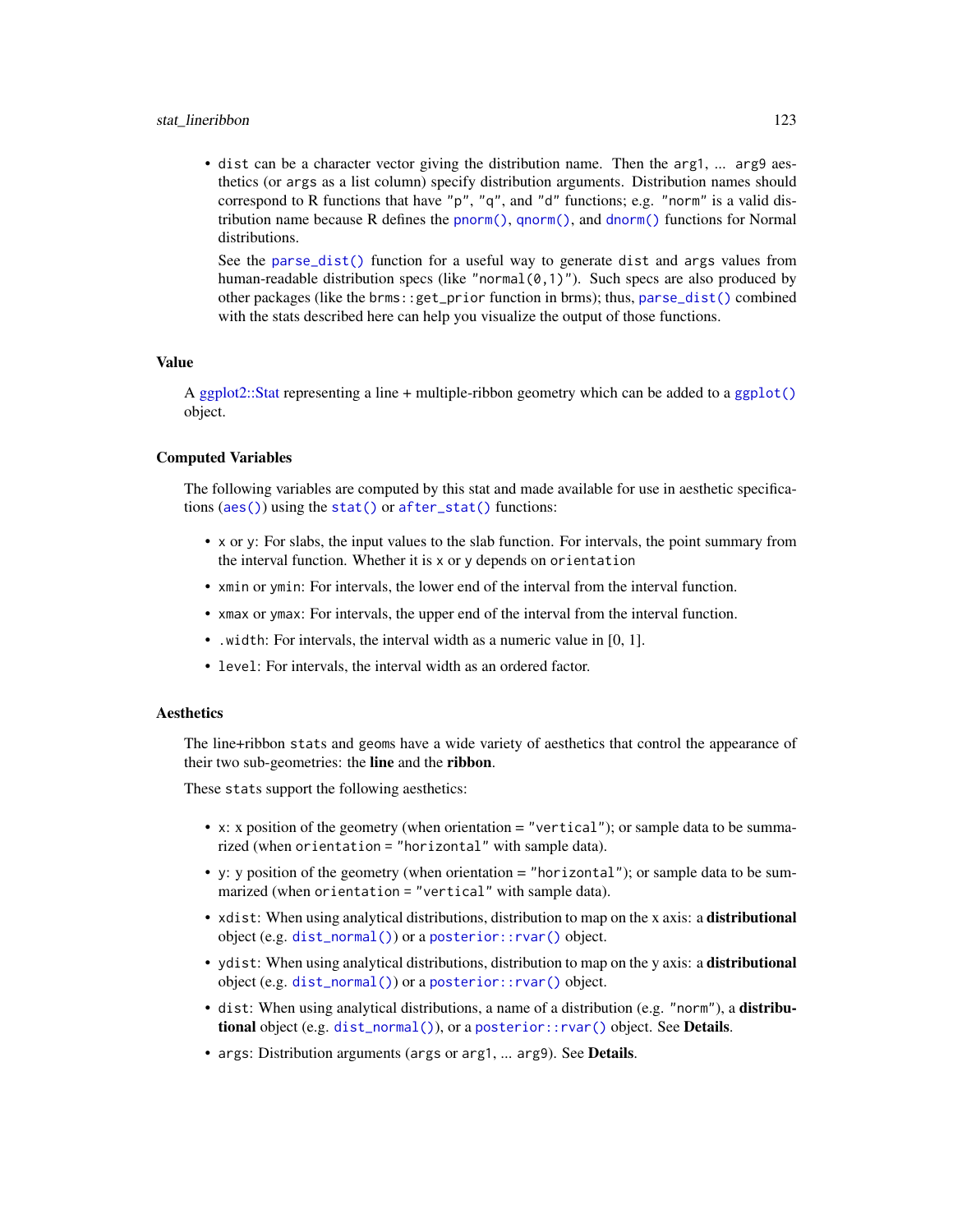- dist can be a character vector giving the distribution name. Then the arg1, ... arg9 aesthetics (or args as a list column) specify distribution arguments. Distribution names should correspond to R functions that have "p", "q", and "d" functions; e.g. "norm" is a valid distribution name because R defines the pnorm(), qnorm(), and dnorm() functions for Normal distributions.

  See the parse_dist() function for a useful way to generate dist and args values from human-readable distribution specs (like "normal(0,1)"). Such specs are also produced by other packages (like the brms::get_prior function in brms); thus, parse_dist() combined with the stats described here can help you visualize the output of those functions.

### Value

A ggplot2::Stat representing a line + multiple-ribbon geometry which can be added to a ggplot() object.

### Computed Variables

The following variables are computed by this stat and made available for use in aesthetic specifications (aes()) using the stat() or after_stat() functions:

- x or y: For slabs, the input values to the slab function. For intervals, the point summary from the interval function. Whether it is x or y depends on orientation
- xmin or ymin: For intervals, the lower end of the interval from the interval function.
- xmax or ymax: For intervals, the upper end of the interval from the interval function.
- .width: For intervals, the interval width as a numeric value in [0, 1].
- level: For intervals, the interval width as an ordered factor.

### Aesthetics

The line+ribbon stats and geoms have a wide variety of aesthetics that control the appearance of their two sub-geometries: the **line** and the **ribbon**.

These stats support the following aesthetics:

- x: x position of the geometry (when orientation = "vertical"); or sample data to be summarized (when orientation = "horizontal" with sample data).
- y: y position of the geometry (when orientation = "horizontal"); or sample data to be summarized (when orientation = "vertical" with sample data).
- xdist: When using analytical distributions, distribution to map on the x axis: a **distributional** object (e.g. dist_normal()) or a posterior::rvar() object.
- ydist: When using analytical distributions, distribution to map on the y axis: a **distributional** object (e.g. dist_normal()) or a posterior::rvar() object.
- dist: When using analytical distributions, a name of a distribution (e.g. "norm"), a **distributional** object (e.g. dist_normal()), or a posterior::rvar() object. See **Details**.
- args: Distribution arguments (args or arg1, ... arg9). See **Details**.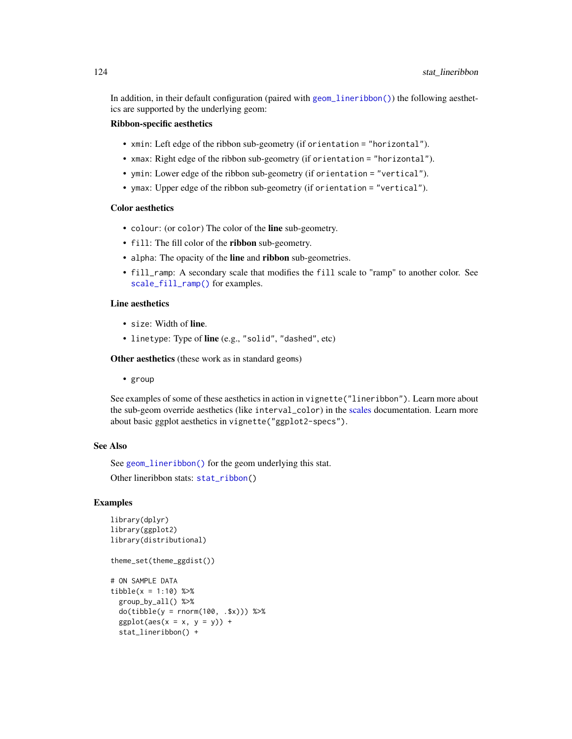In addition, in their default configuration (paired with `geom_lineribbon()`) the following aesthetics are supported by the underlying geom:

**Ribbon-specific aesthetics**

- `xmin`: Left edge of the ribbon sub-geometry (if `orientation = "horizontal"`).
- `xmax`: Right edge of the ribbon sub-geometry (if `orientation = "horizontal"`).
- `ymin`: Lower edge of the ribbon sub-geometry (if `orientation = "vertical"`).
- `ymax`: Upper edge of the ribbon sub-geometry (if `orientation = "vertical"`).

**Color aesthetics**

- `colour`: (or `color`) The color of the **line** sub-geometry.
- `fill`: The fill color of the **ribbon** sub-geometry.
- `alpha`: The opacity of the **line** and **ribbon** sub-geometries.
- `fill_ramp`: A secondary scale that modifies the `fill` scale to "ramp" to another color. See `scale_fill_ramp()` for examples.

**Line aesthetics**

- `size`: Width of **line**.
- `linetype`: Type of **line** (e.g., `"solid"`, `"dashed"`, etc)

**Other aesthetics** (these work as in standard geoms)

- `group`

See examples of some of these aesthetics in action in `vignette("lineribbon")`. Learn more about the sub-geom override aesthetics (like `interval_color`) in the scales documentation. Learn more about basic ggplot aesthetics in `vignette("ggplot2-specs")`.

## See Also

See `geom_lineribbon()` for the geom underlying this stat.

Other lineribbon stats: `stat_ribbon()`

## Examples

```
library(dplyr)
library(ggplot2)
library(distributional)

theme_set(theme_ggdist())

# ON SAMPLE DATA
tibble(x = 1:10) %>%
  group_by_all() %>%
  do(tibble(y = rnorm(100, .$x))) %>%
  ggplot(aes(x = x, y = y)) +
  stat_lineribbon() +
```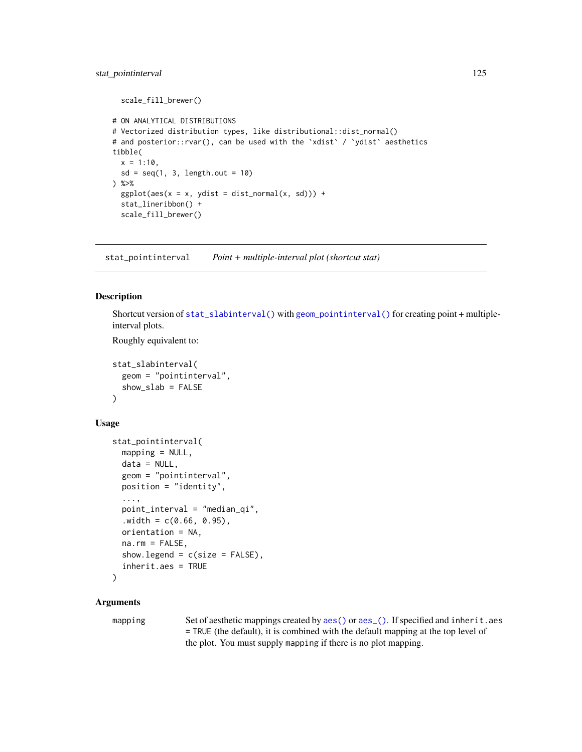```
  scale_fill_brewer()

# ON ANALYTICAL DISTRIBUTIONS
# Vectorized distribution types, like distributional::dist_normal()
# and posterior::rvar(), can be used with the `xdist` / `ydist` aesthetics
tibble(
  x = 1:10,
  sd = seq(1, 3, length.out = 10)
) %>%
  ggplot(aes(x = x, ydist = dist_normal(x, sd))) +
  stat_lineribbon() +
  scale_fill_brewer()
```

## stat_pointinterval — *Point + multiple-interval plot (shortcut stat)*

### Description

Shortcut version of `stat_slabinterval()` with `geom_pointinterval()` for creating point + multiple-interval plots.

Roughly equivalent to:

```
stat_slabinterval(
  geom = "pointinterval",
  show_slab = FALSE
)
```

### Usage

```
stat_pointinterval(
  mapping = NULL,
  data = NULL,
  geom = "pointinterval",
  position = "identity",
  ...,
  point_interval = "median_qi",
  .width = c(0.66, 0.95),
  orientation = NA,
  na.rm = FALSE,
  show.legend = c(size = FALSE),
  inherit.aes = TRUE
)
```

### Arguments

| | |
|---|---|
| `mapping` | Set of aesthetic mappings created by `aes()` or `aes_()`. If specified and `inherit.aes = TRUE` (the default), it is combined with the default mapping at the top level of the plot. You must supply `mapping` if there is no plot mapping. |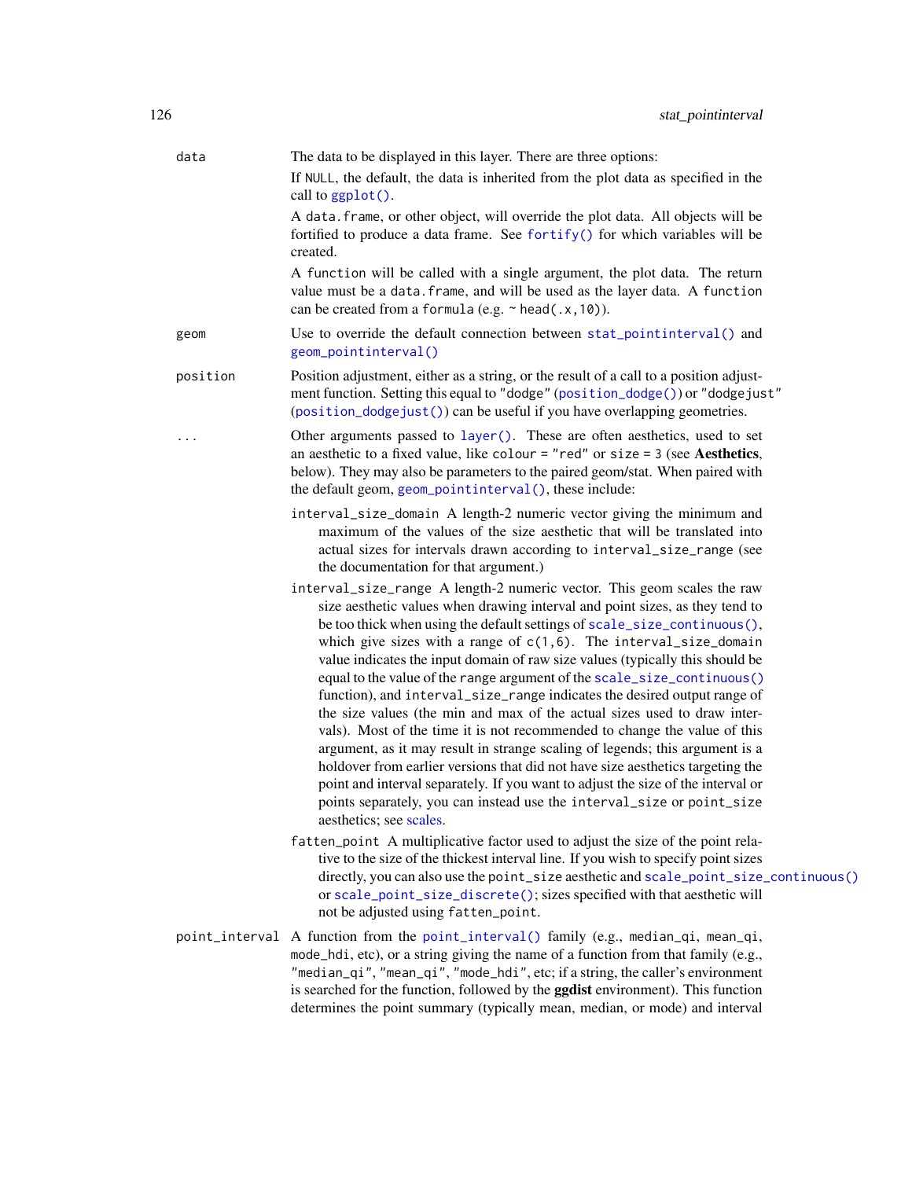data
: The data to be displayed in this layer. There are three options:

  If NULL, the default, the data is inherited from the plot data as specified in the call to `ggplot()`.

  A `data.frame`, or other object, will override the plot data. All objects will be fortified to produce a data frame. See `fortify()` for which variables will be created.

  A `function` will be called with a single argument, the plot data. The return value must be a `data.frame`, and will be used as the layer data. A `function` can be created from a `formula` (e.g. `~ head(.x, 10)`).

geom
: Use to override the default connection between `stat_pointinterval()` and `geom_pointinterval()`

position
: Position adjustment, either as a string, or the result of a call to a position adjustment function. Setting this equal to `"dodge"` (`position_dodge()`) or `"dodgejust"` (`position_dodgejust()`) can be useful if you have overlapping geometries.

...
: Other arguments passed to `layer()`. These are often aesthetics, used to set an aesthetic to a fixed value, like `colour = "red"` or `size = 3` (see **Aesthetics**, below). They may also be parameters to the paired geom/stat. When paired with the default geom, `geom_pointinterval()`, these include:

  `interval_size_domain` A length-2 numeric vector giving the minimum and maximum of the values of the size aesthetic that will be translated into actual sizes for intervals drawn according to `interval_size_range` (see the documentation for that argument.)

  `interval_size_range` A length-2 numeric vector. This geom scales the raw size aesthetic values when drawing interval and point sizes, as they tend to be too thick when using the default settings of `scale_size_continuous()`, which give sizes with a range of `c(1, 6)`. The `interval_size_domain` value indicates the input domain of raw size values (typically this should be equal to the value of the `range` argument of the `scale_size_continuous()` function), and `interval_size_range` indicates the desired output range of the size values (the min and max of the actual sizes used to draw intervals). Most of the time it is not recommended to change the value of this argument, as it may result in strange scaling of legends; this argument is a holdover from earlier versions that did not have size aesthetics targeting the point and interval separately. If you want to adjust the size of the interval or points separately, you can instead use the `interval_size` or `point_size` aesthetics; see scales.

  `fatten_point` A multiplicative factor used to adjust the size of the point relative to the size of the thickest interval line. If you wish to specify point sizes directly, you can also use the `point_size` aesthetic and `scale_point_size_continuous()` or `scale_point_size_discrete()`; sizes specified with that aesthetic will not be adjusted using `fatten_point`.

point_interval
: A function from the `point_interval()` family (e.g., `median_qi`, `mean_qi`, `mode_hdi`, etc), or a string giving the name of a function from that family (e.g., `"median_qi"`, `"mean_qi"`, `"mode_hdi"`, etc; if a string, the caller's environment is searched for the function, followed by the **ggdist** environment). This function determines the point summary (typically mean, median, or mode) and interval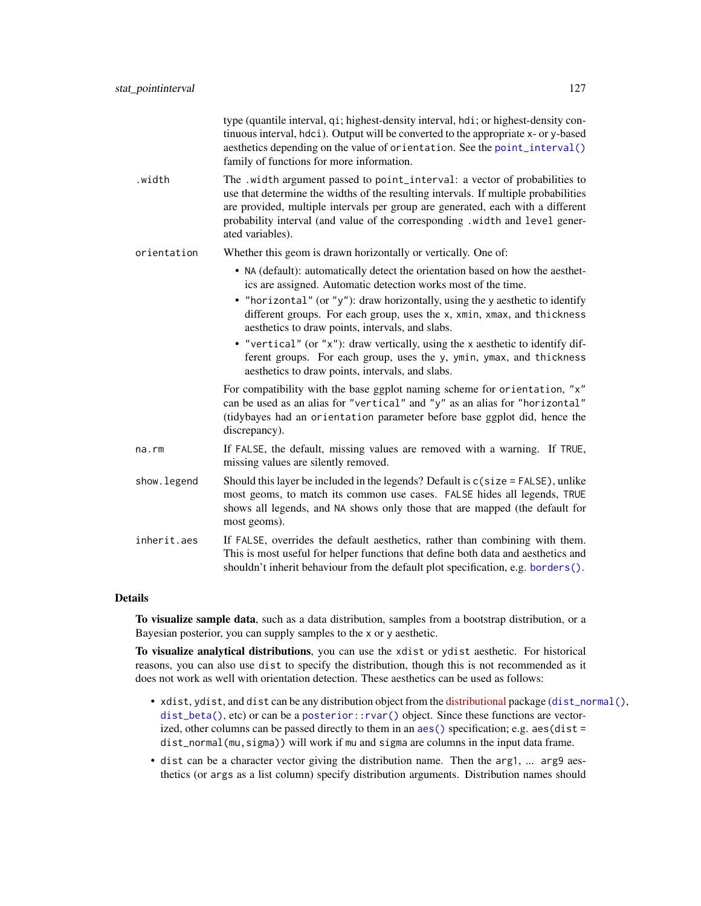type (quantile interval, `qi`; highest-density interval, `hdi`; or highest-density continuous interval, `hdci`). Output will be converted to the appropriate `x`- or `y`-based aesthetics depending on the value of `orientation`. See the `point_interval()` family of functions for more information.

`.width` — The `.width` argument passed to `point_interval`: a vector of probabilities to use that determine the widths of the resulting intervals. If multiple probabilities are provided, multiple intervals per group are generated, each with a different probability interval (and value of the corresponding `.width` and `level` generated variables).

`orientation` — Whether this geom is drawn horizontally or vertically. One of:

- `NA` (default): automatically detect the orientation based on how the aesthetics are assigned. Automatic detection works most of the time.
- `"horizontal"` (or `"y"`): draw horizontally, using the `y` aesthetic to identify different groups. For each group, uses the `x`, `xmin`, `xmax`, and `thickness` aesthetics to draw points, intervals, and slabs.
- `"vertical"` (or `"x"`): draw vertically, using the `x` aesthetic to identify different groups. For each group, uses the `y`, `ymin`, `ymax`, and `thickness` aesthetics to draw points, intervals, and slabs.

For compatibility with the base ggplot naming scheme for `orientation`, `"x"` can be used as an alias for `"vertical"` and `"y"` as an alias for `"horizontal"` (tidybayes had an `orientation` parameter before base ggplot did, hence the discrepancy).

`na.rm` — If `FALSE`, the default, missing values are removed with a warning. If `TRUE`, missing values are silently removed.

`show.legend` — Should this layer be included in the legends? Default is `c(size = FALSE)`, unlike most geoms, to match its common use cases. `FALSE` hides all legends, `TRUE` shows all legends, and `NA` shows only those that are mapped (the default for most geoms).

`inherit.aes` — If `FALSE`, overrides the default aesthetics, rather than combining with them. This is most useful for helper functions that define both data and aesthetics and shouldn't inherit behaviour from the default plot specification, e.g. `borders()`.

## Details

**To visualize sample data**, such as a data distribution, samples from a bootstrap distribution, or a Bayesian posterior, you can supply samples to the `x` or `y` aesthetic.

**To visualize analytical distributions**, you can use the `xdist` or `ydist` aesthetic. For historical reasons, you can also use `dist` to specify the distribution, though this is not recommended as it does not work as well with orientation detection. These aesthetics can be used as follows:

- `xdist`, `ydist`, and `dist` can be any distribution object from the distributional package (`dist_normal()`, `dist_beta()`, etc) or can be a `posterior::rvar()` object. Since these functions are vectorized, other columns can be passed directly to them in an `aes()` specification; e.g. `aes(dist = dist_normal(mu,sigma))` will work if `mu` and `sigma` are columns in the input data frame.
- `dist` can be a character vector giving the distribution name. Then the `arg1`, ... `arg9` aesthetics (or `args` as a list column) specify distribution arguments. Distribution names should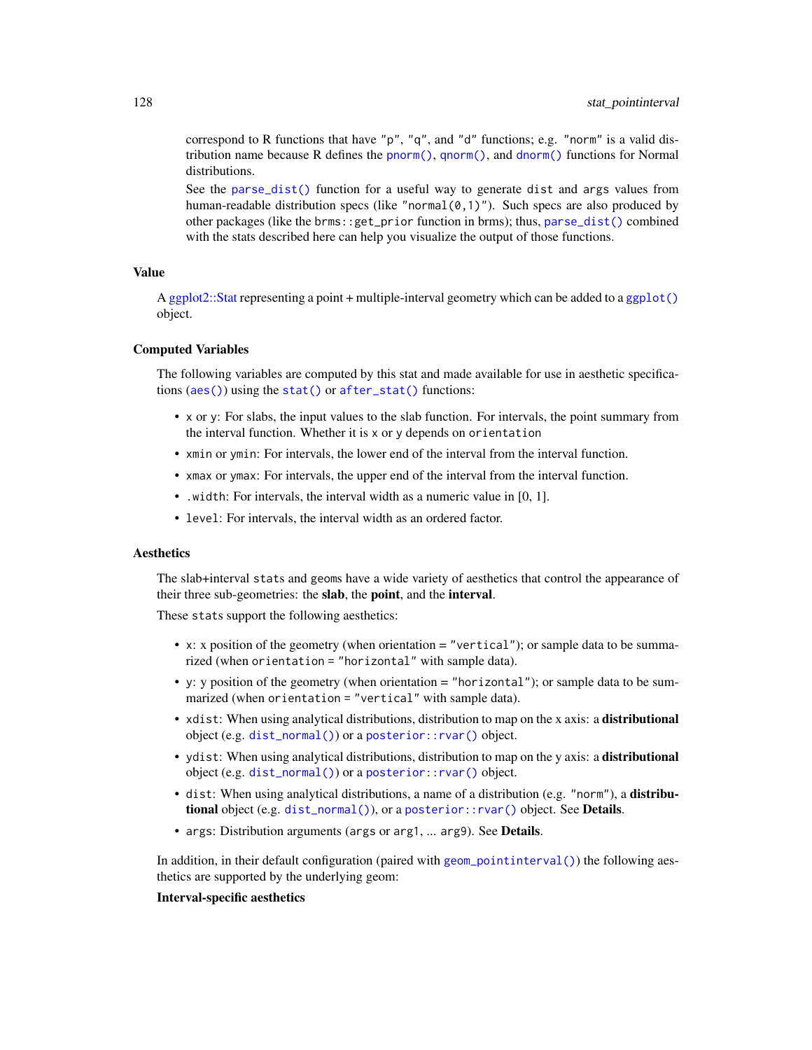correspond to R functions that have "p", "q", and "d" functions; e.g. "norm" is a valid distribution name because R defines the pnorm(), qnorm(), and dnorm() functions for Normal distributions.

See the parse_dist() function for a useful way to generate dist and args values from human-readable distribution specs (like "normal(0,1)"). Such specs are also produced by other packages (like the brms::get_prior function in brms); thus, parse_dist() combined with the stats described here can help you visualize the output of those functions.

### Value

A ggplot2::Stat representing a point + multiple-interval geometry which can be added to a ggplot() object.

### Computed Variables

The following variables are computed by this stat and made available for use in aesthetic specifications (aes()) using the stat() or after_stat() functions:

- x or y: For slabs, the input values to the slab function. For intervals, the point summary from the interval function. Whether it is x or y depends on orientation
- xmin or ymin: For intervals, the lower end of the interval from the interval function.
- xmax or ymax: For intervals, the upper end of the interval from the interval function.
- .width: For intervals, the interval width as a numeric value in [0, 1].
- level: For intervals, the interval width as an ordered factor.

### Aesthetics

The slab+interval stats and geoms have a wide variety of aesthetics that control the appearance of their three sub-geometries: the **slab**, the **point**, and the **interval**.

These stats support the following aesthetics:

- x: x position of the geometry (when orientation = "vertical"); or sample data to be summarized (when orientation = "horizontal" with sample data).
- y: y position of the geometry (when orientation = "horizontal"); or sample data to be summarized (when orientation = "vertical" with sample data).
- xdist: When using analytical distributions, distribution to map on the x axis: a **distributional** object (e.g. dist_normal()) or a posterior::rvar() object.
- ydist: When using analytical distributions, distribution to map on the y axis: a **distributional** object (e.g. dist_normal()) or a posterior::rvar() object.
- dist: When using analytical distributions, a name of a distribution (e.g. "norm"), a **distributional** object (e.g. dist_normal()), or a posterior::rvar() object. See **Details**.
- args: Distribution arguments (args or arg1, ... arg9). See **Details**.

In addition, in their default configuration (paired with geom_pointinterval()) the following aesthetics are supported by the underlying geom:

**Interval-specific aesthetics**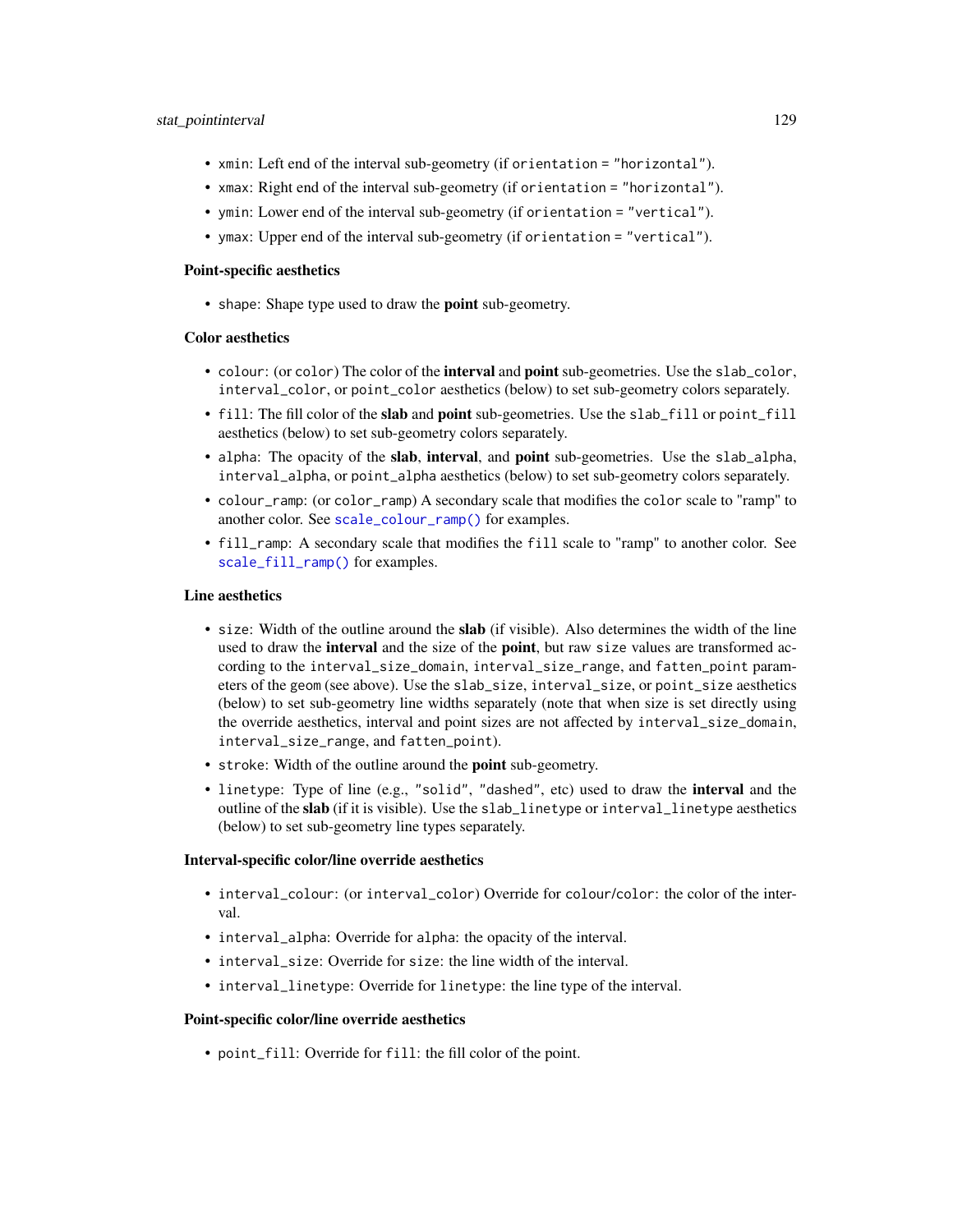- `xmin`: Left end of the interval sub-geometry (if `orientation = "horizontal"`).
- `xmax`: Right end of the interval sub-geometry (if `orientation = "horizontal"`).
- `ymin`: Lower end of the interval sub-geometry (if `orientation = "vertical"`).
- `ymax`: Upper end of the interval sub-geometry (if `orientation = "vertical"`).

**Point-specific aesthetics**

- `shape`: Shape type used to draw the **point** sub-geometry.

**Color aesthetics**

- `colour`: (or `color`) The color of the **interval** and **point** sub-geometries. Use the `slab_color`, `interval_color`, or `point_color` aesthetics (below) to set sub-geometry colors separately.
- `fill`: The fill color of the **slab** and **point** sub-geometries. Use the `slab_fill` or `point_fill` aesthetics (below) to set sub-geometry colors separately.
- `alpha`: The opacity of the **slab**, **interval**, and **point** sub-geometries. Use the `slab_alpha`, `interval_alpha`, or `point_alpha` aesthetics (below) to set sub-geometry colors separately.
- `colour_ramp`: (or `color_ramp`) A secondary scale that modifies the `color` scale to "ramp" to another color. See `scale_colour_ramp()` for examples.
- `fill_ramp`: A secondary scale that modifies the `fill` scale to "ramp" to another color. See `scale_fill_ramp()` for examples.

**Line aesthetics**

- `size`: Width of the outline around the **slab** (if visible). Also determines the width of the line used to draw the **interval** and the size of the **point**, but raw `size` values are transformed according to the `interval_size_domain`, `interval_size_range`, and `fatten_point` parameters of the geom (see above). Use the `slab_size`, `interval_size`, or `point_size` aesthetics (below) to set sub-geometry line widths separately (note that when size is set directly using the override aesthetics, interval and point sizes are not affected by `interval_size_domain`, `interval_size_range`, and `fatten_point`).
- `stroke`: Width of the outline around the **point** sub-geometry.
- `linetype`: Type of line (e.g., `"solid"`, `"dashed"`, etc) used to draw the **interval** and the outline of the **slab** (if it is visible). Use the `slab_linetype` or `interval_linetype` aesthetics (below) to set sub-geometry line types separately.

**Interval-specific color/line override aesthetics**

- `interval_colour`: (or `interval_color`) Override for `colour`/`color`: the color of the interval.
- `interval_alpha`: Override for `alpha`: the opacity of the interval.
- `interval_size`: Override for `size`: the line width of the interval.
- `interval_linetype`: Override for `linetype`: the line type of the interval.

**Point-specific color/line override aesthetics**

- `point_fill`: Override for `fill`: the fill color of the point.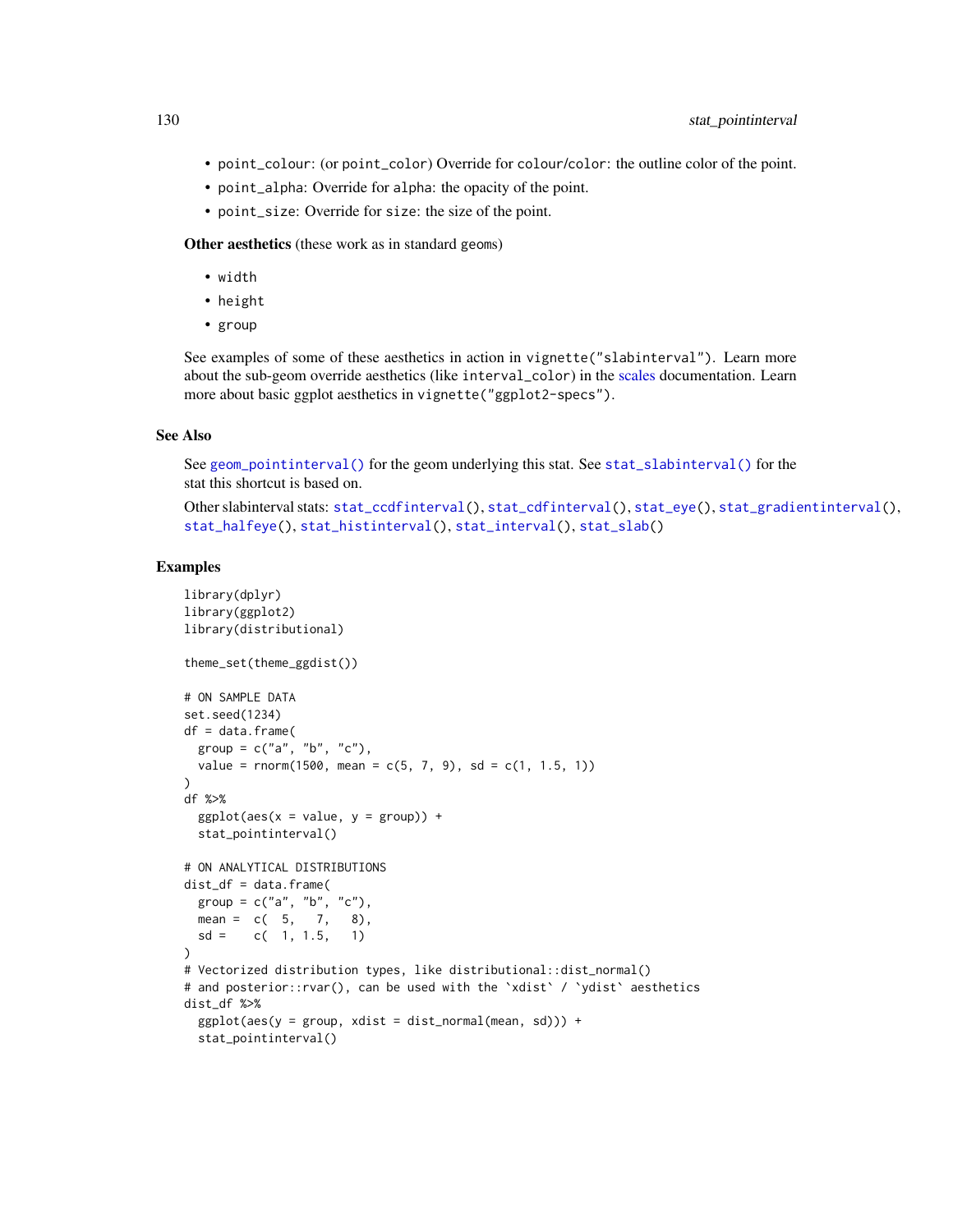- `point_colour`: (or `point_color`) Override for `colour`/`color`: the outline color of the point.
- `point_alpha`: Override for `alpha`: the opacity of the point.
- `point_size`: Override for `size`: the size of the point.

**Other aesthetics** (these work as in standard `geom`s)

- `width`
- `height`
- `group`

See examples of some of these aesthetics in action in `vignette("slabinterval")`. Learn more about the sub-geom override aesthetics (like `interval_color`) in the scales documentation. Learn more about basic ggplot aesthetics in `vignette("ggplot2-specs")`.

## See Also

See `geom_pointinterval()` for the geom underlying this stat. See `stat_slabinterval()` for the stat this shortcut is based on.

Other slabinterval stats: `stat_ccdfinterval()`, `stat_cdfinterval()`, `stat_eye()`, `stat_gradientinterval()`, `stat_halfeye()`, `stat_histinterval()`, `stat_interval()`, `stat_slab()`

## Examples

```
library(dplyr)
library(ggplot2)
library(distributional)

theme_set(theme_ggdist())

# ON SAMPLE DATA
set.seed(1234)
df = data.frame(
  group = c("a", "b", "c"),
  value = rnorm(1500, mean = c(5, 7, 9), sd = c(1, 1.5, 1))
)
df %>%
  ggplot(aes(x = value, y = group)) +
  stat_pointinterval()

# ON ANALYTICAL DISTRIBUTIONS
dist_df = data.frame(
  group = c("a", "b", "c"),
  mean =  c(  5,   7,   8),
  sd =    c(  1, 1.5,   1)
)
# Vectorized distribution types, like distributional::dist_normal()
# and posterior::rvar(), can be used with the `xdist` / `ydist` aesthetics
dist_df %>%
  ggplot(aes(y = group, xdist = dist_normal(mean, sd))) +
  stat_pointinterval()
```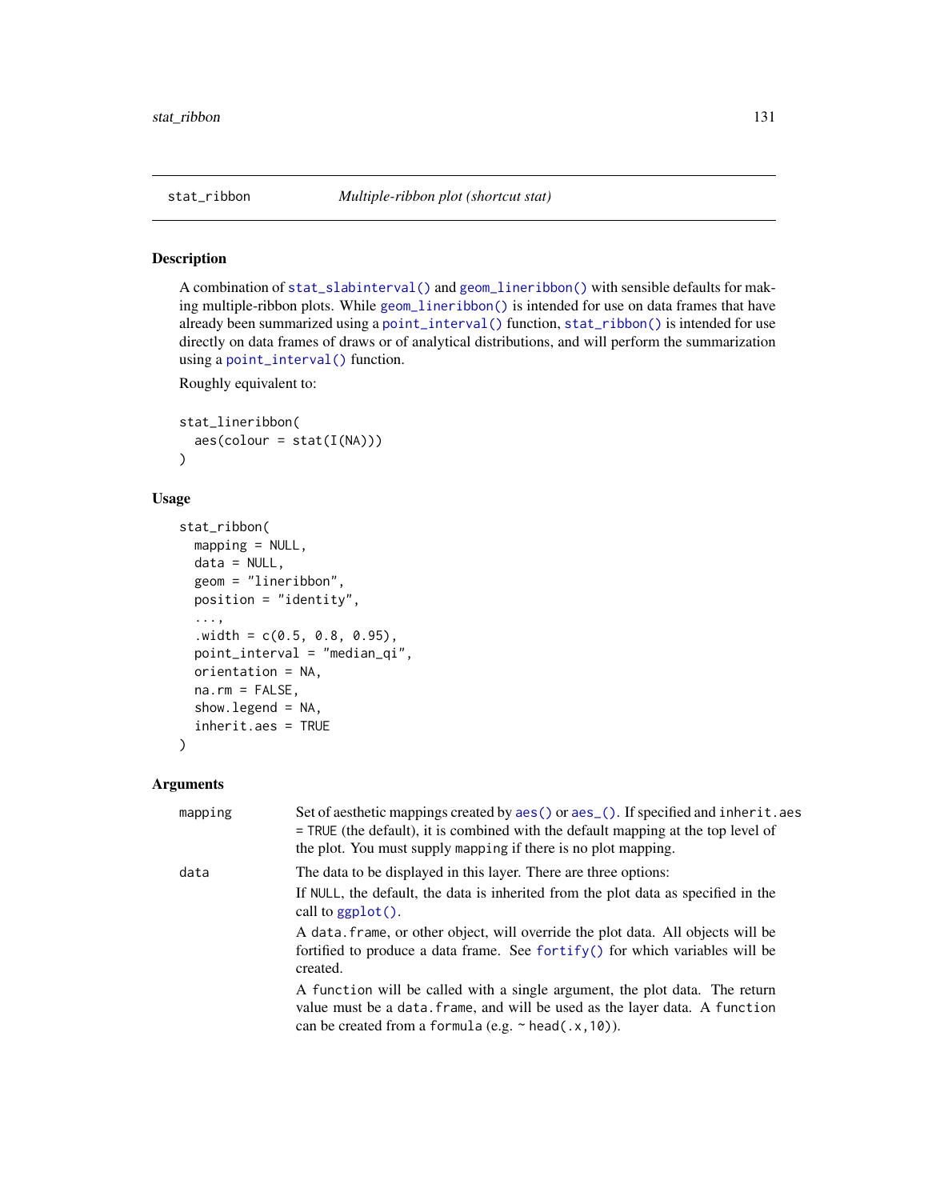stat_ribbon *Multiple-ribbon plot (shortcut stat)*

## Description

A combination of `stat_slabinterval()` and `geom_lineribbon()` with sensible defaults for making multiple-ribbon plots. While `geom_lineribbon()` is intended for use on data frames that have already been summarized using a `point_interval()` function, `stat_ribbon()` is intended for use directly on data frames of draws or of analytical distributions, and will perform the summarization using a `point_interval()` function.

Roughly equivalent to:

```
stat_lineribbon(
  aes(colour = stat(I(NA)))
)
```

## Usage

```
stat_ribbon(
  mapping = NULL,
  data = NULL,
  geom = "lineribbon",
  position = "identity",
  ...,
  .width = c(0.5, 0.8, 0.95),
  point_interval = "median_qi",
  orientation = NA,
  na.rm = FALSE,
  show.legend = NA,
  inherit.aes = TRUE
)
```

## Arguments

| | |
|---|---|
| mapping | Set of aesthetic mappings created by `aes()` or `aes_()`. If specified and `inherit.aes = TRUE` (the default), it is combined with the default mapping at the top level of the plot. You must supply `mapping` if there is no plot mapping. |
| data | The data to be displayed in this layer. There are three options:<br>If `NULL`, the default, the data is inherited from the plot data as specified in the call to `ggplot()`.<br>A `data.frame`, or other object, will override the plot data. All objects will be fortified to produce a data frame. See `fortify()` for which variables will be created.<br>A `function` will be called with a single argument, the plot data. The return value must be a `data.frame`, and will be used as the layer data. A `function` can be created from a `formula` (e.g. `~ head(.x,10)`). |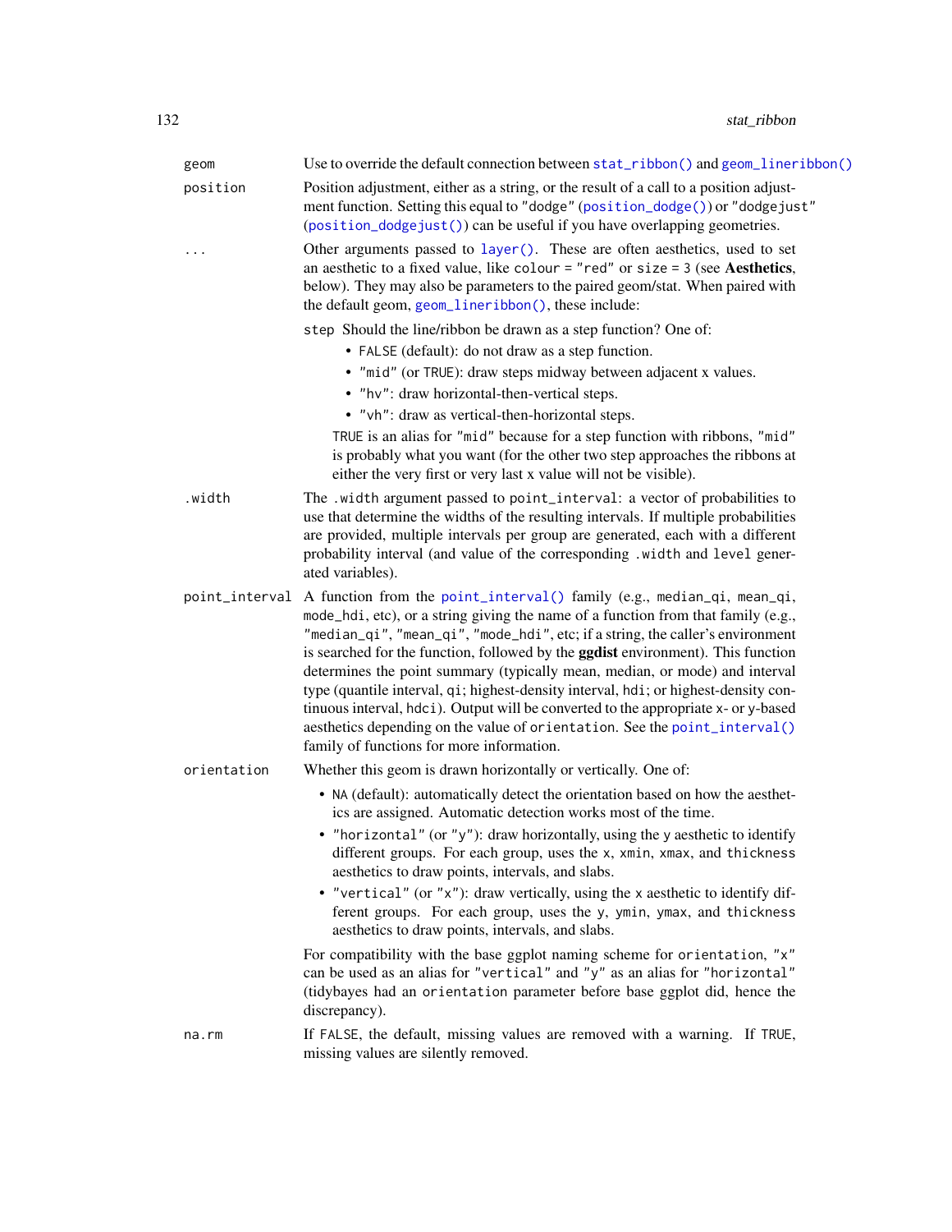`geom`
: Use to override the default connection between `stat_ribbon()` and `geom_lineribbon()`

`position`
: Position adjustment, either as a string, or the result of a call to a position adjustment function. Setting this equal to `"dodge"` (`position_dodge()`) or `"dodgejust"` (`position_dodgejust()`) can be useful if you have overlapping geometries.

`...`
: Other arguments passed to `layer()`. These are often aesthetics, used to set an aesthetic to a fixed value, like `colour = "red"` or `size = 3` (see **Aesthetics**, below). They may also be parameters to the paired geom/stat. When paired with the default geom, `geom_lineribbon()`, these include:

  `step` Should the line/ribbon be drawn as a step function? One of:
  - `FALSE` (default): do not draw as a step function.
  - `"mid"` (or `TRUE`): draw steps midway between adjacent x values.
  - `"hv"`: draw horizontal-then-vertical steps.
  - `"vh"`: draw as vertical-then-horizontal steps.

  `TRUE` is an alias for `"mid"` because for a step function with ribbons, `"mid"` is probably what you want (for the other two step approaches the ribbons at either the very first or very last x value will not be visible).

`.width`
: The `.width` argument passed to `point_interval`: a vector of probabilities to use that determine the widths of the resulting intervals. If multiple probabilities are provided, multiple intervals per group are generated, each with a different probability interval (and value of the corresponding `.width` and `level` generated variables).

`point_interval`
: A function from the `point_interval()` family (e.g., `median_qi`, `mean_qi`, `mode_hdi`, etc), or a string giving the name of a function from that family (e.g., `"median_qi"`, `"mean_qi"`, `"mode_hdi"`, etc; if a string, the caller's environment is searched for the function, followed by the **ggdist** environment). This function determines the point summary (typically mean, median, or mode) and interval type (quantile interval, `qi`; highest-density interval, `hdi`; or highest-density continuous interval, `hdci`). Output will be converted to the appropriate `x`- or `y`-based aesthetics depending on the value of `orientation`. See the `point_interval()` family of functions for more information.

`orientation`
: Whether this geom is drawn horizontally or vertically. One of:
  - `NA` (default): automatically detect the orientation based on how the aesthetics are assigned. Automatic detection works most of the time.
  - `"horizontal"` (or `"y"`): draw horizontally, using the `y` aesthetic to identify different groups. For each group, uses the `x`, `xmin`, `xmax`, and `thickness` aesthetics to draw points, intervals, and slabs.
  - `"vertical"` (or `"x"`): draw vertically, using the `x` aesthetic to identify different groups. For each group, uses the `y`, `ymin`, `ymax`, and `thickness` aesthetics to draw points, intervals, and slabs.

  For compatibility with the base ggplot naming scheme for `orientation`, `"x"` can be used as an alias for `"vertical"` and `"y"` as an alias for `"horizontal"` (tidybayes had an `orientation` parameter before base ggplot did, hence the discrepancy).

`na.rm`
: If `FALSE`, the default, missing values are removed with a warning. If `TRUE`, missing values are silently removed.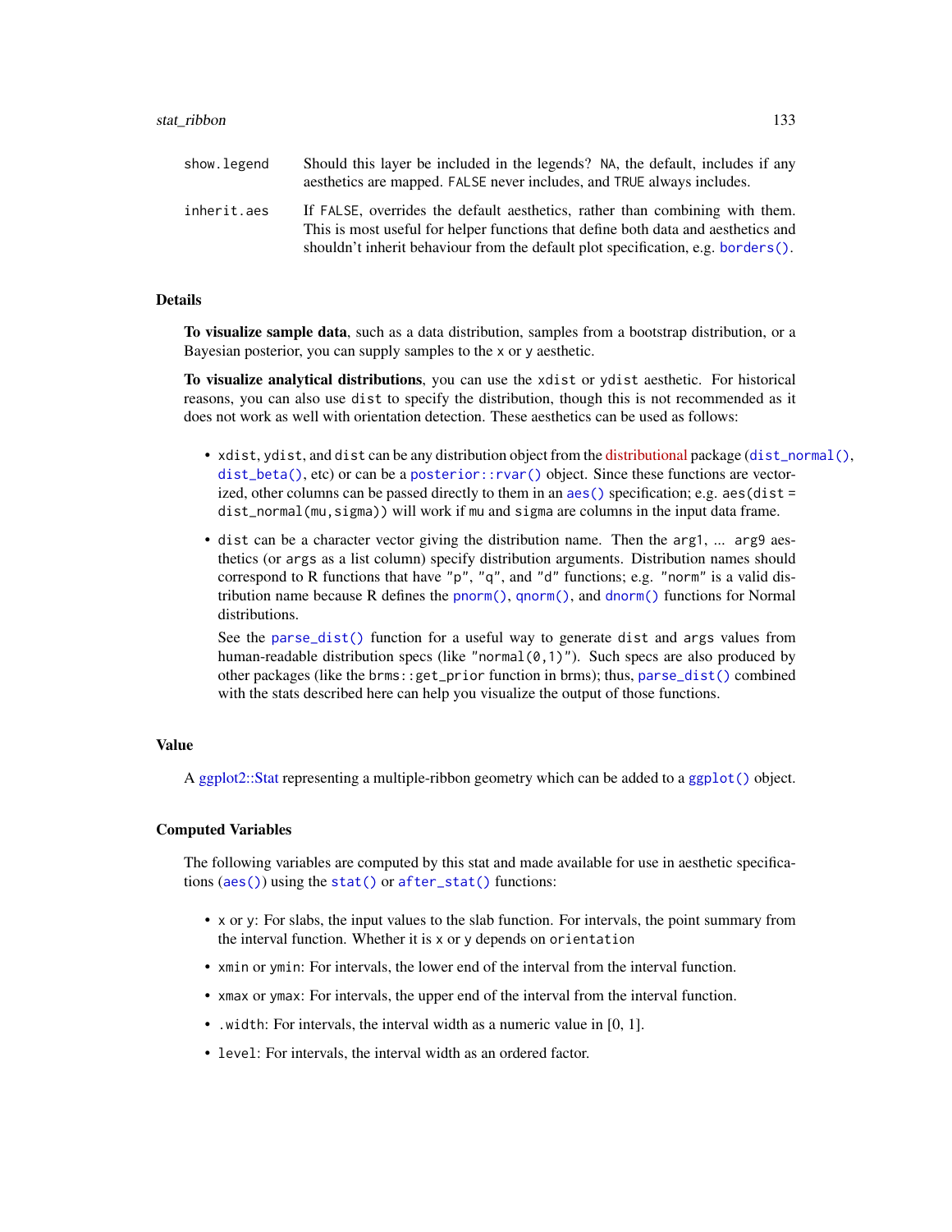| | |
|---|---|
| show.legend | Should this layer be included in the legends? NA, the default, includes if any aesthetics are mapped. FALSE never includes, and TRUE always includes. |
| inherit.aes | If FALSE, overrides the default aesthetics, rather than combining with them. This is most useful for helper functions that define both data and aesthetics and shouldn't inherit behaviour from the default plot specification, e.g. borders(). |

## Details

**To visualize sample data**, such as a data distribution, samples from a bootstrap distribution, or a Bayesian posterior, you can supply samples to the x or y aesthetic.

**To visualize analytical distributions**, you can use the xdist or ydist aesthetic. For historical reasons, you can also use dist to specify the distribution, though this is not recommended as it does not work as well with orientation detection. These aesthetics can be used as follows:

- xdist, ydist, and dist can be any distribution object from the distributional package (dist_normal(), dist_beta(), etc) or can be a posterior::rvar() object. Since these functions are vectorized, other columns can be passed directly to them in an aes() specification; e.g. aes(dist = dist_normal(mu,sigma)) will work if mu and sigma are columns in the input data frame.
- dist can be a character vector giving the distribution name. Then the arg1, ... arg9 aesthetics (or args as a list column) specify distribution arguments. Distribution names should correspond to R functions that have "p", "q", and "d" functions; e.g. "norm" is a valid distribution name because R defines the pnorm(), qnorm(), and dnorm() functions for Normal distributions.

  See the parse_dist() function for a useful way to generate dist and args values from human-readable distribution specs (like "normal(0,1)"). Such specs are also produced by other packages (like the brms::get_prior function in brms); thus, parse_dist() combined with the stats described here can help you visualize the output of those functions.

## Value

A ggplot2::Stat representing a multiple-ribbon geometry which can be added to a ggplot() object.

## Computed Variables

The following variables are computed by this stat and made available for use in aesthetic specifications (aes()) using the stat() or after_stat() functions:

- x or y: For slabs, the input values to the slab function. For intervals, the point summary from the interval function. Whether it is x or y depends on orientation
- xmin or ymin: For intervals, the lower end of the interval from the interval function.
- xmax or ymax: For intervals, the upper end of the interval from the interval function.
- .width: For intervals, the interval width as a numeric value in [0, 1].
- level: For intervals, the interval width as an ordered factor.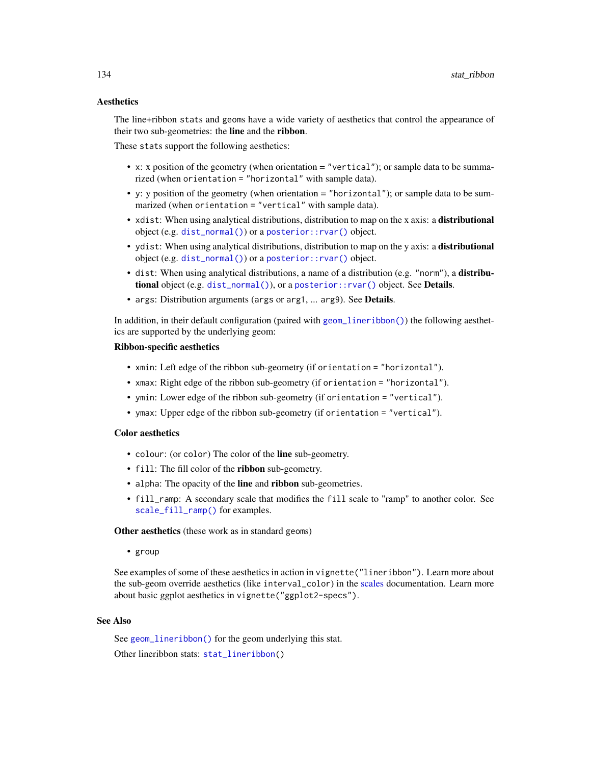## Aesthetics

The line+ribbon stats and geoms have a wide variety of aesthetics that control the appearance of their two sub-geometries: the **line** and the **ribbon**.

These stats support the following aesthetics:

- `x`: x position of the geometry (when orientation = `"vertical"`); or sample data to be summarized (when `orientation = "horizontal"` with sample data).
- `y`: y position of the geometry (when orientation = `"horizontal"`); or sample data to be summarized (when `orientation = "vertical"` with sample data).
- `xdist`: When using analytical distributions, distribution to map on the x axis: a **distributional** object (e.g. `dist_normal()`) or a `posterior::rvar()` object.
- `ydist`: When using analytical distributions, distribution to map on the y axis: a **distributional** object (e.g. `dist_normal()`) or a `posterior::rvar()` object.
- `dist`: When using analytical distributions, a name of a distribution (e.g. `"norm"`), a **distributional** object (e.g. `dist_normal()`), or a `posterior::rvar()` object. See **Details**.
- `args`: Distribution arguments (`args` or `arg1`, ... `arg9`). See **Details**.

In addition, in their default configuration (paired with `geom_lineribbon()`) the following aesthetics are supported by the underlying geom:

**Ribbon-specific aesthetics**

- `xmin`: Left edge of the ribbon sub-geometry (if `orientation = "horizontal"`).
- `xmax`: Right edge of the ribbon sub-geometry (if `orientation = "horizontal"`).
- `ymin`: Lower edge of the ribbon sub-geometry (if `orientation = "vertical"`).
- `ymax`: Upper edge of the ribbon sub-geometry (if `orientation = "vertical"`).

**Color aesthetics**

- `colour`: (or `color`) The color of the **line** sub-geometry.
- `fill`: The fill color of the **ribbon** sub-geometry.
- `alpha`: The opacity of the **line** and **ribbon** sub-geometries.
- `fill_ramp`: A secondary scale that modifies the `fill` scale to "ramp" to another color. See `scale_fill_ramp()` for examples.

**Other aesthetics** (these work as in standard `geom`s)

- `group`

See examples of some of these aesthetics in action in `vignette("lineribbon")`. Learn more about the sub-geom override aesthetics (like `interval_color`) in the scales documentation. Learn more about basic ggplot aesthetics in `vignette("ggplot2-specs")`.

## See Also

See `geom_lineribbon()` for the geom underlying this stat.

Other lineribbon stats: `stat_lineribbon()`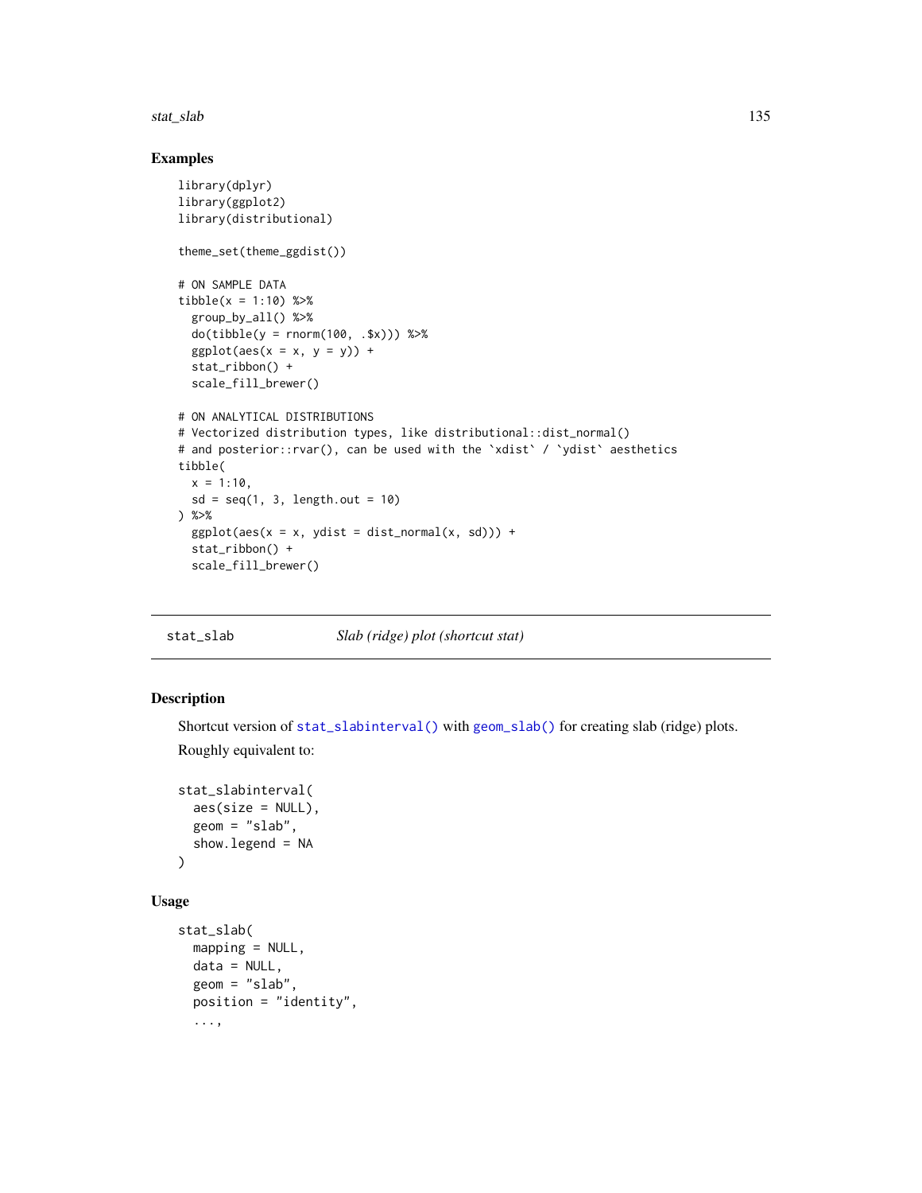## Examples

```
library(dplyr)
library(ggplot2)
library(distributional)

theme_set(theme_ggdist())

# ON SAMPLE DATA
tibble(x = 1:10) %>%
  group_by_all() %>%
  do(tibble(y = rnorm(100, .$x))) %>%
  ggplot(aes(x = x, y = y)) +
  stat_ribbon() +
  scale_fill_brewer()

# ON ANALYTICAL DISTRIBUTIONS
# Vectorized distribution types, like distributional::dist_normal()
# and posterior::rvar(), can be used with the `xdist` / `ydist` aesthetics
tibble(
  x = 1:10,
  sd = seq(1, 3, length.out = 10)
) %>%
  ggplot(aes(x = x, ydist = dist_normal(x, sd))) +
  stat_ribbon() +
  scale_fill_brewer()
```

---

# stat_slab — *Slab (ridge) plot (shortcut stat)*

---

## Description

Shortcut version of `stat_slabinterval()` with `geom_slab()` for creating slab (ridge) plots.

Roughly equivalent to:

```
stat_slabinterval(
  aes(size = NULL),
  geom = "slab",
  show.legend = NA
)
```

## Usage

```
stat_slab(
  mapping = NULL,
  data = NULL,
  geom = "slab",
  position = "identity",
  ...,
```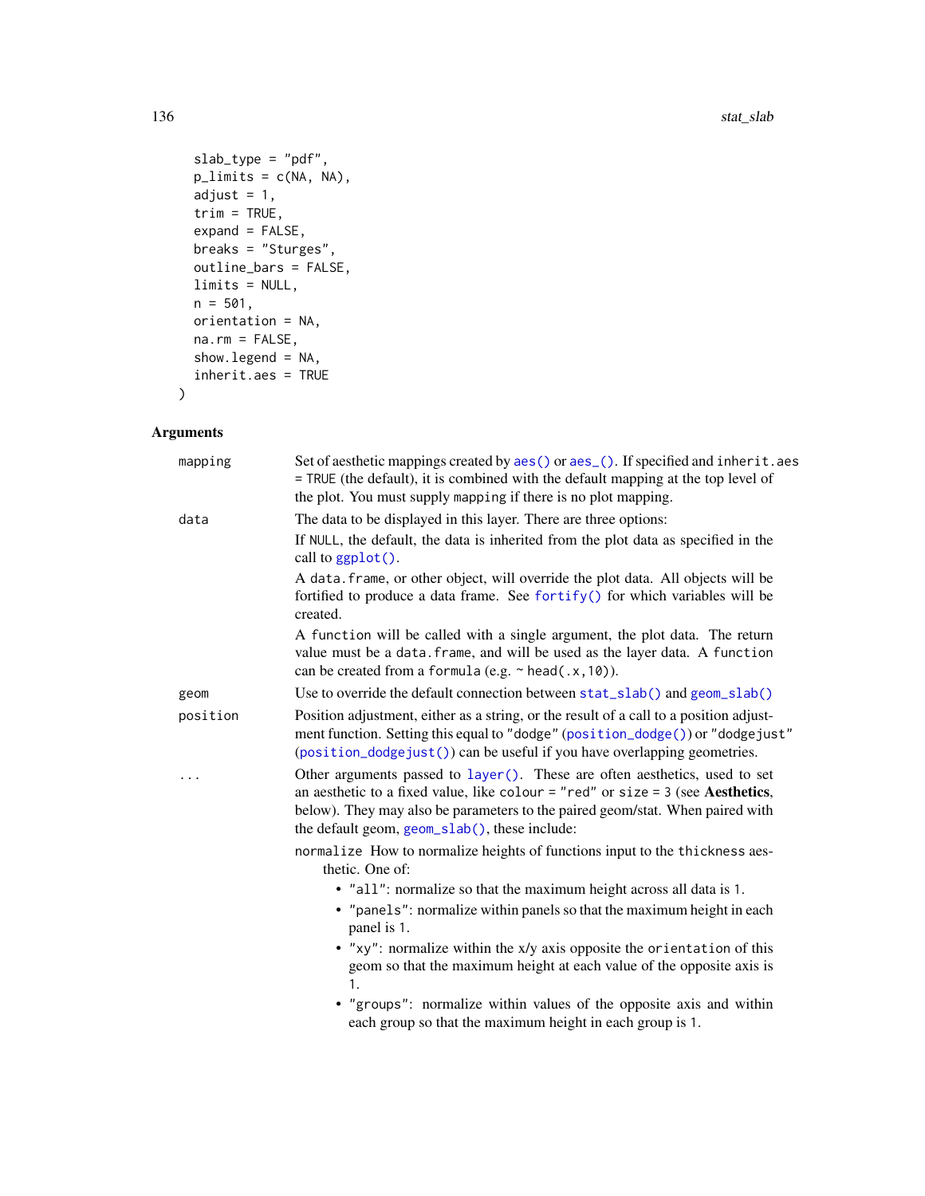```
  slab_type = "pdf",
  p_limits = c(NA, NA),
  adjust = 1,
  trim = TRUE,
  expand = FALSE,
  breaks = "Sturges",
  outline_bars = FALSE,
  limits = NULL,
  n = 501,
  orientation = NA,
  na.rm = FALSE,
  show.legend = NA,
  inherit.aes = TRUE
)
```

## Arguments

`mapping` — Set of aesthetic mappings created by `aes()` or `aes_()`. If specified and `inherit.aes = TRUE` (the default), it is combined with the default mapping at the top level of the plot. You must supply `mapping` if there is no plot mapping.

`data` — The data to be displayed in this layer. There are three options:

If `NULL`, the default, the data is inherited from the plot data as specified in the call to `ggplot()`.

A `data.frame`, or other object, will override the plot data. All objects will be fortified to produce a data frame. See `fortify()` for which variables will be created.

A `function` will be called with a single argument, the plot data. The return value must be a `data.frame`, and will be used as the layer data. A `function` can be created from a `formula` (e.g. `~ head(.x,10)`).

`geom` — Use to override the default connection between `stat_slab()` and `geom_slab()`

`position` — Position adjustment, either as a string, or the result of a call to a position adjustment function. Setting this equal to `"dodge"` (`position_dodge()`) or `"dodgejust"` (`position_dodgejust()`) can be useful if you have overlapping geometries.

`...` — Other arguments passed to `layer()`. These are often aesthetics, used to set an aesthetic to a fixed value, like `colour = "red"` or `size = 3` (see **Aesthetics**, below). They may also be parameters to the paired geom/stat. When paired with the default geom, `geom_slab()`, these include:

`normalize` How to normalize heights of functions input to the `thickness` aesthetic. One of:

- `"all"`: normalize so that the maximum height across all data is `1`.
- `"panels"`: normalize within panels so that the maximum height in each panel is `1`.
- `"xy"`: normalize within the x/y axis opposite the `orientation` of this geom so that the maximum height at each value of the opposite axis is `1`.
- `"groups"`: normalize within values of the opposite axis and within each group so that the maximum height in each group is `1`.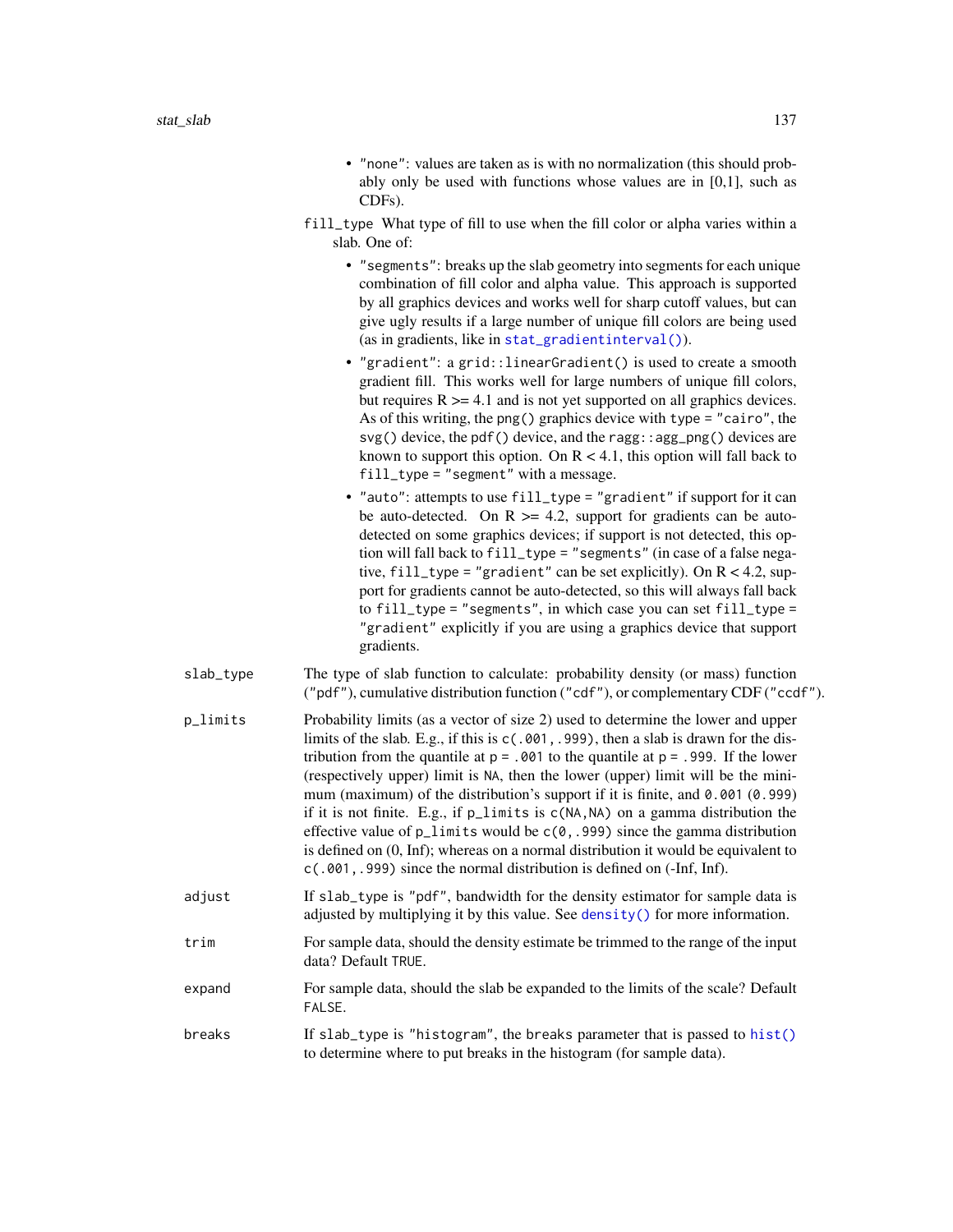- "none": values are taken as is with no normalization (this should probably only be used with functions whose values are in [0,1], such as CDFs).

fill_type What type of fill to use when the fill color or alpha varies within a slab. One of:

- "segments": breaks up the slab geometry into segments for each unique combination of fill color and alpha value. This approach is supported by all graphics devices and works well for sharp cutoff values, but can give ugly results if a large number of unique fill colors are being used (as in gradients, like in stat_gradientinterval()).
- "gradient": a grid::linearGradient() is used to create a smooth gradient fill. This works well for large numbers of unique fill colors, but requires R >= 4.1 and is not yet supported on all graphics devices. As of this writing, the png() graphics device with type = "cairo", the svg() device, the pdf() device, and the ragg::agg_png() devices are known to support this option. On R < 4.1, this option will fall back to fill_type = "segment" with a message.
- "auto": attempts to use fill_type = "gradient" if support for it can be auto-detected. On R >= 4.2, support for gradients can be auto-detected on some graphics devices; if support is not detected, this option will fall back to fill_type = "segments" (in case of a false negative, fill_type = "gradient" can be set explicitly). On R < 4.2, support for gradients cannot be auto-detected, so this will always fall back to fill_type = "segments", in which case you can set fill_type = "gradient" explicitly if you are using a graphics device that support gradients.

slab_type
: The type of slab function to calculate: probability density (or mass) function ("pdf"), cumulative distribution function ("cdf"), or complementary CDF ("ccdf").

p_limits
: Probability limits (as a vector of size 2) used to determine the lower and upper limits of the slab. E.g., if this is c(.001,.999), then a slab is drawn for the distribution from the quantile at p = .001 to the quantile at p = .999. If the lower (respectively upper) limit is NA, then the lower (upper) limit will be the minimum (maximum) of the distribution's support if it is finite, and 0.001 (0.999) if it is not finite. E.g., if p_limits is c(NA,NA) on a gamma distribution the effective value of p_limits would be c(0,.999) since the gamma distribution is defined on (0, Inf); whereas on a normal distribution it would be equivalent to c(.001,.999) since the normal distribution is defined on (-Inf, Inf).

adjust
: If slab_type is "pdf", bandwidth for the density estimator for sample data is adjusted by multiplying it by this value. See density() for more information.

trim
: For sample data, should the density estimate be trimmed to the range of the input data? Default TRUE.

expand
: For sample data, should the slab be expanded to the limits of the scale? Default FALSE.

breaks
: If slab_type is "histogram", the breaks parameter that is passed to hist() to determine where to put breaks in the histogram (for sample data).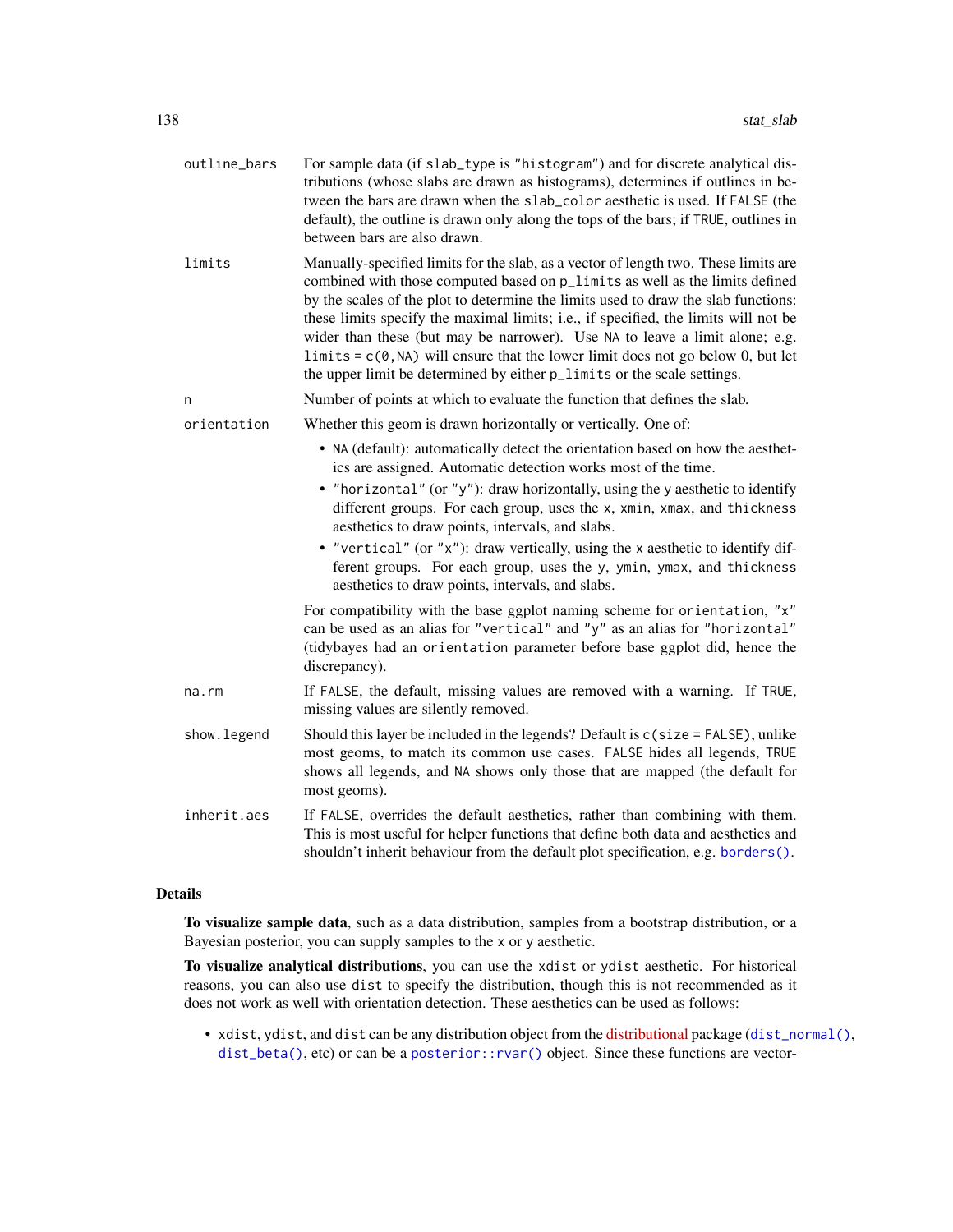| | |
|---|---|
| `outline_bars` | For sample data (if `slab_type` is `"histogram"`) and for discrete analytical distributions (whose slabs are drawn as histograms), determines if outlines in between the bars are drawn when the `slab_color` aesthetic is used. If `FALSE` (the default), the outline is drawn only along the tops of the bars; if `TRUE`, outlines in between bars are also drawn. |
| `limits` | Manually-specified limits for the slab, as a vector of length two. These limits are combined with those computed based on `p_limits` as well as the limits defined by the scales of the plot to determine the limits used to draw the slab functions: these limits specify the maximal limits; i.e., if specified, the limits will not be wider than these (but may be narrower). Use `NA` to leave a limit alone; e.g. `limits = c(0,NA)` will ensure that the lower limit does not go below 0, but let the upper limit be determined by either `p_limits` or the scale settings. |
| `n` | Number of points at which to evaluate the function that defines the slab. |
| `orientation` | Whether this geom is drawn horizontally or vertically. One of:<br>• `NA` (default): automatically detect the orientation based on how the aesthetics are assigned. Automatic detection works most of the time.<br>• `"horizontal"` (or `"y"`): draw horizontally, using the `y` aesthetic to identify different groups. For each group, uses the `x`, `xmin`, `xmax`, and `thickness` aesthetics to draw points, intervals, and slabs.<br>• `"vertical"` (or `"x"`): draw vertically, using the `x` aesthetic to identify different groups. For each group, uses the `y`, `ymin`, `ymax`, and `thickness` aesthetics to draw points, intervals, and slabs.<br><br>For compatibility with the base ggplot naming scheme for `orientation`, `"x"` can be used as an alias for `"vertical"` and `"y"` as an alias for `"horizontal"` (tidybayes had an `orientation` parameter before base ggplot did, hence the discrepancy). |
| `na.rm` | If `FALSE`, the default, missing values are removed with a warning. If `TRUE`, missing values are silently removed. |
| `show.legend` | Should this layer be included in the legends? Default is `c(size = FALSE)`, unlike most geoms, to match its common use cases. `FALSE` hides all legends, `TRUE` shows all legends, and `NA` shows only those that are mapped (the default for most geoms). |
| `inherit.aes` | If `FALSE`, overrides the default aesthetics, rather than combining with them. This is most useful for helper functions that define both data and aesthetics and shouldn't inherit behaviour from the default plot specification, e.g. `borders()`. |

## Details

**To visualize sample data**, such as a data distribution, samples from a bootstrap distribution, or a Bayesian posterior, you can supply samples to the `x` or `y` aesthetic.

**To visualize analytical distributions**, you can use the `xdist` or `ydist` aesthetic. For historical reasons, you can also use `dist` to specify the distribution, though this is not recommended as it does not work as well with orientation detection. These aesthetics can be used as follows:

- `xdist`, `ydist`, and `dist` can be any distribution object from the distributional package (`dist_normal()`, `dist_beta()`, etc) or can be a `posterior::rvar()` object. Since these functions are vector-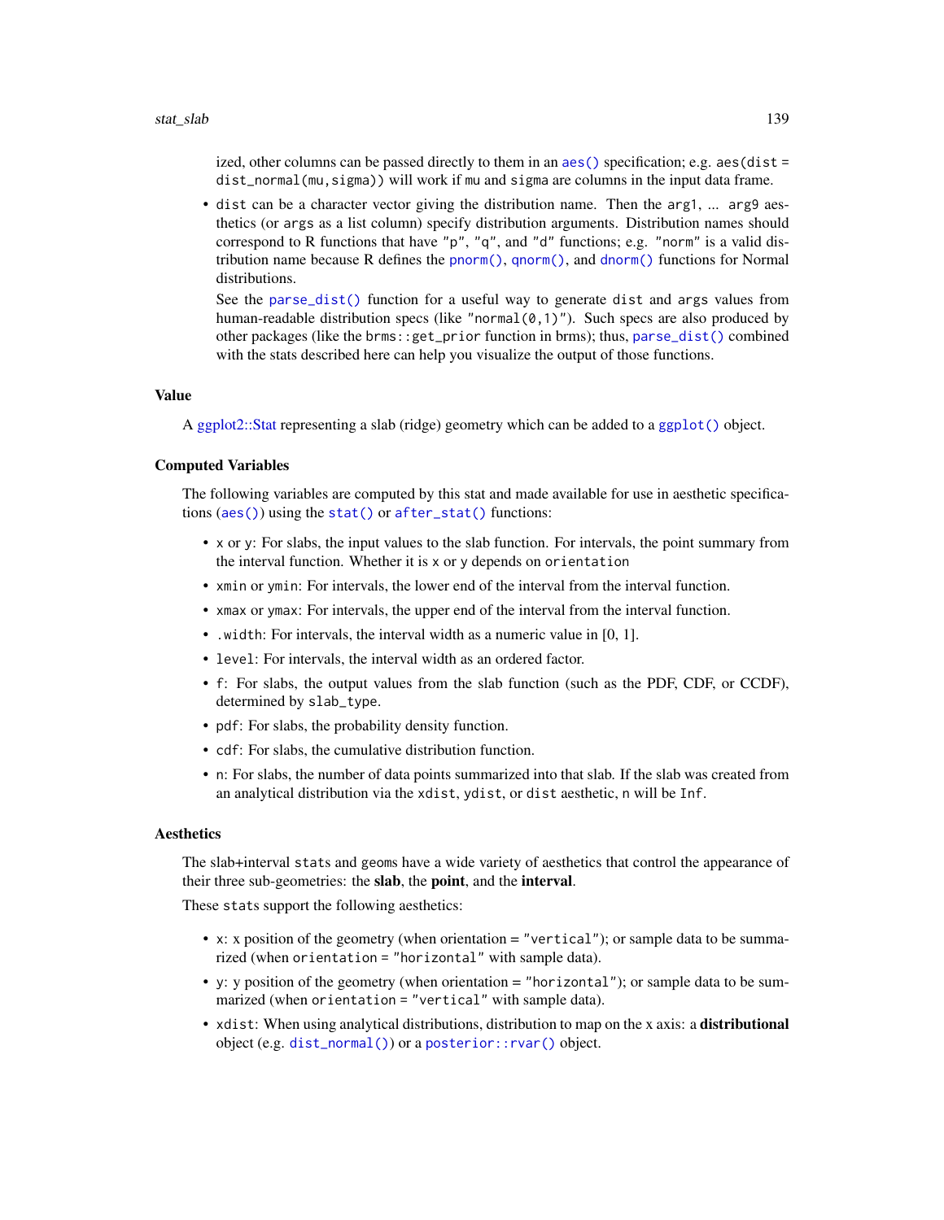ized, other columns can be passed directly to them in an `aes()` specification; e.g. `aes(dist = dist_normal(mu,sigma))` will work if `mu` and `sigma` are columns in the input data frame.

- `dist` can be a character vector giving the distribution name. Then the `arg1`, ... `arg9` aesthetics (or `args` as a list column) specify distribution arguments. Distribution names should correspond to R functions that have `"p"`, `"q"`, and `"d"` functions; e.g. `"norm"` is a valid distribution name because R defines the `pnorm()`, `qnorm()`, and `dnorm()` functions for Normal distributions.

  See the `parse_dist()` function for a useful way to generate `dist` and `args` values from human-readable distribution specs (like `"normal(0,1)"`). Such specs are also produced by other packages (like the `brms::get_prior` function in brms); thus, `parse_dist()` combined with the stats described here can help you visualize the output of those functions.

## Value

A ggplot2::Stat representing a slab (ridge) geometry which can be added to a `ggplot()` object.

## Computed Variables

The following variables are computed by this stat and made available for use in aesthetic specifications (`aes()`) using the `stat()` or `after_stat()` functions:

- `x` or `y`: For slabs, the input values to the slab function. For intervals, the point summary from the interval function. Whether it is `x` or `y` depends on `orientation`
- `xmin` or `ymin`: For intervals, the lower end of the interval from the interval function.
- `xmax` or `ymax`: For intervals, the upper end of the interval from the interval function.
- `.width`: For intervals, the interval width as a numeric value in [0, 1].
- `level`: For intervals, the interval width as an ordered factor.
- `f`: For slabs, the output values from the slab function (such as the PDF, CDF, or CCDF), determined by `slab_type`.
- `pdf`: For slabs, the probability density function.
- `cdf`: For slabs, the cumulative distribution function.
- `n`: For slabs, the number of data points summarized into that slab. If the slab was created from an analytical distribution via the `xdist`, `ydist`, or `dist` aesthetic, `n` will be `Inf`.

## Aesthetics

The slab+interval `stat`s and `geom`s have a wide variety of aesthetics that control the appearance of their three sub-geometries: the **slab**, the **point**, and the **interval**.

These `stat`s support the following aesthetics:

- `x`: x position of the geometry (when orientation = `"vertical"`); or sample data to be summarized (when `orientation = "horizontal"` with sample data).
- `y`: y position of the geometry (when orientation = `"horizontal"`); or sample data to be summarized (when `orientation = "vertical"` with sample data).
- `xdist`: When using analytical distributions, distribution to map on the x axis: a **distributional** object (e.g. `dist_normal()`) or a `posterior::rvar()` object.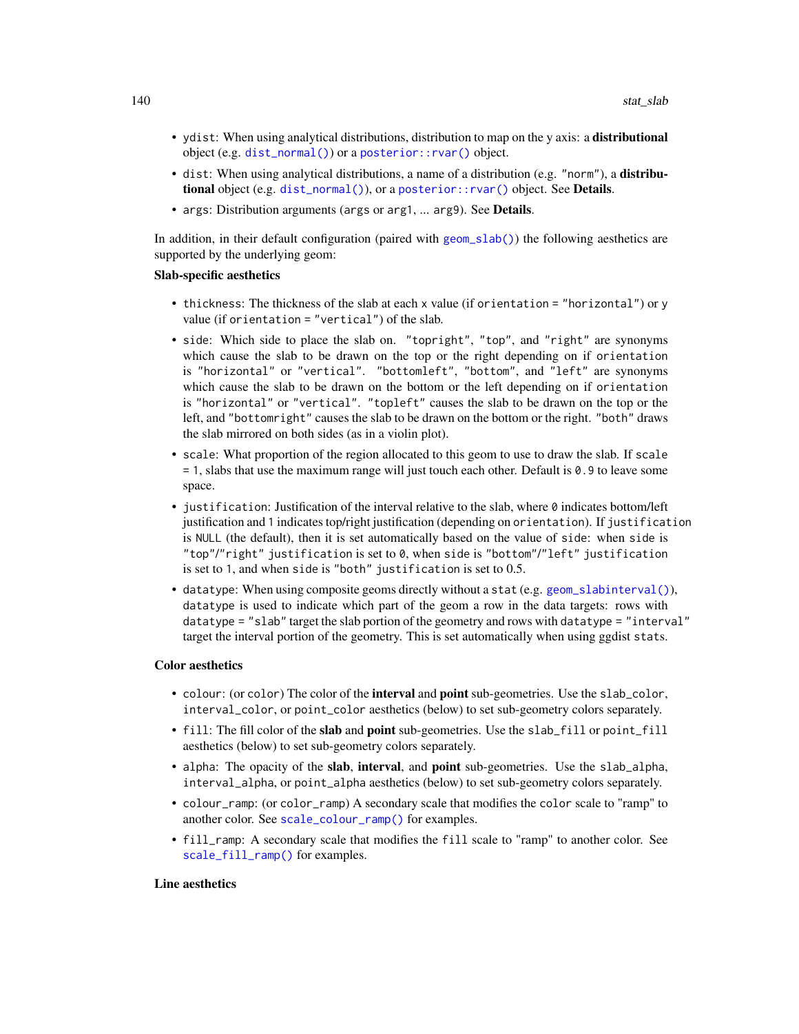- `ydist`: When using analytical distributions, distribution to map on the y axis: a **distributional** object (e.g. `dist_normal()`) or a `posterior::rvar()` object.
- `dist`: When using analytical distributions, a name of a distribution (e.g. `"norm"`), a **distributional** object (e.g. `dist_normal()`), or a `posterior::rvar()` object. See **Details**.
- `args`: Distribution arguments (`args` or `arg1`, ... `arg9`). See **Details**.

In addition, in their default configuration (paired with `geom_slab()`) the following aesthetics are supported by the underlying geom:

**Slab-specific aesthetics**

- `thickness`: The thickness of the slab at each `x` value (if `orientation = "horizontal"`) or `y` value (if `orientation = "vertical"`) of the slab.
- `side`: Which side to place the slab on. `"topright"`, `"top"`, and `"right"` are synonyms which cause the slab to be drawn on the top or the right depending on if `orientation` is `"horizontal"` or `"vertical"`. `"bottomleft"`, `"bottom"`, and `"left"` are synonyms which cause the slab to be drawn on the bottom or the left depending on if `orientation` is `"horizontal"` or `"vertical"`. `"topleft"` causes the slab to be drawn on the top or the left, and `"bottomright"` causes the slab to be drawn on the bottom or the right. `"both"` draws the slab mirrored on both sides (as in a violin plot).
- `scale`: What proportion of the region allocated to this geom to use to draw the slab. If `scale = 1`, slabs that use the maximum range will just touch each other. Default is `0.9` to leave some space.
- `justification`: Justification of the interval relative to the slab, where `0` indicates bottom/left justification and `1` indicates top/right justification (depending on `orientation`). If `justification` is `NULL` (the default), then it is set automatically based on the value of `side`: when `side` is `"top"`/`"right"` `justification` is set to `0`, when `side` is `"bottom"`/`"left"` `justification` is set to `1`, and when `side` is `"both"` `justification` is set to 0.5.
- `datatype`: When using composite geoms directly without a `stat` (e.g. `geom_slabinterval()`), `datatype` is used to indicate which part of the geom a row in the data targets: rows with `datatype = "slab"` target the slab portion of the geometry and rows with `datatype = "interval"` target the interval portion of the geometry. This is set automatically when using ggdist `stat`s.

**Color aesthetics**

- `colour`: (or `color`) The color of the **interval** and **point** sub-geometries. Use the `slab_color`, `interval_color`, or `point_color` aesthetics (below) to set sub-geometry colors separately.
- `fill`: The fill color of the **slab** and **point** sub-geometries. Use the `slab_fill` or `point_fill` aesthetics (below) to set sub-geometry colors separately.
- `alpha`: The opacity of the **slab**, **interval**, and **point** sub-geometries. Use the `slab_alpha`, `interval_alpha`, or `point_alpha` aesthetics (below) to set sub-geometry colors separately.
- `colour_ramp`: (or `color_ramp`) A secondary scale that modifies the `color` scale to "ramp" to another color. See `scale_colour_ramp()` for examples.
- `fill_ramp`: A secondary scale that modifies the `fill` scale to "ramp" to another color. See `scale_fill_ramp()` for examples.

**Line aesthetics**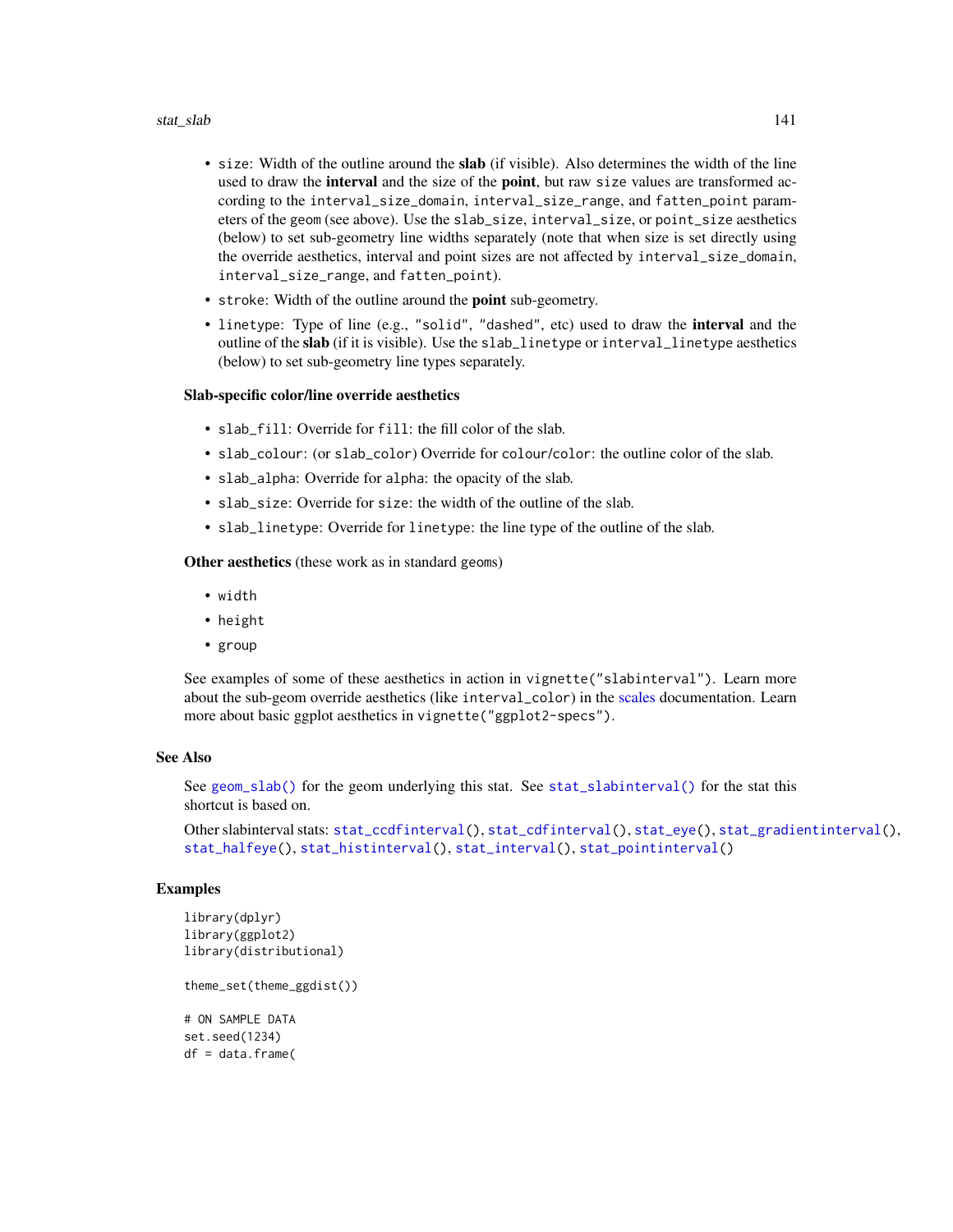- `size`: Width of the outline around the **slab** (if visible). Also determines the width of the line used to draw the **interval** and the size of the **point**, but raw `size` values are transformed according to the `interval_size_domain`, `interval_size_range`, and `fatten_point` parameters of the geom (see above). Use the `slab_size`, `interval_size`, or `point_size` aesthetics (below) to set sub-geometry line widths separately (note that when size is set directly using the override aesthetics, interval and point sizes are not affected by `interval_size_domain`, `interval_size_range`, and `fatten_point`).
- `stroke`: Width of the outline around the **point** sub-geometry.
- `linetype`: Type of line (e.g., `"solid"`, `"dashed"`, etc) used to draw the **interval** and the outline of the **slab** (if it is visible). Use the `slab_linetype` or `interval_linetype` aesthetics (below) to set sub-geometry line types separately.

**Slab-specific color/line override aesthetics**

- `slab_fill`: Override for `fill`: the fill color of the slab.
- `slab_colour`: (or `slab_color`) Override for `colour`/`color`: the outline color of the slab.
- `slab_alpha`: Override for `alpha`: the opacity of the slab.
- `slab_size`: Override for `size`: the width of the outline of the slab.
- `slab_linetype`: Override for `linetype`: the line type of the outline of the slab.

**Other aesthetics** (these work as in standard `geom`s)

- `width`
- `height`
- `group`

See examples of some of these aesthetics in action in `vignette("slabinterval")`. Learn more about the sub-geom override aesthetics (like `interval_color`) in the scales documentation. Learn more about basic ggplot aesthetics in `vignette("ggplot2-specs")`.

## See Also

See `geom_slab()` for the geom underlying this stat. See `stat_slabinterval()` for the stat this shortcut is based on.

Other slabinterval stats: `stat_ccdfinterval()`, `stat_cdfinterval()`, `stat_eye()`, `stat_gradientinterval()`, `stat_halfeye()`, `stat_histinterval()`, `stat_interval()`, `stat_pointinterval()`

## Examples

```
library(dplyr)
library(ggplot2)
library(distributional)

theme_set(theme_ggdist())

# ON SAMPLE DATA
set.seed(1234)
df = data.frame(
```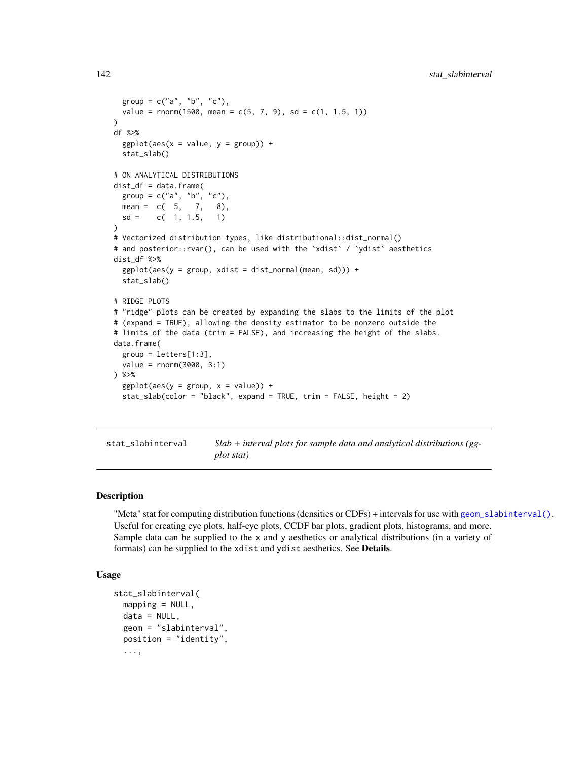```
  group = c("a", "b", "c"),
  value = rnorm(1500, mean = c(5, 7, 9), sd = c(1, 1.5, 1))
)
df %>%
  ggplot(aes(x = value, y = group)) +
  stat_slab()

# ON ANALYTICAL DISTRIBUTIONS
dist_df = data.frame(
  group = c("a", "b", "c"),
  mean =  c(  5,   7,   8),
  sd =    c(  1, 1.5,   1)
)
# Vectorized distribution types, like distributional::dist_normal()
# and posterior::rvar(), can be used with the `xdist` / `ydist` aesthetics
dist_df %>%
  ggplot(aes(y = group, xdist = dist_normal(mean, sd))) +
  stat_slab()

# RIDGE PLOTS
# "ridge" plots can be created by expanding the slabs to the limits of the plot
# (expand = TRUE), allowing the density estimator to be nonzero outside the
# limits of the data (trim = FALSE), and increasing the height of the slabs.
data.frame(
  group = letters[1:3],
  value = rnorm(3000, 3:1)
) %>%
  ggplot(aes(y = group, x = value)) +
  stat_slab(color = "black", expand = TRUE, trim = FALSE, height = 2)
```

---

`stat_slabinterval` *Slab + interval plots for sample data and analytical distributions (ggplot stat)*

---

## Description

"Meta" stat for computing distribution functions (densities or CDFs) + intervals for use with `geom_slabinterval()`. Useful for creating eye plots, half-eye plots, CCDF bar plots, gradient plots, histograms, and more. Sample data can be supplied to the `x` and `y` aesthetics or analytical distributions (in a variety of formats) can be supplied to the `xdist` and `ydist` aesthetics. See **Details**.

## Usage

```
stat_slabinterval(
  mapping = NULL,
  data = NULL,
  geom = "slabinterval",
  position = "identity",
  ...,
```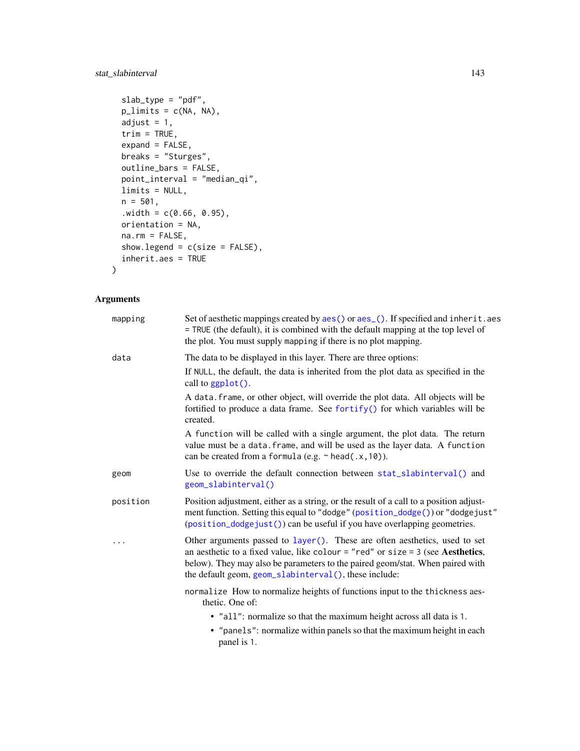```
  slab_type = "pdf",
  p_limits = c(NA, NA),
  adjust = 1,
  trim = TRUE,
  expand = FALSE,
  breaks = "Sturges",
  outline_bars = FALSE,
  point_interval = "median_qi",
  limits = NULL,
  n = 501,
  .width = c(0.66, 0.95),
  orientation = NA,
  na.rm = FALSE,
  show.legend = c(size = FALSE),
  inherit.aes = TRUE
)
```

## Arguments

| | |
|---|---|
| mapping | Set of aesthetic mappings created by aes() or aes_(). If specified and inherit.aes = TRUE (the default), it is combined with the default mapping at the top level of the plot. You must supply mapping if there is no plot mapping. |
| data | The data to be displayed in this layer. There are three options:<br>If NULL, the default, the data is inherited from the plot data as specified in the call to ggplot().<br>A data.frame, or other object, will override the plot data. All objects will be fortified to produce a data frame. See fortify() for which variables will be created.<br>A function will be called with a single argument, the plot data. The return value must be a data.frame, and will be used as the layer data. A function can be created from a formula (e.g. ~ head(.x,10)). |
| geom | Use to override the default connection between stat_slabinterval() and geom_slabinterval() |
| position | Position adjustment, either as a string, or the result of a call to a position adjustment function. Setting this equal to "dodge" (position_dodge()) or "dodgejust" (position_dodgejust()) can be useful if you have overlapping geometries. |
| ... | Other arguments passed to layer(). These are often aesthetics, used to set an aesthetic to a fixed value, like colour = "red" or size = 3 (see **Aesthetics**, below). They may also be parameters to the paired geom/stat. When paired with the default geom, geom_slabinterval(), these include:<br>normalize How to normalize heights of functions input to the thickness aesthetic. One of:<br>• "all": normalize so that the maximum height across all data is 1.<br>• "panels": normalize within panels so that the maximum height in each panel is 1. |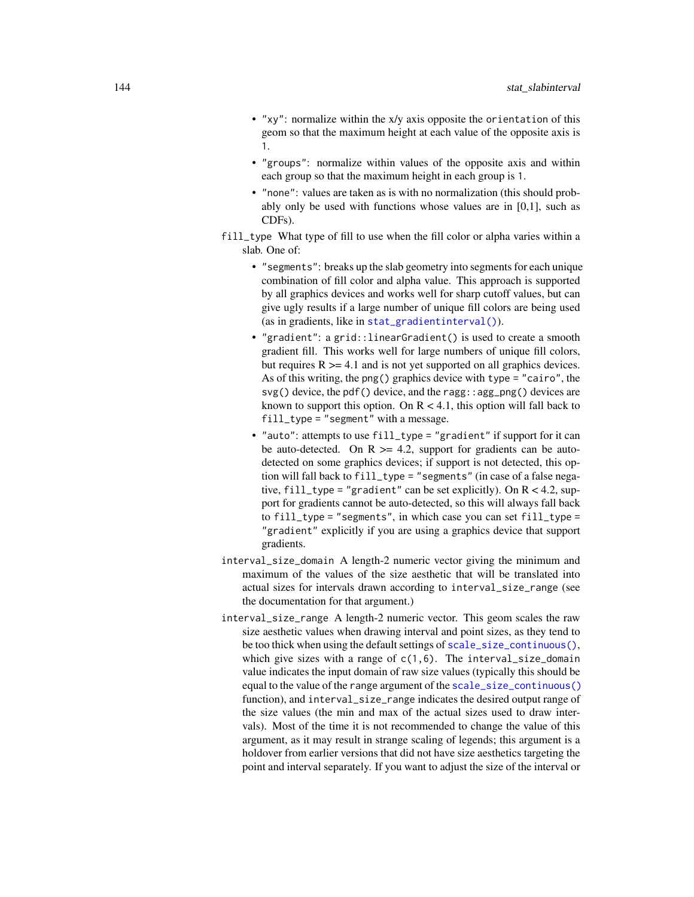- `"xy"`: normalize within the x/y axis opposite the `orientation` of this geom so that the maximum height at each value of the opposite axis is 1.
- `"groups"`: normalize within values of the opposite axis and within each group so that the maximum height in each group is 1.
- `"none"`: values are taken as is with no normalization (this should probably only be used with functions whose values are in [0,1], such as CDFs).

`fill_type` What type of fill to use when the fill color or alpha varies within a slab. One of:

- `"segments"`: breaks up the slab geometry into segments for each unique combination of fill color and alpha value. This approach is supported by all graphics devices and works well for sharp cutoff values, but can give ugly results if a large number of unique fill colors are being used (as in gradients, like in `stat_gradientinterval()`).
- `"gradient"`: a `grid::linearGradient()` is used to create a smooth gradient fill. This works well for large numbers of unique fill colors, but requires R >= 4.1 and is not yet supported on all graphics devices. As of this writing, the `png()` graphics device with `type = "cairo"`, the `svg()` device, the `pdf()` device, and the `ragg::agg_png()` devices are known to support this option. On R < 4.1, this option will fall back to `fill_type = "segment"` with a message.
- `"auto"`: attempts to use `fill_type = "gradient"` if support for it can be auto-detected. On R >= 4.2, support for gradients can be auto-detected on some graphics devices; if support is not detected, this option will fall back to `fill_type = "segments"` (in case of a false negative, `fill_type = "gradient"` can be set explicitly). On R < 4.2, support for gradients cannot be auto-detected, so this will always fall back to `fill_type = "segments"`, in which case you can set `fill_type = "gradient"` explicitly if you are using a graphics device that support gradients.

`interval_size_domain` A length-2 numeric vector giving the minimum and maximum of the values of the size aesthetic that will be translated into actual sizes for intervals drawn according to `interval_size_range` (see the documentation for that argument.)

`interval_size_range` A length-2 numeric vector. This geom scales the raw size aesthetic values when drawing interval and point sizes, as they tend to be too thick when using the default settings of `scale_size_continuous()`, which give sizes with a range of `c(1,6)`. The `interval_size_domain` value indicates the input domain of raw size values (typically this should be equal to the value of the `range` argument of the `scale_size_continuous()` function), and `interval_size_range` indicates the desired output range of the size values (the min and max of the actual sizes used to draw intervals). Most of the time it is not recommended to change the value of this argument, as it may result in strange scaling of legends; this argument is a holdover from earlier versions that did not have size aesthetics targeting the point and interval separately. If you want to adjust the size of the interval or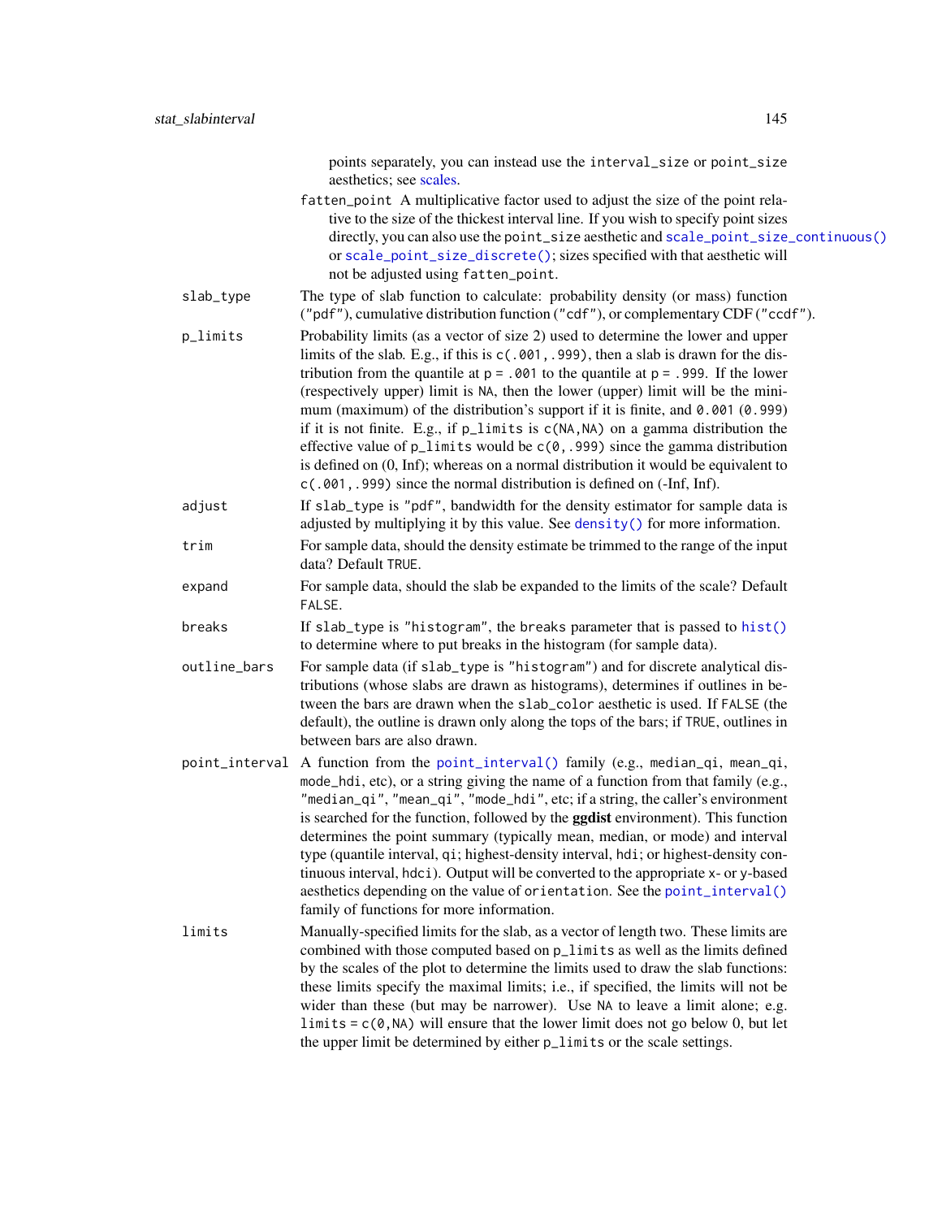points separately, you can instead use the `interval_size` or `point_size` aesthetics; see scales.

`fatten_point` A multiplicative factor used to adjust the size of the point relative to the size of the thickest interval line. If you wish to specify point sizes directly, you can also use the `point_size` aesthetic and `scale_point_size_continuous()` or `scale_point_size_discrete()`; sizes specified with that aesthetic will not be adjusted using `fatten_point`.

**slab_type** The type of slab function to calculate: probability density (or mass) function (`"pdf"`), cumulative distribution function (`"cdf"`), or complementary CDF (`"ccdf"`).

**p_limits** Probability limits (as a vector of size 2) used to determine the lower and upper limits of the slab. E.g., if this is `c(.001,.999)`, then a slab is drawn for the distribution from the quantile at `p = .001` to the quantile at `p = .999`. If the lower (respectively upper) limit is `NA`, then the lower (upper) limit will be the minimum (maximum) of the distribution's support if it is finite, and `0.001` (`0.999`) if it is not finite. E.g., if `p_limits` is `c(NA,NA)` on a gamma distribution the effective value of `p_limits` would be `c(0,.999)` since the gamma distribution is defined on (0, Inf); whereas on a normal distribution it would be equivalent to `c(.001,.999)` since the normal distribution is defined on (-Inf, Inf).

**adjust** If `slab_type` is `"pdf"`, bandwidth for the density estimator for sample data is adjusted by multiplying it by this value. See `density()` for more information.

**trim** For sample data, should the density estimate be trimmed to the range of the input data? Default `TRUE`.

**expand** For sample data, should the slab be expanded to the limits of the scale? Default `FALSE`.

**breaks** If `slab_type` is `"histogram"`, the `breaks` parameter that is passed to `hist()` to determine where to put breaks in the histogram (for sample data).

**outline_bars** For sample data (if `slab_type` is `"histogram"`) and for discrete analytical distributions (whose slabs are drawn as histograms), determines if outlines in between the bars are drawn when the `slab_color` aesthetic is used. If `FALSE` (the default), the outline is drawn only along the tops of the bars; if `TRUE`, outlines in between bars are also drawn.

**point_interval** A function from the `point_interval()` family (e.g., `median_qi`, `mean_qi`, `mode_hdi`, etc), or a string giving the name of a function from that family (e.g., `"median_qi"`, `"mean_qi"`, `"mode_hdi"`, etc; if a string, the caller's environment is searched for the function, followed by the **ggdist** environment). This function determines the point summary (typically mean, median, or mode) and interval type (quantile interval, `qi`; highest-density interval, `hdi`; or highest-density continuous interval, `hdci`). Output will be converted to the appropriate `x`- or `y`-based aesthetics depending on the value of `orientation`. See the `point_interval()` family of functions for more information.

**limits** Manually-specified limits for the slab, as a vector of length two. These limits are combined with those computed based on `p_limits` as well as the limits defined by the scales of the plot to determine the limits used to draw the slab functions: these limits specify the maximal limits; i.e., if specified, the limits will not be wider than these (but may be narrower). Use `NA` to leave a limit alone; e.g. `limits = c(0,NA)` will ensure that the lower limit does not go below 0, but let the upper limit be determined by either `p_limits` or the scale settings.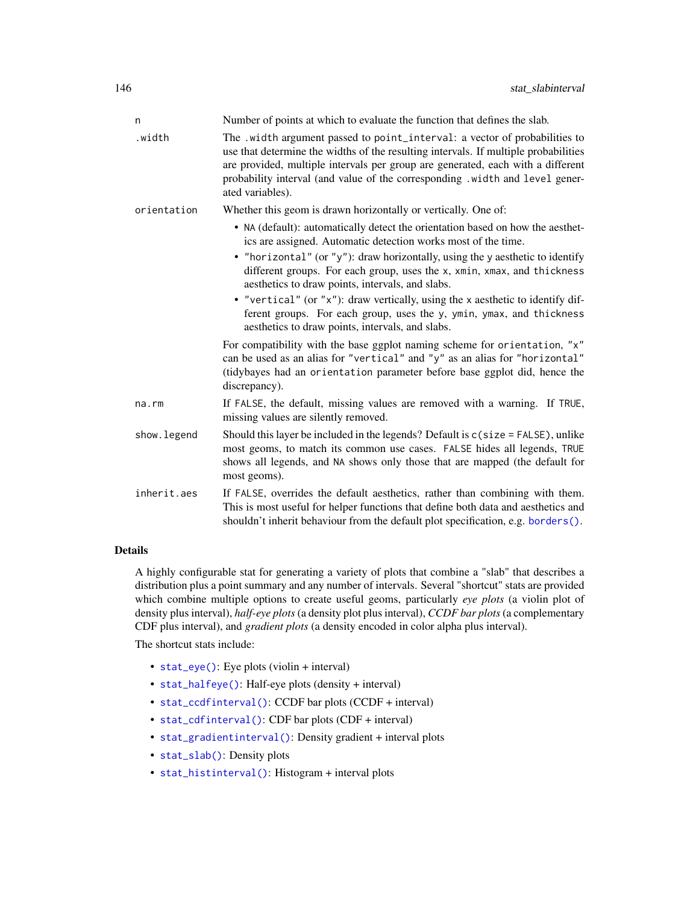| | |
|---|---|
| n | Number of points at which to evaluate the function that defines the slab. |
| .width | The `.width` argument passed to `point_interval`: a vector of probabilities to use that determine the widths of the resulting intervals. If multiple probabilities are provided, multiple intervals per group are generated, each with a different probability interval (and value of the corresponding `.width` and `level` generated variables). |
| orientation | Whether this geom is drawn horizontally or vertically. One of:<br>• `NA` (default): automatically detect the orientation based on how the aesthetics are assigned. Automatic detection works most of the time.<br>• `"horizontal"` (or `"y"`): draw horizontally, using the `y` aesthetic to identify different groups. For each group, uses the `x`, `xmin`, `xmax`, and `thickness` aesthetics to draw points, intervals, and slabs.<br>• `"vertical"` (or `"x"`): draw vertically, using the `x` aesthetic to identify different groups. For each group, uses the `y`, `ymin`, `ymax`, and `thickness` aesthetics to draw points, intervals, and slabs.<br><br>For compatibility with the base ggplot naming scheme for `orientation`, `"x"` can be used as an alias for `"vertical"` and `"y"` as an alias for `"horizontal"` (tidybayes had an `orientation` parameter before base ggplot did, hence the discrepancy). |
| na.rm | If `FALSE`, the default, missing values are removed with a warning. If `TRUE`, missing values are silently removed. |
| show.legend | Should this layer be included in the legends? Default is `c(size = FALSE)`, unlike most geoms, to match its common use cases. `FALSE` hides all legends, `TRUE` shows all legends, and `NA` shows only those that are mapped (the default for most geoms). |
| inherit.aes | If `FALSE`, overrides the default aesthetics, rather than combining with them. This is most useful for helper functions that define both data and aesthetics and shouldn't inherit behaviour from the default plot specification, e.g. `borders()`. |

## Details

A highly configurable stat for generating a variety of plots that combine a "slab" that describes a distribution plus a point summary and any number of intervals. Several "shortcut" stats are provided which combine multiple options to create useful geoms, particularly *eye plots* (a violin plot of density plus interval), *half-eye plots* (a density plot plus interval), *CCDF bar plots* (a complementary CDF plus interval), and *gradient plots* (a density encoded in color alpha plus interval).

The shortcut stats include:

- `stat_eye()`: Eye plots (violin + interval)
- `stat_halfeye()`: Half-eye plots (density + interval)
- `stat_ccdfinterval()`: CCDF bar plots (CCDF + interval)
- `stat_cdfinterval()`: CDF bar plots (CDF + interval)
- `stat_gradientinterval()`: Density gradient + interval plots
- `stat_slab()`: Density plots
- `stat_histinterval()`: Histogram + interval plots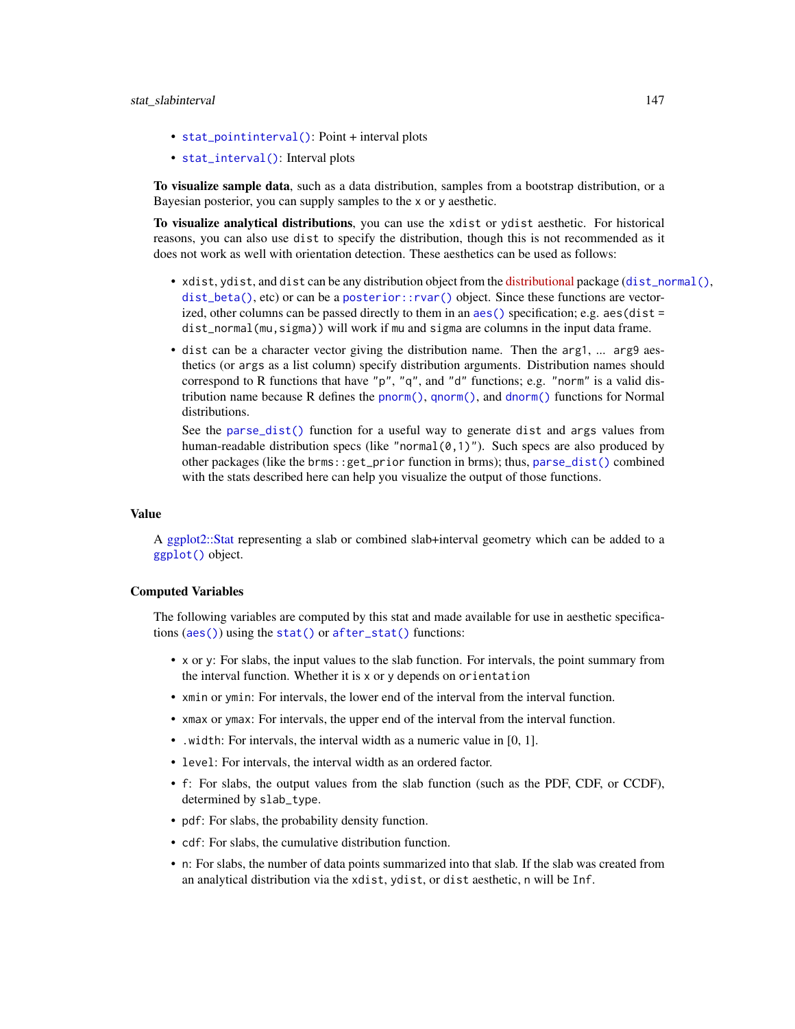- `stat_pointinterval()`: Point + interval plots
- `stat_interval()`: Interval plots

**To visualize sample data**, such as a data distribution, samples from a bootstrap distribution, or a Bayesian posterior, you can supply samples to the `x` or `y` aesthetic.

**To visualize analytical distributions**, you can use the `xdist` or `ydist` aesthetic. For historical reasons, you can also use `dist` to specify the distribution, though this is not recommended as it does not work as well with orientation detection. These aesthetics can be used as follows:

- `xdist`, `ydist`, and `dist` can be any distribution object from the distributional package (`dist_normal()`, `dist_beta()`, etc) or can be a `posterior::rvar()` object. Since these functions are vectorized, other columns can be passed directly to them in an `aes()` specification; e.g. `aes(dist = dist_normal(mu,sigma))` will work if `mu` and `sigma` are columns in the input data frame.
- `dist` can be a character vector giving the distribution name. Then the `arg1`, ... `arg9` aesthetics (or `args` as a list column) specify distribution arguments. Distribution names should correspond to R functions that have `"p"`, `"q"`, and `"d"` functions; e.g. `"norm"` is a valid distribution name because R defines the `pnorm()`, `qnorm()`, and `dnorm()` functions for Normal distributions.

  See the `parse_dist()` function for a useful way to generate `dist` and `args` values from human-readable distribution specs (like `"normal(0,1)"`). Such specs are also produced by other packages (like the `brms::get_prior` function in brms); thus, `parse_dist()` combined with the stats described here can help you visualize the output of those functions.

## Value

A ggplot2::Stat representing a slab or combined slab+interval geometry which can be added to a `ggplot()` object.

## Computed Variables

The following variables are computed by this stat and made available for use in aesthetic specifications (`aes()`) using the `stat()` or `after_stat()` functions:

- `x` or `y`: For slabs, the input values to the slab function. For intervals, the point summary from the interval function. Whether it is `x` or `y` depends on `orientation`
- `xmin` or `ymin`: For intervals, the lower end of the interval from the interval function.
- `xmax` or `ymax`: For intervals, the upper end of the interval from the interval function.
- `.width`: For intervals, the interval width as a numeric value in [0, 1].
- `level`: For intervals, the interval width as an ordered factor.
- `f`: For slabs, the output values from the slab function (such as the PDF, CDF, or CCDF), determined by `slab_type`.
- `pdf`: For slabs, the probability density function.
- `cdf`: For slabs, the cumulative distribution function.
- `n`: For slabs, the number of data points summarized into that slab. If the slab was created from an analytical distribution via the `xdist`, `ydist`, or `dist` aesthetic, `n` will be `Inf`.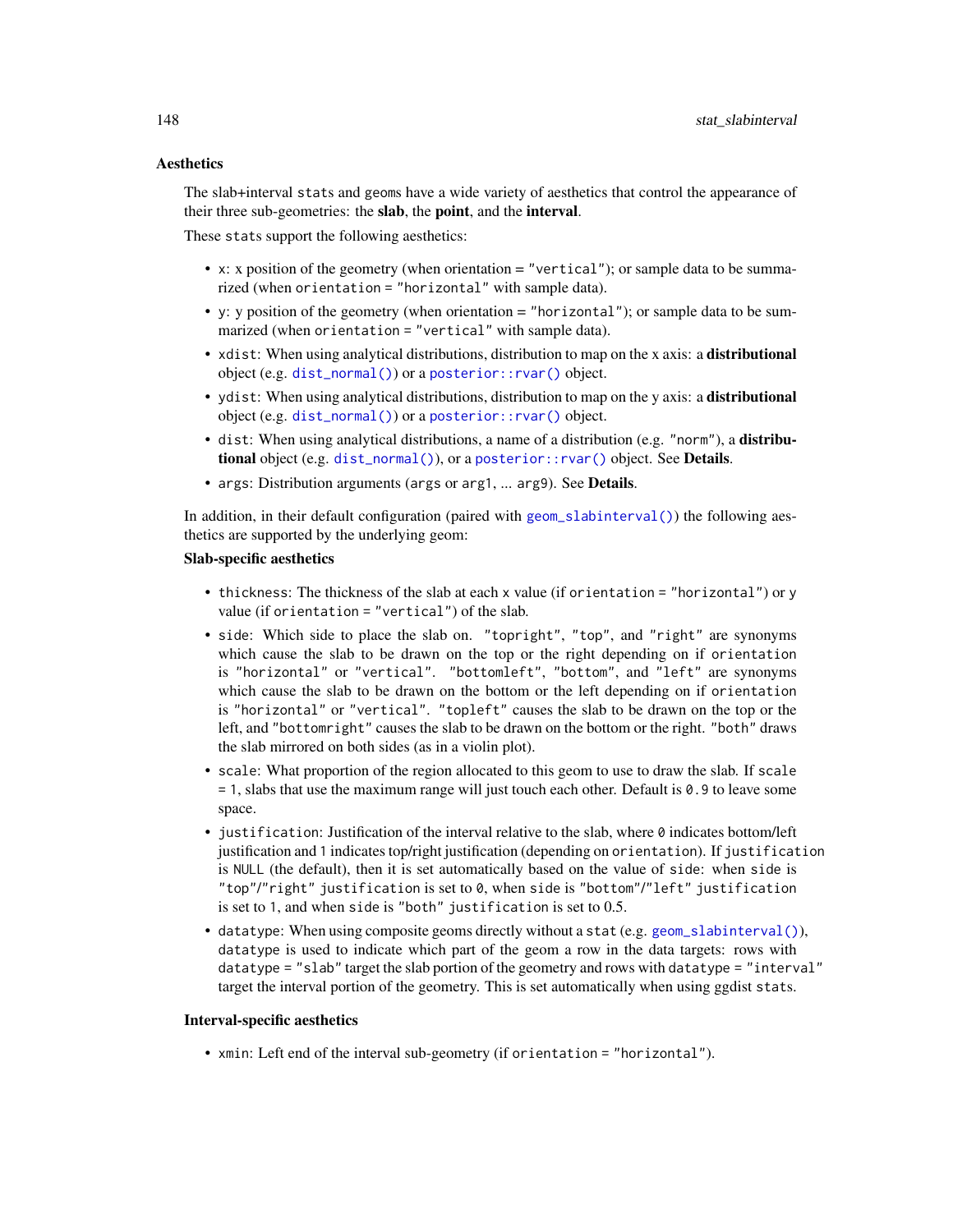### Aesthetics

The slab+interval `stat`s and `geom`s have a wide variety of aesthetics that control the appearance of their three sub-geometries: the **slab**, the **point**, and the **interval**.

These `stat`s support the following aesthetics:

- `x`: x position of the geometry (when orientation = `"vertical"`); or sample data to be summarized (when `orientation = "horizontal"` with sample data).
- `y`: y position of the geometry (when orientation = `"horizontal"`); or sample data to be summarized (when `orientation = "vertical"` with sample data).
- `xdist`: When using analytical distributions, distribution to map on the x axis: a **distributional** object (e.g. `dist_normal()`) or a `posterior::rvar()` object.
- `ydist`: When using analytical distributions, distribution to map on the y axis: a **distributional** object (e.g. `dist_normal()`) or a `posterior::rvar()` object.
- `dist`: When using analytical distributions, a name of a distribution (e.g. `"norm"`), a **distributional** object (e.g. `dist_normal()`), or a `posterior::rvar()` object. See **Details**.
- `args`: Distribution arguments (`args` or `arg1`, ... `arg9`). See **Details**.

In addition, in their default configuration (paired with `geom_slabinterval()`) the following aesthetics are supported by the underlying geom:

#### Slab-specific aesthetics

- `thickness`: The thickness of the slab at each x value (if `orientation = "horizontal"`) or y value (if `orientation = "vertical"`) of the slab.
- `side`: Which side to place the slab on. `"topright"`, `"top"`, and `"right"` are synonyms which cause the slab to be drawn on the top or the right depending on if `orientation` is `"horizontal"` or `"vertical"`. `"bottomleft"`, `"bottom"`, and `"left"` are synonyms which cause the slab to be drawn on the bottom or the left depending on if `orientation` is `"horizontal"` or `"vertical"`. `"topleft"` causes the slab to be drawn on the top or the left, and `"bottomright"` causes the slab to be drawn on the bottom or the right. `"both"` draws the slab mirrored on both sides (as in a violin plot).
- `scale`: What proportion of the region allocated to this geom to use to draw the slab. If `scale = 1`, slabs that use the maximum range will just touch each other. Default is `0.9` to leave some space.
- `justification`: Justification of the interval relative to the slab, where `0` indicates bottom/left justification and `1` indicates top/right justification (depending on `orientation`). If `justification` is `NULL` (the default), then it is set automatically based on the value of `side`: when `side` is `"top"`/`"right"` `justification` is set to `0`, when `side` is `"bottom"`/`"left"` `justification` is set to `1`, and when `side` is `"both"` `justification` is set to 0.5.
- `datatype`: When using composite geoms directly without a `stat` (e.g. `geom_slabinterval()`), `datatype` is used to indicate which part of the geom a row in the data targets: rows with `datatype = "slab"` target the slab portion of the geometry and rows with `datatype = "interval"` target the interval portion of the geometry. This is set automatically when using ggdist `stat`s.

#### Interval-specific aesthetics

- `xmin`: Left end of the interval sub-geometry (if `orientation = "horizontal"`).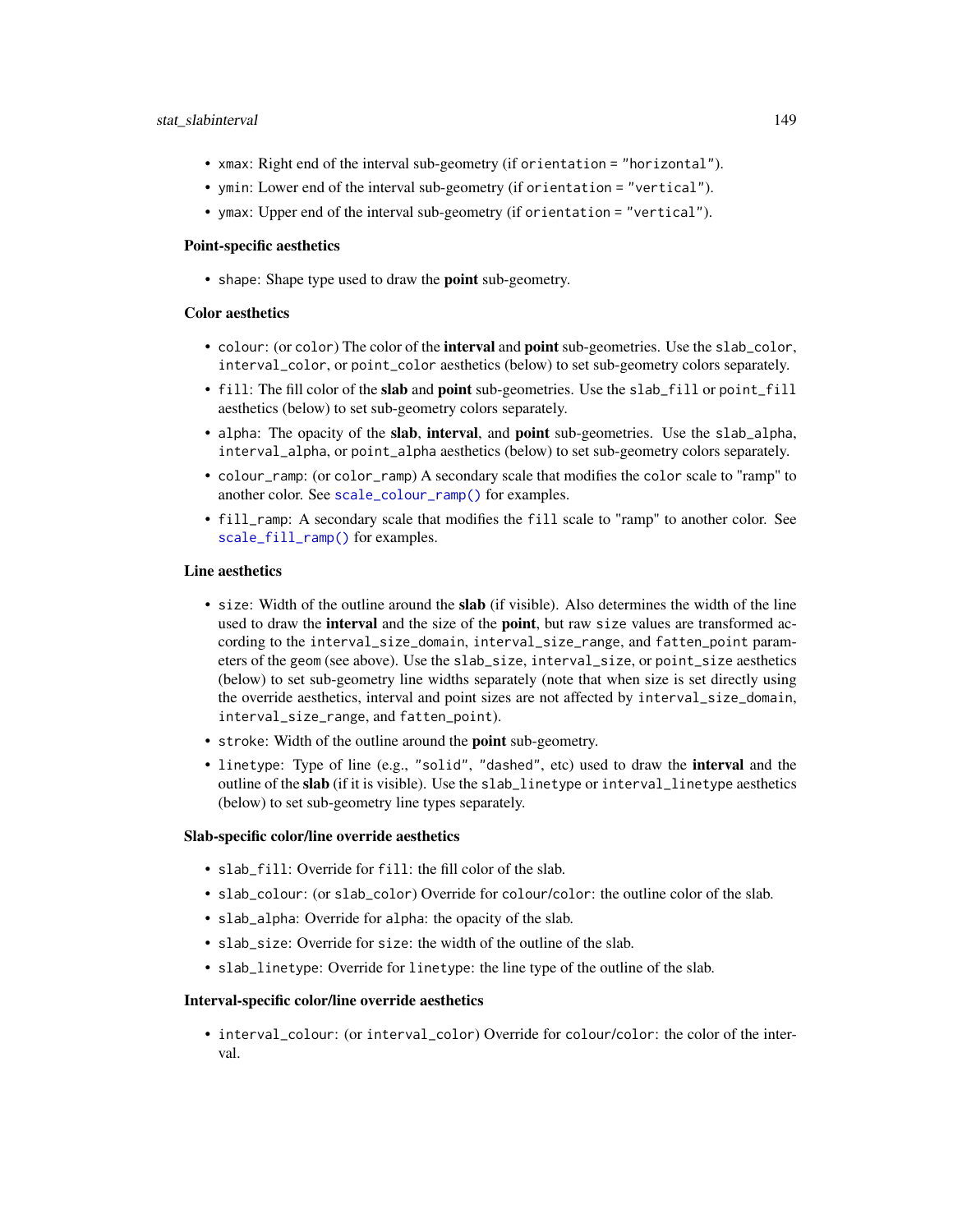- `xmax`: Right end of the interval sub-geometry (if `orientation = "horizontal"`).
- `ymin`: Lower end of the interval sub-geometry (if `orientation = "vertical"`).
- `ymax`: Upper end of the interval sub-geometry (if `orientation = "vertical"`).

**Point-specific aesthetics**

- `shape`: Shape type used to draw the **point** sub-geometry.

**Color aesthetics**

- `colour`: (or `color`) The color of the **interval** and **point** sub-geometries. Use the `slab_color`, `interval_color`, or `point_color` aesthetics (below) to set sub-geometry colors separately.
- `fill`: The fill color of the **slab** and **point** sub-geometries. Use the `slab_fill` or `point_fill` aesthetics (below) to set sub-geometry colors separately.
- `alpha`: The opacity of the **slab**, **interval**, and **point** sub-geometries. Use the `slab_alpha`, `interval_alpha`, or `point_alpha` aesthetics (below) to set sub-geometry colors separately.
- `colour_ramp`: (or `color_ramp`) A secondary scale that modifies the `color` scale to "ramp" to another color. See `scale_colour_ramp()` for examples.
- `fill_ramp`: A secondary scale that modifies the `fill` scale to "ramp" to another color. See `scale_fill_ramp()` for examples.

**Line aesthetics**

- `size`: Width of the outline around the **slab** (if visible). Also determines the width of the line used to draw the **interval** and the size of the **point**, but raw `size` values are transformed according to the `interval_size_domain`, `interval_size_range`, and `fatten_point` parameters of the `geom` (see above). Use the `slab_size`, `interval_size`, or `point_size` aesthetics (below) to set sub-geometry line widths separately (note that when size is set directly using the override aesthetics, interval and point sizes are not affected by `interval_size_domain`, `interval_size_range`, and `fatten_point`).
- `stroke`: Width of the outline around the **point** sub-geometry.
- `linetype`: Type of line (e.g., `"solid"`, `"dashed"`, etc) used to draw the **interval** and the outline of the **slab** (if it is visible). Use the `slab_linetype` or `interval_linetype` aesthetics (below) to set sub-geometry line types separately.

**Slab-specific color/line override aesthetics**

- `slab_fill`: Override for `fill`: the fill color of the slab.
- `slab_colour`: (or `slab_color`) Override for `colour`/`color`: the outline color of the slab.
- `slab_alpha`: Override for `alpha`: the opacity of the slab.
- `slab_size`: Override for `size`: the width of the outline of the slab.
- `slab_linetype`: Override for `linetype`: the line type of the outline of the slab.

**Interval-specific color/line override aesthetics**

- `interval_colour`: (or `interval_color`) Override for `colour`/`color`: the color of the interval.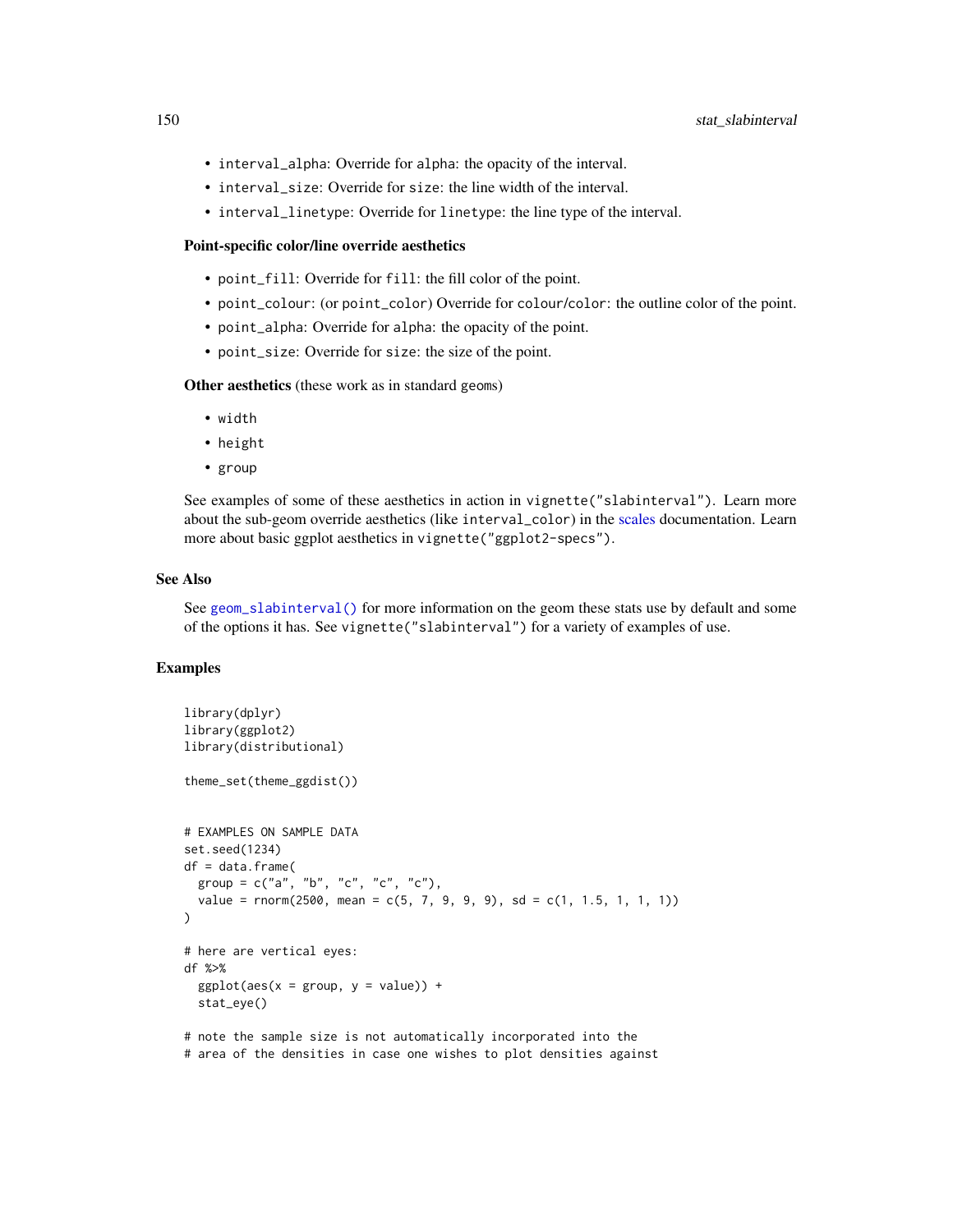- `interval_alpha`: Override for `alpha`: the opacity of the interval.
- `interval_size`: Override for `size`: the line width of the interval.
- `interval_linetype`: Override for `linetype`: the line type of the interval.

**Point-specific color/line override aesthetics**

- `point_fill`: Override for `fill`: the fill color of the point.
- `point_colour`: (or `point_color`) Override for `colour`/`color`: the outline color of the point.
- `point_alpha`: Override for `alpha`: the opacity of the point.
- `point_size`: Override for `size`: the size of the point.

**Other aesthetics** (these work as in standard geoms)

- `width`
- `height`
- `group`

See examples of some of these aesthetics in action in `vignette("slabinterval")`. Learn more about the sub-geom override aesthetics (like `interval_color`) in the scales documentation. Learn more about basic ggplot aesthetics in `vignette("ggplot2-specs")`.

## See Also

See `geom_slabinterval()` for more information on the geom these stats use by default and some of the options it has. See `vignette("slabinterval")` for a variety of examples of use.

## Examples

```
library(dplyr)
library(ggplot2)
library(distributional)

theme_set(theme_ggdist())


# EXAMPLES ON SAMPLE DATA
set.seed(1234)
df = data.frame(
  group = c("a", "b", "c", "c", "c"),
  value = rnorm(2500, mean = c(5, 7, 9, 9, 9), sd = c(1, 1.5, 1, 1, 1))
)

# here are vertical eyes:
df %>%
  ggplot(aes(x = group, y = value)) +
  stat_eye()

# note the sample size is not automatically incorporated into the
# area of the densities in case one wishes to plot densities against
```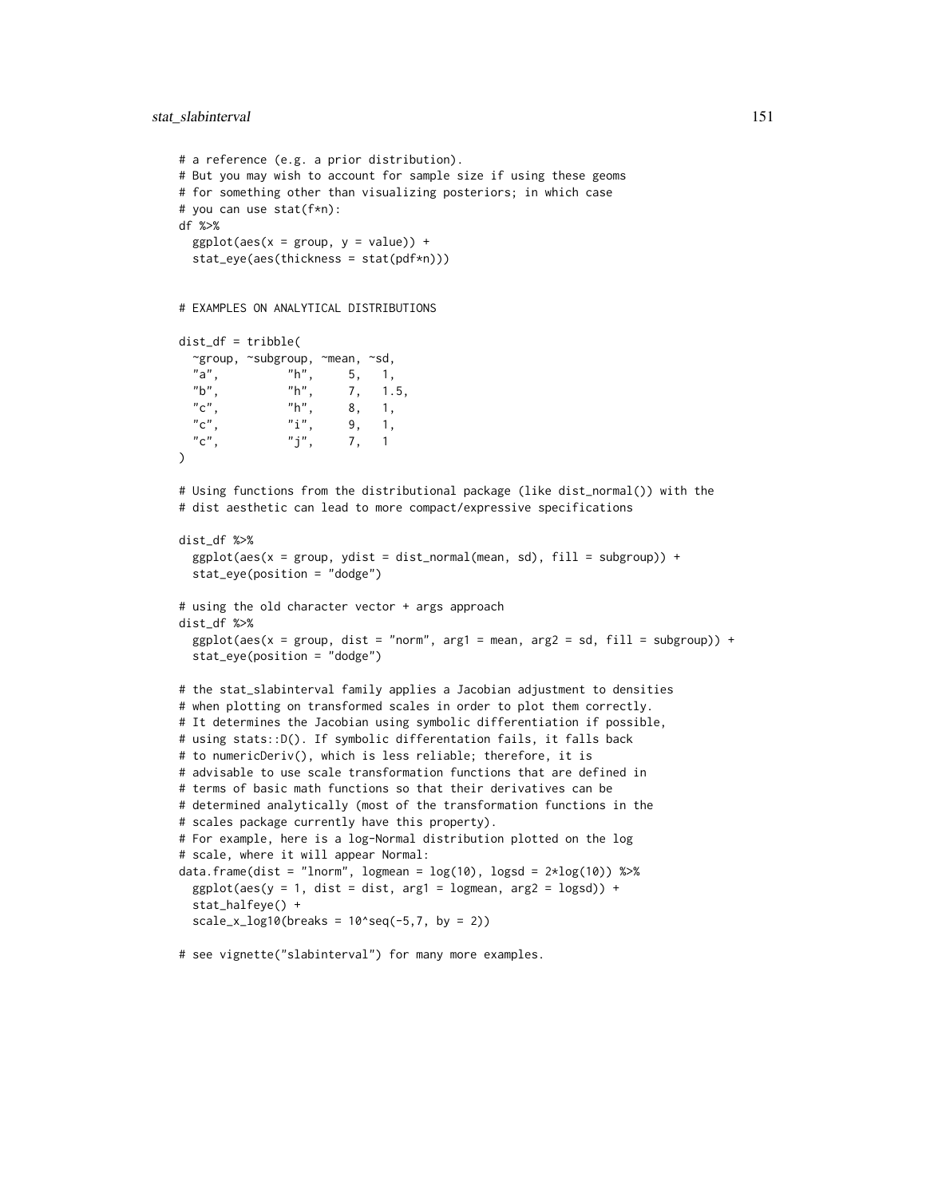```
# a reference (e.g. a prior distribution).
# But you may wish to account for sample size if using these geoms
# for something other than visualizing posteriors; in which case
# you can use stat(f*n):
df %>%
  ggplot(aes(x = group, y = value)) +
  stat_eye(aes(thickness = stat(pdf*n)))


# EXAMPLES ON ANALYTICAL DISTRIBUTIONS

dist_df = tribble(
  ~group, ~subgroup, ~mean, ~sd,
  "a",          "h",     5,   1,
  "b",          "h",     7,   1.5,
  "c",          "h",     8,   1,
  "c",          "i",     9,   1,
  "c",          "j",     7,   1
)

# Using functions from the distributional package (like dist_normal()) with the
# dist aesthetic can lead to more compact/expressive specifications

dist_df %>%
  ggplot(aes(x = group, ydist = dist_normal(mean, sd), fill = subgroup)) +
  stat_eye(position = "dodge")

# using the old character vector + args approach
dist_df %>%
  ggplot(aes(x = group, dist = "norm", arg1 = mean, arg2 = sd, fill = subgroup)) +
  stat_eye(position = "dodge")

# the stat_slabinterval family applies a Jacobian adjustment to densities
# when plotting on transformed scales in order to plot them correctly.
# It determines the Jacobian using symbolic differentiation if possible,
# using stats::D(). If symbolic differentation fails, it falls back
# to numericDeriv(), which is less reliable; therefore, it is
# advisable to use scale transformation functions that are defined in
# terms of basic math functions so that their derivatives can be
# determined analytically (most of the transformation functions in the
# scales package currently have this property).
# For example, here is a log-Normal distribution plotted on the log
# scale, where it will appear Normal:
data.frame(dist = "lnorm", logmean = log(10), logsd = 2*log(10)) %>%
  ggplot(aes(y = 1, dist = dist, arg1 = logmean, arg2 = logsd)) +
  stat_halfeye() +
  scale_x_log10(breaks = 10^seq(-5,7, by = 2))

# see vignette("slabinterval") for many more examples.
```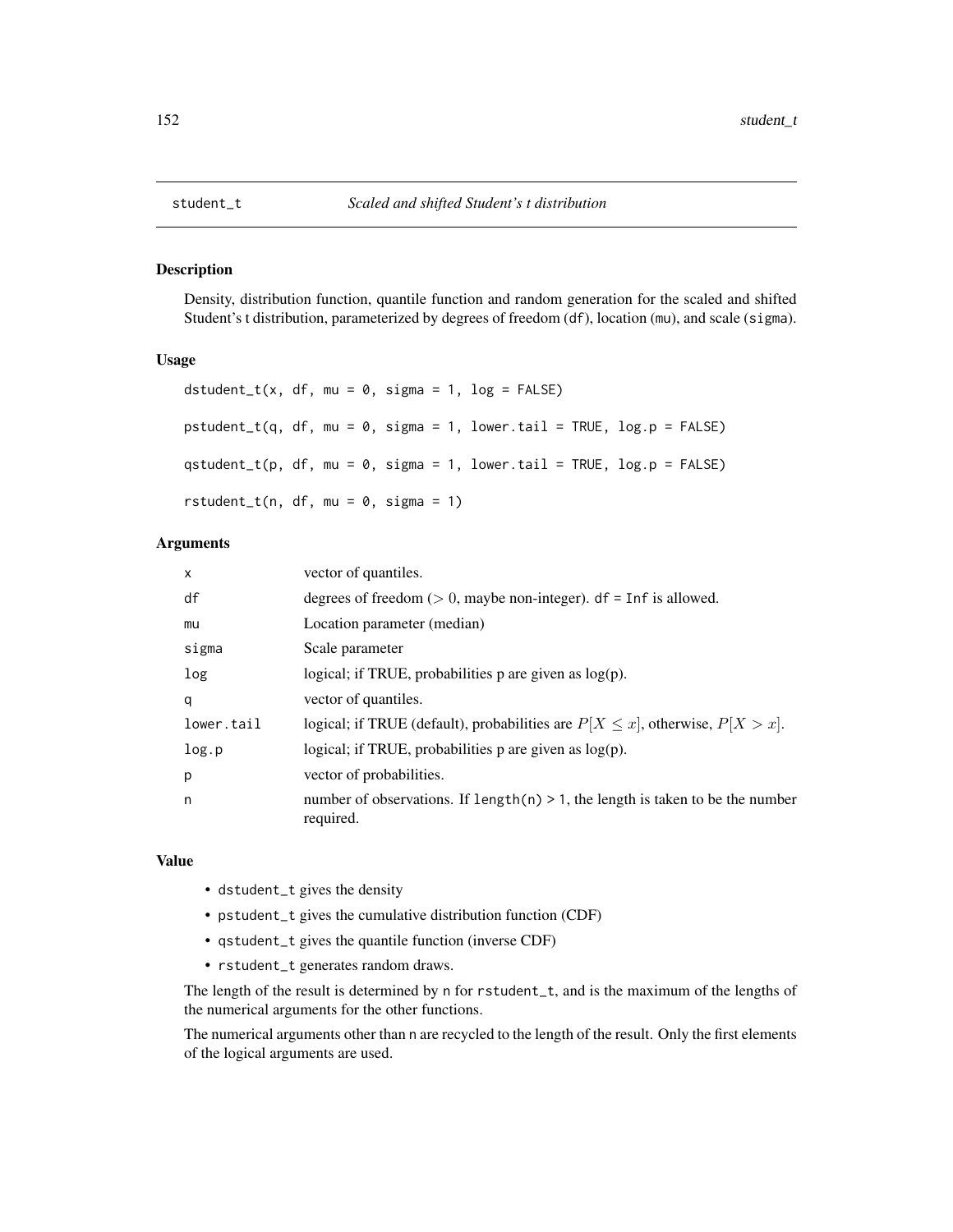## student_t — *Scaled and shifted Student's t distribution*

### Description

Density, distribution function, quantile function and random generation for the scaled and shifted Student's t distribution, parameterized by degrees of freedom (df), location (mu), and scale (sigma).

### Usage

```
dstudent_t(x, df, mu = 0, sigma = 1, log = FALSE)

pstudent_t(q, df, mu = 0, sigma = 1, lower.tail = TRUE, log.p = FALSE)

qstudent_t(p, df, mu = 0, sigma = 1, lower.tail = TRUE, log.p = FALSE)

rstudent_t(n, df, mu = 0, sigma = 1)
```

### Arguments

| | |
|---|---|
| x | vector of quantiles. |
| df | degrees of freedom ($> 0$, maybe non-integer). df = Inf is allowed. |
| mu | Location parameter (median) |
| sigma | Scale parameter |
| log | logical; if TRUE, probabilities p are given as log(p). |
| q | vector of quantiles. |
| lower.tail | logical; if TRUE (default), probabilities are $P[X \leq x]$, otherwise, $P[X > x]$. |
| log.p | logical; if TRUE, probabilities p are given as log(p). |
| p | vector of probabilities. |
| n | number of observations. If length(n) > 1, the length is taken to be the number required. |

### Value

- dstudent_t gives the density
- pstudent_t gives the cumulative distribution function (CDF)
- qstudent_t gives the quantile function (inverse CDF)
- rstudent_t generates random draws.

The length of the result is determined by n for rstudent_t, and is the maximum of the lengths of the numerical arguments for the other functions.

The numerical arguments other than n are recycled to the length of the result. Only the first elements of the logical arguments are used.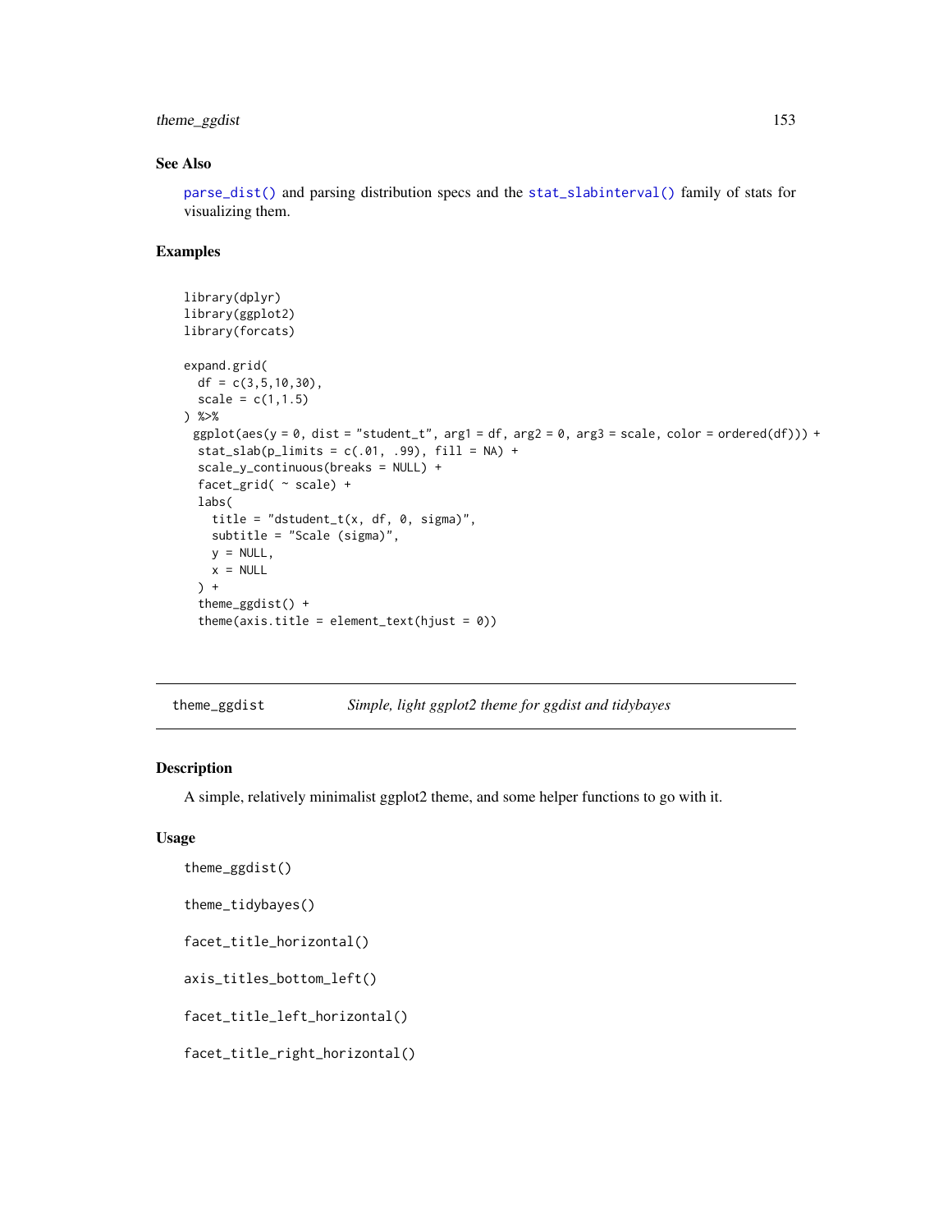## See Also

parse_dist() and parsing distribution specs and the stat_slabinterval() family of stats for visualizing them.

## Examples

```
library(dplyr)
library(ggplot2)
library(forcats)

expand.grid(
  df = c(3,5,10,30),
  scale = c(1,1.5)
) %>%
 ggplot(aes(y = 0, dist = "student_t", arg1 = df, arg2 = 0, arg3 = scale, color = ordered(df))) +
  stat_slab(p_limits = c(.01, .99), fill = NA) +
  scale_y_continuous(breaks = NULL) +
  facet_grid( ~ scale) +
  labs(
    title = "dstudent_t(x, df, 0, sigma)",
    subtitle = "Scale (sigma)",
    y = NULL,
    x = NULL
  ) +
  theme_ggdist() +
  theme(axis.title = element_text(hjust = 0))
```

---

# theme_ggdist — *Simple, light ggplot2 theme for ggdist and tidybayes*

## Description

A simple, relatively minimalist ggplot2 theme, and some helper functions to go with it.

## Usage

```
theme_ggdist()

theme_tidybayes()

facet_title_horizontal()

axis_titles_bottom_left()

facet_title_left_horizontal()

facet_title_right_horizontal()
```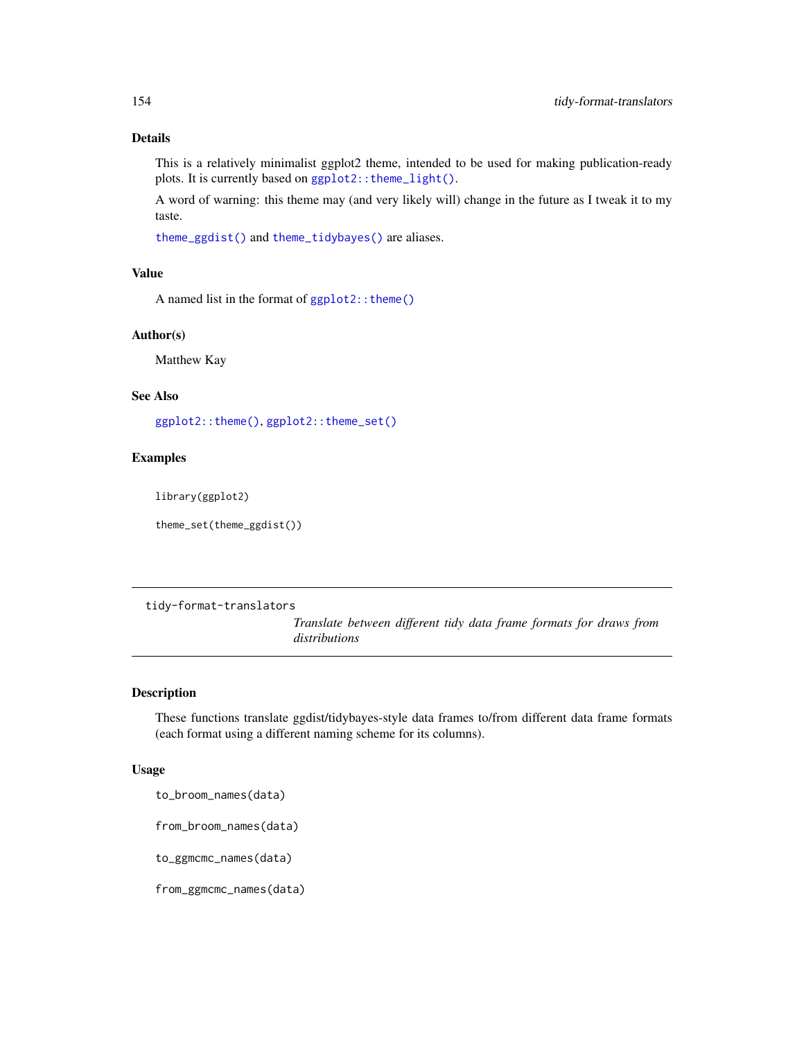### Details

This is a relatively minimalist ggplot2 theme, intended to be used for making publication-ready plots. It is currently based on `ggplot2::theme_light()`.

A word of warning: this theme may (and very likely will) change in the future as I tweak it to my taste.

`theme_ggdist()` and `theme_tidybayes()` are aliases.

### Value

A named list in the format of `ggplot2::theme()`

### Author(s)

Matthew Kay

### See Also

`ggplot2::theme()`, `ggplot2::theme_set()`

### Examples

```
library(ggplot2)

theme_set(theme_ggdist())
```

---

## tidy-format-translators

*Translate between different tidy data frame formats for draws from distributions*

---

### Description

These functions translate ggdist/tidybayes-style data frames to/from different data frame formats (each format using a different naming scheme for its columns).

### Usage

```
to_broom_names(data)

from_broom_names(data)

to_ggmcmc_names(data)

from_ggmcmc_names(data)
```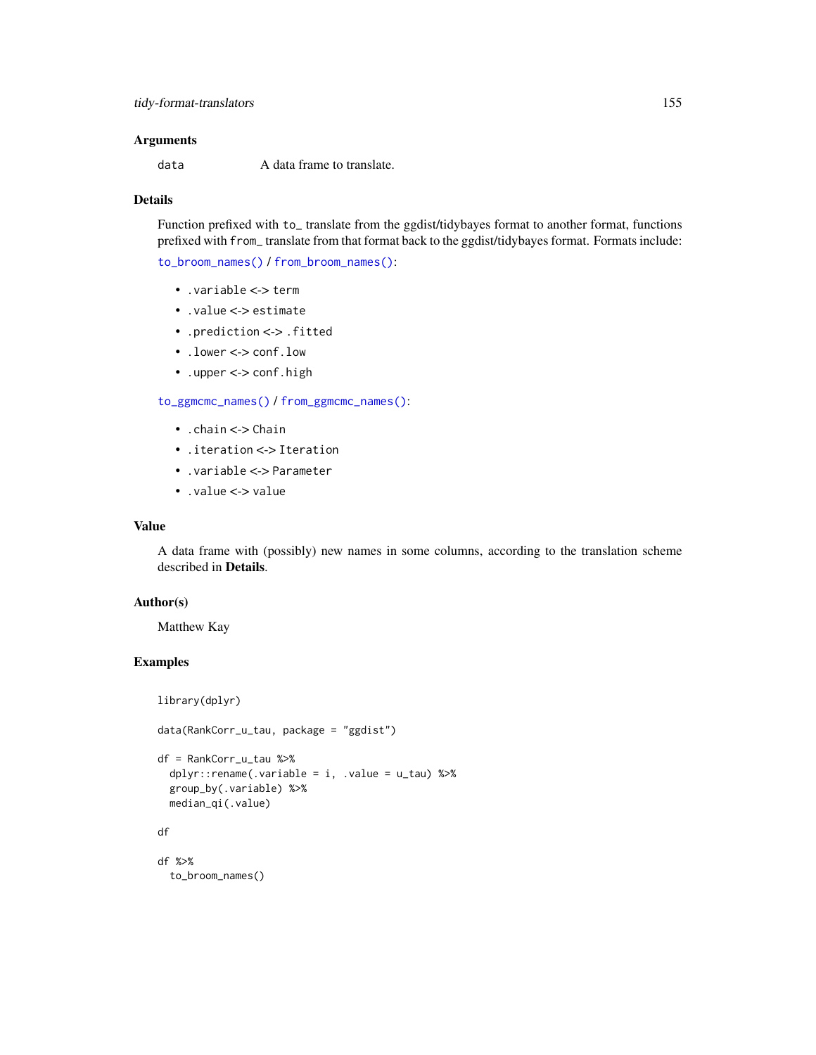## Arguments

`data` A data frame to translate.

## Details

Function prefixed with `to_` translate from the ggdist/tidybayes format to another format, functions prefixed with `from_` translate from that format back to the ggdist/tidybayes format. Formats include:

`to_broom_names()` / `from_broom_names()`:

- `.variable` <-> `term`
- `.value` <-> `estimate`
- `.prediction` <-> `.fitted`
- `.lower` <-> `conf.low`
- `.upper` <-> `conf.high`

`to_ggmcmc_names()` / `from_ggmcmc_names()`:

- `.chain` <-> `Chain`
- `.iteration` <-> `Iteration`
- `.variable` <-> `Parameter`
- `.value` <-> `value`

## Value

A data frame with (possibly) new names in some columns, according to the translation scheme described in **Details**.

## Author(s)

Matthew Kay

## Examples

```
library(dplyr)

data(RankCorr_u_tau, package = "ggdist")

df = RankCorr_u_tau %>%
  dplyr::rename(.variable = i, .value = u_tau) %>%
  group_by(.variable) %>%
  median_qi(.value)

df

df %>%
  to_broom_names()
```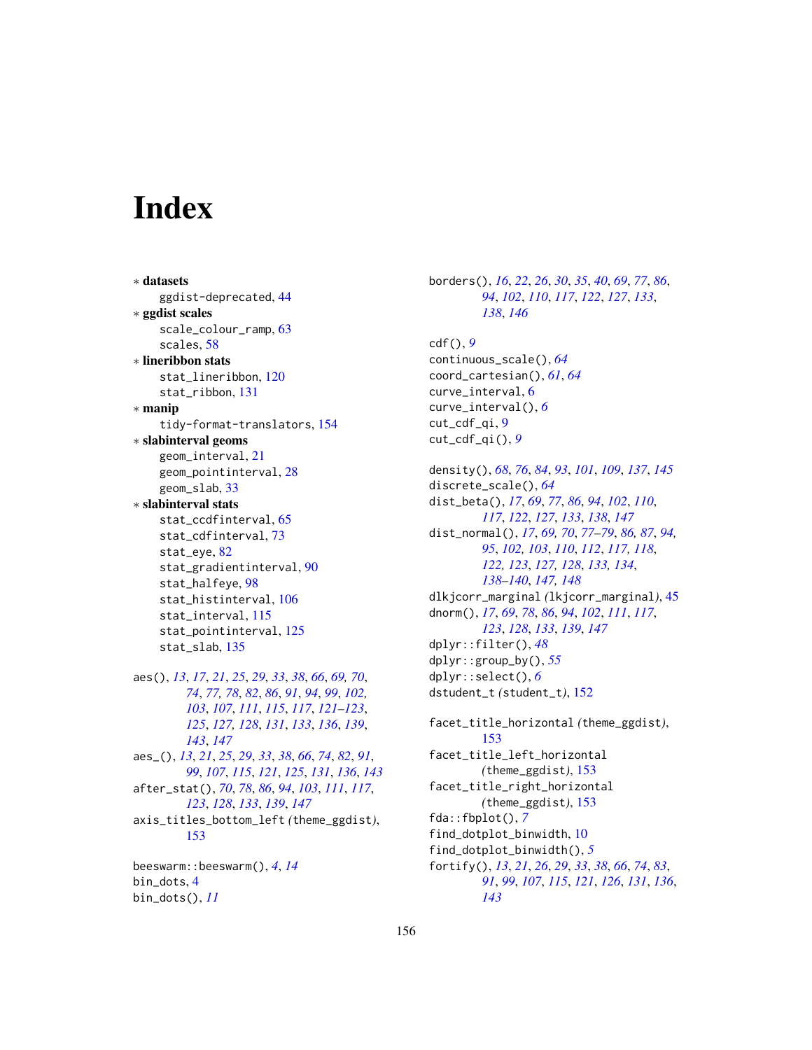# Index

* **datasets**
  - ggdist-deprecated, 44
* **ggdist scales**
  - scale_colour_ramp, 63
  - scales, 58
* **lineribbon stats**
  - stat_lineribbon, 120
  - stat_ribbon, 131
* **manip**
  - tidy-format-translators, 154
* **slabinterval geoms**
  - geom_interval, 21
  - geom_pointinterval, 28
  - geom_slab, 33
* **slabinterval stats**
  - stat_ccdfinterval, 65
  - stat_cdfinterval, 73
  - stat_eye, 82
  - stat_gradientinterval, 90
  - stat_halfeye, 98
  - stat_histinterval, 106
  - stat_interval, 115
  - stat_pointinterval, 125
  - stat_slab, 135

aes(), *13*, *17*, *21*, *25*, *29*, *33*, *38*, *66*, *69, 70*, *74*, *77, 78*, *82*, *86*, *91*, *94*, *99*, *102, 103*, *107*, *111*, *115*, *117*, *121–123*, *125*, *127, 128*, *131*, *133*, *136*, *139*, *143*, *147*
aes_(), *13*, *21*, *25*, *29*, *33*, *38*, *66*, *74*, *82*, *91*, *99*, *107*, *115*, *121*, *125*, *131*, *136*, *143*
after_stat(), *70*, *78*, *86*, *94*, *103*, *111*, *117*, *123*, *128*, *133*, *139*, *147*
axis_titles_bottom_left *(*theme_ggdist*)*, 153

beeswarm::beeswarm(), *4*, *14*
bin_dots, 4
bin_dots(), *11*
borders(), *16*, *22*, *26*, *30*, *35*, *40*, *69*, *77*, *86*, *94*, *102*, *110*, *117*, *122*, *127*, *133*, *138*, *146*

cdf(), *9*
continuous_scale(), *64*
coord_cartesian(), *61*, *64*
curve_interval, 6
curve_interval(), *6*
cut_cdf_qi, 9
cut_cdf_qi(), *9*

density(), *68*, *76*, *84*, *93*, *101*, *109*, *137*, *145*
discrete_scale(), *64*
dist_beta(), *17*, *69*, *77*, *86*, *94*, *102*, *110*, *117*, *122*, *127*, *133*, *138*, *147*
dist_normal(), *17*, *69, 70*, *77–79*, *86, 87*, *94, 95*, *102, 103*, *110*, *112*, *117, 118*, *122, 123*, *127, 128*, *133, 134*, *138–140*, *147, 148*
dlkjcorr_marginal *(*lkjcorr_marginal*)*, 45
dnorm(), *17*, *69*, *78*, *86*, *94*, *102*, *111*, *117*, *123*, *128*, *133*, *139*, *147*
dplyr::filter(), *48*
dplyr::group_by(), *55*
dplyr::select(), *6*
dstudent_t *(*student_t*)*, 152

facet_title_horizontal *(*theme_ggdist*)*, 153
facet_title_left_horizontal *(*theme_ggdist*)*, 153
facet_title_right_horizontal *(*theme_ggdist*)*, 153
fda::fbplot(), *7*
find_dotplot_binwidth, 10
find_dotplot_binwidth(), *5*
fortify(), *13*, *21*, *26*, *29*, *33*, *38*, *66*, *74*, *83*, *91*, *99*, *107*, *115*, *121*, *126*, *131*, *136*, *143*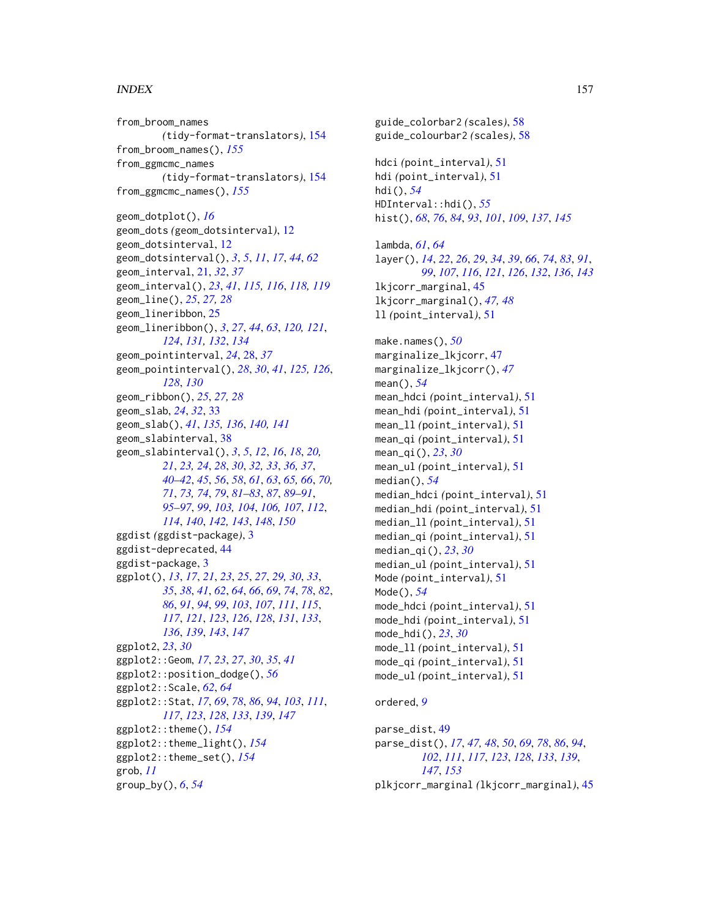from_broom_names
(tidy-format-translators), 154
from_broom_names(), 155
from_ggmcmc_names
(tidy-format-translators), 154
from_ggmcmc_names(), 155

geom_dotplot(), 16
geom_dots (geom_dotsinterval), 12
geom_dotsinterval, 12
geom_dotsinterval(), 3, 5, 11, 17, 44, 62
geom_interval, 21, 32, 37
geom_interval(), 23, 41, 115, 116, 118, 119
geom_line(), 25, 27, 28
geom_lineribbon, 25
geom_lineribbon(), 3, 27, 44, 63, 120, 121, 124, 131, 132, 134
geom_pointinterval, 24, 28, 37
geom_pointinterval(), 28, 30, 41, 125, 126, 128, 130
geom_ribbon(), 25, 27, 28
geom_slab, 24, 32, 33
geom_slab(), 41, 135, 136, 140, 141
geom_slabinterval, 38
geom_slabinterval(), 3, 5, 12, 16, 18, 20, 21, 23, 24, 28, 30, 32, 33, 36, 37, 40–42, 45, 56, 58, 61, 63, 65, 66, 70, 71, 73, 74, 79, 81–83, 87, 89–91, 95–97, 99, 103, 104, 106, 107, 112, 114, 140, 142, 143, 148, 150
ggdist (ggdist-package), 3
ggdist-deprecated, 44
ggdist-package, 3
ggplot(), 13, 17, 21, 23, 25, 27, 29, 30, 33, 35, 38, 41, 62, 64, 66, 69, 74, 78, 82, 86, 91, 94, 99, 103, 107, 111, 115, 117, 121, 123, 126, 128, 131, 133, 136, 139, 143, 147
ggplot2, 23, 30
ggplot2::Geom, 17, 23, 27, 30, 35, 41
ggplot2::position_dodge(), 56
ggplot2::Scale, 62, 64
ggplot2::Stat, 17, 69, 78, 86, 94, 103, 111, 117, 123, 128, 133, 139, 147
ggplot2::theme(), 154
ggplot2::theme_light(), 154
ggplot2::theme_set(), 154
grob, 11
group_by(), 6, 54

guide_colorbar2 (scales), 58
guide_colourbar2 (scales), 58

hdci (point_interval), 51
hdi (point_interval), 51
hdi(), 54
HDInterval::hdi(), 55
hist(), 68, 76, 84, 93, 101, 109, 137, 145

lambda, 61, 64
layer(), 14, 22, 26, 29, 34, 39, 66, 74, 83, 91, 99, 107, 116, 121, 126, 132, 136, 143
lkjcorr_marginal, 45
lkjcorr_marginal(), 47, 48
ll (point_interval), 51

make.names(), 50
marginalize_lkjcorr, 47
marginalize_lkjcorr(), 47
mean(), 54
mean_hdci (point_interval), 51
mean_hdi (point_interval), 51
mean_ll (point_interval), 51
mean_qi (point_interval), 51
mean_qi(), 23, 30
mean_ul (point_interval), 51
median(), 54
median_hdci (point_interval), 51
median_hdi (point_interval), 51
median_ll (point_interval), 51
median_qi (point_interval), 51
median_qi(), 23, 30
median_ul (point_interval), 51
Mode (point_interval), 51
Mode(), 54
mode_hdci (point_interval), 51
mode_hdi (point_interval), 51
mode_hdi(), 23, 30
mode_ll (point_interval), 51
mode_qi (point_interval), 51
mode_ul (point_interval), 51

ordered, 9

parse_dist, 49
parse_dist(), 17, 47, 48, 50, 69, 78, 86, 94, 102, 111, 117, 123, 128, 133, 139, 147, 153
plkjcorr_marginal (lkjcorr_marginal), 45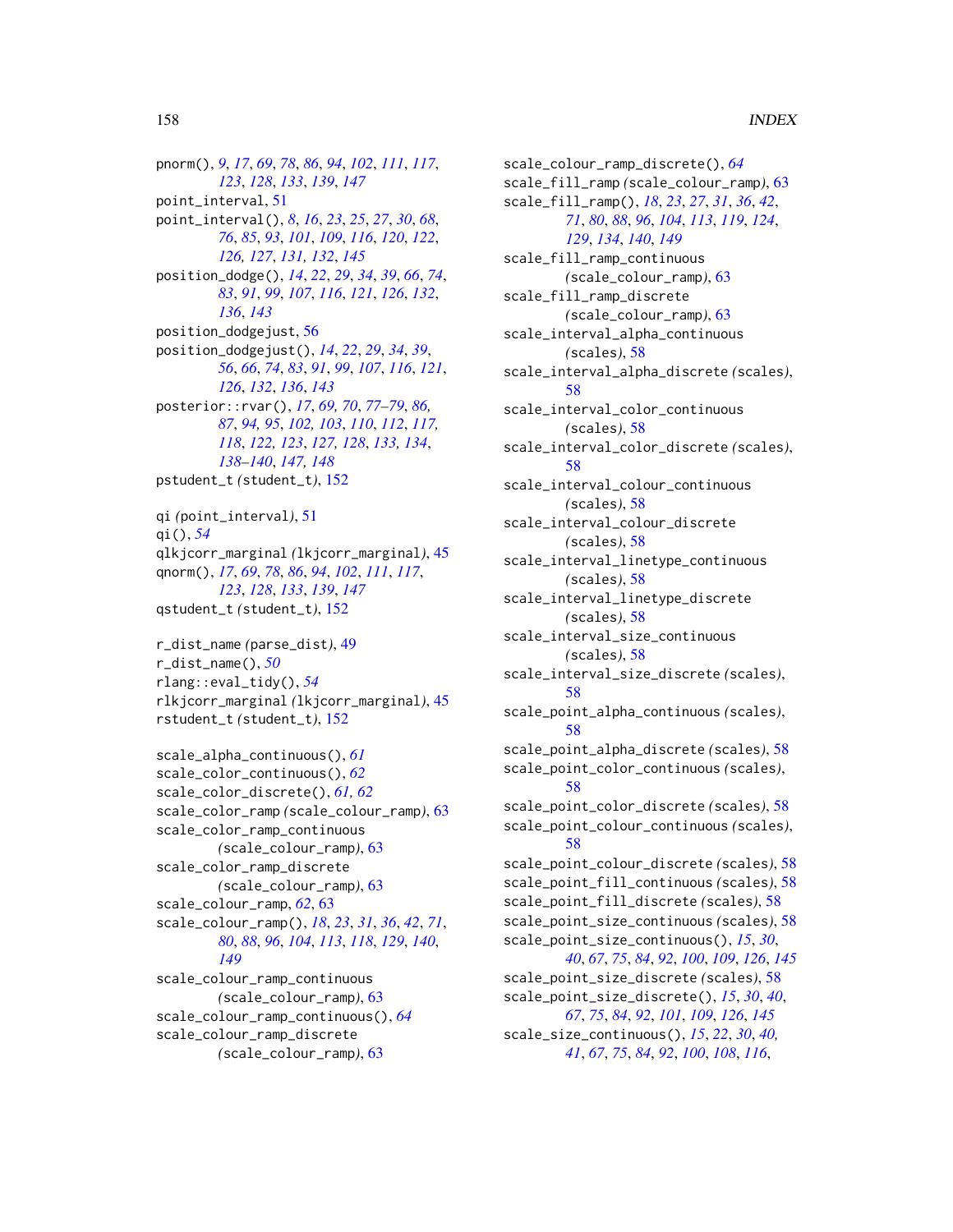pnorm(), *9*, *17*, *69*, *78*, *86*, *94*, *102*, *111*, *117*, *123*, *128*, *133*, *139*, *147*
point_interval, 51
point_interval(), *8*, *16*, *23*, *25*, *27*, *30*, *68*, *76*, *85*, *93*, *101*, *109*, *116*, *120*, *122*, *126, 127*, *131, 132*, *145*
position_dodge(), *14*, *22*, *29*, *34*, *39*, *66*, *74*, *83*, *91*, *99*, *107*, *116*, *121*, *126*, *132*, *136*, *143*
position_dodgejust, 56
position_dodgejust(), *14*, *22*, *29*, *34*, *39*, *56*, *66*, *74*, *83*, *91*, *99*, *107*, *116*, *121*, *126*, *132*, *136*, *143*
posterior::rvar(), *17*, *69, 70*, *77–79*, *86, 87*, *94, 95*, *102, 103*, *110*, *112*, *117, 118*, *122, 123*, *127, 128*, *133, 134*, *138–140*, *147, 148*
pstudent_t *(*student_t*)*, 152

qi *(*point_interval*)*, 51
qi(), *54*
qlkjcorr_marginal *(*lkjcorr_marginal*)*, 45
qnorm(), *17*, *69*, *78*, *86*, *94*, *102*, *111*, *117*, *123*, *128*, *133*, *139*, *147*
qstudent_t *(*student_t*)*, 152

r_dist_name *(*parse_dist*)*, 49
r_dist_name(), *50*
rlang::eval_tidy(), *54*
rlkjcorr_marginal *(*lkjcorr_marginal*)*, 45
rstudent_t *(*student_t*)*, 152

scale_alpha_continuous(), *61*
scale_color_continuous(), *62*
scale_color_discrete(), *61, 62*
scale_color_ramp *(*scale_colour_ramp*)*, 63
scale_color_ramp_continuous *(*scale_colour_ramp*)*, 63
scale_color_ramp_discrete *(*scale_colour_ramp*)*, 63
scale_colour_ramp, *62*, 63
scale_colour_ramp(), *18*, *23*, *31*, *36*, *42*, *71*, *80*, *88*, *96*, *104*, *113*, *118*, *129*, *140*, *149*
scale_colour_ramp_continuous *(*scale_colour_ramp*)*, 63
scale_colour_ramp_continuous(), *64*
scale_colour_ramp_discrete *(*scale_colour_ramp*)*, 63
scale_colour_ramp_discrete(), *64*
scale_fill_ramp *(*scale_colour_ramp*)*, 63
scale_fill_ramp(), *18*, *23*, *27*, *31*, *36*, *42*, *71*, *80*, *88*, *96*, *104*, *113*, *119*, *124*, *129*, *134*, *140*, *149*
scale_fill_ramp_continuous *(*scale_colour_ramp*)*, 63
scale_fill_ramp_discrete *(*scale_colour_ramp*)*, 63
scale_interval_alpha_continuous *(*scales*)*, 58
scale_interval_alpha_discrete *(*scales*)*, 58
scale_interval_color_continuous *(*scales*)*, 58
scale_interval_color_discrete *(*scales*)*, 58
scale_interval_colour_continuous *(*scales*)*, 58
scale_interval_colour_discrete *(*scales*)*, 58
scale_interval_linetype_continuous *(*scales*)*, 58
scale_interval_linetype_discrete *(*scales*)*, 58
scale_interval_size_continuous *(*scales*)*, 58
scale_interval_size_discrete *(*scales*)*, 58
scale_point_alpha_continuous *(*scales*)*, 58
scale_point_alpha_discrete *(*scales*)*, 58
scale_point_color_continuous *(*scales*)*, 58
scale_point_color_discrete *(*scales*)*, 58
scale_point_colour_continuous *(*scales*)*, 58
scale_point_colour_discrete *(*scales*)*, 58
scale_point_fill_continuous *(*scales*)*, 58
scale_point_fill_discrete *(*scales*)*, 58
scale_point_size_continuous *(*scales*)*, 58
scale_point_size_continuous(), *15*, *30*, *40*, *67*, *75*, *84*, *92*, *100*, *109*, *126*, *145*
scale_point_size_discrete *(*scales*)*, 58
scale_point_size_discrete(), *15*, *30*, *40*, *67*, *75*, *84*, *92*, *101*, *109*, *126*, *145*
scale_size_continuous(), *15*, *22*, *30*, *40, 41*, *67*, *75*, *84*, *92*, *100*, *108*, *116*,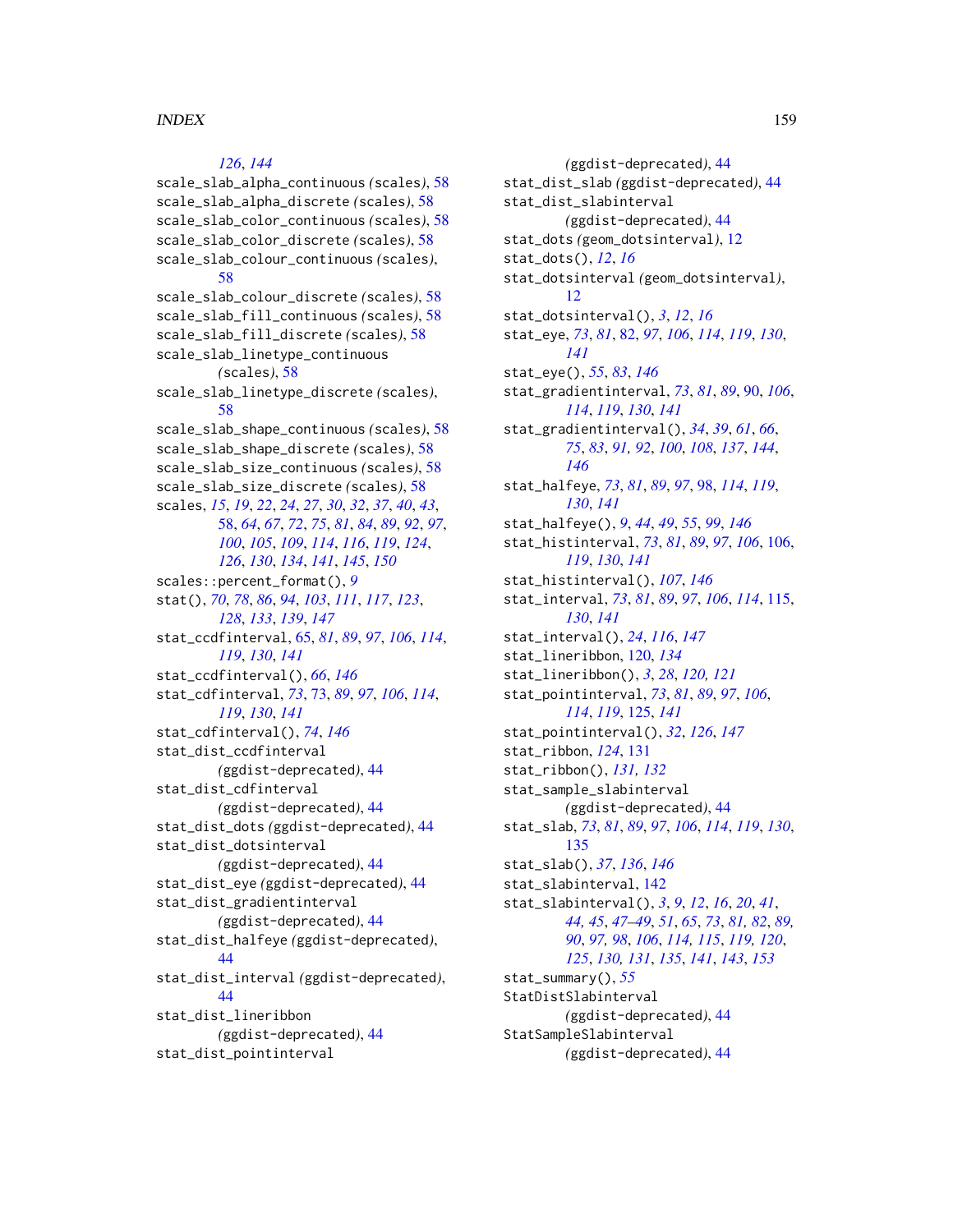126, 144
scale_slab_alpha_continuous (scales), 58
scale_slab_alpha_discrete (scales), 58
scale_slab_color_continuous (scales), 58
scale_slab_color_discrete (scales), 58
scale_slab_colour_continuous (scales), 58
scale_slab_colour_discrete (scales), 58
scale_slab_fill_continuous (scales), 58
scale_slab_fill_discrete (scales), 58
scale_slab_linetype_continuous (scales), 58
scale_slab_linetype_discrete (scales), 58
scale_slab_shape_continuous (scales), 58
scale_slab_shape_discrete (scales), 58
scale_slab_size_continuous (scales), 58
scale_slab_size_discrete (scales), 58
scales, *15*, *19*, *22*, *24*, *27*, *30*, *32*, *37*, *40*, *43*, 58, *64*, *67*, *72*, *75*, *81*, *84*, *89*, *92*, *97*, *100*, *105*, *109*, *114*, *116*, *119*, *124*, *126*, *130*, *134*, *141*, *145*, *150*
scales::percent_format(), *9*
stat(), *70*, *78*, *86*, *94*, *103*, *111*, *117*, *123*, *128*, *133*, *139*, *147*
stat_ccdfinterval, 65, *81*, *89*, *97*, *106*, *114*, *119*, *130*, *141*
stat_ccdfinterval(), *66*, *146*
stat_cdfinterval, *73*, 73, *89*, *97*, *106*, *114*, *119*, *130*, *141*
stat_cdfinterval(), *74*, *146*
stat_dist_ccdfinterval (ggdist-deprecated), 44
stat_dist_cdfinterval (ggdist-deprecated), 44
stat_dist_dots (ggdist-deprecated), 44
stat_dist_dotsinterval (ggdist-deprecated), 44
stat_dist_eye (ggdist-deprecated), 44
stat_dist_gradientinterval (ggdist-deprecated), 44
stat_dist_halfeye (ggdist-deprecated), 44
stat_dist_interval (ggdist-deprecated), 44
stat_dist_lineribbon (ggdist-deprecated), 44
stat_dist_pointinterval (ggdist-deprecated), 44
stat_dist_slab (ggdist-deprecated), 44
stat_dist_slabinterval (ggdist-deprecated), 44
stat_dots (geom_dotsinterval), 12
stat_dots(), *12*, *16*
stat_dotsinterval (geom_dotsinterval), 12
stat_dotsinterval(), *3*, *12*, *16*
stat_eye, *73*, *81*, 82, *97*, *106*, *114*, *119*, *130*, *141*
stat_eye(), *55*, *83*, *146*
stat_gradientinterval, *73*, *81*, *89*, 90, *106*, *114*, *119*, *130*, *141*
stat_gradientinterval(), *34*, *39*, *61*, *66*, *75*, *83*, *91*, *92*, *100*, *108*, *137*, *144*, *146*
stat_halfeye, *73*, *81*, *89*, *97*, 98, *114*, *119*, *130*, *141*
stat_halfeye(), *9*, *44*, *49*, *55*, *99*, *146*
stat_histinterval, *73*, *81*, *89*, *97*, *106*, 106, *119*, *130*, *141*
stat_histinterval(), *107*, *146*
stat_interval, *73*, *81*, *89*, *97*, *106*, *114*, 115, *130*, *141*
stat_interval(), *24*, *116*, *147*
stat_lineribbon, 120, *134*
stat_lineribbon(), *3*, *28*, *120*, *121*
stat_pointinterval, *73*, *81*, *89*, *97*, *106*, *114*, *119*, 125, *141*
stat_pointinterval(), *32*, *126*, *147*
stat_ribbon, *124*, 131
stat_ribbon(), *131*, *132*
stat_sample_slabinterval (ggdist-deprecated), 44
stat_slab, *73*, *81*, *89*, *97*, *106*, *114*, *119*, *130*, 135
stat_slab(), *37*, *136*, *146*
stat_slabinterval, 142
stat_slabinterval(), *3*, *9*, *12*, *16*, *20*, *41*, *44*, *45*, *47–49*, *51*, *65*, *73*, *81*, *82*, *89*, *90*, *97*, *98*, *106*, *114*, *115*, *119*, *120*, *125*, *130*, *131*, *135*, *141*, *143*, *153*
stat_summary(), *55*
StatDistSlabinterval (ggdist-deprecated), 44
StatSampleSlabinterval (ggdist-deprecated), 44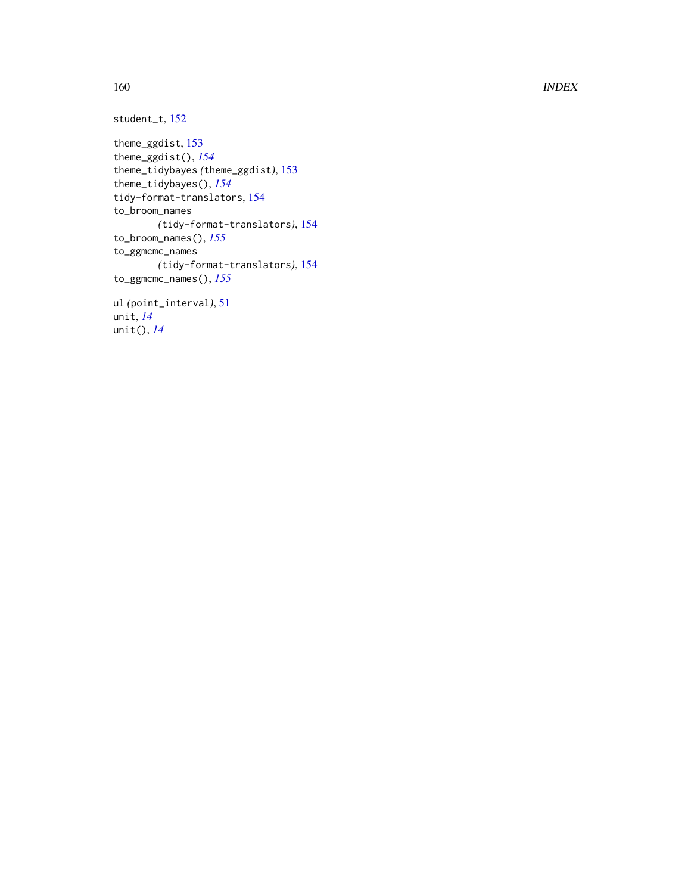student_t, 152

theme_ggdist, 153
theme_ggdist(), *154*
theme_tidybayes *(*theme_ggdist*)*, 153
theme_tidybayes(), *154*
tidy-format-translators, 154
to_broom_names
 *(*tidy-format-translators*)*, 154
to_broom_names(), *155*
to_ggmcmc_names
 *(*tidy-format-translators*)*, 154
to_ggmcmc_names(), *155*

ul *(*point_interval*)*, 51
unit, *14*
unit(), *14*